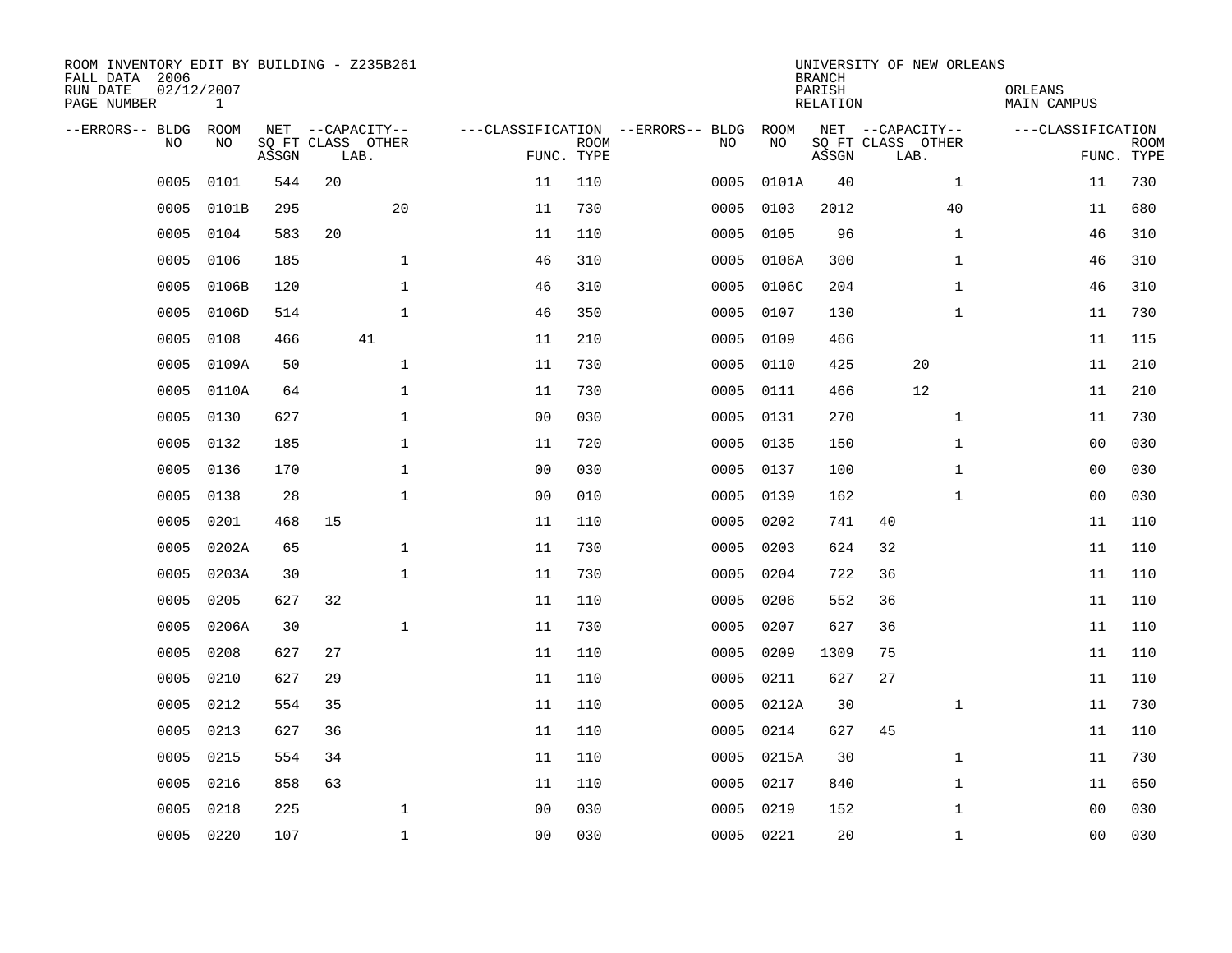ROOM INVENTORY EDIT BY BUILDING - Z235B261
FALL DATA 2006
RUN DATE 02/12/2007
PAGE NUMBER 1

UNIVERSITY OF NEW ORLEANS
BRANCH
PARISH ORLEANS
RELATION MAIN CAMPUS

| --ERRORS-- | BLDG NO | ROOM NO | NET SQ FT ASSGN | CAPACITY CLASS | CAPACITY LAB. | CAPACITY OTHER | CLASSIFICATION FUNC. | ROOM TYPE | --ERRORS-- | BLDG NO | ROOM NO | NET SQ FT ASSGN | CAPACITY CLASS | CAPACITY LAB. | CAPACITY OTHER | CLASSIFICATION FUNC. | ROOM TYPE |
|---|---|---|---|---|---|---|---|---|---|---|---|---|---|---|---|---|---|
| | 0005 | 0101 | 544 | 20 | | | 11 | 110 | | 0005 | 0101A | 40 | | | 1 | 11 | 730 |
| | 0005 | 0101B | 295 | | | 20 | 11 | 730 | | 0005 | 0103 | 2012 | | | 40 | 11 | 680 |
| | 0005 | 0104 | 583 | 20 | | | 11 | 110 | | 0005 | 0105 | 96 | | | 1 | 46 | 310 |
| | 0005 | 0106 | 185 | | | 1 | 46 | 310 | | 0005 | 0106A | 300 | | | 1 | 46 | 310 |
| | 0005 | 0106B | 120 | | | 1 | 46 | 310 | | 0005 | 0106C | 204 | | | 1 | 46 | 310 |
| | 0005 | 0106D | 514 | | | 1 | 46 | 350 | | 0005 | 0107 | 130 | | | 1 | 11 | 730 |
| | 0005 | 0108 | 466 | | 41 | | 11 | 210 | | 0005 | 0109 | 466 | | | | 11 | 115 |
| | 0005 | 0109A | 50 | | | 1 | 11 | 730 | | 0005 | 0110 | 425 | | 20 | | 11 | 210 |
| | 0005 | 0110A | 64 | | | 1 | 11 | 730 | | 0005 | 0111 | 466 | | 12 | | 11 | 210 |
| | 0005 | 0130 | 627 | | | 1 | 00 | 030 | | 0005 | 0131 | 270 | | | 1 | 11 | 730 |
| | 0005 | 0132 | 185 | | | 1 | 11 | 720 | | 0005 | 0135 | 150 | | | 1 | 00 | 030 |
| | 0005 | 0136 | 170 | | | 1 | 00 | 030 | | 0005 | 0137 | 100 | | | 1 | 00 | 030 |
| | 0005 | 0138 | 28 | | | 1 | 00 | 010 | | 0005 | 0139 | 162 | | | 1 | 00 | 030 |
| | 0005 | 0201 | 468 | 15 | | | 11 | 110 | | 0005 | 0202 | 741 | 40 | | | 11 | 110 |
| | 0005 | 0202A | 65 | | | 1 | 11 | 730 | | 0005 | 0203 | 624 | 32 | | | 11 | 110 |
| | 0005 | 0203A | 30 | | | 1 | 11 | 730 | | 0005 | 0204 | 722 | 36 | | | 11 | 110 |
| | 0005 | 0205 | 627 | 32 | | | 11 | 110 | | 0005 | 0206 | 552 | 36 | | | 11 | 110 |
| | 0005 | 0206A | 30 | | | 1 | 11 | 730 | | 0005 | 0207 | 627 | 36 | | | 11 | 110 |
| | 0005 | 0208 | 627 | 27 | | | 11 | 110 | | 0005 | 0209 | 1309 | 75 | | | 11 | 110 |
| | 0005 | 0210 | 627 | 29 | | | 11 | 110 | | 0005 | 0211 | 627 | 27 | | | 11 | 110 |
| | 0005 | 0212 | 554 | 35 | | | 11 | 110 | | 0005 | 0212A | 30 | | | 1 | 11 | 730 |
| | 0005 | 0213 | 627 | 36 | | | 11 | 110 | | 0005 | 0214 | 627 | 45 | | | 11 | 110 |
| | 0005 | 0215 | 554 | 34 | | | 11 | 110 | | 0005 | 0215A | 30 | | | 1 | 11 | 730 |
| | 0005 | 0216 | 858 | 63 | | | 11 | 110 | | 0005 | 0217 | 840 | | | 1 | 11 | 650 |
| | 0005 | 0218 | 225 | | | 1 | 00 | 030 | | 0005 | 0219 | 152 | | | 1 | 00 | 030 |
| | 0005 | 0220 | 107 | | | 1 | 00 | 030 | | 0005 | 0221 | 20 | | | 1 | 00 | 030 |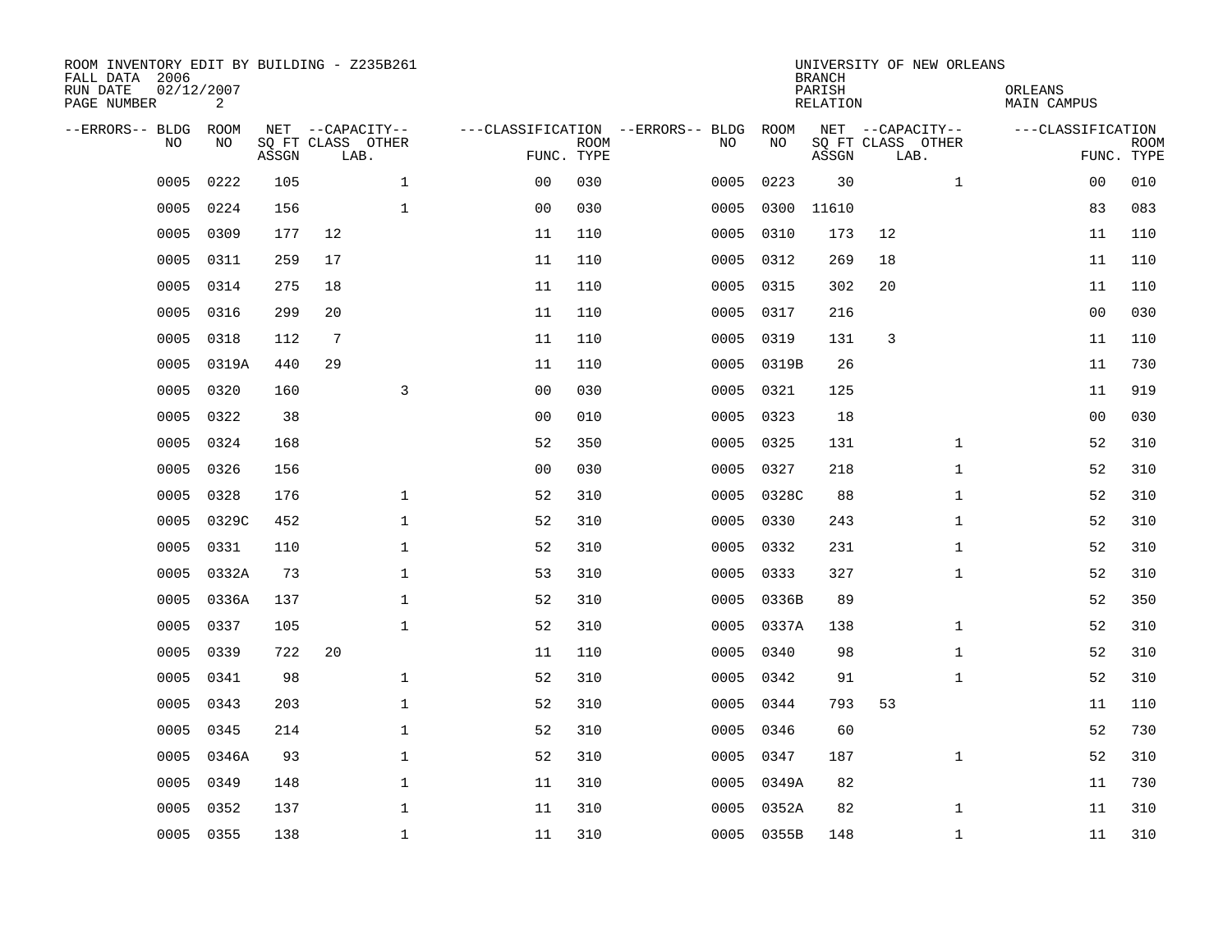ROOM INVENTORY EDIT BY BUILDING - Z235B261
FALL DATA 2006
RUN DATE 02/12/2007
PAGE NUMBER 2

UNIVERSITY OF NEW ORLEANS
BRANCH
PARISH ORLEANS
RELATION MAIN CAMPUS

| --ERRORS-- | BLDG NO | ROOM NO | NET SQ FT ASSGN | CAPACITY CLASS | CAPACITY LAB. | CAPACITY OTHER | CLASSIFICATION FUNC. | ROOM TYPE | --ERRORS-- | BLDG NO | ROOM NO | NET SQ FT ASSGN | CAPACITY CLASS | CAPACITY LAB. | CAPACITY OTHER | CLASSIFICATION FUNC. | ROOM TYPE |
|---|---|---|---|---|---|---|---|---|---|---|---|---|---|---|---|---|---|
| | 0005 | 0222 | 105 | | | 1 | 00 | 030 | | 0005 | 0223 | 30 | | | 1 | 00 | 010 |
| | 0005 | 0224 | 156 | | | 1 | 00 | 030 | | 0005 | 0300 | 11610 | | | | 83 | 083 |
| | 0005 | 0309 | 177 | 12 | | | 11 | 110 | | 0005 | 0310 | 173 | 12 | | | 11 | 110 |
| | 0005 | 0311 | 259 | 17 | | | 11 | 110 | | 0005 | 0312 | 269 | 18 | | | 11 | 110 |
| | 0005 | 0314 | 275 | 18 | | | 11 | 110 | | 0005 | 0315 | 302 | 20 | | | 11 | 110 |
| | 0005 | 0316 | 299 | 20 | | | 11 | 110 | | 0005 | 0317 | 216 | | | | 00 | 030 |
| | 0005 | 0318 | 112 | 7 | | | 11 | 110 | | 0005 | 0319 | 131 | 3 | | | 11 | 110 |
| | 0005 | 0319A | 440 | 29 | | | 11 | 110 | | 0005 | 0319B | 26 | | | | 11 | 730 |
| | 0005 | 0320 | 160 | | | 3 | 00 | 030 | | 0005 | 0321 | 125 | | | | 11 | 919 |
| | 0005 | 0322 | 38 | | | | 00 | 010 | | 0005 | 0323 | 18 | | | | 00 | 030 |
| | 0005 | 0324 | 168 | | | | 52 | 350 | | 0005 | 0325 | 131 | | | 1 | 52 | 310 |
| | 0005 | 0326 | 156 | | | | 00 | 030 | | 0005 | 0327 | 218 | | | 1 | 52 | 310 |
| | 0005 | 0328 | 176 | | | 1 | 52 | 310 | | 0005 | 0328C | 88 | | | 1 | 52 | 310 |
| | 0005 | 0329C | 452 | | | 1 | 52 | 310 | | 0005 | 0330 | 243 | | | 1 | 52 | 310 |
| | 0005 | 0331 | 110 | | | 1 | 52 | 310 | | 0005 | 0332 | 231 | | | 1 | 52 | 310 |
| | 0005 | 0332A | 73 | | | 1 | 53 | 310 | | 0005 | 0333 | 327 | | | 1 | 52 | 310 |
| | 0005 | 0336A | 137 | | | 1 | 52 | 310 | | 0005 | 0336B | 89 | | | | 52 | 350 |
| | 0005 | 0337 | 105 | | | 1 | 52 | 310 | | 0005 | 0337A | 138 | | | 1 | 52 | 310 |
| | 0005 | 0339 | 722 | 20 | | | 11 | 110 | | 0005 | 0340 | 98 | | | 1 | 52 | 310 |
| | 0005 | 0341 | 98 | | | 1 | 52 | 310 | | 0005 | 0342 | 91 | | | 1 | 52 | 310 |
| | 0005 | 0343 | 203 | | | 1 | 52 | 310 | | 0005 | 0344 | 793 | 53 | | | 11 | 110 |
| | 0005 | 0345 | 214 | | | 1 | 52 | 310 | | 0005 | 0346 | 60 | | | | 52 | 730 |
| | 0005 | 0346A | 93 | | | 1 | 52 | 310 | | 0005 | 0347 | 187 | | | 1 | 52 | 310 |
| | 0005 | 0349 | 148 | | | 1 | 11 | 310 | | 0005 | 0349A | 82 | | | | 11 | 730 |
| | 0005 | 0352 | 137 | | | 1 | 11 | 310 | | 0005 | 0352A | 82 | | | 1 | 11 | 310 |
| | 0005 | 0355 | 138 | | | 1 | 11 | 310 | | 0005 | 0355B | 148 | | | 1 | 11 | 310 |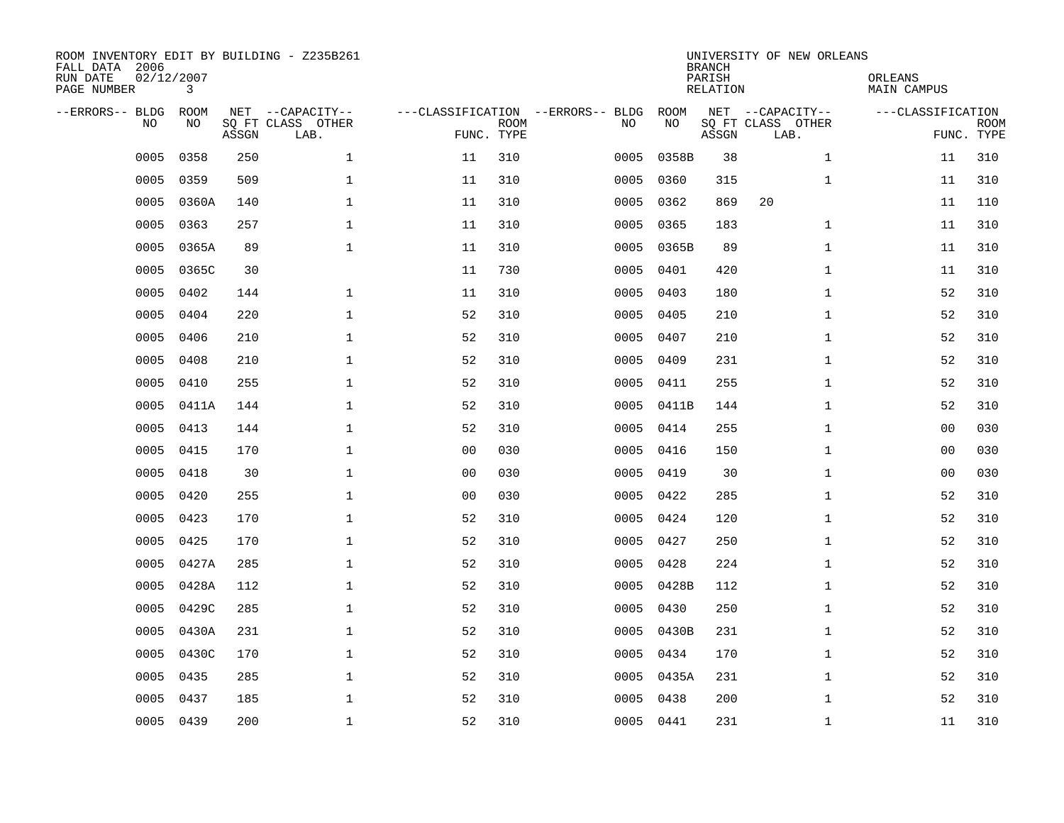ROOM INVENTORY EDIT BY BUILDING - Z235B261
FALL DATA 2006
RUN DATE 02/12/2007
PAGE NUMBER 3

UNIVERSITY OF NEW ORLEANS
BRANCH
PARISH ORLEANS
RELATION MAIN CAMPUS

| --ERRORS-- | BLDG NO | ROOM NO | NET SQ FT ASSGN | --CAPACITY-- CLASS LAB. | OTHER | ---CLASSIFICATION FUNC. | ROOM TYPE | --ERRORS-- | BLDG NO | ROOM NO | NET SQ FT ASSGN | --CAPACITY-- CLASS LAB. | OTHER | ---CLASSIFICATION FUNC. | ROOM TYPE |
|---|---|---|---|---|---|---|---|---|---|---|---|---|---|---|---|
| | 0005 | 0358 | 250 | | 1 | 11 | 310 | | 0005 | 0358B | 38 | | 1 | 11 | 310 |
| | 0005 | 0359 | 509 | | 1 | 11 | 310 | | 0005 | 0360 | 315 | | 1 | 11 | 310 |
| | 0005 | 0360A | 140 | | 1 | 11 | 310 | | 0005 | 0362 | 869 | 20 | | 11 | 110 |
| | 0005 | 0363 | 257 | | 1 | 11 | 310 | | 0005 | 0365 | 183 | | 1 | 11 | 310 |
| | 0005 | 0365A | 89 | | 1 | 11 | 310 | | 0005 | 0365B | 89 | | 1 | 11 | 310 |
| | 0005 | 0365C | 30 | | | 11 | 730 | | 0005 | 0401 | 420 | | 1 | 11 | 310 |
| | 0005 | 0402 | 144 | | 1 | 11 | 310 | | 0005 | 0403 | 180 | | 1 | 52 | 310 |
| | 0005 | 0404 | 220 | | 1 | 52 | 310 | | 0005 | 0405 | 210 | | 1 | 52 | 310 |
| | 0005 | 0406 | 210 | | 1 | 52 | 310 | | 0005 | 0407 | 210 | | 1 | 52 | 310 |
| | 0005 | 0408 | 210 | | 1 | 52 | 310 | | 0005 | 0409 | 231 | | 1 | 52 | 310 |
| | 0005 | 0410 | 255 | | 1 | 52 | 310 | | 0005 | 0411 | 255 | | 1 | 52 | 310 |
| | 0005 | 0411A | 144 | | 1 | 52 | 310 | | 0005 | 0411B | 144 | | 1 | 52 | 310 |
| | 0005 | 0413 | 144 | | 1 | 52 | 310 | | 0005 | 0414 | 255 | | 1 | 00 | 030 |
| | 0005 | 0415 | 170 | | 1 | 00 | 030 | | 0005 | 0416 | 150 | | 1 | 00 | 030 |
| | 0005 | 0418 | 30 | | 1 | 00 | 030 | | 0005 | 0419 | 30 | | 1 | 00 | 030 |
| | 0005 | 0420 | 255 | | 1 | 00 | 030 | | 0005 | 0422 | 285 | | 1 | 52 | 310 |
| | 0005 | 0423 | 170 | | 1 | 52 | 310 | | 0005 | 0424 | 120 | | 1 | 52 | 310 |
| | 0005 | 0425 | 170 | | 1 | 52 | 310 | | 0005 | 0427 | 250 | | 1 | 52 | 310 |
| | 0005 | 0427A | 285 | | 1 | 52 | 310 | | 0005 | 0428 | 224 | | 1 | 52 | 310 |
| | 0005 | 0428A | 112 | | 1 | 52 | 310 | | 0005 | 0428B | 112 | | 1 | 52 | 310 |
| | 0005 | 0429C | 285 | | 1 | 52 | 310 | | 0005 | 0430 | 250 | | 1 | 52 | 310 |
| | 0005 | 0430A | 231 | | 1 | 52 | 310 | | 0005 | 0430B | 231 | | 1 | 52 | 310 |
| | 0005 | 0430C | 170 | | 1 | 52 | 310 | | 0005 | 0434 | 170 | | 1 | 52 | 310 |
| | 0005 | 0435 | 285 | | 1 | 52 | 310 | | 0005 | 0435A | 231 | | 1 | 52 | 310 |
| | 0005 | 0437 | 185 | | 1 | 52 | 310 | | 0005 | 0438 | 200 | | 1 | 52 | 310 |
| | 0005 | 0439 | 200 | | 1 | 52 | 310 | | 0005 | 0441 | 231 | | 1 | 11 | 310 |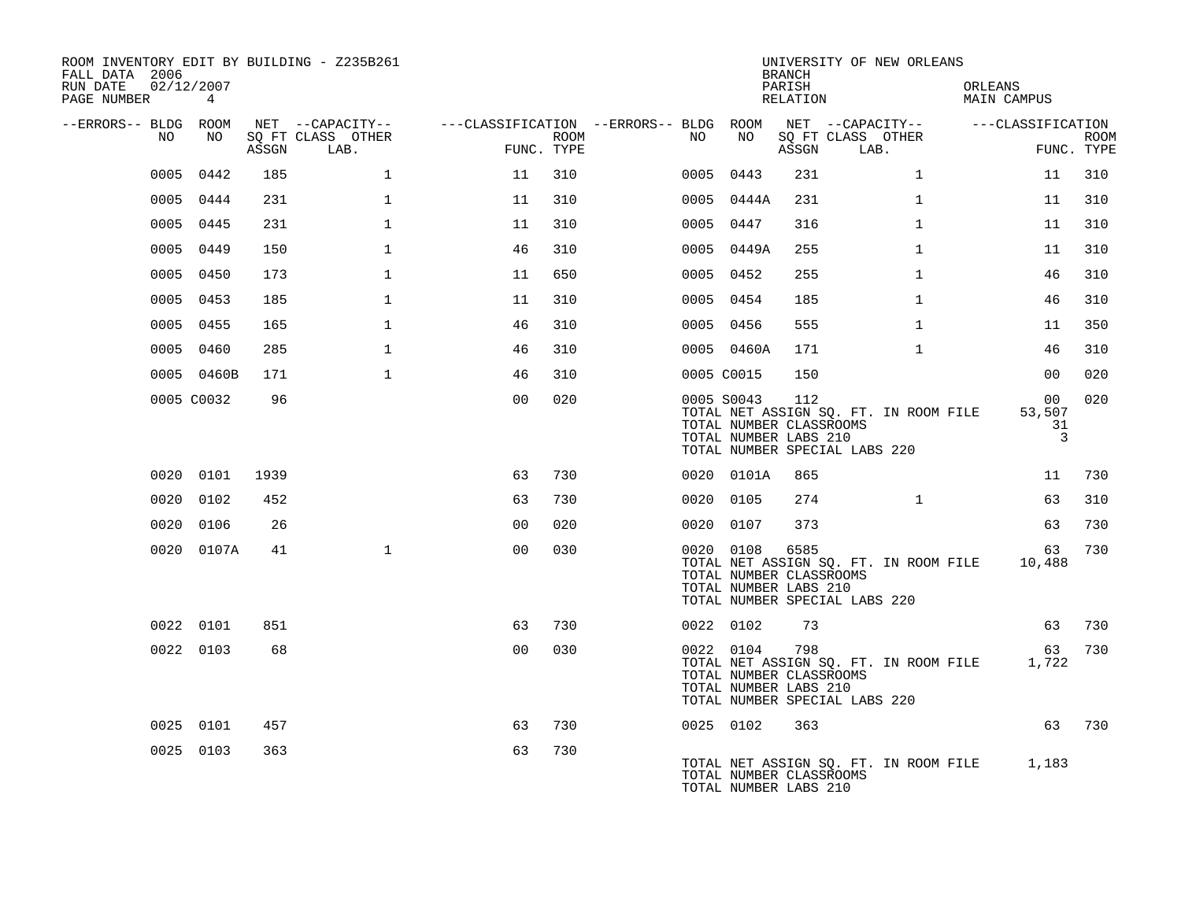ROOM INVENTORY EDIT BY BUILDING - Z235B261
FALL DATA 2006
RUN DATE 02/12/2007
PAGE NUMBER 4

UNIVERSITY OF NEW ORLEANS
BRANCH
PARISH ORLEANS
RELATION MAIN CAMPUS

| --ERRORS-- | BLDG NO | ROOM NO | NET SQ FT ASSGN | CAPACITY CLASS | CAPACITY OTHER LAB. | CLASSIFICATION FUNC. | ROOM TYPE | --ERRORS-- | BLDG NO | ROOM NO | NET SQ FT ASSGN | CAPACITY CLASS | CAPACITY OTHER LAB. | CLASSIFICATION FUNC. | ROOM TYPE |
|---|---|---|---|---|---|---|---|---|---|---|---|---|---|---|---|
| | 0005 | 0442 | 185 | | 1 | 11 | 310 | | 0005 | 0443 | 231 | | 1 | 11 | 310 |
| | 0005 | 0444 | 231 | | 1 | 11 | 310 | | 0005 | 0444A | 231 | | 1 | 11 | 310 |
| | 0005 | 0445 | 231 | | 1 | 11 | 310 | | 0005 | 0447 | 316 | | 1 | 11 | 310 |
| | 0005 | 0449 | 150 | | 1 | 46 | 310 | | 0005 | 0449A | 255 | | 1 | 11 | 310 |
| | 0005 | 0450 | 173 | | 1 | 11 | 650 | | 0005 | 0452 | 255 | | 1 | 46 | 310 |
| | 0005 | 0453 | 185 | | 1 | 11 | 310 | | 0005 | 0454 | 185 | | 1 | 46 | 310 |
| | 0005 | 0455 | 165 | | 1 | 46 | 310 | | 0005 | 0456 | 555 | | 1 | 11 | 350 |
| | 0005 | 0460 | 285 | | 1 | 46 | 310 | | 0005 | 0460A | 171 | | 1 | 46 | 310 |
| | 0005 | 0460B | 171 | | 1 | 46 | 310 | | 0005 | C0015 | 150 | | | 00 | 020 |
| | 0005 | C0032 | 96 | | | 00 | 020 | | 0005 | S0043 | 112 | | | 00 | 020 |
| | | | | | | | | | TOTAL NET ASSIGN SQ. FT. IN ROOM FILE | | | | | 53,507 | |
| | | | | | | | | | TOTAL NUMBER CLASSROOMS | | | | | 31 | |
| | | | | | | | | | TOTAL NUMBER LABS 210 | | | | | 3 | |
| | | | | | | | | | TOTAL NUMBER SPECIAL LABS 220 | | | | | | |
| | 0020 | 0101 | 1939 | | | 63 | 730 | | 0020 | 0101A | 865 | | | 11 | 730 |
| | 0020 | 0102 | 452 | | | 63 | 730 | | 0020 | 0105 | 274 | | 1 | 63 | 310 |
| | 0020 | 0106 | 26 | | | 00 | 020 | | 0020 | 0107 | 373 | | | 63 | 730 |
| | 0020 | 0107A | 41 | | 1 | 00 | 030 | | 0020 | 0108 | 6585 | | | 63 | 730 |
| | | | | | | | | | TOTAL NET ASSIGN SQ. FT. IN ROOM FILE | | | | | 10,488 | |
| | | | | | | | | | TOTAL NUMBER CLASSROOMS | | | | | | |
| | | | | | | | | | TOTAL NUMBER LABS 210 | | | | | | |
| | | | | | | | | | TOTAL NUMBER SPECIAL LABS 220 | | | | | | |
| | 0022 | 0101 | 851 | | | 63 | 730 | | 0022 | 0102 | 73 | | | 63 | 730 |
| | 0022 | 0103 | 68 | | | 00 | 030 | | 0022 | 0104 | 798 | | | 63 | 730 |
| | | | | | | | | | TOTAL NET ASSIGN SQ. FT. IN ROOM FILE | | | | | 1,722 | |
| | | | | | | | | | TOTAL NUMBER CLASSROOMS | | | | | | |
| | | | | | | | | | TOTAL NUMBER LABS 210 | | | | | | |
| | | | | | | | | | TOTAL NUMBER SPECIAL LABS 220 | | | | | | |
| | 0025 | 0101 | 457 | | | 63 | 730 | | 0025 | 0102 | 363 | | | 63 | 730 |
| | 0025 | 0103 | 363 | | | 63 | 730 | | | | | | | | |
| | | | | | | | | | TOTAL NET ASSIGN SQ. FT. IN ROOM FILE | | | | | 1,183 | |
| | | | | | | | | | TOTAL NUMBER CLASSROOMS | | | | | | |
| | | | | | | | | | TOTAL NUMBER LABS 210 | | | | | | |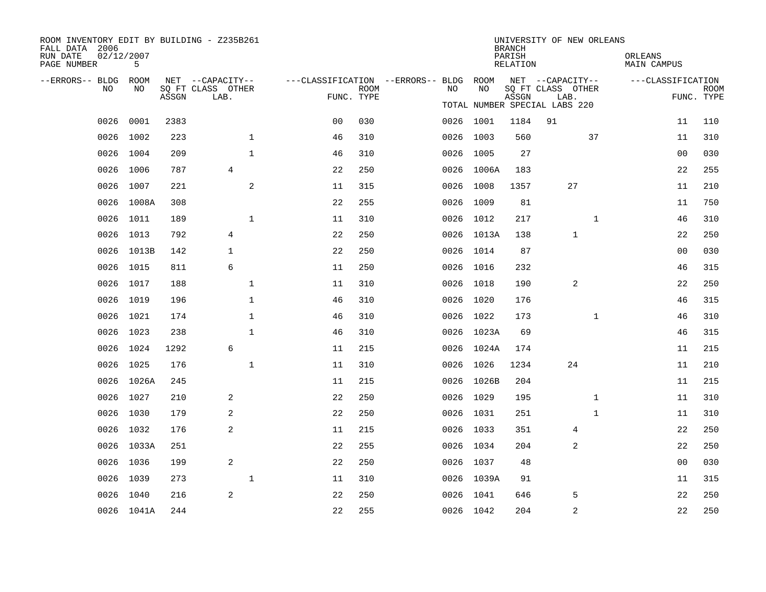ROOM INVENTORY EDIT BY BUILDING - Z235B261
FALL DATA 2006
RUN DATE 02/12/2007
PAGE NUMBER 5

UNIVERSITY OF NEW ORLEANS
BRANCH
PARISH ORLEANS
RELATION MAIN CAMPUS

TOTAL NUMBER SPECIAL LABS 220

| --ERRORS-- | BLDG NO | ROOM NO | NET SQ FT ASSGN | CAPACITY CLASS LAB. | CAPACITY OTHER | FUNC. | ROOM TYPE | --ERRORS-- | BLDG NO | ROOM NO | NET SQ FT ASSGN | CAPACITY CLASS LAB. | CAPACITY OTHER | FUNC. | ROOM TYPE |
|---|---|---|---|---|---|---|---|---|---|---|---|---|---|---|---|
| | 0026 | 0001 | 2383 | | | 00 | 030 | | 0026 | 1001 | 1184 | 91 | | 11 | 110 |
| | 0026 | 1002 | 223 | | 1 | 46 | 310 | | 0026 | 1003 | 560 | | 37 | 11 | 310 |
| | 0026 | 1004 | 209 | | 1 | 46 | 310 | | 0026 | 1005 | 27 | | | 00 | 030 |
| | 0026 | 1006 | 787 | 4 | | 22 | 250 | | 0026 | 1006A | 183 | | | 22 | 255 |
| | 0026 | 1007 | 221 | | 2 | 11 | 315 | | 0026 | 1008 | 1357 | 27 | | 11 | 210 |
| | 0026 | 1008A | 308 | | | 22 | 255 | | 0026 | 1009 | 81 | | | 11 | 750 |
| | 0026 | 1011 | 189 | | 1 | 11 | 310 | | 0026 | 1012 | 217 | | 1 | 46 | 310 |
| | 0026 | 1013 | 792 | 4 | | 22 | 250 | | 0026 | 1013A | 138 | 1 | | 22 | 250 |
| | 0026 | 1013B | 142 | 1 | | 22 | 250 | | 0026 | 1014 | 87 | | | 00 | 030 |
| | 0026 | 1015 | 811 | 6 | | 11 | 250 | | 0026 | 1016 | 232 | | | 46 | 315 |
| | 0026 | 1017 | 188 | | 1 | 11 | 310 | | 0026 | 1018 | 190 | 2 | | 22 | 250 |
| | 0026 | 1019 | 196 | | 1 | 46 | 310 | | 0026 | 1020 | 176 | | | 46 | 315 |
| | 0026 | 1021 | 174 | | 1 | 46 | 310 | | 0026 | 1022 | 173 | | 1 | 46 | 310 |
| | 0026 | 1023 | 238 | | 1 | 46 | 310 | | 0026 | 1023A | 69 | | | 46 | 315 |
| | 0026 | 1024 | 1292 | 6 | | 11 | 215 | | 0026 | 1024A | 174 | | | 11 | 215 |
| | 0026 | 1025 | 176 | | 1 | 11 | 310 | | 0026 | 1026 | 1234 | 24 | | 11 | 210 |
| | 0026 | 1026A | 245 | | | 11 | 215 | | 0026 | 1026B | 204 | | | 11 | 215 |
| | 0026 | 1027 | 210 | 2 | | 22 | 250 | | 0026 | 1029 | 195 | | 1 | 11 | 310 |
| | 0026 | 1030 | 179 | 2 | | 22 | 250 | | 0026 | 1031 | 251 | | 1 | 11 | 310 |
| | 0026 | 1032 | 176 | 2 | | 11 | 215 | | 0026 | 1033 | 351 | 4 | | 22 | 250 |
| | 0026 | 1033A | 251 | | | 22 | 255 | | 0026 | 1034 | 204 | 2 | | 22 | 250 |
| | 0026 | 1036 | 199 | 2 | | 22 | 250 | | 0026 | 1037 | 48 | | | 00 | 030 |
| | 0026 | 1039 | 273 | | 1 | 11 | 310 | | 0026 | 1039A | 91 | | | 11 | 315 |
| | 0026 | 1040 | 216 | 2 | | 22 | 250 | | 0026 | 1041 | 646 | 5 | | 22 | 250 |
| | 0026 | 1041A | 244 | | | 22 | 255 | | 0026 | 1042 | 204 | 2 | | 22 | 250 |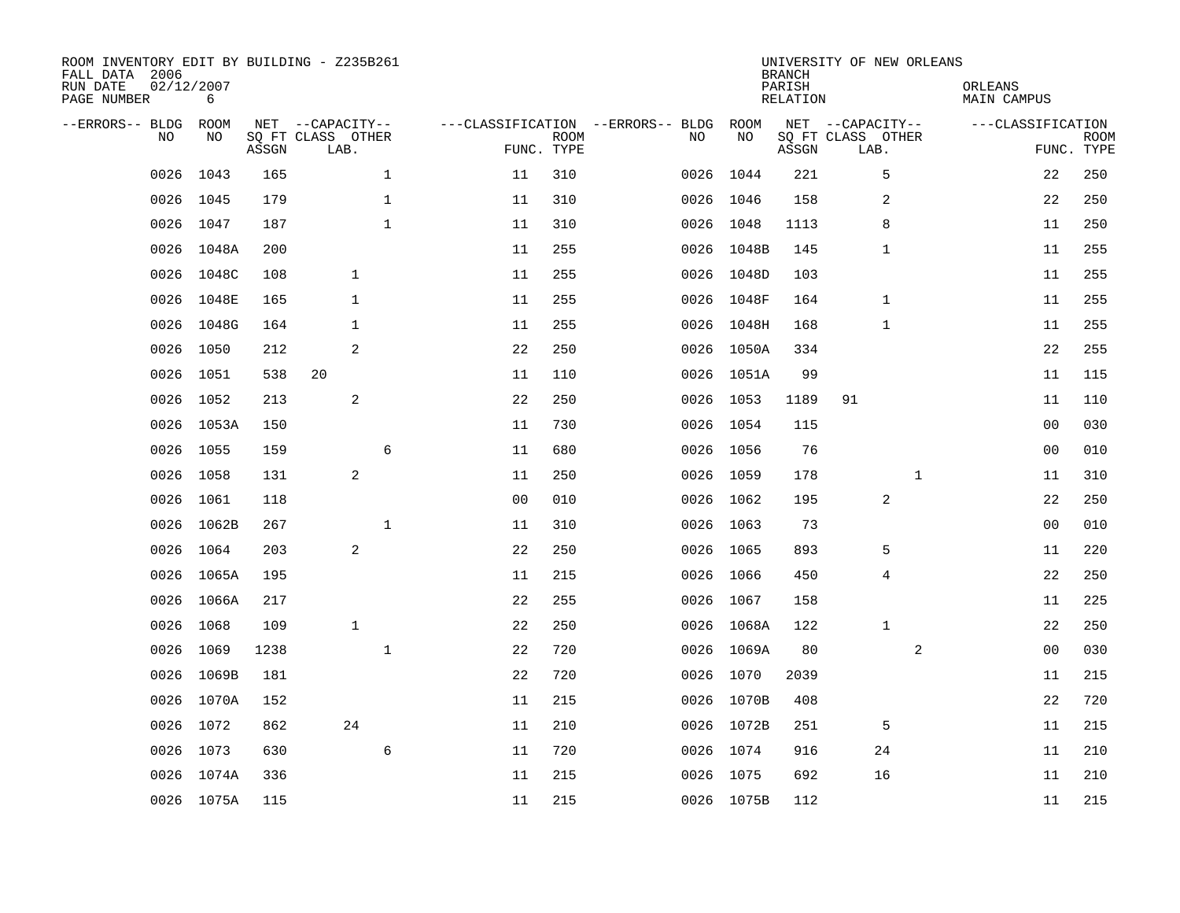ROOM INVENTORY EDIT BY BUILDING - Z235B261
FALL DATA 2006
RUN DATE 02/12/2007
PAGE NUMBER 6

UNIVERSITY OF NEW ORLEANS
BRANCH
PARISH ORLEANS
RELATION MAIN CAMPUS

| --ERRORS-- | BLDG NO | ROOM NO | NET SQ FT ASSGN | CAPACITY CLASS | CAPACITY LAB. | CAPACITY OTHER | CLASSIFICATION FUNC. | ROOM TYPE | --ERRORS-- | BLDG NO | ROOM NO | NET SQ FT ASSGN | CAPACITY CLASS | CAPACITY LAB. | CAPACITY OTHER | CLASSIFICATION FUNC. | ROOM TYPE |
|---|---|---|---|---|---|---|---|---|---|---|---|---|---|---|---|---|---|
| | 0026 | 1043 | 165 | | | 1 | 11 | 310 | | 0026 | 1044 | 221 | | 5 | | 22 | 250 |
| | 0026 | 1045 | 179 | | | 1 | 11 | 310 | | 0026 | 1046 | 158 | | 2 | | 22 | 250 |
| | 0026 | 1047 | 187 | | | 1 | 11 | 310 | | 0026 | 1048 | 1113 | | 8 | | 11 | 250 |
| | 0026 | 1048A | 200 | | | | 11 | 255 | | 0026 | 1048B | 145 | | 1 | | 11 | 255 |
| | 0026 | 1048C | 108 | | 1 | | 11 | 255 | | 0026 | 1048D | 103 | | | | 11 | 255 |
| | 0026 | 1048E | 165 | | 1 | | 11 | 255 | | 0026 | 1048F | 164 | | 1 | | 11 | 255 |
| | 0026 | 1048G | 164 | | 1 | | 11 | 255 | | 0026 | 1048H | 168 | | 1 | | 11 | 255 |
| | 0026 | 1050 | 212 | | 2 | | 22 | 250 | | 0026 | 1050A | 334 | | | | 22 | 255 |
| | 0026 | 1051 | 538 | 20 | | | 11 | 110 | | 0026 | 1051A | 99 | | | | 11 | 115 |
| | 0026 | 1052 | 213 | | 2 | | 22 | 250 | | 0026 | 1053 | 1189 | 91 | | | 11 | 110 |
| | 0026 | 1053A | 150 | | | | 11 | 730 | | 0026 | 1054 | 115 | | | | 00 | 030 |
| | 0026 | 1055 | 159 | | | 6 | 11 | 680 | | 0026 | 1056 | 76 | | | | 00 | 010 |
| | 0026 | 1058 | 131 | | 2 | | 11 | 250 | | 0026 | 1059 | 178 | | | 1 | 11 | 310 |
| | 0026 | 1061 | 118 | | | | 00 | 010 | | 0026 | 1062 | 195 | | 2 | | 22 | 250 |
| | 0026 | 1062B | 267 | | | 1 | 11 | 310 | | 0026 | 1063 | 73 | | | | 00 | 010 |
| | 0026 | 1064 | 203 | | 2 | | 22 | 250 | | 0026 | 1065 | 893 | | 5 | | 11 | 220 |
| | 0026 | 1065A | 195 | | | | 11 | 215 | | 0026 | 1066 | 450 | | 4 | | 22 | 250 |
| | 0026 | 1066A | 217 | | | | 22 | 255 | | 0026 | 1067 | 158 | | | | 11 | 225 |
| | 0026 | 1068 | 109 | | 1 | | 22 | 250 | | 0026 | 1068A | 122 | | 1 | | 22 | 250 |
| | 0026 | 1069 | 1238 | | | 1 | 22 | 720 | | 0026 | 1069A | 80 | | | 2 | 00 | 030 |
| | 0026 | 1069B | 181 | | | | 22 | 720 | | 0026 | 1070 | 2039 | | | | 11 | 215 |
| | 0026 | 1070A | 152 | | | | 11 | 215 | | 0026 | 1070B | 408 | | | | 22 | 720 |
| | 0026 | 1072 | 862 | | 24 | | 11 | 210 | | 0026 | 1072B | 251 | | 5 | | 11 | 215 |
| | 0026 | 1073 | 630 | | | 6 | 11 | 720 | | 0026 | 1074 | 916 | | 24 | | 11 | 210 |
| | 0026 | 1074A | 336 | | | | 11 | 215 | | 0026 | 1075 | 692 | | 16 | | 11 | 210 |
| | 0026 | 1075A | 115 | | | | 11 | 215 | | 0026 | 1075B | 112 | | | | 11 | 215 |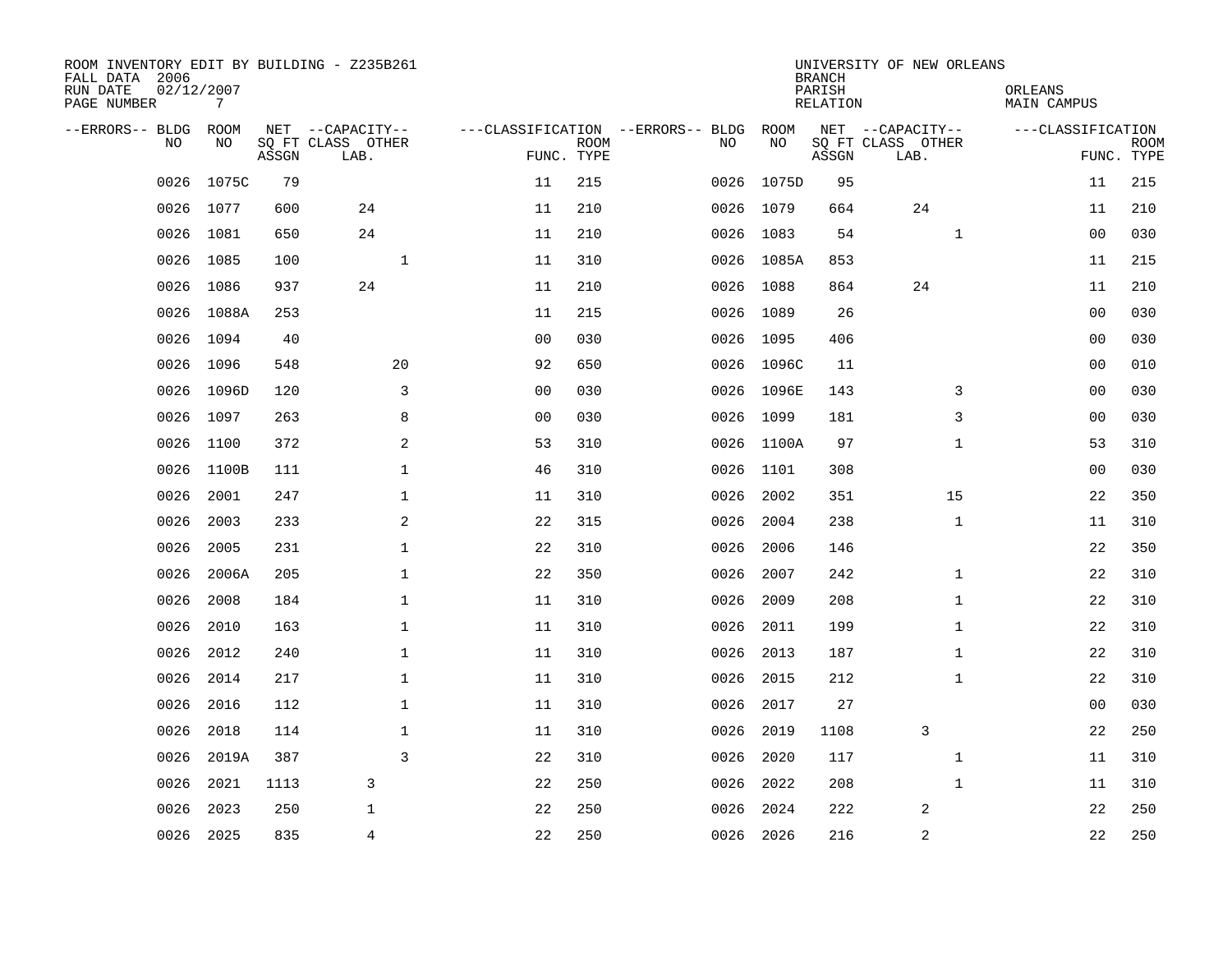ROOM INVENTORY EDIT BY BUILDING - Z235B261
FALL DATA 2006
RUN DATE 02/12/2007
PAGE NUMBER 7

UNIVERSITY OF NEW ORLEANS
BRANCH
PARISH ORLEANS
RELATION MAIN CAMPUS

| --ERRORS-- | BLDG NO | ROOM NO | NET SQ FT ASSGN | CAPACITY CLASS LAB. | CAPACITY OTHER | CLASSIFICATION FUNC. | ROOM TYPE | --ERRORS-- | BLDG NO | ROOM NO | NET SQ FT ASSGN | CAPACITY CLASS LAB. | CAPACITY OTHER | CLASSIFICATION FUNC. | ROOM TYPE |
|---|---|---|---|---|---|---|---|---|---|---|---|---|---|---|---|
| | 0026 | 1075C | 79 | | | 11 | 215 | | 0026 | 1075D | 95 | | | 11 | 215 |
| | 0026 | 1077 | 600 | 24 | | 11 | 210 | | 0026 | 1079 | 664 | 24 | | 11 | 210 |
| | 0026 | 1081 | 650 | 24 | | 11 | 210 | | 0026 | 1083 | 54 | | 1 | 00 | 030 |
| | 0026 | 1085 | 100 | | 1 | 11 | 310 | | 0026 | 1085A | 853 | | | 11 | 215 |
| | 0026 | 1086 | 937 | 24 | | 11 | 210 | | 0026 | 1088 | 864 | 24 | | 11 | 210 |
| | 0026 | 1088A | 253 | | | 11 | 215 | | 0026 | 1089 | 26 | | | 00 | 030 |
| | 0026 | 1094 | 40 | | | 00 | 030 | | 0026 | 1095 | 406 | | | 00 | 030 |
| | 0026 | 1096 | 548 | | 20 | 92 | 650 | | 0026 | 1096C | 11 | | | 00 | 010 |
| | 0026 | 1096D | 120 | | 3 | 00 | 030 | | 0026 | 1096E | 143 | | 3 | 00 | 030 |
| | 0026 | 1097 | 263 | | 8 | 00 | 030 | | 0026 | 1099 | 181 | | 3 | 00 | 030 |
| | 0026 | 1100 | 372 | | 2 | 53 | 310 | | 0026 | 1100A | 97 | | 1 | 53 | 310 |
| | 0026 | 1100B | 111 | | 1 | 46 | 310 | | 0026 | 1101 | 308 | | | 00 | 030 |
| | 0026 | 2001 | 247 | | 1 | 11 | 310 | | 0026 | 2002 | 351 | | 15 | 22 | 350 |
| | 0026 | 2003 | 233 | | 2 | 22 | 315 | | 0026 | 2004 | 238 | | 1 | 11 | 310 |
| | 0026 | 2005 | 231 | | 1 | 22 | 310 | | 0026 | 2006 | 146 | | | 22 | 350 |
| | 0026 | 2006A | 205 | | 1 | 22 | 350 | | 0026 | 2007 | 242 | | 1 | 22 | 310 |
| | 0026 | 2008 | 184 | | 1 | 11 | 310 | | 0026 | 2009 | 208 | | 1 | 22 | 310 |
| | 0026 | 2010 | 163 | | 1 | 11 | 310 | | 0026 | 2011 | 199 | | 1 | 22 | 310 |
| | 0026 | 2012 | 240 | | 1 | 11 | 310 | | 0026 | 2013 | 187 | | 1 | 22 | 310 |
| | 0026 | 2014 | 217 | | 1 | 11 | 310 | | 0026 | 2015 | 212 | | 1 | 22 | 310 |
| | 0026 | 2016 | 112 | | 1 | 11 | 310 | | 0026 | 2017 | 27 | | | 00 | 030 |
| | 0026 | 2018 | 114 | | 1 | 11 | 310 | | 0026 | 2019 | 1108 | 3 | | 22 | 250 |
| | 0026 | 2019A | 387 | | 3 | 22 | 310 | | 0026 | 2020 | 117 | | 1 | 11 | 310 |
| | 0026 | 2021 | 1113 | 3 | | 22 | 250 | | 0026 | 2022 | 208 | | 1 | 11 | 310 |
| | 0026 | 2023 | 250 | 1 | | 22 | 250 | | 0026 | 2024 | 222 | 2 | | 22 | 250 |
| | 0026 | 2025 | 835 | 4 | | 22 | 250 | | 0026 | 2026 | 216 | 2 | | 22 | 250 |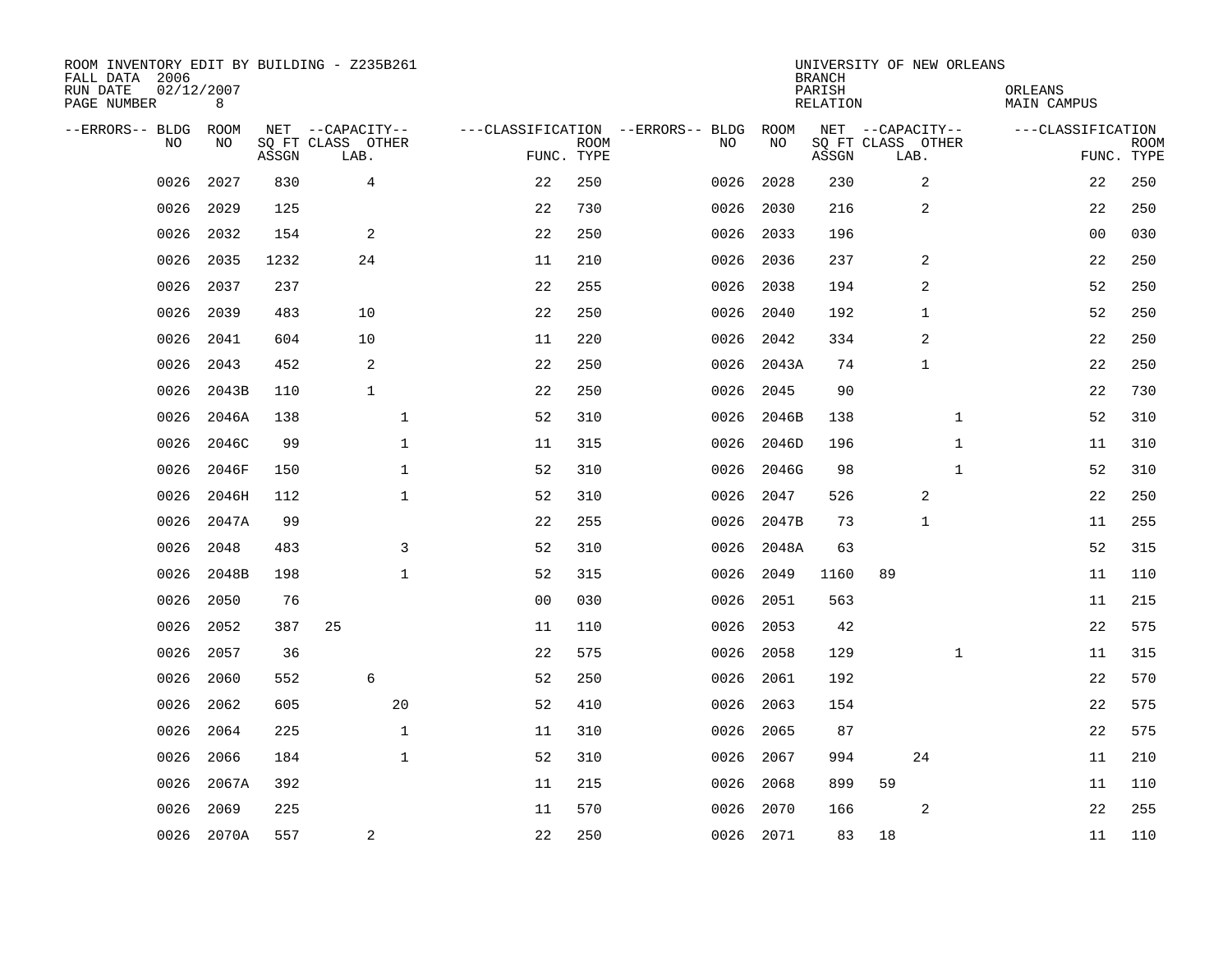ROOM INVENTORY EDIT BY BUILDING - Z235B261
FALL DATA 2006
RUN DATE 02/12/2007
PAGE NUMBER 8

UNIVERSITY OF NEW ORLEANS
BRANCH
PARISH ORLEANS
RELATION MAIN CAMPUS

| --ERRORS-- | BLDG NO | ROOM NO | NET SQ FT ASSGN | CAPACITY CLASS | LAB. | OTHER | CLASSIFICATION FUNC. | ROOM TYPE | --ERRORS-- | BLDG NO | ROOM NO | NET SQ FT ASSGN | CAPACITY CLASS | LAB. | OTHER | CLASSIFICATION FUNC. | ROOM TYPE |
|---|---|---|---|---|---|---|---|---|---|---|---|---|---|---|---|---|---|
| | 0026 | 2027 | 830 | | 4 | | 22 | 250 | | 0026 | 2028 | 230 | | 2 | | 22 | 250 |
| | 0026 | 2029 | 125 | | | | 22 | 730 | | 0026 | 2030 | 216 | | 2 | | 22 | 250 |
| | 0026 | 2032 | 154 | | 2 | | 22 | 250 | | 0026 | 2033 | 196 | | | | 00 | 030 |
| | 0026 | 2035 | 1232 | | 24 | | 11 | 210 | | 0026 | 2036 | 237 | | 2 | | 22 | 250 |
| | 0026 | 2037 | 237 | | | | 22 | 255 | | 0026 | 2038 | 194 | | 2 | | 52 | 250 |
| | 0026 | 2039 | 483 | | 10 | | 22 | 250 | | 0026 | 2040 | 192 | | 1 | | 52 | 250 |
| | 0026 | 2041 | 604 | | 10 | | 11 | 220 | | 0026 | 2042 | 334 | | 2 | | 22 | 250 |
| | 0026 | 2043 | 452 | | 2 | | 22 | 250 | | 0026 | 2043A | 74 | | 1 | | 22 | 250 |
| | 0026 | 2043B | 110 | | 1 | | 22 | 250 | | 0026 | 2045 | 90 | | | | 22 | 730 |
| | 0026 | 2046A | 138 | | | 1 | 52 | 310 | | 0026 | 2046B | 138 | | | 1 | 52 | 310 |
| | 0026 | 2046C | 99 | | | 1 | 11 | 315 | | 0026 | 2046D | 196 | | | 1 | 11 | 310 |
| | 0026 | 2046F | 150 | | | 1 | 52 | 310 | | 0026 | 2046G | 98 | | | 1 | 52 | 310 |
| | 0026 | 2046H | 112 | | | 1 | 52 | 310 | | 0026 | 2047 | 526 | | 2 | | 22 | 250 |
| | 0026 | 2047A | 99 | | | | 22 | 255 | | 0026 | 2047B | 73 | | 1 | | 11 | 255 |
| | 0026 | 2048 | 483 | | | 3 | 52 | 310 | | 0026 | 2048A | 63 | | | | 52 | 315 |
| | 0026 | 2048B | 198 | | | 1 | 52 | 315 | | 0026 | 2049 | 1160 | 89 | | | 11 | 110 |
| | 0026 | 2050 | 76 | | | | 00 | 030 | | 0026 | 2051 | 563 | | | | 11 | 215 |
| | 0026 | 2052 | 387 | 25 | | | 11 | 110 | | 0026 | 2053 | 42 | | | | 22 | 575 |
| | 0026 | 2057 | 36 | | | | 22 | 575 | | 0026 | 2058 | 129 | | | 1 | 11 | 315 |
| | 0026 | 2060 | 552 | | 6 | | 52 | 250 | | 0026 | 2061 | 192 | | | | 22 | 570 |
| | 0026 | 2062 | 605 | | | 20 | 52 | 410 | | 0026 | 2063 | 154 | | | | 22 | 575 |
| | 0026 | 2064 | 225 | | | 1 | 11 | 310 | | 0026 | 2065 | 87 | | | | 22 | 575 |
| | 0026 | 2066 | 184 | | | 1 | 52 | 310 | | 0026 | 2067 | 994 | | 24 | | 11 | 210 |
| | 0026 | 2067A | 392 | | | | 11 | 215 | | 0026 | 2068 | 899 | 59 | | | 11 | 110 |
| | 0026 | 2069 | 225 | | | | 11 | 570 | | 0026 | 2070 | 166 | | 2 | | 22 | 255 |
| | 0026 | 2070A | 557 | | 2 | | 22 | 250 | | 0026 | 2071 | 83 | 18 | | | 11 | 110 |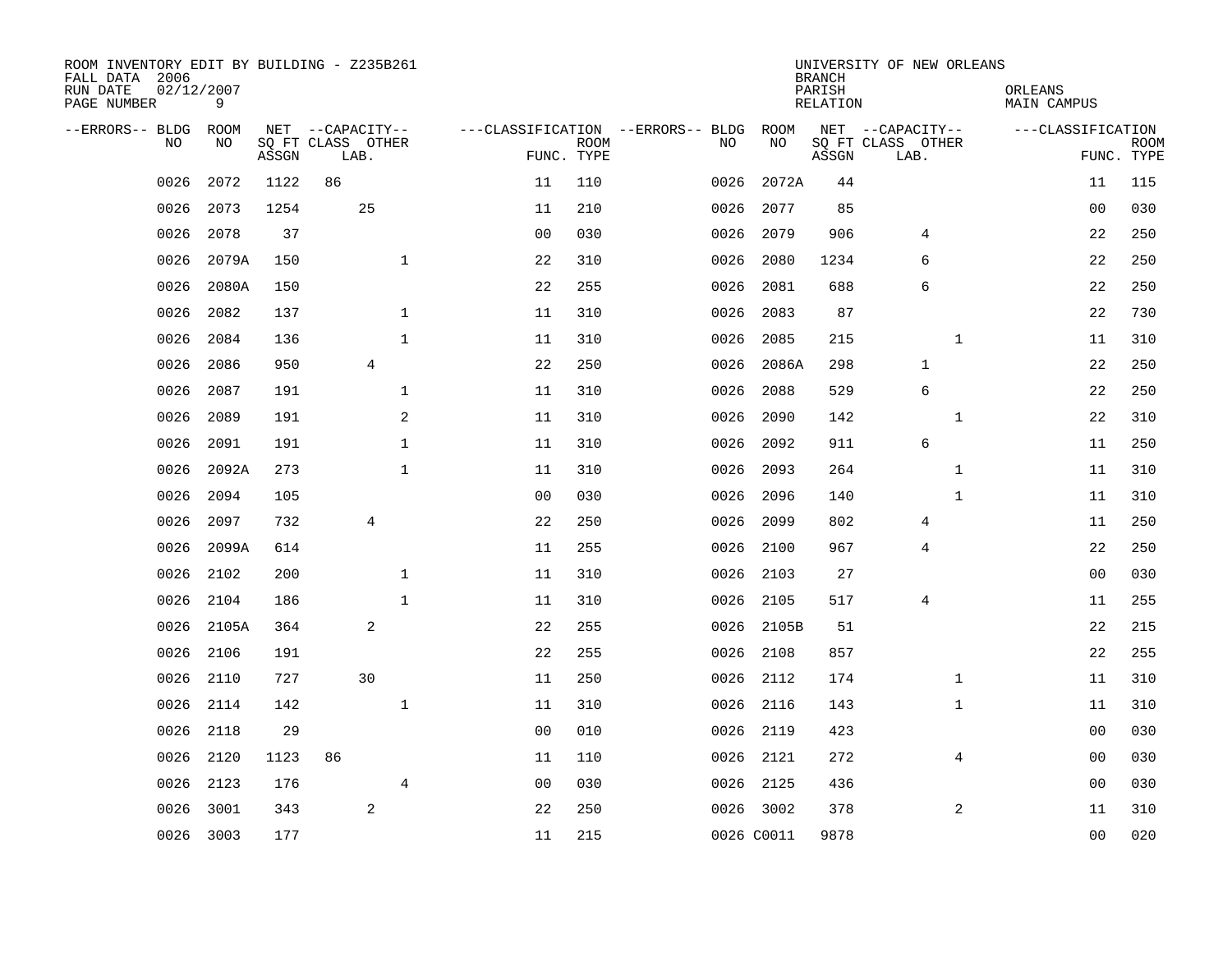ROOM INVENTORY EDIT BY BUILDING - Z235B261
FALL DATA 2006
RUN DATE 02/12/2007
PAGE NUMBER 9

UNIVERSITY OF NEW ORLEANS
BRANCH
PARISH ORLEANS
RELATION MAIN CAMPUS

| --ERRORS-- | BLDG NO | ROOM NO | NET SQ FT ASSGN | CAPACITY CLASS LAB. | CAPACITY OTHER | CLASSIFICATION FUNC. | ROOM TYPE | --ERRORS-- | BLDG NO | ROOM NO | NET SQ FT ASSGN | CAPACITY CLASS LAB. | CAPACITY OTHER | CLASSIFICATION FUNC. | ROOM TYPE |
|---|---|---|---|---|---|---|---|---|---|---|---|---|---|---|---|
| | 0026 | 2072 | 1122 | 86 | | 11 | 110 | | 0026 | 2072A | 44 | | | 11 | 115 |
| | 0026 | 2073 | 1254 | 25 | | 11 | 210 | | 0026 | 2077 | 85 | | | 00 | 030 |
| | 0026 | 2078 | 37 | | | 00 | 030 | | 0026 | 2079 | 906 | 4 | | 22 | 250 |
| | 0026 | 2079A | 150 | | 1 | 22 | 310 | | 0026 | 2080 | 1234 | 6 | | 22 | 250 |
| | 0026 | 2080A | 150 | | | 22 | 255 | | 0026 | 2081 | 688 | 6 | | 22 | 250 |
| | 0026 | 2082 | 137 | | 1 | 11 | 310 | | 0026 | 2083 | 87 | | | 22 | 730 |
| | 0026 | 2084 | 136 | | 1 | 11 | 310 | | 0026 | 2085 | 215 | | 1 | 11 | 310 |
| | 0026 | 2086 | 950 | 4 | | 22 | 250 | | 0026 | 2086A | 298 | 1 | | 22 | 250 |
| | 0026 | 2087 | 191 | | 1 | 11 | 310 | | 0026 | 2088 | 529 | 6 | | 22 | 250 |
| | 0026 | 2089 | 191 | | 2 | 11 | 310 | | 0026 | 2090 | 142 | | 1 | 22 | 310 |
| | 0026 | 2091 | 191 | | 1 | 11 | 310 | | 0026 | 2092 | 911 | 6 | | 11 | 250 |
| | 0026 | 2092A | 273 | | 1 | 11 | 310 | | 0026 | 2093 | 264 | | 1 | 11 | 310 |
| | 0026 | 2094 | 105 | | | 00 | 030 | | 0026 | 2096 | 140 | | 1 | 11 | 310 |
| | 0026 | 2097 | 732 | 4 | | 22 | 250 | | 0026 | 2099 | 802 | 4 | | 11 | 250 |
| | 0026 | 2099A | 614 | | | 11 | 255 | | 0026 | 2100 | 967 | 4 | | 22 | 250 |
| | 0026 | 2102 | 200 | | 1 | 11 | 310 | | 0026 | 2103 | 27 | | | 00 | 030 |
| | 0026 | 2104 | 186 | | 1 | 11 | 310 | | 0026 | 2105 | 517 | 4 | | 11 | 255 |
| | 0026 | 2105A | 364 | 2 | | 22 | 255 | | 0026 | 2105B | 51 | | | 22 | 215 |
| | 0026 | 2106 | 191 | | | 22 | 255 | | 0026 | 2108 | 857 | | | 22 | 255 |
| | 0026 | 2110 | 727 | 30 | | 11 | 250 | | 0026 | 2112 | 174 | | 1 | 11 | 310 |
| | 0026 | 2114 | 142 | | 1 | 11 | 310 | | 0026 | 2116 | 143 | | 1 | 11 | 310 |
| | 0026 | 2118 | 29 | | | 00 | 010 | | 0026 | 2119 | 423 | | | 00 | 030 |
| | 0026 | 2120 | 1123 | 86 | | 11 | 110 | | 0026 | 2121 | 272 | | 4 | 00 | 030 |
| | 0026 | 2123 | 176 | | 4 | 00 | 030 | | 0026 | 2125 | 436 | | | 00 | 030 |
| | 0026 | 3001 | 343 | 2 | | 22 | 250 | | 0026 | 3002 | 378 | | 2 | 11 | 310 |
| | 0026 | 3003 | 177 | | | 11 | 215 | | 0026 | C0011 | 9878 | | | 00 | 020 |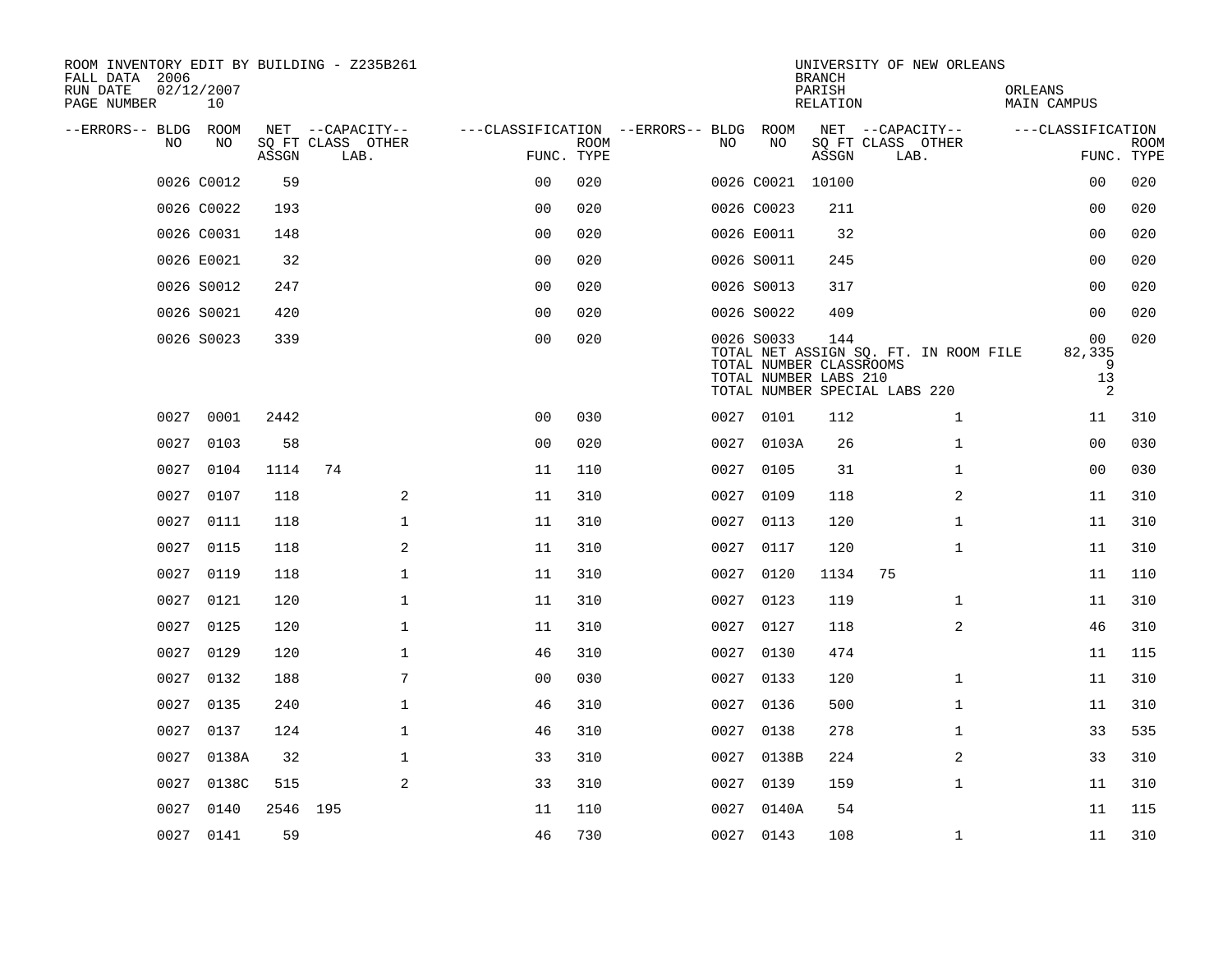ROOM INVENTORY EDIT BY BUILDING - Z235B261
FALL DATA 2006
RUN DATE 02/12/2007
PAGE NUMBER 10

UNIVERSITY OF NEW ORLEANS
BRANCH
PARISH ORLEANS
RELATION MAIN CAMPUS

| --ERRORS-- | BLDG NO | ROOM NO | NET ASSGN | CAPACITY CLASS LAB. | CAPACITY OTHER | CLASSIFICATION FUNC. | ROOM TYPE | --ERRORS-- | BLDG NO | ROOM NO | NET ASSGN | CAPACITY CLASS LAB. | CAPACITY OTHER | CLASSIFICATION FUNC. | ROOM TYPE |
|---|---|---|---|---|---|---|---|---|---|---|---|---|---|---|---|
| | 0026 | C0012 | 59 | | | 00 | 020 | | 0026 | C0021 | 10100 | | | 00 | 020 |
| | 0026 | C0022 | 193 | | | 00 | 020 | | 0026 | C0023 | 211 | | | 00 | 020 |
| | 0026 | C0031 | 148 | | | 00 | 020 | | 0026 | E0011 | 32 | | | 00 | 020 |
| | 0026 | E0021 | 32 | | | 00 | 020 | | 0026 | S0011 | 245 | | | 00 | 020 |
| | 0026 | S0012 | 247 | | | 00 | 020 | | 0026 | S0013 | 317 | | | 00 | 020 |
| | 0026 | S0021 | 420 | | | 00 | 020 | | 0026 | S0022 | 409 | | | 00 | 020 |
| | 0026 | S0023 | 339 | | | 00 | 020 | | 0026 | S0033 | 144 | | | 00 | 020 |
| | | | | | | | | | TOTAL NET ASSIGN SQ. FT. IN ROOM FILE | | | | | 82,335 | |
| | | | | | | | | | TOTAL NUMBER CLASSROOMS | | | | | 9 | |
| | | | | | | | | | TOTAL NUMBER LABS 210 | | | | | 13 | |
| | | | | | | | | | TOTAL NUMBER SPECIAL LABS 220 | | | | | 2 | |
| | 0027 | 0001 | 2442 | | | 00 | 030 | | 0027 | 0101 | 112 | | 1 | 11 | 310 |
| | 0027 | 0103 | 58 | | | 00 | 020 | | 0027 | 0103A | 26 | | 1 | 00 | 030 |
| | 0027 | 0104 | 1114 | 74 | | 11 | 110 | | 0027 | 0105 | 31 | | 1 | 00 | 030 |
| | 0027 | 0107 | 118 | | 2 | 11 | 310 | | 0027 | 0109 | 118 | | 2 | 11 | 310 |
| | 0027 | 0111 | 118 | | 1 | 11 | 310 | | 0027 | 0113 | 120 | | 1 | 11 | 310 |
| | 0027 | 0115 | 118 | | 2 | 11 | 310 | | 0027 | 0117 | 120 | | 1 | 11 | 310 |
| | 0027 | 0119 | 118 | | 1 | 11 | 310 | | 0027 | 0120 | 1134 | 75 | | 11 | 110 |
| | 0027 | 0121 | 120 | | 1 | 11 | 310 | | 0027 | 0123 | 119 | | 1 | 11 | 310 |
| | 0027 | 0125 | 120 | | 1 | 11 | 310 | | 0027 | 0127 | 118 | | 2 | 46 | 310 |
| | 0027 | 0129 | 120 | | 1 | 46 | 310 | | 0027 | 0130 | 474 | | | 11 | 115 |
| | 0027 | 0132 | 188 | | 7 | 00 | 030 | | 0027 | 0133 | 120 | | 1 | 11 | 310 |
| | 0027 | 0135 | 240 | | 1 | 46 | 310 | | 0027 | 0136 | 500 | | 1 | 11 | 310 |
| | 0027 | 0137 | 124 | | 1 | 46 | 310 | | 0027 | 0138 | 278 | | 1 | 33 | 535 |
| | 0027 | 0138A | 32 | | 1 | 33 | 310 | | 0027 | 0138B | 224 | | 2 | 33 | 310 |
| | 0027 | 0138C | 515 | | 2 | 33 | 310 | | 0027 | 0139 | 159 | | 1 | 11 | 310 |
| | 0027 | 0140 | 2546 | 195 | | 11 | 110 | | 0027 | 0140A | 54 | | | 11 | 115 |
| | 0027 | 0141 | 59 | | | 46 | 730 | | 0027 | 0143 | 108 | | 1 | 11 | 310 |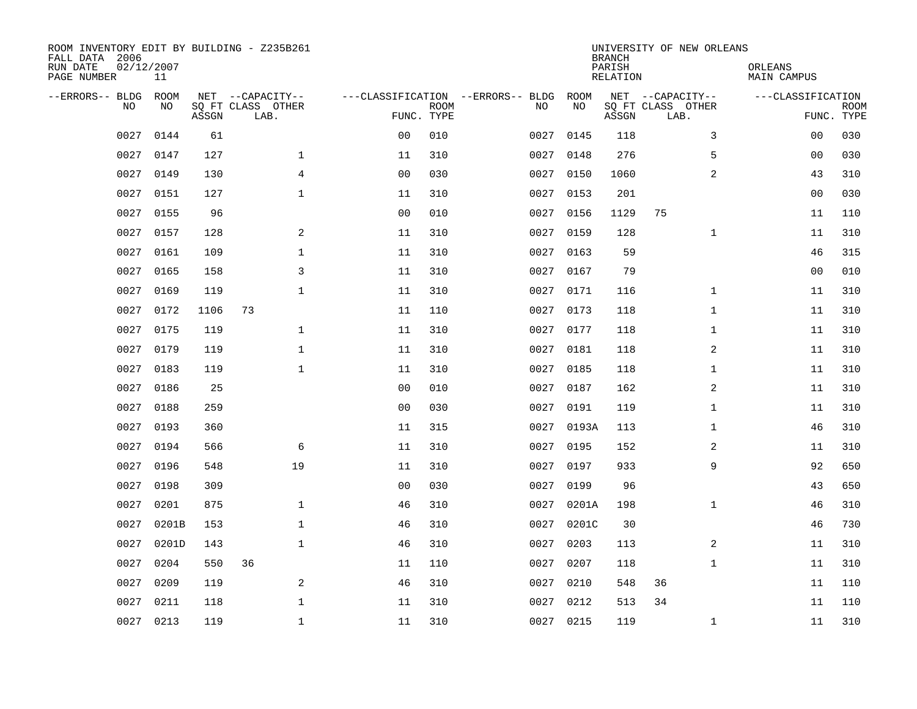ROOM INVENTORY EDIT BY BUILDING - Z235B261
FALL DATA 2006
RUN DATE 02/12/2007
PAGE NUMBER 11

UNIVERSITY OF NEW ORLEANS
BRANCH
PARISH ORLEANS
RELATION MAIN CAMPUS

| --ERRORS-- | BLDG NO | ROOM NO | NET SQ FT ASSGN | CAPACITY CLASS | CAPACITY OTHER LAB. | CLASSIFICATION FUNC. | ROOM TYPE | --ERRORS-- | BLDG NO | ROOM NO | NET SQ FT ASSGN | CAPACITY CLASS | CAPACITY OTHER LAB. | CLASSIFICATION FUNC. | ROOM TYPE |
|---|---|---|---|---|---|---|---|---|---|---|---|---|---|---|---|
| | 0027 | 0144 | 61 | | | 00 | 010 | | 0027 | 0145 | 118 | | 3 | 00 | 030 |
| | 0027 | 0147 | 127 | | 1 | 11 | 310 | | 0027 | 0148 | 276 | | 5 | 00 | 030 |
| | 0027 | 0149 | 130 | | 4 | 00 | 030 | | 0027 | 0150 | 1060 | | 2 | 43 | 310 |
| | 0027 | 0151 | 127 | | 1 | 11 | 310 | | 0027 | 0153 | 201 | | | 00 | 030 |
| | 0027 | 0155 | 96 | | | 00 | 010 | | 0027 | 0156 | 1129 | 75 | | 11 | 110 |
| | 0027 | 0157 | 128 | | 2 | 11 | 310 | | 0027 | 0159 | 128 | | 1 | 11 | 310 |
| | 0027 | 0161 | 109 | | 1 | 11 | 310 | | 0027 | 0163 | 59 | | | 46 | 315 |
| | 0027 | 0165 | 158 | | 3 | 11 | 310 | | 0027 | 0167 | 79 | | | 00 | 010 |
| | 0027 | 0169 | 119 | | 1 | 11 | 310 | | 0027 | 0171 | 116 | | 1 | 11 | 310 |
| | 0027 | 0172 | 1106 | 73 | | 11 | 110 | | 0027 | 0173 | 118 | | 1 | 11 | 310 |
| | 0027 | 0175 | 119 | | 1 | 11 | 310 | | 0027 | 0177 | 118 | | 1 | 11 | 310 |
| | 0027 | 0179 | 119 | | 1 | 11 | 310 | | 0027 | 0181 | 118 | | 2 | 11 | 310 |
| | 0027 | 0183 | 119 | | 1 | 11 | 310 | | 0027 | 0185 | 118 | | 1 | 11 | 310 |
| | 0027 | 0186 | 25 | | | 00 | 010 | | 0027 | 0187 | 162 | | 2 | 11 | 310 |
| | 0027 | 0188 | 259 | | | 00 | 030 | | 0027 | 0191 | 119 | | 1 | 11 | 310 |
| | 0027 | 0193 | 360 | | | 11 | 315 | | 0027 | 0193A | 113 | | 1 | 46 | 310 |
| | 0027 | 0194 | 566 | | 6 | 11 | 310 | | 0027 | 0195 | 152 | | 2 | 11 | 310 |
| | 0027 | 0196 | 548 | | 19 | 11 | 310 | | 0027 | 0197 | 933 | | 9 | 92 | 650 |
| | 0027 | 0198 | 309 | | | 00 | 030 | | 0027 | 0199 | 96 | | | 43 | 650 |
| | 0027 | 0201 | 875 | | 1 | 46 | 310 | | 0027 | 0201A | 198 | | 1 | 46 | 310 |
| | 0027 | 0201B | 153 | | 1 | 46 | 310 | | 0027 | 0201C | 30 | | | 46 | 730 |
| | 0027 | 0201D | 143 | | 1 | 46 | 310 | | 0027 | 0203 | 113 | | 2 | 11 | 310 |
| | 0027 | 0204 | 550 | 36 | | 11 | 110 | | 0027 | 0207 | 118 | | 1 | 11 | 310 |
| | 0027 | 0209 | 119 | | 2 | 46 | 310 | | 0027 | 0210 | 548 | 36 | | 11 | 110 |
| | 0027 | 0211 | 118 | | 1 | 11 | 310 | | 0027 | 0212 | 513 | 34 | | 11 | 110 |
| | 0027 | 0213 | 119 | | 1 | 11 | 310 | | 0027 | 0215 | 119 | | 1 | 11 | 310 |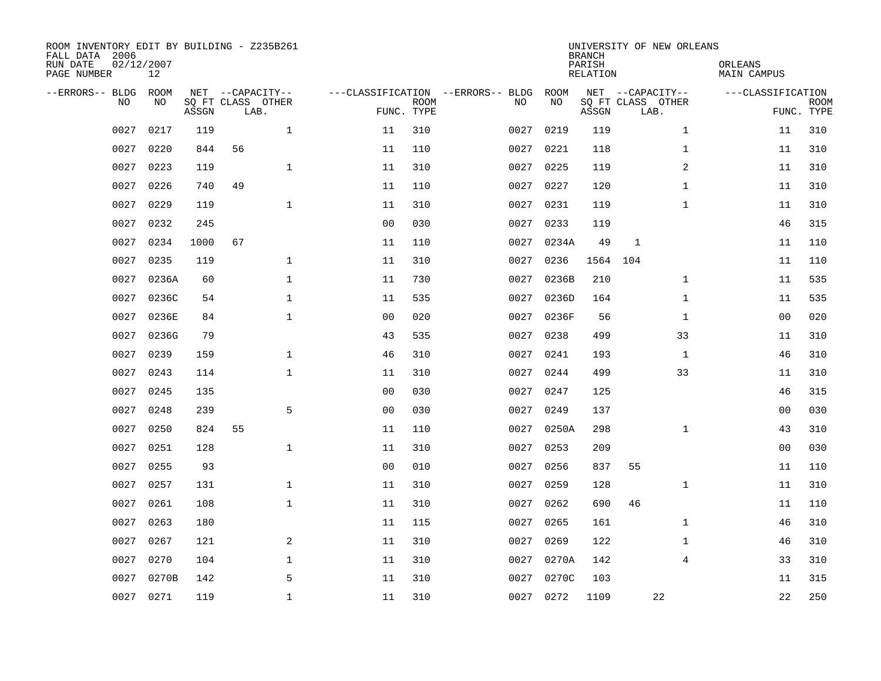ROOM INVENTORY EDIT BY BUILDING - Z235B261
FALL DATA 2006
RUN DATE 02/12/2007

UNIVERSITY OF NEW ORLEANS
BRANCH
PARISH ORLEANS
RELATION MAIN CAMPUS

| --ERRORS-- | BLDG NO | ROOM NO | NET SQ FT ASSGN | CAPACITY CLASS LAB. | CAPACITY OTHER | CLASSIFICATION FUNC. | ROOM TYPE | --ERRORS-- | BLDG NO | ROOM NO | NET SQ FT ASSGN | CAPACITY CLASS LAB. | CAPACITY OTHER | CLASSIFICATION FUNC. | ROOM TYPE |
|---|---|---|---|---|---|---|---|---|---|---|---|---|---|---|---|
| | 0027 | 0217 | 119 | | 1 | 11 | 310 | | 0027 | 0219 | 119 | | 1 | 11 | 310 |
| | 0027 | 0220 | 844 | 56 | | 11 | 110 | | 0027 | 0221 | 118 | | 1 | 11 | 310 |
| | 0027 | 0223 | 119 | | 1 | 11 | 310 | | 0027 | 0225 | 119 | | 2 | 11 | 310 |
| | 0027 | 0226 | 740 | 49 | | 11 | 110 | | 0027 | 0227 | 120 | | 1 | 11 | 310 |
| | 0027 | 0229 | 119 | | 1 | 11 | 310 | | 0027 | 0231 | 119 | | 1 | 11 | 310 |
| | 0027 | 0232 | 245 | | | 00 | 030 | | 0027 | 0233 | 119 | | | 46 | 315 |
| | 0027 | 0234 | 1000 | 67 | | 11 | 110 | | 0027 | 0234A | 49 | 1 | | 11 | 110 |
| | 0027 | 0235 | 119 | | 1 | 11 | 310 | | 0027 | 0236 | 1564 | 104 | | 11 | 110 |
| | 0027 | 0236A | 60 | | 1 | 11 | 730 | | 0027 | 0236B | 210 | | 1 | 11 | 535 |
| | 0027 | 0236C | 54 | | 1 | 11 | 535 | | 0027 | 0236D | 164 | | 1 | 11 | 535 |
| | 0027 | 0236E | 84 | | 1 | 00 | 020 | | 0027 | 0236F | 56 | | 1 | 00 | 020 |
| | 0027 | 0236G | 79 | | | 43 | 535 | | 0027 | 0238 | 499 | | 33 | 11 | 310 |
| | 0027 | 0239 | 159 | | 1 | 46 | 310 | | 0027 | 0241 | 193 | | 1 | 46 | 310 |
| | 0027 | 0243 | 114 | | 1 | 11 | 310 | | 0027 | 0244 | 499 | | 33 | 11 | 310 |
| | 0027 | 0245 | 135 | | | 00 | 030 | | 0027 | 0247 | 125 | | | 46 | 315 |
| | 0027 | 0248 | 239 | | 5 | 00 | 030 | | 0027 | 0249 | 137 | | | 00 | 030 |
| | 0027 | 0250 | 824 | 55 | | 11 | 110 | | 0027 | 0250A | 298 | | 1 | 43 | 310 |
| | 0027 | 0251 | 128 | | 1 | 11 | 310 | | 0027 | 0253 | 209 | | | 00 | 030 |
| | 0027 | 0255 | 93 | | | 00 | 010 | | 0027 | 0256 | 837 | 55 | | 11 | 110 |
| | 0027 | 0257 | 131 | | 1 | 11 | 310 | | 0027 | 0259 | 128 | | 1 | 11 | 310 |
| | 0027 | 0261 | 108 | | 1 | 11 | 310 | | 0027 | 0262 | 690 | 46 | | 11 | 110 |
| | 0027 | 0263 | 180 | | | 11 | 115 | | 0027 | 0265 | 161 | | 1 | 46 | 310 |
| | 0027 | 0267 | 121 | | 2 | 11 | 310 | | 0027 | 0269 | 122 | | 1 | 46 | 310 |
| | 0027 | 0270 | 104 | | 1 | 11 | 310 | | 0027 | 0270A | 142 | | 4 | 33 | 310 |
| | 0027 | 0270B | 142 | | 5 | 11 | 310 | | 0027 | 0270C | 103 | | | 11 | 315 |
| | 0027 | 0271 | 119 | | 1 | 11 | 310 | | 0027 | 0272 | 1109 | 22 | | 22 | 250 |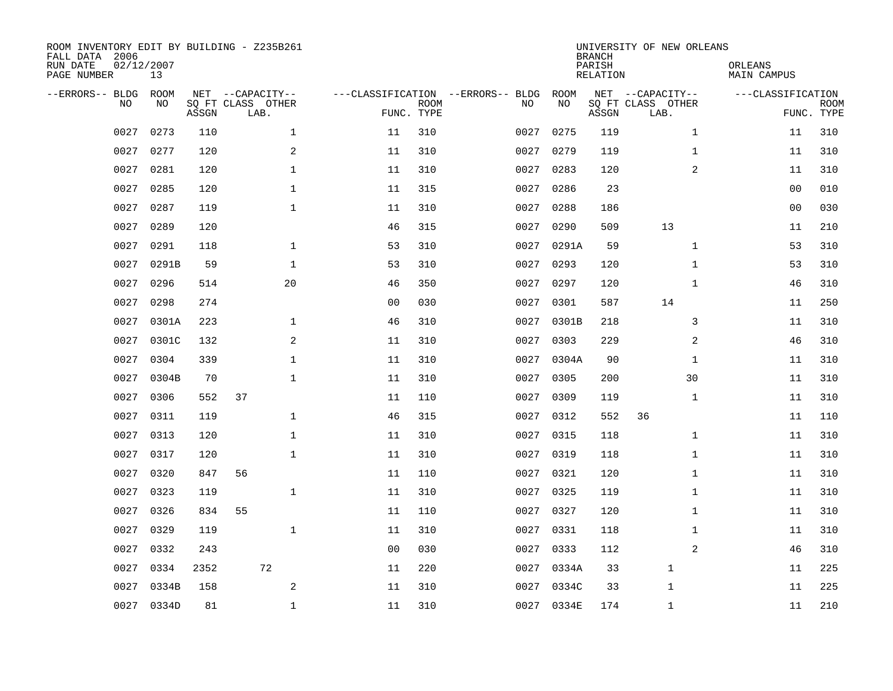ROOM INVENTORY EDIT BY BUILDING - Z235B261
FALL DATA 2006
RUN DATE 02/12/2007
PAGE NUMBER 13

UNIVERSITY OF NEW ORLEANS
BRANCH
PARISH ORLEANS
RELATION MAIN CAMPUS

| --ERRORS-- | BLDG NO | ROOM NO | NET SQ FT ASSGN | --CAPACITY-- CLASS | LAB. | OTHER | ---CLASSIFICATION FUNC. | ROOM TYPE | --ERRORS-- | BLDG NO | ROOM NO | NET SQ FT ASSGN | --CAPACITY-- CLASS | LAB. | OTHER | ---CLASSIFICATION FUNC. | ROOM TYPE |
|---|---|---|---|---|---|---|---|---|---|---|---|---|---|---|---|---|---|
| | 0027 | 0273 | 110 | | | 1 | 11 | 310 | | 0027 | 0275 | 119 | | | 1 | 11 | 310 |
| | 0027 | 0277 | 120 | | | 2 | 11 | 310 | | 0027 | 0279 | 119 | | | 1 | 11 | 310 |
| | 0027 | 0281 | 120 | | | 1 | 11 | 310 | | 0027 | 0283 | 120 | | | 2 | 11 | 310 |
| | 0027 | 0285 | 120 | | | 1 | 11 | 315 | | 0027 | 0286 | 23 | | | | 00 | 010 |
| | 0027 | 0287 | 119 | | | 1 | 11 | 310 | | 0027 | 0288 | 186 | | | | 00 | 030 |
| | 0027 | 0289 | 120 | | | | 46 | 315 | | 0027 | 0290 | 509 | | 13 | | 11 | 210 |
| | 0027 | 0291 | 118 | | | 1 | 53 | 310 | | 0027 | 0291A | 59 | | | 1 | 53 | 310 |
| | 0027 | 0291B | 59 | | | 1 | 53 | 310 | | 0027 | 0293 | 120 | | | 1 | 53 | 310 |
| | 0027 | 0296 | 514 | | | 20 | 46 | 350 | | 0027 | 0297 | 120 | | | 1 | 46 | 310 |
| | 0027 | 0298 | 274 | | | | 00 | 030 | | 0027 | 0301 | 587 | | 14 | | 11 | 250 |
| | 0027 | 0301A | 223 | | | 1 | 46 | 310 | | 0027 | 0301B | 218 | | | 3 | 11 | 310 |
| | 0027 | 0301C | 132 | | | 2 | 11 | 310 | | 0027 | 0303 | 229 | | | 2 | 46 | 310 |
| | 0027 | 0304 | 339 | | | 1 | 11 | 310 | | 0027 | 0304A | 90 | | | 1 | 11 | 310 |
| | 0027 | 0304B | 70 | | | 1 | 11 | 310 | | 0027 | 0305 | 200 | | | 30 | 11 | 310 |
| | 0027 | 0306 | 552 | 37 | | | 11 | 110 | | 0027 | 0309 | 119 | | | 1 | 11 | 310 |
| | 0027 | 0311 | 119 | | | 1 | 46 | 315 | | 0027 | 0312 | 552 | 36 | | | 11 | 110 |
| | 0027 | 0313 | 120 | | | 1 | 11 | 310 | | 0027 | 0315 | 118 | | | 1 | 11 | 310 |
| | 0027 | 0317 | 120 | | | 1 | 11 | 310 | | 0027 | 0319 | 118 | | | 1 | 11 | 310 |
| | 0027 | 0320 | 847 | 56 | | | 11 | 110 | | 0027 | 0321 | 120 | | | 1 | 11 | 310 |
| | 0027 | 0323 | 119 | | | 1 | 11 | 310 | | 0027 | 0325 | 119 | | | 1 | 11 | 310 |
| | 0027 | 0326 | 834 | 55 | | | 11 | 110 | | 0027 | 0327 | 120 | | | 1 | 11 | 310 |
| | 0027 | 0329 | 119 | | | 1 | 11 | 310 | | 0027 | 0331 | 118 | | | 1 | 11 | 310 |
| | 0027 | 0332 | 243 | | | | 00 | 030 | | 0027 | 0333 | 112 | | | 2 | 46 | 310 |
| | 0027 | 0334 | 2352 | | 72 | | 11 | 220 | | 0027 | 0334A | 33 | | 1 | | 11 | 225 |
| | 0027 | 0334B | 158 | | | 2 | 11 | 310 | | 0027 | 0334C | 33 | | 1 | | 11 | 225 |
| | 0027 | 0334D | 81 | | | 1 | 11 | 310 | | 0027 | 0334E | 174 | | 1 | | 11 | 210 |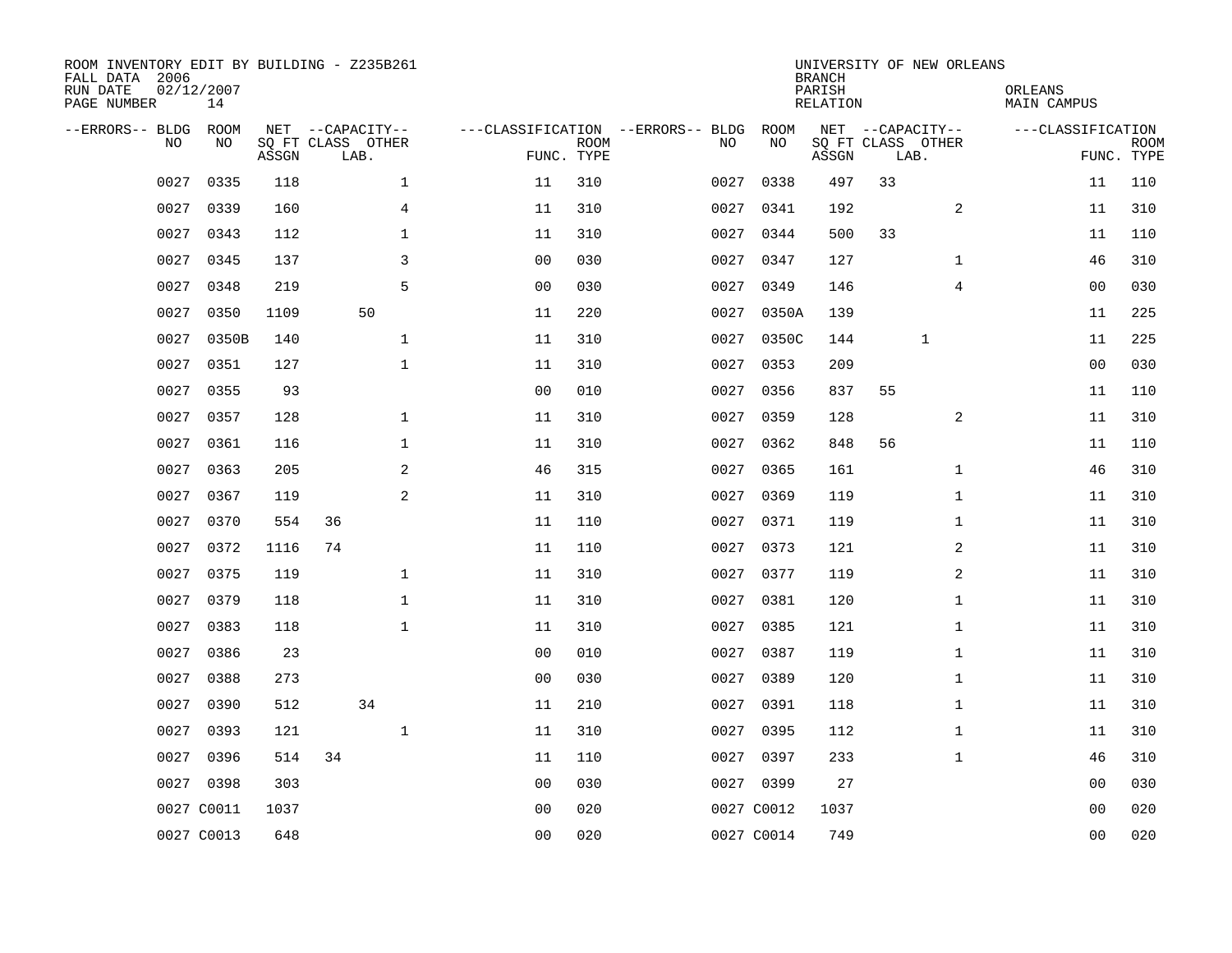ROOM INVENTORY EDIT BY BUILDING - Z235B261
FALL DATA 2006
RUN DATE 02/12/2007
PAGE NUMBER 14

UNIVERSITY OF NEW ORLEANS
BRANCH
PARISH ORLEANS
RELATION MAIN CAMPUS

| --ERRORS-- | BLDG NO | ROOM NO | NET SQ FT ASSGN | CAPACITY CLASS | CAPACITY LAB. | CAPACITY OTHER | FUNC. | ROOM TYPE | --ERRORS-- | BLDG NO | ROOM NO | NET SQ FT ASSGN | CAPACITY CLASS | CAPACITY LAB. | CAPACITY OTHER | FUNC. | ROOM TYPE |
|---|---|---|---|---|---|---|---|---|---|---|---|---|---|---|---|---|---|
| | 0027 | 0335 | 118 | | | 1 | 11 | 310 | | 0027 | 0338 | 497 | 33 | | | 11 | 110 |
| | 0027 | 0339 | 160 | | | 4 | 11 | 310 | | 0027 | 0341 | 192 | | | 2 | 11 | 310 |
| | 0027 | 0343 | 112 | | | 1 | 11 | 310 | | 0027 | 0344 | 500 | 33 | | | 11 | 110 |
| | 0027 | 0345 | 137 | | | 3 | 00 | 030 | | 0027 | 0347 | 127 | | | 1 | 46 | 310 |
| | 0027 | 0348 | 219 | | | 5 | 00 | 030 | | 0027 | 0349 | 146 | | | 4 | 00 | 030 |
| | 0027 | 0350 | 1109 | | 50 | | 11 | 220 | | 0027 | 0350A | 139 | | | | 11 | 225 |
| | 0027 | 0350B | 140 | | | 1 | 11 | 310 | | 0027 | 0350C | 144 | | 1 | | 11 | 225 |
| | 0027 | 0351 | 127 | | | 1 | 11 | 310 | | 0027 | 0353 | 209 | | | | 00 | 030 |
| | 0027 | 0355 | 93 | | | | 00 | 010 | | 0027 | 0356 | 837 | 55 | | | 11 | 110 |
| | 0027 | 0357 | 128 | | | 1 | 11 | 310 | | 0027 | 0359 | 128 | | | 2 | 11 | 310 |
| | 0027 | 0361 | 116 | | | 1 | 11 | 310 | | 0027 | 0362 | 848 | 56 | | | 11 | 110 |
| | 0027 | 0363 | 205 | | | 2 | 46 | 315 | | 0027 | 0365 | 161 | | | 1 | 46 | 310 |
| | 0027 | 0367 | 119 | | | 2 | 11 | 310 | | 0027 | 0369 | 119 | | | 1 | 11 | 310 |
| | 0027 | 0370 | 554 | 36 | | | 11 | 110 | | 0027 | 0371 | 119 | | | 1 | 11 | 310 |
| | 0027 | 0372 | 1116 | 74 | | | 11 | 110 | | 0027 | 0373 | 121 | | | 2 | 11 | 310 |
| | 0027 | 0375 | 119 | | | 1 | 11 | 310 | | 0027 | 0377 | 119 | | | 2 | 11 | 310 |
| | 0027 | 0379 | 118 | | | 1 | 11 | 310 | | 0027 | 0381 | 120 | | | 1 | 11 | 310 |
| | 0027 | 0383 | 118 | | | 1 | 11 | 310 | | 0027 | 0385 | 121 | | | 1 | 11 | 310 |
| | 0027 | 0386 | 23 | | | | 00 | 010 | | 0027 | 0387 | 119 | | | 1 | 11 | 310 |
| | 0027 | 0388 | 273 | | | | 00 | 030 | | 0027 | 0389 | 120 | | | 1 | 11 | 310 |
| | 0027 | 0390 | 512 | | 34 | | 11 | 210 | | 0027 | 0391 | 118 | | | 1 | 11 | 310 |
| | 0027 | 0393 | 121 | | | 1 | 11 | 310 | | 0027 | 0395 | 112 | | | 1 | 11 | 310 |
| | 0027 | 0396 | 514 | 34 | | | 11 | 110 | | 0027 | 0397 | 233 | | | 1 | 46 | 310 |
| | 0027 | 0398 | 303 | | | | 00 | 030 | | 0027 | 0399 | 27 | | | | 00 | 030 |
| | 0027 | C0011 | 1037 | | | | 00 | 020 | | 0027 | C0012 | 1037 | | | | 00 | 020 |
| | 0027 | C0013 | 648 | | | | 00 | 020 | | 0027 | C0014 | 749 | | | | 00 | 020 |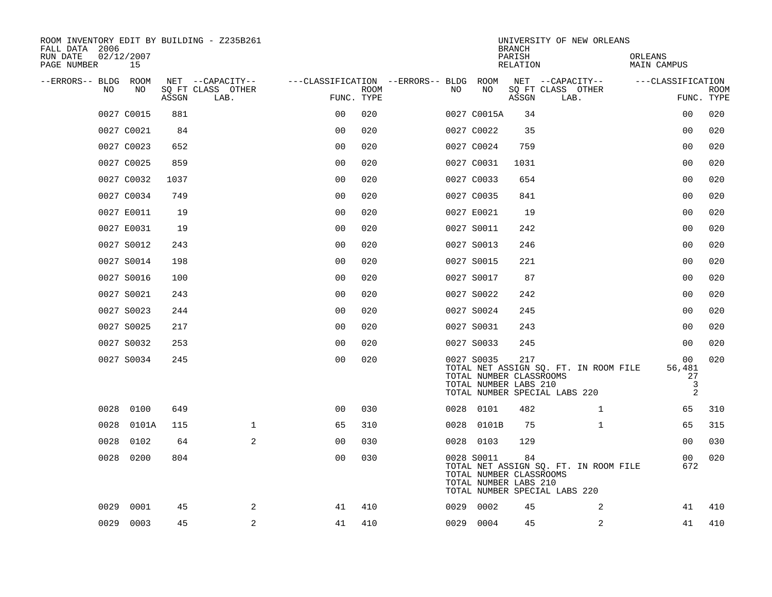ROOM INVENTORY EDIT BY BUILDING - Z235B261
FALL DATA 2006
RUN DATE 02/12/2007

UNIVERSITY OF NEW ORLEANS
BRANCH
PARISH ORLEANS
RELATION MAIN CAMPUS

| --ERRORS-- | BLDG NO | ROOM NO | NET ASSGN SQ FT | --CAPACITY-- CLASS LAB. | OTHER | ---CLASSIFICATION FUNC. | ROOM TYPE | --ERRORS-- | BLDG NO | ROOM NO | NET ASSGN SQ FT | --CAPACITY-- CLASS LAB. | OTHER | ---CLASSIFICATION FUNC. | ROOM TYPE |
|---|---|---|---|---|---|---|---|---|---|---|---|---|---|---|---|
| | 0027 | C0015 | 881 | | | 00 | 020 | | 0027 | C0015A | 34 | | | 00 | 020 |
| | 0027 | C0021 | 84 | | | 00 | 020 | | 0027 | C0022 | 35 | | | 00 | 020 |
| | 0027 | C0023 | 652 | | | 00 | 020 | | 0027 | C0024 | 759 | | | 00 | 020 |
| | 0027 | C0025 | 859 | | | 00 | 020 | | 0027 | C0031 | 1031 | | | 00 | 020 |
| | 0027 | C0032 | 1037 | | | 00 | 020 | | 0027 | C0033 | 654 | | | 00 | 020 |
| | 0027 | C0034 | 749 | | | 00 | 020 | | 0027 | C0035 | 841 | | | 00 | 020 |
| | 0027 | E0011 | 19 | | | 00 | 020 | | 0027 | E0021 | 19 | | | 00 | 020 |
| | 0027 | E0031 | 19 | | | 00 | 020 | | 0027 | S0011 | 242 | | | 00 | 020 |
| | 0027 | S0012 | 243 | | | 00 | 020 | | 0027 | S0013 | 246 | | | 00 | 020 |
| | 0027 | S0014 | 198 | | | 00 | 020 | | 0027 | S0015 | 221 | | | 00 | 020 |
| | 0027 | S0016 | 100 | | | 00 | 020 | | 0027 | S0017 | 87 | | | 00 | 020 |
| | 0027 | S0021 | 243 | | | 00 | 020 | | 0027 | S0022 | 242 | | | 00 | 020 |
| | 0027 | S0023 | 244 | | | 00 | 020 | | 0027 | S0024 | 245 | | | 00 | 020 |
| | 0027 | S0025 | 217 | | | 00 | 020 | | 0027 | S0031 | 243 | | | 00 | 020 |
| | 0027 | S0032 | 253 | | | 00 | 020 | | 0027 | S0033 | 245 | | | 00 | 020 |
| | 0027 | S0034 | 245 | | | 00 | 020 | | 0027 | S0035 | 217 | | | 00 | 020 |
| | | | | | | | | | TOTAL NET ASSIGN SQ. FT. IN ROOM FILE | | | | | 56,481 | |
| | | | | | | | | | TOTAL NUMBER CLASSROOMS | | | | | 27 | |
| | | | | | | | | | TOTAL NUMBER LABS 210 | | | | | 3 | |
| | | | | | | | | | TOTAL NUMBER SPECIAL LABS 220 | | | | | 2 | |
| | 0028 | 0100 | 649 | | | 00 | 030 | | 0028 | 0101 | 482 | 1 | | 65 | 310 |
| | 0028 | 0101A | 115 | 1 | | 65 | 310 | | 0028 | 0101B | 75 | 1 | | 65 | 315 |
| | 0028 | 0102 | 64 | 2 | | 00 | 030 | | 0028 | 0103 | 129 | | | 00 | 030 |
| | 0028 | 0200 | 804 | | | 00 | 030 | | 0028 | S0011 | 84 | | | 00 | 020 |
| | | | | | | | | | TOTAL NET ASSIGN SQ. FT. IN ROOM FILE | | | | | 672 | |
| | | | | | | | | | TOTAL NUMBER CLASSROOMS | | | | | | |
| | | | | | | | | | TOTAL NUMBER LABS 210 | | | | | | |
| | | | | | | | | | TOTAL NUMBER SPECIAL LABS 220 | | | | | | |
| | 0029 | 0001 | 45 | 2 | | 41 | 410 | | 0029 | 0002 | 45 | 2 | | 41 | 410 |
| | 0029 | 0003 | 45 | 2 | | 41 | 410 | | 0029 | 0004 | 45 | 2 | | 41 | 410 |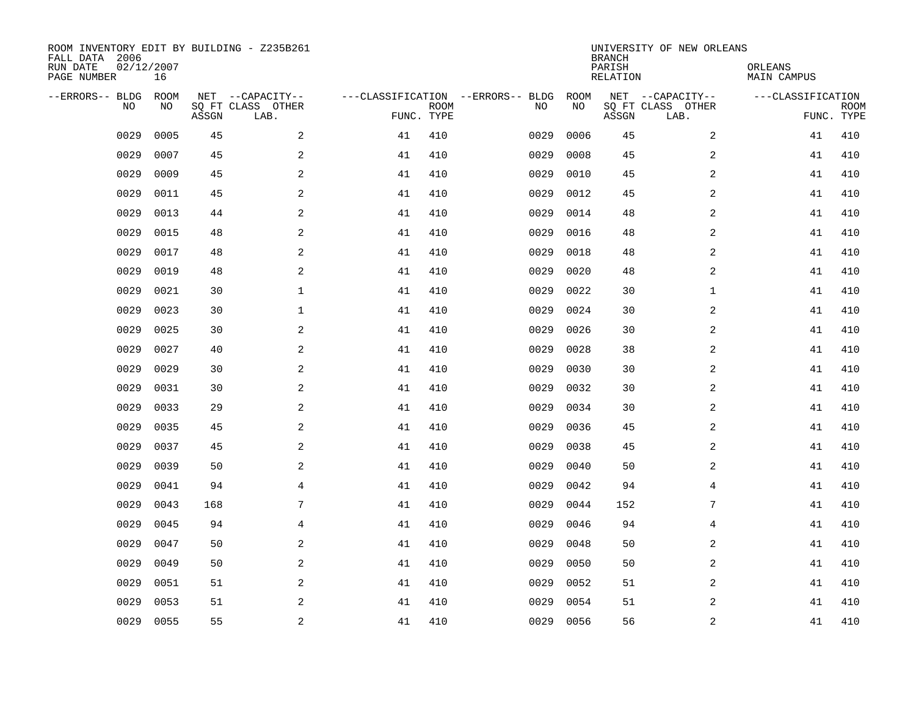ROOM INVENTORY EDIT BY BUILDING - Z235B261
FALL DATA 2006
RUN DATE 02/12/2007
PAGE NUMBER 16

UNIVERSITY OF NEW ORLEANS
BRANCH
PARISH ORLEANS
RELATION MAIN CAMPUS

| --ERRORS-- | BLDG NO | ROOM NO | NET SQ FT ASSGN | CAPACITY CLASS LAB. | CAPACITY OTHER | CLASSIFICATION FUNC. | ROOM TYPE | --ERRORS-- | BLDG NO | ROOM NO | NET SQ FT ASSGN | CAPACITY CLASS LAB. | CAPACITY OTHER | CLASSIFICATION FUNC. | ROOM TYPE |
|---|---|---|---|---|---|---|---|---|---|---|---|---|---|---|---|
| | 0029 | 0005 | 45 | | 2 | 41 | 410 | | 0029 | 0006 | 45 | | 2 | 41 | 410 |
| | 0029 | 0007 | 45 | | 2 | 41 | 410 | | 0029 | 0008 | 45 | | 2 | 41 | 410 |
| | 0029 | 0009 | 45 | | 2 | 41 | 410 | | 0029 | 0010 | 45 | | 2 | 41 | 410 |
| | 0029 | 0011 | 45 | | 2 | 41 | 410 | | 0029 | 0012 | 45 | | 2 | 41 | 410 |
| | 0029 | 0013 | 44 | | 2 | 41 | 410 | | 0029 | 0014 | 48 | | 2 | 41 | 410 |
| | 0029 | 0015 | 48 | | 2 | 41 | 410 | | 0029 | 0016 | 48 | | 2 | 41 | 410 |
| | 0029 | 0017 | 48 | | 2 | 41 | 410 | | 0029 | 0018 | 48 | | 2 | 41 | 410 |
| | 0029 | 0019 | 48 | | 2 | 41 | 410 | | 0029 | 0020 | 48 | | 2 | 41 | 410 |
| | 0029 | 0021 | 30 | | 1 | 41 | 410 | | 0029 | 0022 | 30 | | 1 | 41 | 410 |
| | 0029 | 0023 | 30 | | 1 | 41 | 410 | | 0029 | 0024 | 30 | | 2 | 41 | 410 |
| | 0029 | 0025 | 30 | | 2 | 41 | 410 | | 0029 | 0026 | 30 | | 2 | 41 | 410 |
| | 0029 | 0027 | 40 | | 2 | 41 | 410 | | 0029 | 0028 | 38 | | 2 | 41 | 410 |
| | 0029 | 0029 | 30 | | 2 | 41 | 410 | | 0029 | 0030 | 30 | | 2 | 41 | 410 |
| | 0029 | 0031 | 30 | | 2 | 41 | 410 | | 0029 | 0032 | 30 | | 2 | 41 | 410 |
| | 0029 | 0033 | 29 | | 2 | 41 | 410 | | 0029 | 0034 | 30 | | 2 | 41 | 410 |
| | 0029 | 0035 | 45 | | 2 | 41 | 410 | | 0029 | 0036 | 45 | | 2 | 41 | 410 |
| | 0029 | 0037 | 45 | | 2 | 41 | 410 | | 0029 | 0038 | 45 | | 2 | 41 | 410 |
| | 0029 | 0039 | 50 | | 2 | 41 | 410 | | 0029 | 0040 | 50 | | 2 | 41 | 410 |
| | 0029 | 0041 | 94 | | 4 | 41 | 410 | | 0029 | 0042 | 94 | | 4 | 41 | 410 |
| | 0029 | 0043 | 168 | | 7 | 41 | 410 | | 0029 | 0044 | 152 | | 7 | 41 | 410 |
| | 0029 | 0045 | 94 | | 4 | 41 | 410 | | 0029 | 0046 | 94 | | 4 | 41 | 410 |
| | 0029 | 0047 | 50 | | 2 | 41 | 410 | | 0029 | 0048 | 50 | | 2 | 41 | 410 |
| | 0029 | 0049 | 50 | | 2 | 41 | 410 | | 0029 | 0050 | 50 | | 2 | 41 | 410 |
| | 0029 | 0051 | 51 | | 2 | 41 | 410 | | 0029 | 0052 | 51 | | 2 | 41 | 410 |
| | 0029 | 0053 | 51 | | 2 | 41 | 410 | | 0029 | 0054 | 51 | | 2 | 41 | 410 |
| | 0029 | 0055 | 55 | | 2 | 41 | 410 | | 0029 | 0056 | 56 | | 2 | 41 | 410 |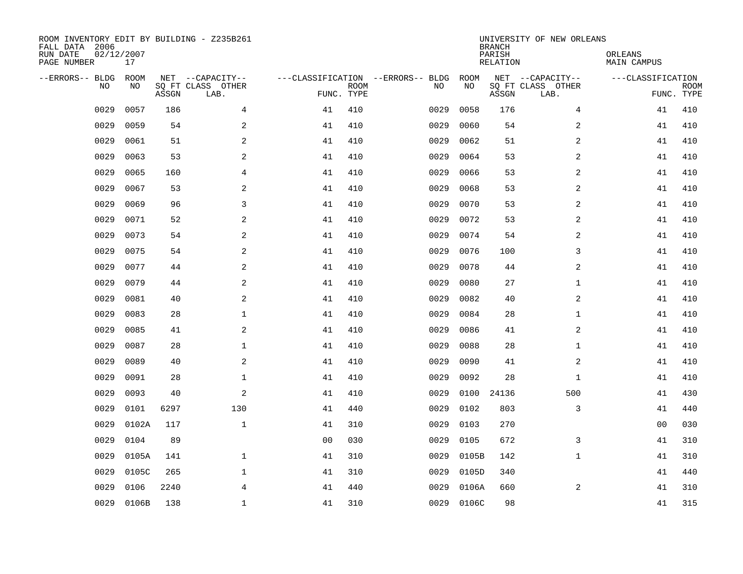ROOM INVENTORY EDIT BY BUILDING - Z235B261
FALL DATA 2006
RUN DATE 02/12/2007
PAGE NUMBER 17

UNIVERSITY OF NEW ORLEANS
BRANCH
PARISH ORLEANS
RELATION MAIN CAMPUS

| --ERRORS-- | BLDG NO | ROOM NO | NET SQ FT ASSGN | CAPACITY CLASS LAB. | CAPACITY OTHER | CLASSIFICATION FUNC. | ROOM TYPE | --ERRORS-- | BLDG NO | ROOM NO | NET SQ FT ASSGN | CAPACITY CLASS LAB. | CAPACITY OTHER | CLASSIFICATION FUNC. | ROOM TYPE |
|---|---|---|---|---|---|---|---|---|---|---|---|---|---|---|---|
| | 0029 | 0057 | 186 | | 4 | 41 | 410 | | 0029 | 0058 | 176 | | 4 | 41 | 410 |
| | 0029 | 0059 | 54 | | 2 | 41 | 410 | | 0029 | 0060 | 54 | | 2 | 41 | 410 |
| | 0029 | 0061 | 51 | | 2 | 41 | 410 | | 0029 | 0062 | 51 | | 2 | 41 | 410 |
| | 0029 | 0063 | 53 | | 2 | 41 | 410 | | 0029 | 0064 | 53 | | 2 | 41 | 410 |
| | 0029 | 0065 | 160 | | 4 | 41 | 410 | | 0029 | 0066 | 53 | | 2 | 41 | 410 |
| | 0029 | 0067 | 53 | | 2 | 41 | 410 | | 0029 | 0068 | 53 | | 2 | 41 | 410 |
| | 0029 | 0069 | 96 | | 3 | 41 | 410 | | 0029 | 0070 | 53 | | 2 | 41 | 410 |
| | 0029 | 0071 | 52 | | 2 | 41 | 410 | | 0029 | 0072 | 53 | | 2 | 41 | 410 |
| | 0029 | 0073 | 54 | | 2 | 41 | 410 | | 0029 | 0074 | 54 | | 2 | 41 | 410 |
| | 0029 | 0075 | 54 | | 2 | 41 | 410 | | 0029 | 0076 | 100 | | 3 | 41 | 410 |
| | 0029 | 0077 | 44 | | 2 | 41 | 410 | | 0029 | 0078 | 44 | | 2 | 41 | 410 |
| | 0029 | 0079 | 44 | | 2 | 41 | 410 | | 0029 | 0080 | 27 | | 1 | 41 | 410 |
| | 0029 | 0081 | 40 | | 2 | 41 | 410 | | 0029 | 0082 | 40 | | 2 | 41 | 410 |
| | 0029 | 0083 | 28 | | 1 | 41 | 410 | | 0029 | 0084 | 28 | | 1 | 41 | 410 |
| | 0029 | 0085 | 41 | | 2 | 41 | 410 | | 0029 | 0086 | 41 | | 2 | 41 | 410 |
| | 0029 | 0087 | 28 | | 1 | 41 | 410 | | 0029 | 0088 | 28 | | 1 | 41 | 410 |
| | 0029 | 0089 | 40 | | 2 | 41 | 410 | | 0029 | 0090 | 41 | | 2 | 41 | 410 |
| | 0029 | 0091 | 28 | | 1 | 41 | 410 | | 0029 | 0092 | 28 | | 1 | 41 | 410 |
| | 0029 | 0093 | 40 | | 2 | 41 | 410 | | 0029 | 0100 | 24136 | | 500 | 41 | 430 |
| | 0029 | 0101 | 6297 | | 130 | 41 | 440 | | 0029 | 0102 | 803 | | 3 | 41 | 440 |
| | 0029 | 0102A | 117 | | 1 | 41 | 310 | | 0029 | 0103 | 270 | | | 00 | 030 |
| | 0029 | 0104 | 89 | | | 00 | 030 | | 0029 | 0105 | 672 | | 3 | 41 | 310 |
| | 0029 | 0105A | 141 | | 1 | 41 | 310 | | 0029 | 0105B | 142 | | 1 | 41 | 310 |
| | 0029 | 0105C | 265 | | 1 | 41 | 310 | | 0029 | 0105D | 340 | | | 41 | 440 |
| | 0029 | 0106 | 2240 | | 4 | 41 | 440 | | 0029 | 0106A | 660 | | 2 | 41 | 310 |
| | 0029 | 0106B | 138 | | 1 | 41 | 310 | | 0029 | 0106C | 98 | | | 41 | 315 |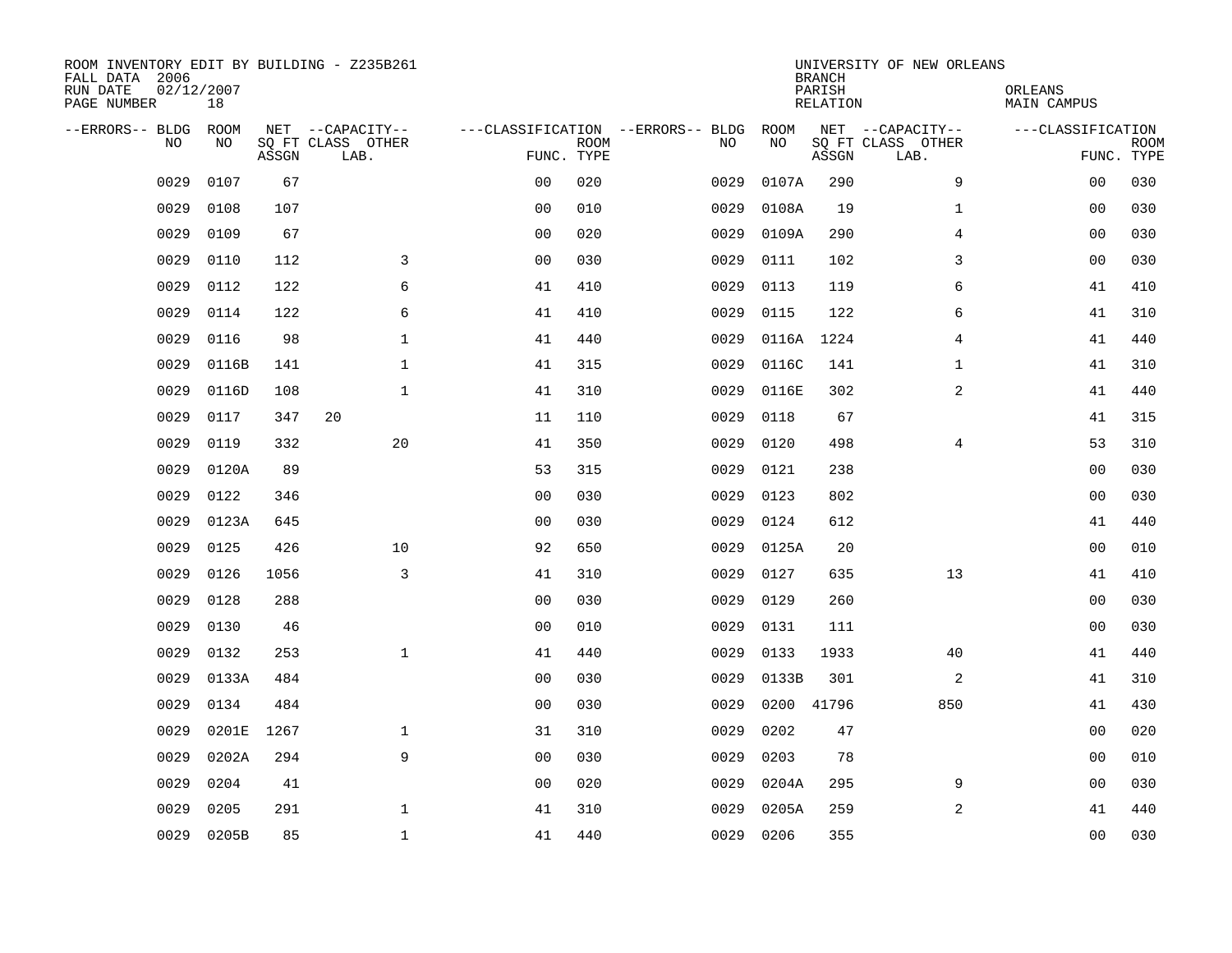ROOM INVENTORY EDIT BY BUILDING - Z235B261
FALL DATA 2006
RUN DATE 02/12/2007
PAGE NUMBER 18

UNIVERSITY OF NEW ORLEANS
BRANCH
PARISH ORLEANS
RELATION MAIN CAMPUS

| --ERRORS-- | BLDG NO | ROOM NO | NET ASSGN SQ FT | CAPACITY CLASS | CAPACITY OTHER LAB. | CLASSIFICATION FUNC. | ROOM TYPE | --ERRORS-- | BLDG NO | ROOM NO | NET ASSGN SQ FT | CAPACITY CLASS | CAPACITY OTHER LAB. | CLASSIFICATION FUNC. | ROOM TYPE |
|---|---|---|---|---|---|---|---|---|---|---|---|---|---|---|---|
| | 0029 | 0107 | 67 | | | 00 | 020 | | 0029 | 0107A | 290 | | 9 | 00 | 030 |
| | 0029 | 0108 | 107 | | | 00 | 010 | | 0029 | 0108A | 19 | | 1 | 00 | 030 |
| | 0029 | 0109 | 67 | | | 00 | 020 | | 0029 | 0109A | 290 | | 4 | 00 | 030 |
| | 0029 | 0110 | 112 | | 3 | 00 | 030 | | 0029 | 0111 | 102 | | 3 | 00 | 030 |
| | 0029 | 0112 | 122 | | 6 | 41 | 410 | | 0029 | 0113 | 119 | | 6 | 41 | 410 |
| | 0029 | 0114 | 122 | | 6 | 41 | 410 | | 0029 | 0115 | 122 | | 6 | 41 | 310 |
| | 0029 | 0116 | 98 | | 1 | 41 | 440 | | 0029 | 0116A | 1224 | | 4 | 41 | 440 |
| | 0029 | 0116B | 141 | | 1 | 41 | 315 | | 0029 | 0116C | 141 | | 1 | 41 | 310 |
| | 0029 | 0116D | 108 | | 1 | 41 | 310 | | 0029 | 0116E | 302 | | 2 | 41 | 440 |
| | 0029 | 0117 | 347 | 20 | | 11 | 110 | | 0029 | 0118 | 67 | | | 41 | 315 |
| | 0029 | 0119 | 332 | | 20 | 41 | 350 | | 0029 | 0120 | 498 | | 4 | 53 | 310 |
| | 0029 | 0120A | 89 | | | 53 | 315 | | 0029 | 0121 | 238 | | | 00 | 030 |
| | 0029 | 0122 | 346 | | | 00 | 030 | | 0029 | 0123 | 802 | | | 00 | 030 |
| | 0029 | 0123A | 645 | | | 00 | 030 | | 0029 | 0124 | 612 | | | 41 | 440 |
| | 0029 | 0125 | 426 | | 10 | 92 | 650 | | 0029 | 0125A | 20 | | | 00 | 010 |
| | 0029 | 0126 | 1056 | | 3 | 41 | 310 | | 0029 | 0127 | 635 | | 13 | 41 | 410 |
| | 0029 | 0128 | 288 | | | 00 | 030 | | 0029 | 0129 | 260 | | | 00 | 030 |
| | 0029 | 0130 | 46 | | | 00 | 010 | | 0029 | 0131 | 111 | | | 00 | 030 |
| | 0029 | 0132 | 253 | | 1 | 41 | 440 | | 0029 | 0133 | 1933 | | 40 | 41 | 440 |
| | 0029 | 0133A | 484 | | | 00 | 030 | | 0029 | 0133B | 301 | | 2 | 41 | 310 |
| | 0029 | 0134 | 484 | | | 00 | 030 | | 0029 | 0200 | 41796 | | 850 | 41 | 430 |
| | 0029 | 0201E | 1267 | | 1 | 31 | 310 | | 0029 | 0202 | 47 | | | 00 | 020 |
| | 0029 | 0202A | 294 | | 9 | 00 | 030 | | 0029 | 0203 | 78 | | | 00 | 010 |
| | 0029 | 0204 | 41 | | | 00 | 020 | | 0029 | 0204A | 295 | | 9 | 00 | 030 |
| | 0029 | 0205 | 291 | | 1 | 41 | 310 | | 0029 | 0205A | 259 | | 2 | 41 | 440 |
| | 0029 | 0205B | 85 | | 1 | 41 | 440 | | 0029 | 0206 | 355 | | | 00 | 030 |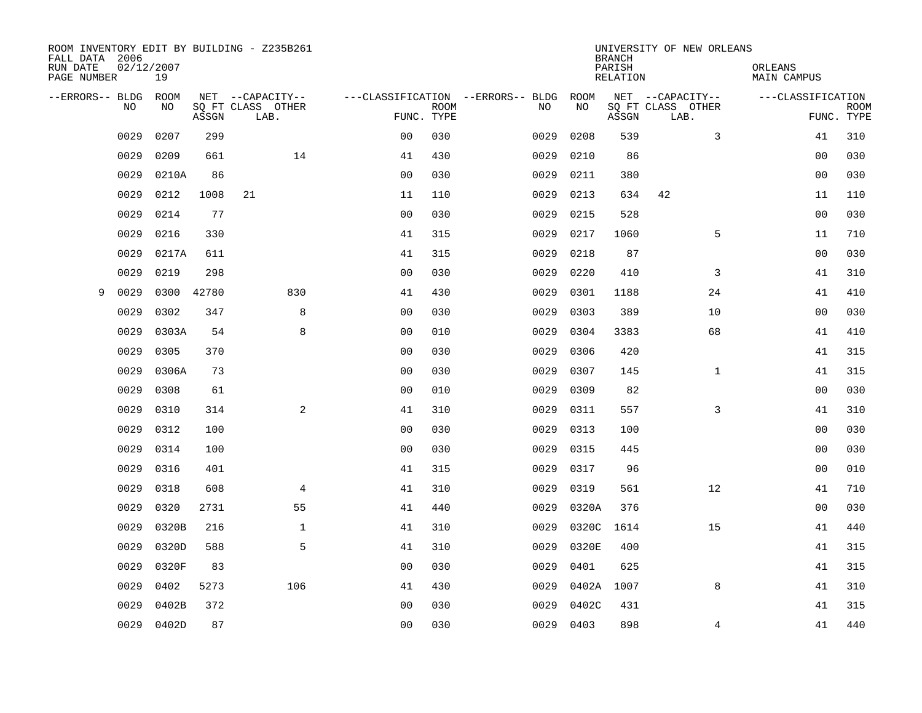ROOM INVENTORY EDIT BY BUILDING - Z235B261
FALL DATA 2006
RUN DATE 02/12/2007
PAGE NUMBER 19

UNIVERSITY OF NEW ORLEANS
BRANCH
PARISH ORLEANS
RELATION MAIN CAMPUS

| --ERRORS-- | BLDG NO | ROOM NO | NET SQ FT ASSGN | --CAPACITY-- CLASS | OTHER LAB. | ---CLASSIFICATION FUNC. | ROOM TYPE | --ERRORS-- | BLDG NO | ROOM NO | NET SQ FT ASSGN | --CAPACITY-- CLASS | OTHER LAB. | ---CLASSIFICATION FUNC. | ROOM TYPE |
|---|---|---|---|---|---|---|---|---|---|---|---|---|---|---|---|
| | 0029 | 0207 | 299 | | | 00 | 030 | | 0029 | 0208 | 539 | | 3 | 41 | 310 |
| | 0029 | 0209 | 661 | | 14 | 41 | 430 | | 0029 | 0210 | 86 | | | 00 | 030 |
| | 0029 | 0210A | 86 | | | 00 | 030 | | 0029 | 0211 | 380 | | | 00 | 030 |
| | 0029 | 0212 | 1008 | 21 | | 11 | 110 | | 0029 | 0213 | 634 | 42 | | 11 | 110 |
| | 0029 | 0214 | 77 | | | 00 | 030 | | 0029 | 0215 | 528 | | | 00 | 030 |
| | 0029 | 0216 | 330 | | | 41 | 315 | | 0029 | 0217 | 1060 | | 5 | 11 | 710 |
| | 0029 | 0217A | 611 | | | 41 | 315 | | 0029 | 0218 | 87 | | | 00 | 030 |
| | 0029 | 0219 | 298 | | | 00 | 030 | | 0029 | 0220 | 410 | | 3 | 41 | 310 |
| 9 | 0029 | 0300 | 42780 | | 830 | 41 | 430 | | 0029 | 0301 | 1188 | | 24 | 41 | 410 |
| | 0029 | 0302 | 347 | | 8 | 00 | 030 | | 0029 | 0303 | 389 | | 10 | 00 | 030 |
| | 0029 | 0303A | 54 | | 8 | 00 | 010 | | 0029 | 0304 | 3383 | | 68 | 41 | 410 |
| | 0029 | 0305 | 370 | | | 00 | 030 | | 0029 | 0306 | 420 | | | 41 | 315 |
| | 0029 | 0306A | 73 | | | 00 | 030 | | 0029 | 0307 | 145 | | 1 | 41 | 315 |
| | 0029 | 0308 | 61 | | | 00 | 010 | | 0029 | 0309 | 82 | | | 00 | 030 |
| | 0029 | 0310 | 314 | | 2 | 41 | 310 | | 0029 | 0311 | 557 | | 3 | 41 | 310 |
| | 0029 | 0312 | 100 | | | 00 | 030 | | 0029 | 0313 | 100 | | | 00 | 030 |
| | 0029 | 0314 | 100 | | | 00 | 030 | | 0029 | 0315 | 445 | | | 00 | 030 |
| | 0029 | 0316 | 401 | | | 41 | 315 | | 0029 | 0317 | 96 | | | 00 | 010 |
| | 0029 | 0318 | 608 | | 4 | 41 | 310 | | 0029 | 0319 | 561 | | 12 | 41 | 710 |
| | 0029 | 0320 | 2731 | | 55 | 41 | 440 | | 0029 | 0320A | 376 | | | 00 | 030 |
| | 0029 | 0320B | 216 | | 1 | 41 | 310 | | 0029 | 0320C | 1614 | | 15 | 41 | 440 |
| | 0029 | 0320D | 588 | | 5 | 41 | 310 | | 0029 | 0320E | 400 | | | 41 | 315 |
| | 0029 | 0320F | 83 | | | 00 | 030 | | 0029 | 0401 | 625 | | | 41 | 315 |
| | 0029 | 0402 | 5273 | | 106 | 41 | 430 | | 0029 | 0402A | 1007 | | 8 | 41 | 310 |
| | 0029 | 0402B | 372 | | | 00 | 030 | | 0029 | 0402C | 431 | | | 41 | 315 |
| | 0029 | 0402D | 87 | | | 00 | 030 | | 0029 | 0403 | 898 | | 4 | 41 | 440 |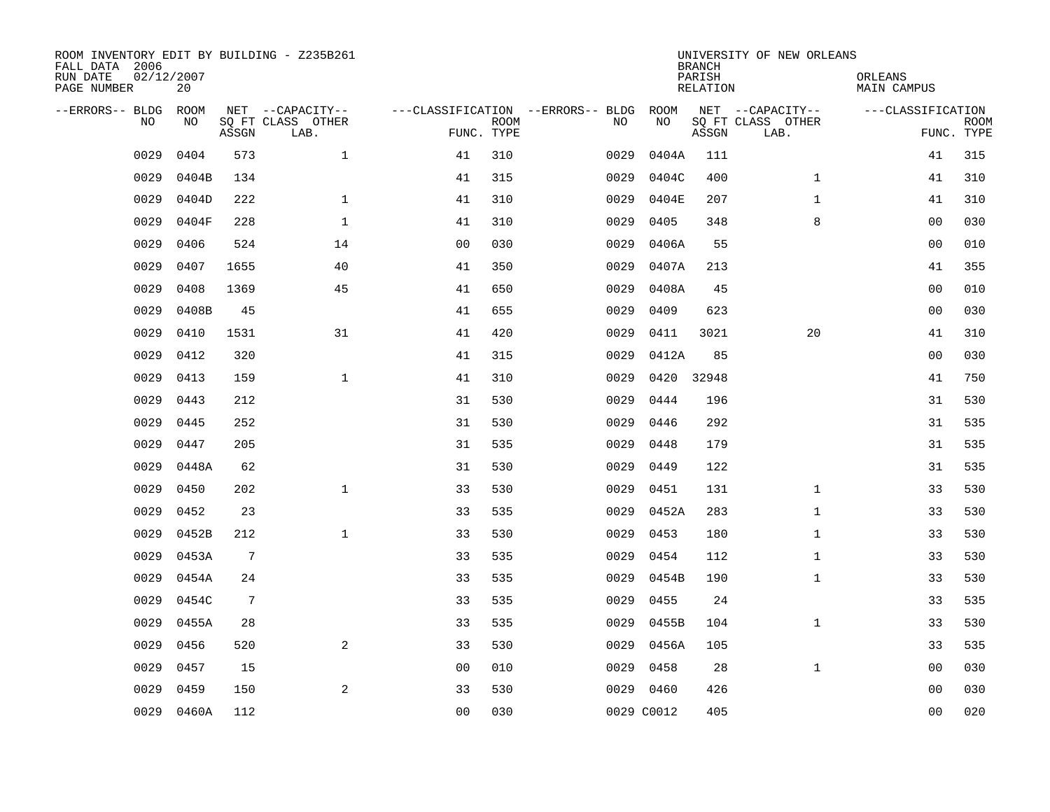ROOM INVENTORY EDIT BY BUILDING - Z235B261
FALL DATA 2006
RUN DATE 02/12/2007
PAGE NUMBER 20

UNIVERSITY OF NEW ORLEANS
BRANCH
PARISH ORLEANS
RELATION MAIN CAMPUS

| --ERRORS-- | BLDG NO | ROOM NO | NET SQ FT ASSGN | --CAPACITY-- CLASS LAB. | OTHER | ---CLASSIFICATION FUNC. | ROOM TYPE | --ERRORS-- | BLDG NO | ROOM NO | NET SQ FT ASSGN | --CAPACITY-- CLASS LAB. | OTHER | ---CLASSIFICATION FUNC. | ROOM TYPE |
|---|---|---|---|---|---|---|---|---|---|---|---|---|---|---|---|
| | 0029 | 0404 | 573 | | 1 | 41 | 310 | | 0029 | 0404A | 111 | | | 41 | 315 |
| | 0029 | 0404B | 134 | | | 41 | 315 | | 0029 | 0404C | 400 | | 1 | 41 | 310 |
| | 0029 | 0404D | 222 | | 1 | 41 | 310 | | 0029 | 0404E | 207 | | 1 | 41 | 310 |
| | 0029 | 0404F | 228 | | 1 | 41 | 310 | | 0029 | 0405 | 348 | | 8 | 00 | 030 |
| | 0029 | 0406 | 524 | | 14 | 00 | 030 | | 0029 | 0406A | 55 | | | 00 | 010 |
| | 0029 | 0407 | 1655 | | 40 | 41 | 350 | | 0029 | 0407A | 213 | | | 41 | 355 |
| | 0029 | 0408 | 1369 | | 45 | 41 | 650 | | 0029 | 0408A | 45 | | | 00 | 010 |
| | 0029 | 0408B | 45 | | | 41 | 655 | | 0029 | 0409 | 623 | | | 00 | 030 |
| | 0029 | 0410 | 1531 | | 31 | 41 | 420 | | 0029 | 0411 | 3021 | | 20 | 41 | 310 |
| | 0029 | 0412 | 320 | | | 41 | 315 | | 0029 | 0412A | 85 | | | 00 | 030 |
| | 0029 | 0413 | 159 | | 1 | 41 | 310 | | 0029 | 0420 | 32948 | | | 41 | 750 |
| | 0029 | 0443 | 212 | | | 31 | 530 | | 0029 | 0444 | 196 | | | 31 | 530 |
| | 0029 | 0445 | 252 | | | 31 | 530 | | 0029 | 0446 | 292 | | | 31 | 535 |
| | 0029 | 0447 | 205 | | | 31 | 535 | | 0029 | 0448 | 179 | | | 31 | 535 |
| | 0029 | 0448A | 62 | | | 31 | 530 | | 0029 | 0449 | 122 | | | 31 | 535 |
| | 0029 | 0450 | 202 | | 1 | 33 | 530 | | 0029 | 0451 | 131 | | 1 | 33 | 530 |
| | 0029 | 0452 | 23 | | | 33 | 535 | | 0029 | 0452A | 283 | | 1 | 33 | 530 |
| | 0029 | 0452B | 212 | | 1 | 33 | 530 | | 0029 | 0453 | 180 | | 1 | 33 | 530 |
| | 0029 | 0453A | 7 | | | 33 | 535 | | 0029 | 0454 | 112 | | 1 | 33 | 530 |
| | 0029 | 0454A | 24 | | | 33 | 535 | | 0029 | 0454B | 190 | | 1 | 33 | 530 |
| | 0029 | 0454C | 7 | | | 33 | 535 | | 0029 | 0455 | 24 | | | 33 | 535 |
| | 0029 | 0455A | 28 | | | 33 | 535 | | 0029 | 0455B | 104 | | 1 | 33 | 530 |
| | 0029 | 0456 | 520 | | 2 | 33 | 530 | | 0029 | 0456A | 105 | | | 33 | 535 |
| | 0029 | 0457 | 15 | | | 00 | 010 | | 0029 | 0458 | 28 | | 1 | 00 | 030 |
| | 0029 | 0459 | 150 | | 2 | 33 | 530 | | 0029 | 0460 | 426 | | | 00 | 030 |
| | 0029 | 0460A | 112 | | | 00 | 030 | | 0029 | C0012 | 405 | | | 00 | 020 |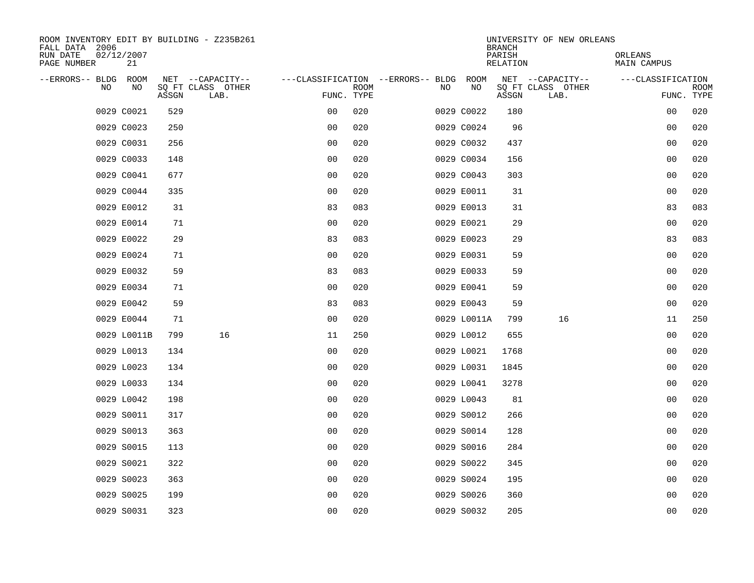ROOM INVENTORY EDIT BY BUILDING - Z235B261
FALL DATA 2006
RUN DATE 02/12/2007
PAGE NUMBER 21

UNIVERSITY OF NEW ORLEANS
BRANCH
PARISH ORLEANS
RELATION MAIN CAMPUS

| --ERRORS-- | BLDG NO | ROOM NO | NET SQ FT ASSGN | --CAPACITY-- CLASS LAB. | OTHER | ---CLASSIFICATION FUNC. | ROOM TYPE | --ERRORS-- | BLDG NO | ROOM NO | NET SQ FT ASSGN | --CAPACITY-- CLASS LAB. | OTHER | ---CLASSIFICATION FUNC. | ROOM TYPE |
|---|---|---|---|---|---|---|---|---|---|---|---|---|---|---|---|
| | 0029 | C0021 | 529 | | | 00 | 020 | | 0029 | C0022 | 180 | | | 00 | 020 |
| | 0029 | C0023 | 250 | | | 00 | 020 | | 0029 | C0024 | 96 | | | 00 | 020 |
| | 0029 | C0031 | 256 | | | 00 | 020 | | 0029 | C0032 | 437 | | | 00 | 020 |
| | 0029 | C0033 | 148 | | | 00 | 020 | | 0029 | C0034 | 156 | | | 00 | 020 |
| | 0029 | C0041 | 677 | | | 00 | 020 | | 0029 | C0043 | 303 | | | 00 | 020 |
| | 0029 | C0044 | 335 | | | 00 | 020 | | 0029 | E0011 | 31 | | | 00 | 020 |
| | 0029 | E0012 | 31 | | | 83 | 083 | | 0029 | E0013 | 31 | | | 83 | 083 |
| | 0029 | E0014 | 71 | | | 00 | 020 | | 0029 | E0021 | 29 | | | 00 | 020 |
| | 0029 | E0022 | 29 | | | 83 | 083 | | 0029 | E0023 | 29 | | | 83 | 083 |
| | 0029 | E0024 | 71 | | | 00 | 020 | | 0029 | E0031 | 59 | | | 00 | 020 |
| | 0029 | E0032 | 59 | | | 83 | 083 | | 0029 | E0033 | 59 | | | 00 | 020 |
| | 0029 | E0034 | 71 | | | 00 | 020 | | 0029 | E0041 | 59 | | | 00 | 020 |
| | 0029 | E0042 | 59 | | | 83 | 083 | | 0029 | E0043 | 59 | | | 00 | 020 |
| | 0029 | E0044 | 71 | | | 00 | 020 | | 0029 | L0011A | 799 | 16 | | 11 | 250 |
| | 0029 | L0011B | 799 | 16 | | 11 | 250 | | 0029 | L0012 | 655 | | | 00 | 020 |
| | 0029 | L0013 | 134 | | | 00 | 020 | | 0029 | L0021 | 1768 | | | 00 | 020 |
| | 0029 | L0023 | 134 | | | 00 | 020 | | 0029 | L0031 | 1845 | | | 00 | 020 |
| | 0029 | L0033 | 134 | | | 00 | 020 | | 0029 | L0041 | 3278 | | | 00 | 020 |
| | 0029 | L0042 | 198 | | | 00 | 020 | | 0029 | L0043 | 81 | | | 00 | 020 |
| | 0029 | S0011 | 317 | | | 00 | 020 | | 0029 | S0012 | 266 | | | 00 | 020 |
| | 0029 | S0013 | 363 | | | 00 | 020 | | 0029 | S0014 | 128 | | | 00 | 020 |
| | 0029 | S0015 | 113 | | | 00 | 020 | | 0029 | S0016 | 284 | | | 00 | 020 |
| | 0029 | S0021 | 322 | | | 00 | 020 | | 0029 | S0022 | 345 | | | 00 | 020 |
| | 0029 | S0023 | 363 | | | 00 | 020 | | 0029 | S0024 | 195 | | | 00 | 020 |
| | 0029 | S0025 | 199 | | | 00 | 020 | | 0029 | S0026 | 360 | | | 00 | 020 |
| | 0029 | S0031 | 323 | | | 00 | 020 | | 0029 | S0032 | 205 | | | 00 | 020 |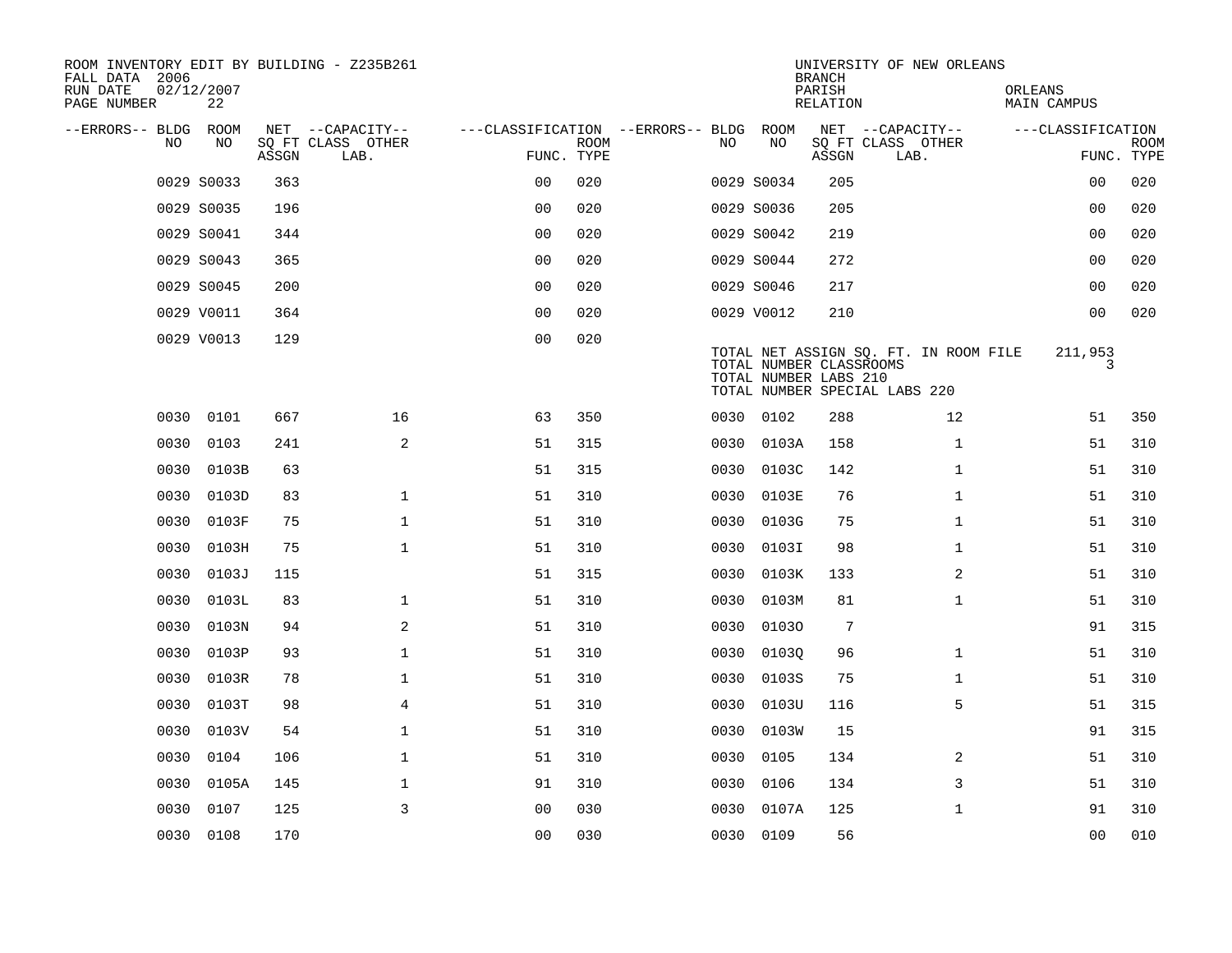ROOM INVENTORY EDIT BY BUILDING - Z235B261
FALL DATA 2006
RUN DATE 02/12/2007

UNIVERSITY OF NEW ORLEANS
BRANCH
PARISH ORLEANS
RELATION MAIN CAMPUS

| --ERRORS-- | BLDG NO | ROOM NO | NET SQ FT ASSGN | --CAPACITY-- CLASS | OTHER LAB. | ---CLASSIFICATION FUNC. | ROOM TYPE | --ERRORS-- | BLDG NO | ROOM NO | NET SQ FT ASSGN | --CAPACITY-- CLASS | OTHER LAB. | ---CLASSIFICATION FUNC. | ROOM TYPE |
|---|---|---|---|---|---|---|---|---|---|---|---|---|---|---|---|
| | 0029 | S0033 | 363 | | | 00 | 020 | | 0029 | S0034 | 205 | | | 00 | 020 |
| | 0029 | S0035 | 196 | | | 00 | 020 | | 0029 | S0036 | 205 | | | 00 | 020 |
| | 0029 | S0041 | 344 | | | 00 | 020 | | 0029 | S0042 | 219 | | | 00 | 020 |
| | 0029 | S0043 | 365 | | | 00 | 020 | | 0029 | S0044 | 272 | | | 00 | 020 |
| | 0029 | S0045 | 200 | | | 00 | 020 | | 0029 | S0046 | 217 | | | 00 | 020 |
| | 0029 | V0011 | 364 | | | 00 | 020 | | 0029 | V0012 | 210 | | | 00 | 020 |
| | 0029 | V0013 | 129 | | | 00 | 020 | | | | | | | | |

TOTAL NET ASSIGN SQ. FT. IN ROOM FILE 211,953
TOTAL NUMBER CLASSROOMS 3
TOTAL NUMBER LABS 210
TOTAL NUMBER SPECIAL LABS 220

| --ERRORS-- | BLDG NO | ROOM NO | NET SQ FT ASSGN | --CAPACITY-- CLASS | OTHER LAB. | ---CLASSIFICATION FUNC. | ROOM TYPE | --ERRORS-- | BLDG NO | ROOM NO | NET SQ FT ASSGN | --CAPACITY-- CLASS | OTHER LAB. | ---CLASSIFICATION FUNC. | ROOM TYPE |
|---|---|---|---|---|---|---|---|---|---|---|---|---|---|---|---|
| | 0030 | 0101 | 667 | | 16 | 63 | 350 | | 0030 | 0102 | 288 | | 12 | 51 | 350 |
| | 0030 | 0103 | 241 | | 2 | 51 | 315 | | 0030 | 0103A | 158 | | 1 | 51 | 310 |
| | 0030 | 0103B | 63 | | | 51 | 315 | | 0030 | 0103C | 142 | | 1 | 51 | 310 |
| | 0030 | 0103D | 83 | | 1 | 51 | 310 | | 0030 | 0103E | 76 | | 1 | 51 | 310 |
| | 0030 | 0103F | 75 | | 1 | 51 | 310 | | 0030 | 0103G | 75 | | 1 | 51 | 310 |
| | 0030 | 0103H | 75 | | 1 | 51 | 310 | | 0030 | 0103I | 98 | | 1 | 51 | 310 |
| | 0030 | 0103J | 115 | | | 51 | 315 | | 0030 | 0103K | 133 | | 2 | 51 | 310 |
| | 0030 | 0103L | 83 | | 1 | 51 | 310 | | 0030 | 0103M | 81 | | 1 | 51 | 310 |
| | 0030 | 0103N | 94 | | 2 | 51 | 310 | | 0030 | 0103O | 7 | | | 91 | 315 |
| | 0030 | 0103P | 93 | | 1 | 51 | 310 | | 0030 | 0103Q | 96 | | 1 | 51 | 310 |
| | 0030 | 0103R | 78 | | 1 | 51 | 310 | | 0030 | 0103S | 75 | | 1 | 51 | 310 |
| | 0030 | 0103T | 98 | | 4 | 51 | 310 | | 0030 | 0103U | 116 | | 5 | 51 | 315 |
| | 0030 | 0103V | 54 | | 1 | 51 | 310 | | 0030 | 0103W | 15 | | | 91 | 315 |
| | 0030 | 0104 | 106 | | 1 | 51 | 310 | | 0030 | 0105 | 134 | | 2 | 51 | 310 |
| | 0030 | 0105A | 145 | | 1 | 91 | 310 | | 0030 | 0106 | 134 | | 3 | 51 | 310 |
| | 0030 | 0107 | 125 | | 3 | 00 | 030 | | 0030 | 0107A | 125 | | 1 | 91 | 310 |
| | 0030 | 0108 | 170 | | | 00 | 030 | | 0030 | 0109 | 56 | | | 00 | 010 |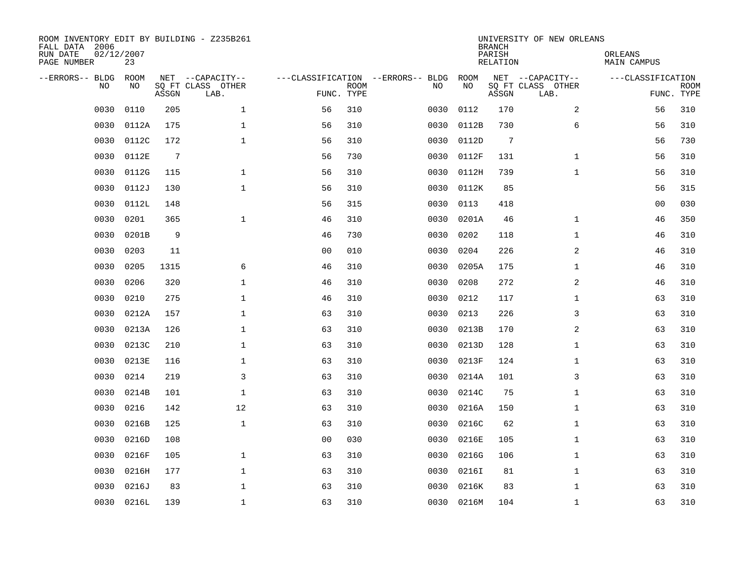ROOM INVENTORY EDIT BY BUILDING - Z235B261
FALL DATA 2006
RUN DATE 02/12/2007
PAGE NUMBER 23

UNIVERSITY OF NEW ORLEANS
BRANCH
PARISH ORLEANS
RELATION MAIN CAMPUS

| --ERRORS-- | BLDG NO | ROOM NO | NET SQ FT ASSGN | --CAPACITY-- CLASS LAB. | OTHER | ---CLASSIFICATION FUNC. | ROOM TYPE | --ERRORS-- | BLDG NO | ROOM NO | NET SQ FT ASSGN | --CAPACITY-- CLASS LAB. | OTHER | ---CLASSIFICATION FUNC. | ROOM TYPE |
|---|---|---|---|---|---|---|---|---|---|---|---|---|---|---|---|
| | 0030 | 0110 | 205 | | 1 | 56 | 310 | | 0030 | 0112 | 170 | | 2 | 56 | 310 |
| | 0030 | 0112A | 175 | | 1 | 56 | 310 | | 0030 | 0112B | 730 | | 6 | 56 | 310 |
| | 0030 | 0112C | 172 | | 1 | 56 | 310 | | 0030 | 0112D | 7 | | | 56 | 730 |
| | 0030 | 0112E | 7 | | | 56 | 730 | | 0030 | 0112F | 131 | | 1 | 56 | 310 |
| | 0030 | 0112G | 115 | | 1 | 56 | 310 | | 0030 | 0112H | 739 | | 1 | 56 | 310 |
| | 0030 | 0112J | 130 | | 1 | 56 | 310 | | 0030 | 0112K | 85 | | | 56 | 315 |
| | 0030 | 0112L | 148 | | | 56 | 315 | | 0030 | 0113 | 418 | | | 00 | 030 |
| | 0030 | 0201 | 365 | | 1 | 46 | 310 | | 0030 | 0201A | 46 | | 1 | 46 | 350 |
| | 0030 | 0201B | 9 | | | 46 | 730 | | 0030 | 0202 | 118 | | 1 | 46 | 310 |
| | 0030 | 0203 | 11 | | | 00 | 010 | | 0030 | 0204 | 226 | | 2 | 46 | 310 |
| | 0030 | 0205 | 1315 | | 6 | 46 | 310 | | 0030 | 0205A | 175 | | 1 | 46 | 310 |
| | 0030 | 0206 | 320 | | 1 | 46 | 310 | | 0030 | 0208 | 272 | | 2 | 46 | 310 |
| | 0030 | 0210 | 275 | | 1 | 46 | 310 | | 0030 | 0212 | 117 | | 1 | 63 | 310 |
| | 0030 | 0212A | 157 | | 1 | 63 | 310 | | 0030 | 0213 | 226 | | 3 | 63 | 310 |
| | 0030 | 0213A | 126 | | 1 | 63 | 310 | | 0030 | 0213B | 170 | | 2 | 63 | 310 |
| | 0030 | 0213C | 210 | | 1 | 63 | 310 | | 0030 | 0213D | 128 | | 1 | 63 | 310 |
| | 0030 | 0213E | 116 | | 1 | 63 | 310 | | 0030 | 0213F | 124 | | 1 | 63 | 310 |
| | 0030 | 0214 | 219 | | 3 | 63 | 310 | | 0030 | 0214A | 101 | | 3 | 63 | 310 |
| | 0030 | 0214B | 101 | | 1 | 63 | 310 | | 0030 | 0214C | 75 | | 1 | 63 | 310 |
| | 0030 | 0216 | 142 | | 12 | 63 | 310 | | 0030 | 0216A | 150 | | 1 | 63 | 310 |
| | 0030 | 0216B | 125 | | 1 | 63 | 310 | | 0030 | 0216C | 62 | | 1 | 63 | 310 |
| | 0030 | 0216D | 108 | | | 00 | 030 | | 0030 | 0216E | 105 | | 1 | 63 | 310 |
| | 0030 | 0216F | 105 | | 1 | 63 | 310 | | 0030 | 0216G | 106 | | 1 | 63 | 310 |
| | 0030 | 0216H | 177 | | 1 | 63 | 310 | | 0030 | 0216I | 81 | | 1 | 63 | 310 |
| | 0030 | 0216J | 83 | | 1 | 63 | 310 | | 0030 | 0216K | 83 | | 1 | 63 | 310 |
| | 0030 | 0216L | 139 | | 1 | 63 | 310 | | 0030 | 0216M | 104 | | 1 | 63 | 310 |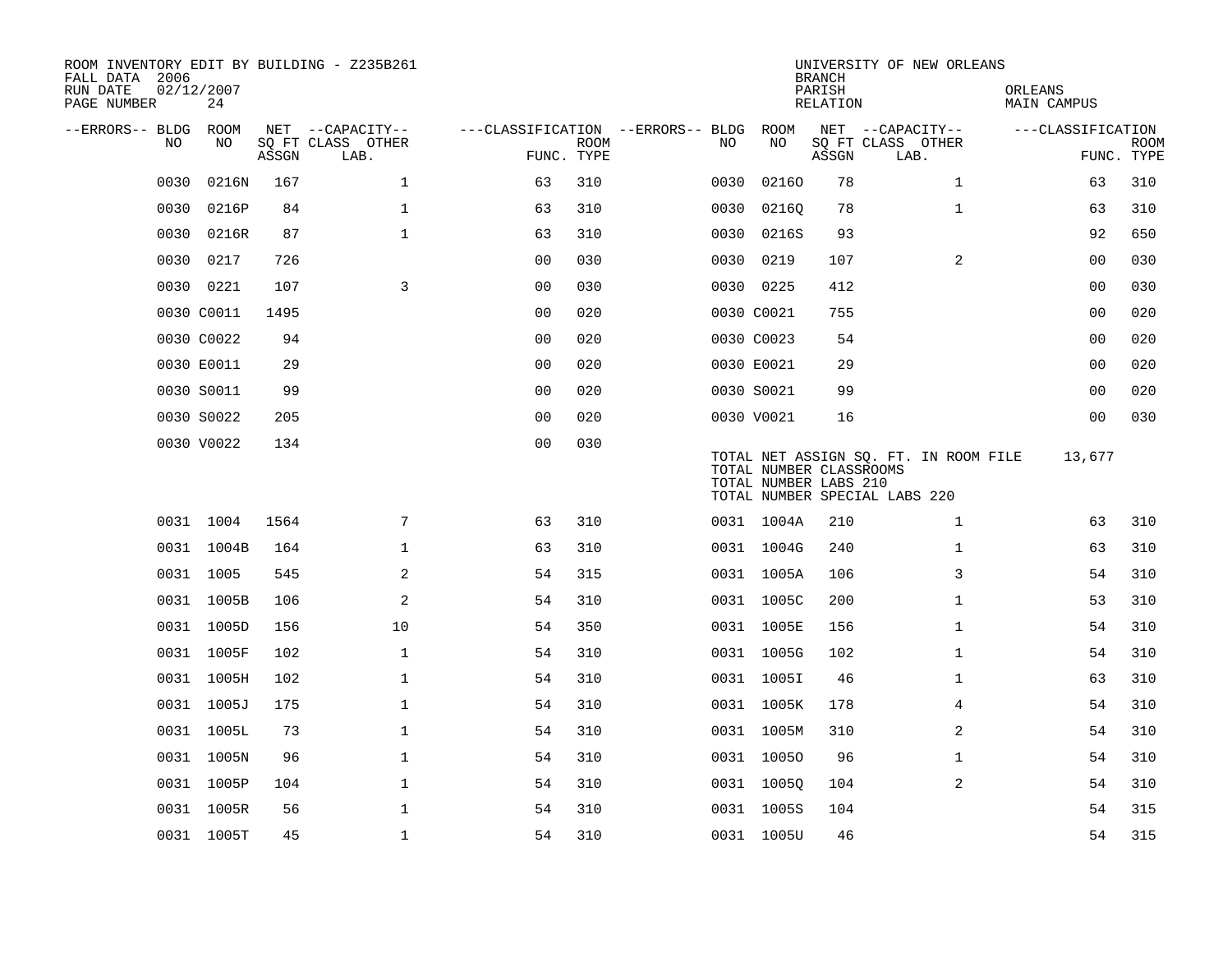ROOM INVENTORY EDIT BY BUILDING - Z235B261
FALL DATA 2006
RUN DATE 02/12/2007
PAGE NUMBER 24

UNIVERSITY OF NEW ORLEANS
BRANCH
PARISH ORLEANS
RELATION MAIN CAMPUS

| --ERRORS-- | BLDG NO | ROOM NO | NET SQ FT ASSGN | --CAPACITY-- CLASS | OTHER LAB. | ---CLASSIFICATION FUNC. | ROOM TYPE | --ERRORS-- | BLDG NO | ROOM NO | NET SQ FT ASSGN | --CAPACITY-- CLASS | OTHER LAB. | ---CLASSIFICATION FUNC. | ROOM TYPE |
|---|---|---|---|---|---|---|---|---|---|---|---|---|---|---|---|
| | 0030 | 0216N | 167 | | 1 | 63 | 310 | | 0030 | 0216O | 78 | | 1 | 63 | 310 |
| | 0030 | 0216P | 84 | | 1 | 63 | 310 | | 0030 | 0216Q | 78 | | 1 | 63 | 310 |
| | 0030 | 0216R | 87 | | 1 | 63 | 310 | | 0030 | 0216S | 93 | | | 92 | 650 |
| | 0030 | 0217 | 726 | | | 00 | 030 | | 0030 | 0219 | 107 | | 2 | 00 | 030 |
| | 0030 | 0221 | 107 | | 3 | 00 | 030 | | 0030 | 0225 | 412 | | | 00 | 030 |
| | 0030 | C0011 | 1495 | | | 00 | 020 | | 0030 | C0021 | 755 | | | 00 | 020 |
| | 0030 | C0022 | 94 | | | 00 | 020 | | 0030 | C0023 | 54 | | | 00 | 020 |
| | 0030 | E0011 | 29 | | | 00 | 020 | | 0030 | E0021 | 29 | | | 00 | 020 |
| | 0030 | S0011 | 99 | | | 00 | 020 | | 0030 | S0021 | 99 | | | 00 | 020 |
| | 0030 | S0022 | 205 | | | 00 | 020 | | 0030 | V0021 | 16 | | | 00 | 030 |
| | 0030 | V0022 | 134 | | | 00 | 030 | | | | | | | | |

TOTAL NET ASSIGN SQ. FT. IN ROOM FILE 13,677
TOTAL NUMBER CLASSROOMS
TOTAL NUMBER LABS 210
TOTAL NUMBER SPECIAL LABS 220

| --ERRORS-- | BLDG NO | ROOM NO | NET SQ FT ASSGN | --CAPACITY-- CLASS | OTHER LAB. | ---CLASSIFICATION FUNC. | ROOM TYPE | --ERRORS-- | BLDG NO | ROOM NO | NET SQ FT ASSGN | --CAPACITY-- CLASS | OTHER LAB. | ---CLASSIFICATION FUNC. | ROOM TYPE |
|---|---|---|---|---|---|---|---|---|---|---|---|---|---|---|---|
| | 0031 | 1004 | 1564 | | 7 | 63 | 310 | | 0031 | 1004A | 210 | | 1 | 63 | 310 |
| | 0031 | 1004B | 164 | | 1 | 63 | 310 | | 0031 | 1004G | 240 | | 1 | 63 | 310 |
| | 0031 | 1005 | 545 | | 2 | 54 | 315 | | 0031 | 1005A | 106 | | 3 | 54 | 310 |
| | 0031 | 1005B | 106 | | 2 | 54 | 310 | | 0031 | 1005C | 200 | | 1 | 53 | 310 |
| | 0031 | 1005D | 156 | | 10 | 54 | 350 | | 0031 | 1005E | 156 | | 1 | 54 | 310 |
| | 0031 | 1005F | 102 | | 1 | 54 | 310 | | 0031 | 1005G | 102 | | 1 | 54 | 310 |
| | 0031 | 1005H | 102 | | 1 | 54 | 310 | | 0031 | 1005I | 46 | | 1 | 63 | 310 |
| | 0031 | 1005J | 175 | | 1 | 54 | 310 | | 0031 | 1005K | 178 | | 4 | 54 | 310 |
| | 0031 | 1005L | 73 | | 1 | 54 | 310 | | 0031 | 1005M | 310 | | 2 | 54 | 310 |
| | 0031 | 1005N | 96 | | 1 | 54 | 310 | | 0031 | 1005O | 96 | | 1 | 54 | 310 |
| | 0031 | 1005P | 104 | | 1 | 54 | 310 | | 0031 | 1005Q | 104 | | 2 | 54 | 310 |
| | 0031 | 1005R | 56 | | 1 | 54 | 310 | | 0031 | 1005S | 104 | | | 54 | 315 |
| | 0031 | 1005T | 45 | | 1 | 54 | 310 | | 0031 | 1005U | 46 | | | 54 | 315 |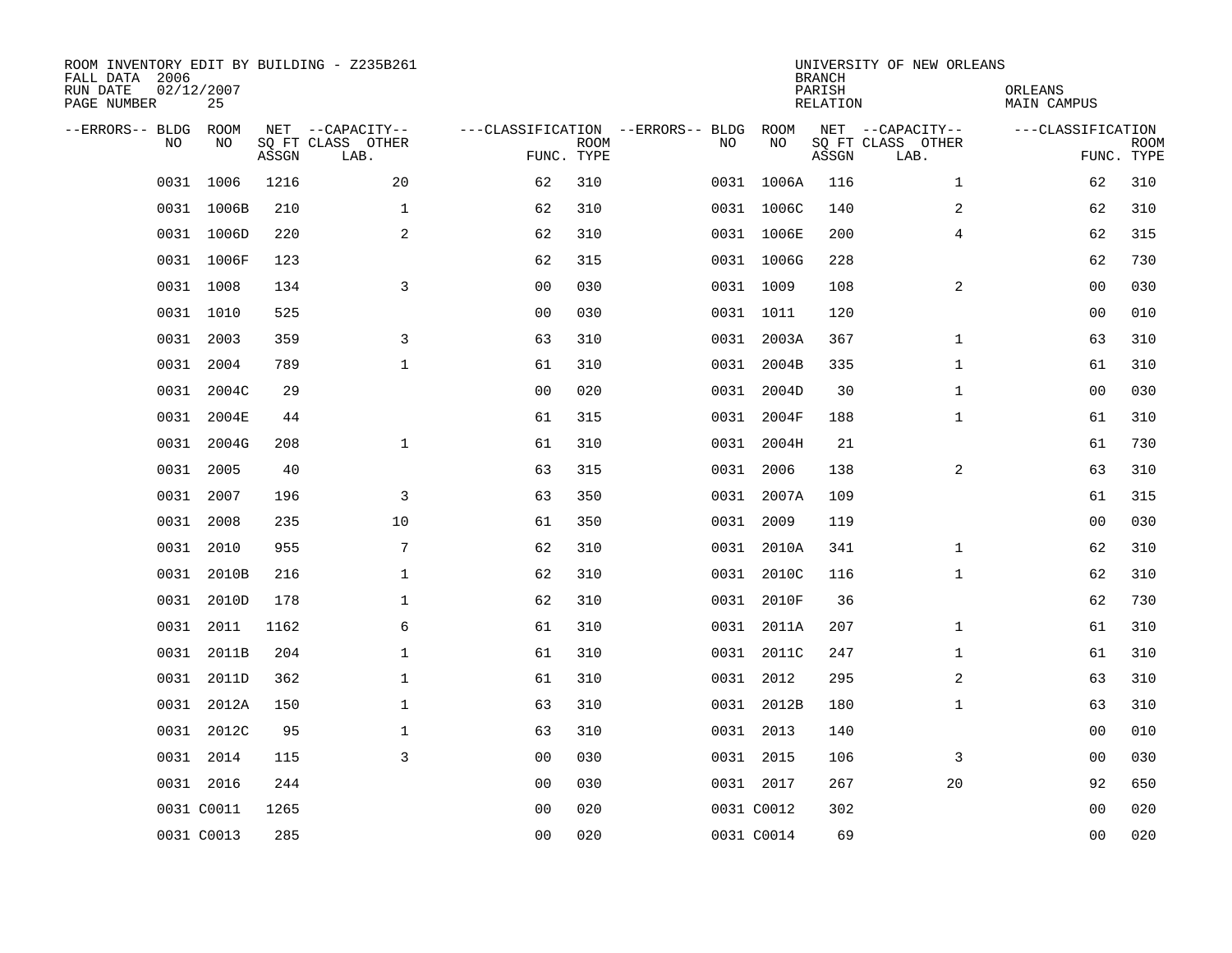ROOM INVENTORY EDIT BY BUILDING - Z235B261
FALL DATA 2006
RUN DATE 02/12/2007
PAGE NUMBER 25

UNIVERSITY OF NEW ORLEANS
BRANCH
PARISH ORLEANS
RELATION MAIN CAMPUS

| --ERRORS-- | BLDG NO | ROOM NO | NET SQ FT ASSGN | --CAPACITY-- CLASS LAB. | OTHER | ---CLASSIFICATION FUNC. | ROOM TYPE | --ERRORS-- | BLDG NO | ROOM NO | NET SQ FT ASSGN | --CAPACITY-- CLASS LAB. | OTHER | ---CLASSIFICATION FUNC. | ROOM TYPE |
|---|---|---|---|---|---|---|---|---|---|---|---|---|---|---|---|
| | 0031 | 1006 | 1216 | | 20 | 62 | 310 | | 0031 | 1006A | 116 | | 1 | 62 | 310 |
| | 0031 | 1006B | 210 | | 1 | 62 | 310 | | 0031 | 1006C | 140 | | 2 | 62 | 310 |
| | 0031 | 1006D | 220 | | 2 | 62 | 310 | | 0031 | 1006E | 200 | | 4 | 62 | 315 |
| | 0031 | 1006F | 123 | | | 62 | 315 | | 0031 | 1006G | 228 | | | 62 | 730 |
| | 0031 | 1008 | 134 | | 3 | 00 | 030 | | 0031 | 1009 | 108 | | 2 | 00 | 030 |
| | 0031 | 1010 | 525 | | | 00 | 030 | | 0031 | 1011 | 120 | | | 00 | 010 |
| | 0031 | 2003 | 359 | | 3 | 63 | 310 | | 0031 | 2003A | 367 | | 1 | 63 | 310 |
| | 0031 | 2004 | 789 | | 1 | 61 | 310 | | 0031 | 2004B | 335 | | 1 | 61 | 310 |
| | 0031 | 2004C | 29 | | | 00 | 020 | | 0031 | 2004D | 30 | | 1 | 00 | 030 |
| | 0031 | 2004E | 44 | | | 61 | 315 | | 0031 | 2004F | 188 | | 1 | 61 | 310 |
| | 0031 | 2004G | 208 | | 1 | 61 | 310 | | 0031 | 2004H | 21 | | | 61 | 730 |
| | 0031 | 2005 | 40 | | | 63 | 315 | | 0031 | 2006 | 138 | | 2 | 63 | 310 |
| | 0031 | 2007 | 196 | | 3 | 63 | 350 | | 0031 | 2007A | 109 | | | 61 | 315 |
| | 0031 | 2008 | 235 | | 10 | 61 | 350 | | 0031 | 2009 | 119 | | | 00 | 030 |
| | 0031 | 2010 | 955 | | 7 | 62 | 310 | | 0031 | 2010A | 341 | | 1 | 62 | 310 |
| | 0031 | 2010B | 216 | | 1 | 62 | 310 | | 0031 | 2010C | 116 | | 1 | 62 | 310 |
| | 0031 | 2010D | 178 | | 1 | 62 | 310 | | 0031 | 2010F | 36 | | | 62 | 730 |
| | 0031 | 2011 | 1162 | | 6 | 61 | 310 | | 0031 | 2011A | 207 | | 1 | 61 | 310 |
| | 0031 | 2011B | 204 | | 1 | 61 | 310 | | 0031 | 2011C | 247 | | 1 | 61 | 310 |
| | 0031 | 2011D | 362 | | 1 | 61 | 310 | | 0031 | 2012 | 295 | | 2 | 63 | 310 |
| | 0031 | 2012A | 150 | | 1 | 63 | 310 | | 0031 | 2012B | 180 | | 1 | 63 | 310 |
| | 0031 | 2012C | 95 | | 1 | 63 | 310 | | 0031 | 2013 | 140 | | | 00 | 010 |
| | 0031 | 2014 | 115 | | 3 | 00 | 030 | | 0031 | 2015 | 106 | | 3 | 00 | 030 |
| | 0031 | 2016 | 244 | | | 00 | 030 | | 0031 | 2017 | 267 | | 20 | 92 | 650 |
| | 0031 | C0011 | 1265 | | | 00 | 020 | | 0031 | C0012 | 302 | | | 00 | 020 |
| | 0031 | C0013 | 285 | | | 00 | 020 | | 0031 | C0014 | 69 | | | 00 | 020 |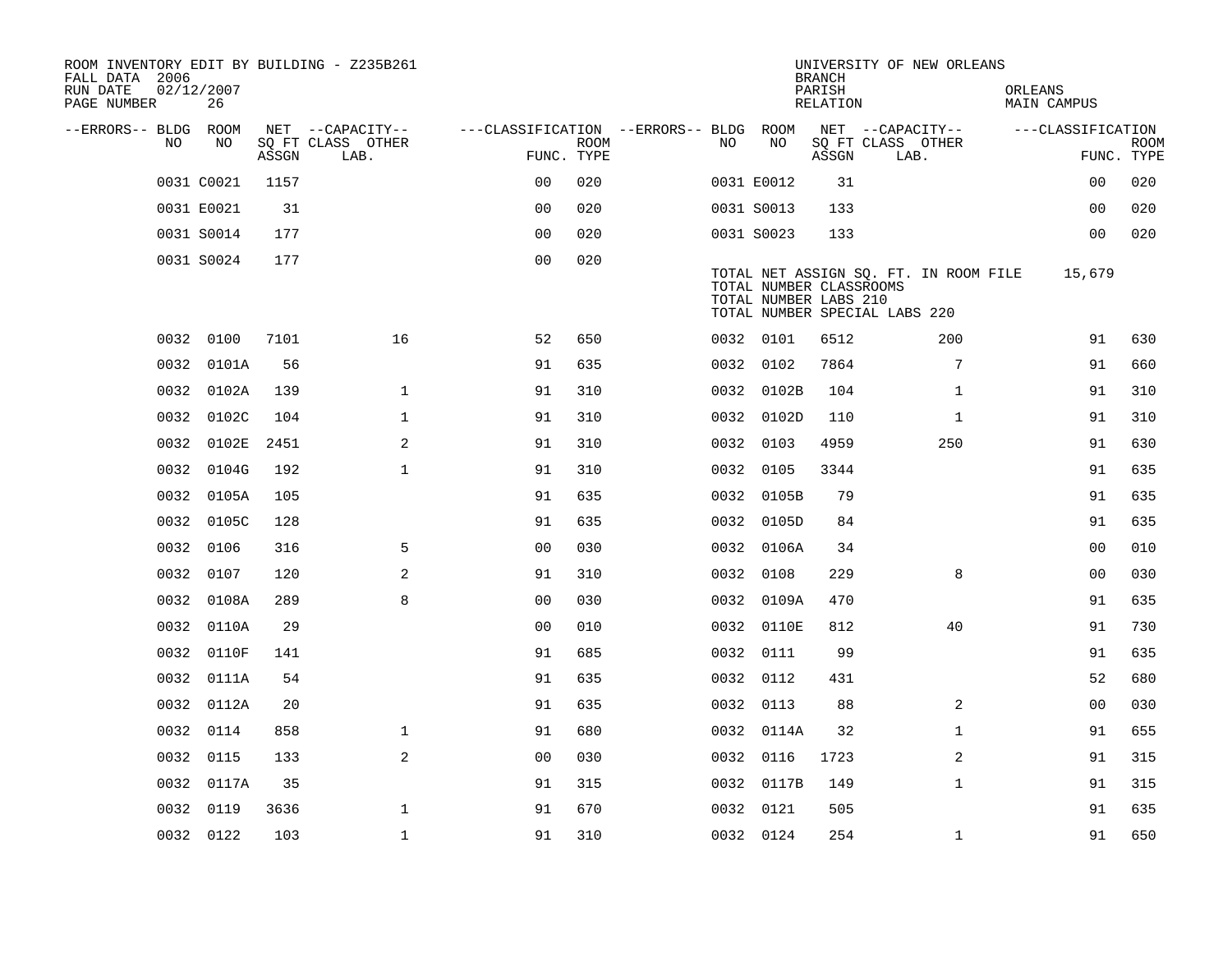ROOM INVENTORY EDIT BY BUILDING - Z235B261
FALL DATA 2006
RUN DATE 02/12/2007
PAGE NUMBER 26

UNIVERSITY OF NEW ORLEANS
BRANCH
PARISH ORLEANS
RELATION MAIN CAMPUS

| --ERRORS-- | BLDG NO | ROOM NO | NET SQ FT ASSGN | CAPACITY CLASS LAB. | CAPACITY OTHER | CLASSIFICATION FUNC. | ROOM TYPE | --ERRORS-- | BLDG NO | ROOM NO | NET SQ FT ASSGN | CAPACITY CLASS LAB. | CAPACITY OTHER | CLASSIFICATION FUNC. | ROOM TYPE |
|---|---|---|---|---|---|---|---|---|---|---|---|---|---|---|---|
| | 0031 | C0021 | 1157 | | | 00 | 020 | | 0031 | E0012 | 31 | | | 00 | 020 |
| | 0031 | E0021 | 31 | | | 00 | 020 | | 0031 | S0013 | 133 | | | 00 | 020 |
| | 0031 | S0014 | 177 | | | 00 | 020 | | 0031 | S0023 | 133 | | | 00 | 020 |
| | 0031 | S0024 | 177 | | | 00 | 020 | | | | | | | | |

TOTAL NET ASSIGN SQ. FT. IN ROOM FILE 15,679
TOTAL NUMBER CLASSROOMS
TOTAL NUMBER LABS 210
TOTAL NUMBER SPECIAL LABS 220

| --ERRORS-- | BLDG NO | ROOM NO | NET SQ FT ASSGN | CAPACITY CLASS LAB. | CAPACITY OTHER | CLASSIFICATION FUNC. | ROOM TYPE | --ERRORS-- | BLDG NO | ROOM NO | NET SQ FT ASSGN | CAPACITY CLASS LAB. | CAPACITY OTHER | CLASSIFICATION FUNC. | ROOM TYPE |
|---|---|---|---|---|---|---|---|---|---|---|---|---|---|---|---|
| | 0032 | 0100 | 7101 | | 16 | 52 | 650 | | 0032 | 0101 | 6512 | | 200 | 91 | 630 |
| | 0032 | 0101A | 56 | | | 91 | 635 | | 0032 | 0102 | 7864 | | 7 | 91 | 660 |
| | 0032 | 0102A | 139 | | 1 | 91 | 310 | | 0032 | 0102B | 104 | | 1 | 91 | 310 |
| | 0032 | 0102C | 104 | | 1 | 91 | 310 | | 0032 | 0102D | 110 | | 1 | 91 | 310 |
| | 0032 | 0102E | 2451 | | 2 | 91 | 310 | | 0032 | 0103 | 4959 | | 250 | 91 | 630 |
| | 0032 | 0104G | 192 | | 1 | 91 | 310 | | 0032 | 0105 | 3344 | | | 91 | 635 |
| | 0032 | 0105A | 105 | | | 91 | 635 | | 0032 | 0105B | 79 | | | 91 | 635 |
| | 0032 | 0105C | 128 | | | 91 | 635 | | 0032 | 0105D | 84 | | | 91 | 635 |
| | 0032 | 0106 | 316 | | 5 | 00 | 030 | | 0032 | 0106A | 34 | | | 00 | 010 |
| | 0032 | 0107 | 120 | | 2 | 91 | 310 | | 0032 | 0108 | 229 | | 8 | 00 | 030 |
| | 0032 | 0108A | 289 | | 8 | 00 | 030 | | 0032 | 0109A | 470 | | | 91 | 635 |
| | 0032 | 0110A | 29 | | | 00 | 010 | | 0032 | 0110E | 812 | | 40 | 91 | 730 |
| | 0032 | 0110F | 141 | | | 91 | 685 | | 0032 | 0111 | 99 | | | 91 | 635 |
| | 0032 | 0111A | 54 | | | 91 | 635 | | 0032 | 0112 | 431 | | | 52 | 680 |
| | 0032 | 0112A | 20 | | | 91 | 635 | | 0032 | 0113 | 88 | | 2 | 00 | 030 |
| | 0032 | 0114 | 858 | | 1 | 91 | 680 | | 0032 | 0114A | 32 | | 1 | 91 | 655 |
| | 0032 | 0115 | 133 | | 2 | 00 | 030 | | 0032 | 0116 | 1723 | | 2 | 91 | 315 |
| | 0032 | 0117A | 35 | | | 91 | 315 | | 0032 | 0117B | 149 | | 1 | 91 | 315 |
| | 0032 | 0119 | 3636 | | 1 | 91 | 670 | | 0032 | 0121 | 505 | | | 91 | 635 |
| | 0032 | 0122 | 103 | | 1 | 91 | 310 | | 0032 | 0124 | 254 | | 1 | 91 | 650 |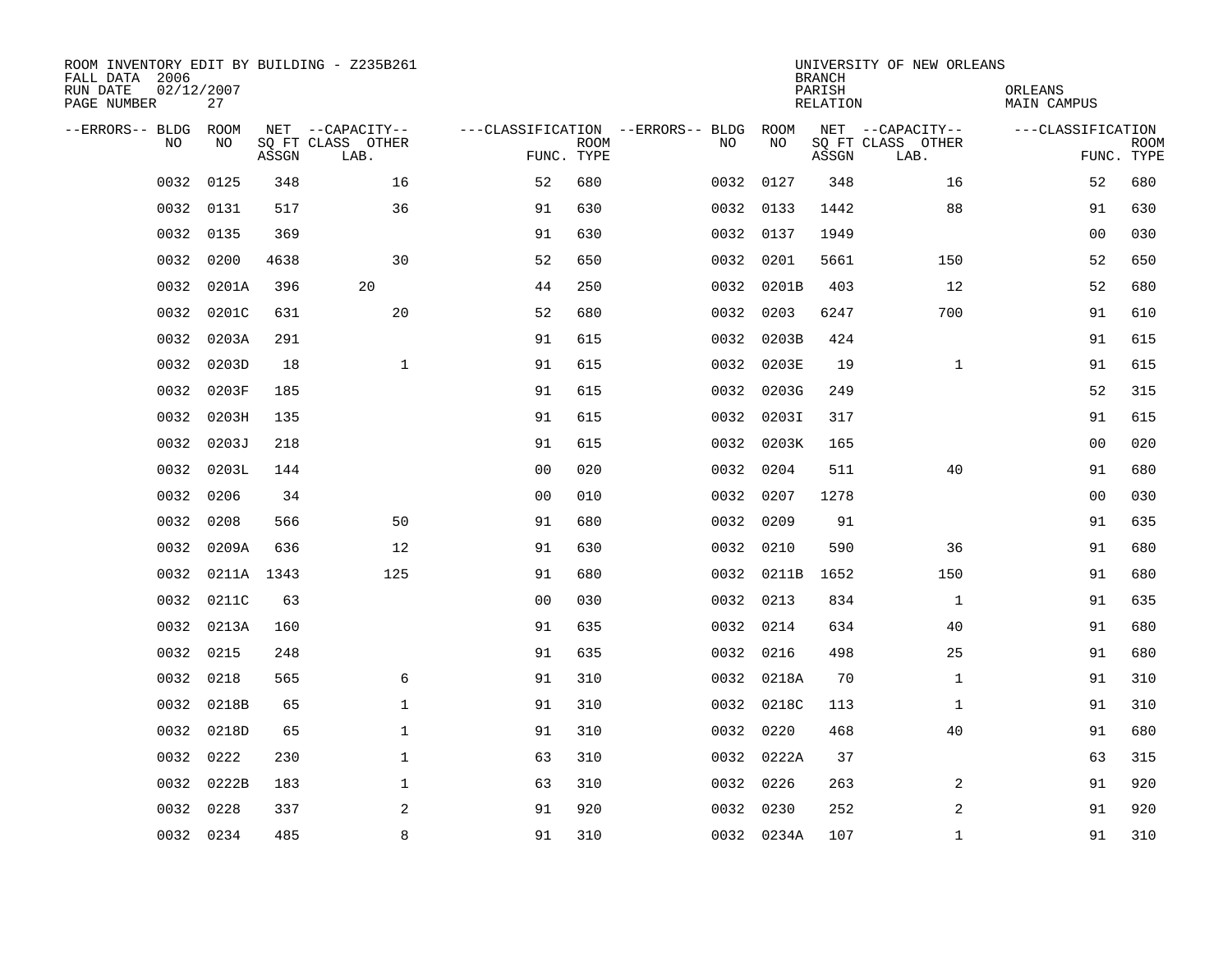ROOM INVENTORY EDIT BY BUILDING - Z235B261
FALL DATA 2006
RUN DATE 02/12/2007
PAGE NUMBER 27

UNIVERSITY OF NEW ORLEANS
BRANCH
PARISH ORLEANS
RELATION MAIN CAMPUS

| --ERRORS-- | BLDG NO | ROOM NO | NET SQ FT ASSGN | --CAPACITY-- CLASS LAB. | OTHER | ---CLASSIFICATION FUNC. | ROOM TYPE | --ERRORS-- | BLDG NO | ROOM NO | NET SQ FT ASSGN | --CAPACITY-- CLASS LAB. | OTHER | ---CLASSIFICATION FUNC. | ROOM TYPE |
|---|---|---|---|---|---|---|---|---|---|---|---|---|---|---|---|
| | 0032 | 0125 | 348 | | 16 | 52 | 680 | | 0032 | 0127 | 348 | | 16 | 52 | 680 |
| | 0032 | 0131 | 517 | | 36 | 91 | 630 | | 0032 | 0133 | 1442 | | 88 | 91 | 630 |
| | 0032 | 0135 | 369 | | | 91 | 630 | | 0032 | 0137 | 1949 | | | 00 | 030 |
| | 0032 | 0200 | 4638 | | 30 | 52 | 650 | | 0032 | 0201 | 5661 | | 150 | 52 | 650 |
| | 0032 | 0201A | 396 | 20 | | 44 | 250 | | 0032 | 0201B | 403 | | 12 | 52 | 680 |
| | 0032 | 0201C | 631 | | 20 | 52 | 680 | | 0032 | 0203 | 6247 | | 700 | 91 | 610 |
| | 0032 | 0203A | 291 | | | 91 | 615 | | 0032 | 0203B | 424 | | | 91 | 615 |
| | 0032 | 0203D | 18 | | 1 | 91 | 615 | | 0032 | 0203E | 19 | | 1 | 91 | 615 |
| | 0032 | 0203F | 185 | | | 91 | 615 | | 0032 | 0203G | 249 | | | 52 | 315 |
| | 0032 | 0203H | 135 | | | 91 | 615 | | 0032 | 0203I | 317 | | | 91 | 615 |
| | 0032 | 0203J | 218 | | | 91 | 615 | | 0032 | 0203K | 165 | | | 00 | 020 |
| | 0032 | 0203L | 144 | | | 00 | 020 | | 0032 | 0204 | 511 | | 40 | 91 | 680 |
| | 0032 | 0206 | 34 | | | 00 | 010 | | 0032 | 0207 | 1278 | | | 00 | 030 |
| | 0032 | 0208 | 566 | | 50 | 91 | 680 | | 0032 | 0209 | 91 | | | 91 | 635 |
| | 0032 | 0209A | 636 | | 12 | 91 | 630 | | 0032 | 0210 | 590 | | 36 | 91 | 680 |
| | 0032 | 0211A | 1343 | | 125 | 91 | 680 | | 0032 | 0211B | 1652 | | 150 | 91 | 680 |
| | 0032 | 0211C | 63 | | | 00 | 030 | | 0032 | 0213 | 834 | | 1 | 91 | 635 |
| | 0032 | 0213A | 160 | | | 91 | 635 | | 0032 | 0214 | 634 | | 40 | 91 | 680 |
| | 0032 | 0215 | 248 | | | 91 | 635 | | 0032 | 0216 | 498 | | 25 | 91 | 680 |
| | 0032 | 0218 | 565 | | 6 | 91 | 310 | | 0032 | 0218A | 70 | | 1 | 91 | 310 |
| | 0032 | 0218B | 65 | | 1 | 91 | 310 | | 0032 | 0218C | 113 | | 1 | 91 | 310 |
| | 0032 | 0218D | 65 | | 1 | 91 | 310 | | 0032 | 0220 | 468 | | 40 | 91 | 680 |
| | 0032 | 0222 | 230 | | 1 | 63 | 310 | | 0032 | 0222A | 37 | | | 63 | 315 |
| | 0032 | 0222B | 183 | | 1 | 63 | 310 | | 0032 | 0226 | 263 | | 2 | 91 | 920 |
| | 0032 | 0228 | 337 | | 2 | 91 | 920 | | 0032 | 0230 | 252 | | 2 | 91 | 920 |
| | 0032 | 0234 | 485 | | 8 | 91 | 310 | | 0032 | 0234A | 107 | | 1 | 91 | 310 |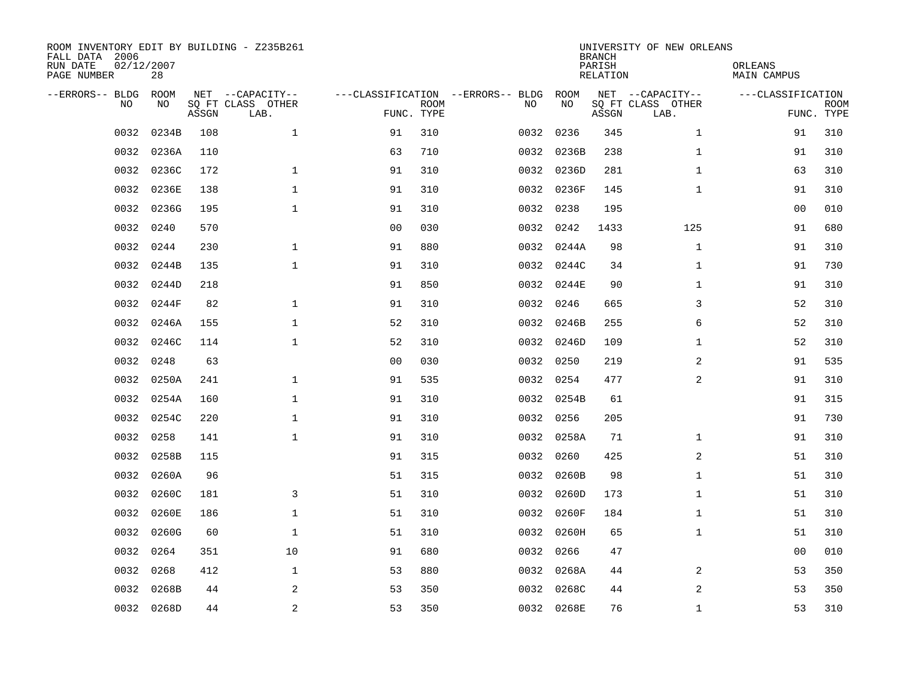ROOM INVENTORY EDIT BY BUILDING - Z235B261
FALL DATA 2006
RUN DATE 02/12/2007
PAGE NUMBER 28

UNIVERSITY OF NEW ORLEANS
BRANCH
PARISH ORLEANS
RELATION MAIN CAMPUS

| --ERRORS-- | BLDG NO | ROOM NO | NET SQ FT ASSGN | --CAPACITY-- CLASS | OTHER LAB. | ---CLASSIFICATION FUNC. | ROOM TYPE | --ERRORS-- | BLDG NO | ROOM NO | NET SQ FT ASSGN | --CAPACITY-- CLASS | OTHER LAB. | ---CLASSIFICATION FUNC. | ROOM TYPE |
|---|---|---|---|---|---|---|---|---|---|---|---|---|---|---|---|
| | 0032 | 0234B | 108 | | 1 | 91 | 310 | | 0032 | 0236 | 345 | | 1 | 91 | 310 |
| | 0032 | 0236A | 110 | | | 63 | 710 | | 0032 | 0236B | 238 | | 1 | 91 | 310 |
| | 0032 | 0236C | 172 | | 1 | 91 | 310 | | 0032 | 0236D | 281 | | 1 | 63 | 310 |
| | 0032 | 0236E | 138 | | 1 | 91 | 310 | | 0032 | 0236F | 145 | | 1 | 91 | 310 |
| | 0032 | 0236G | 195 | | 1 | 91 | 310 | | 0032 | 0238 | 195 | | | 00 | 010 |
| | 0032 | 0240 | 570 | | | 00 | 030 | | 0032 | 0242 | 1433 | | 125 | 91 | 680 |
| | 0032 | 0244 | 230 | | 1 | 91 | 880 | | 0032 | 0244A | 98 | | 1 | 91 | 310 |
| | 0032 | 0244B | 135 | | 1 | 91 | 310 | | 0032 | 0244C | 34 | | 1 | 91 | 730 |
| | 0032 | 0244D | 218 | | | 91 | 850 | | 0032 | 0244E | 90 | | 1 | 91 | 310 |
| | 0032 | 0244F | 82 | | 1 | 91 | 310 | | 0032 | 0246 | 665 | | 3 | 52 | 310 |
| | 0032 | 0246A | 155 | | 1 | 52 | 310 | | 0032 | 0246B | 255 | | 6 | 52 | 310 |
| | 0032 | 0246C | 114 | | 1 | 52 | 310 | | 0032 | 0246D | 109 | | 1 | 52 | 310 |
| | 0032 | 0248 | 63 | | | 00 | 030 | | 0032 | 0250 | 219 | | 2 | 91 | 535 |
| | 0032 | 0250A | 241 | | 1 | 91 | 535 | | 0032 | 0254 | 477 | | 2 | 91 | 310 |
| | 0032 | 0254A | 160 | | 1 | 91 | 310 | | 0032 | 0254B | 61 | | | 91 | 315 |
| | 0032 | 0254C | 220 | | 1 | 91 | 310 | | 0032 | 0256 | 205 | | | 91 | 730 |
| | 0032 | 0258 | 141 | | 1 | 91 | 310 | | 0032 | 0258A | 71 | | 1 | 91 | 310 |
| | 0032 | 0258B | 115 | | | 91 | 315 | | 0032 | 0260 | 425 | | 2 | 51 | 310 |
| | 0032 | 0260A | 96 | | | 51 | 315 | | 0032 | 0260B | 98 | | 1 | 51 | 310 |
| | 0032 | 0260C | 181 | | 3 | 51 | 310 | | 0032 | 0260D | 173 | | 1 | 51 | 310 |
| | 0032 | 0260E | 186 | | 1 | 51 | 310 | | 0032 | 0260F | 184 | | 1 | 51 | 310 |
| | 0032 | 0260G | 60 | | 1 | 51 | 310 | | 0032 | 0260H | 65 | | 1 | 51 | 310 |
| | 0032 | 0264 | 351 | | 10 | 91 | 680 | | 0032 | 0266 | 47 | | | 00 | 010 |
| | 0032 | 0268 | 412 | | 1 | 53 | 880 | | 0032 | 0268A | 44 | | 2 | 53 | 350 |
| | 0032 | 0268B | 44 | | 2 | 53 | 350 | | 0032 | 0268C | 44 | | 2 | 53 | 350 |
| | 0032 | 0268D | 44 | | 2 | 53 | 350 | | 0032 | 0268E | 76 | | 1 | 53 | 310 |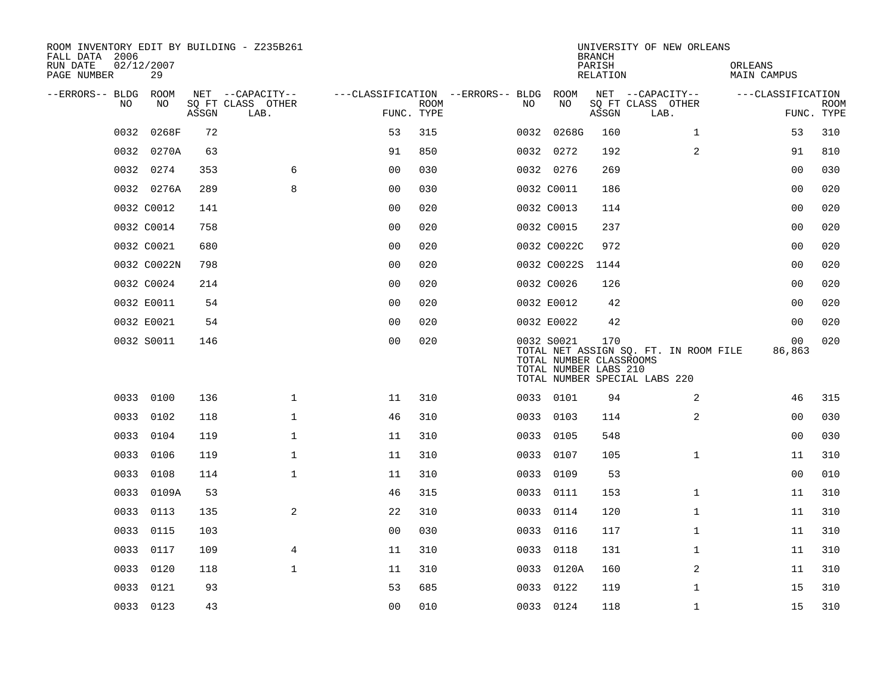ROOM INVENTORY EDIT BY BUILDING - Z235B261
FALL DATA 2006
RUN DATE 02/12/2007
PAGE NUMBER 29

UNIVERSITY OF NEW ORLEANS
BRANCH
PARISH ORLEANS
RELATION MAIN CAMPUS

| --ERRORS-- | BLDG NO | ROOM NO | NET SQ FT ASSGN | CAPACITY CLASS LAB. | CAPACITY OTHER | CLASSIFICATION FUNC. | ROOM TYPE | --ERRORS-- | BLDG NO | ROOM NO | NET SQ FT ASSGN | CAPACITY CLASS LAB. | CAPACITY OTHER | CLASSIFICATION FUNC. | ROOM TYPE |
|---|---|---|---|---|---|---|---|---|---|---|---|---|---|---|---|
| | 0032 | 0268F | 72 | | | 53 | 315 | | 0032 | 0268G | 160 | | 1 | 53 | 310 |
| | 0032 | 0270A | 63 | | | 91 | 850 | | 0032 | 0272 | 192 | | 2 | 91 | 810 |
| | 0032 | 0274 | 353 | | 6 | 00 | 030 | | 0032 | 0276 | 269 | | | 00 | 030 |
| | 0032 | 0276A | 289 | | 8 | 00 | 030 | | 0032 | C0011 | 186 | | | 00 | 020 |
| | 0032 | C0012 | 141 | | | 00 | 020 | | 0032 | C0013 | 114 | | | 00 | 020 |
| | 0032 | C0014 | 758 | | | 00 | 020 | | 0032 | C0015 | 237 | | | 00 | 020 |
| | 0032 | C0021 | 680 | | | 00 | 020 | | 0032 | C0022C | 972 | | | 00 | 020 |
| | 0032 | C0022N | 798 | | | 00 | 020 | | 0032 | C0022S | 1144 | | | 00 | 020 |
| | 0032 | C0024 | 214 | | | 00 | 020 | | 0032 | C0026 | 126 | | | 00 | 020 |
| | 0032 | E0011 | 54 | | | 00 | 020 | | 0032 | E0012 | 42 | | | 00 | 020 |
| | 0032 | E0021 | 54 | | | 00 | 020 | | 0032 | E0022 | 42 | | | 00 | 020 |
| | 0032 | S0011 | 146 | | | 00 | 020 | | 0032 | S0021 | 170 | | | 00 | 020 |
| | | | | | | | | | TOTAL NET ASSIGN SQ. FT. IN ROOM FILE | | | | | 86,863 | |
| | | | | | | | | | TOTAL NUMBER CLASSROOMS | | | | | | |
| | | | | | | | | | TOTAL NUMBER LABS 210 | | | | | | |
| | | | | | | | | | TOTAL NUMBER SPECIAL LABS 220 | | | | | | |
| | 0033 | 0100 | 136 | | 1 | 11 | 310 | | 0033 | 0101 | 94 | | 2 | 46 | 315 |
| | 0033 | 0102 | 118 | | 1 | 46 | 310 | | 0033 | 0103 | 114 | | 2 | 00 | 030 |
| | 0033 | 0104 | 119 | | 1 | 11 | 310 | | 0033 | 0105 | 548 | | | 00 | 030 |
| | 0033 | 0106 | 119 | | 1 | 11 | 310 | | 0033 | 0107 | 105 | | 1 | 11 | 310 |
| | 0033 | 0108 | 114 | | 1 | 11 | 310 | | 0033 | 0109 | 53 | | | 00 | 010 |
| | 0033 | 0109A | 53 | | | 46 | 315 | | 0033 | 0111 | 153 | | 1 | 11 | 310 |
| | 0033 | 0113 | 135 | | 2 | 22 | 310 | | 0033 | 0114 | 120 | | 1 | 11 | 310 |
| | 0033 | 0115 | 103 | | | 00 | 030 | | 0033 | 0116 | 117 | | 1 | 11 | 310 |
| | 0033 | 0117 | 109 | | 4 | 11 | 310 | | 0033 | 0118 | 131 | | 1 | 11 | 310 |
| | 0033 | 0120 | 118 | | 1 | 11 | 310 | | 0033 | 0120A | 160 | | 2 | 11 | 310 |
| | 0033 | 0121 | 93 | | | 53 | 685 | | 0033 | 0122 | 119 | | 1 | 15 | 310 |
| | 0033 | 0123 | 43 | | | 00 | 010 | | 0033 | 0124 | 118 | | 1 | 15 | 310 |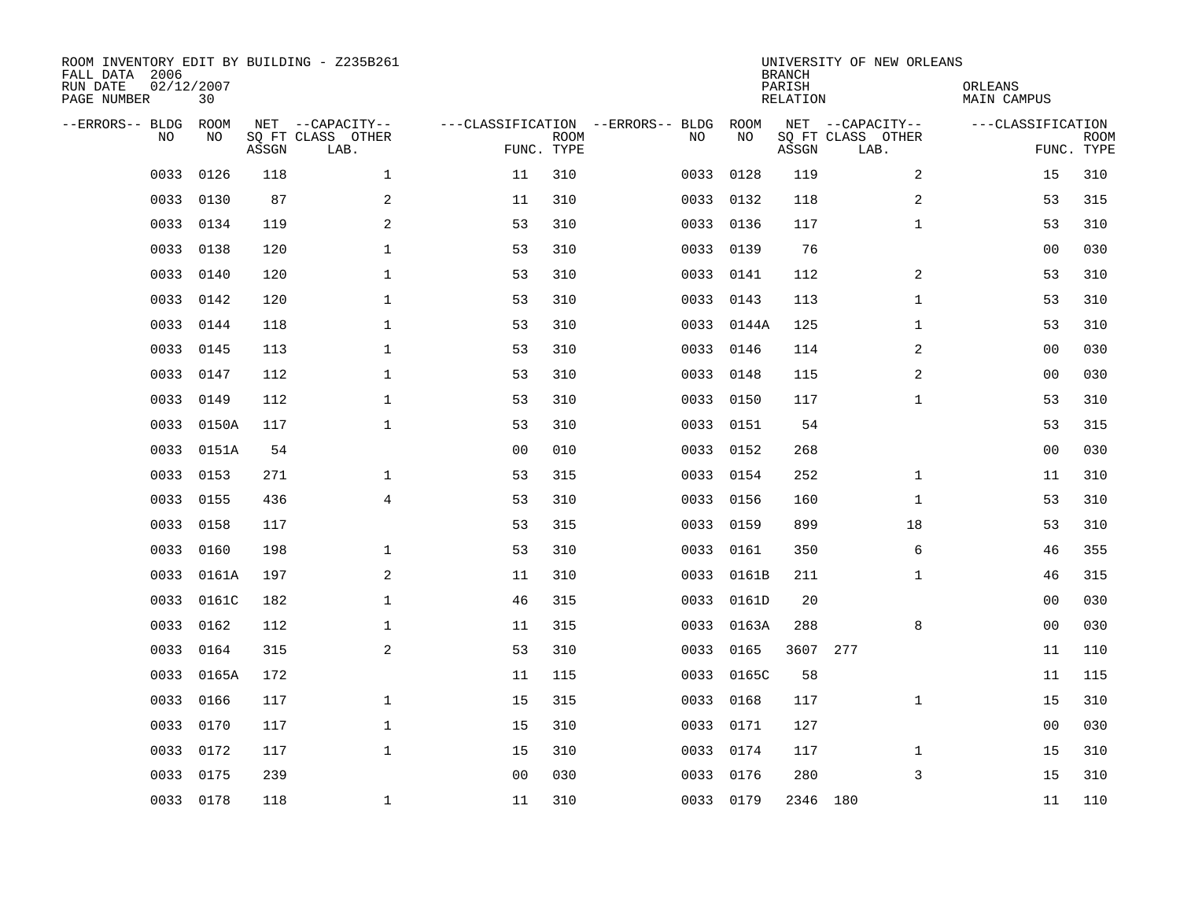ROOM INVENTORY EDIT BY BUILDING - Z235B261
FALL DATA 2006
RUN DATE 02/12/2007
PAGE NUMBER 30

UNIVERSITY OF NEW ORLEANS
BRANCH
PARISH ORLEANS
RELATION MAIN CAMPUS

| --ERRORS-- | BLDG NO | ROOM NO | NET SQ FT ASSGN | --CAPACITY-- CLASS | OTHER LAB. | ---CLASSIFICATION FUNC. | ROOM TYPE | --ERRORS-- | BLDG NO | ROOM NO | NET SQ FT ASSGN | --CAPACITY-- CLASS | OTHER LAB. | ---CLASSIFICATION FUNC. | ROOM TYPE |
|---|---|---|---|---|---|---|---|---|---|---|---|---|---|---|---|
| | 0033 | 0126 | 118 | | 1 | 11 | 310 | | 0033 | 0128 | 119 | | 2 | 15 | 310 |
| | 0033 | 0130 | 87 | | 2 | 11 | 310 | | 0033 | 0132 | 118 | | 2 | 53 | 315 |
| | 0033 | 0134 | 119 | | 2 | 53 | 310 | | 0033 | 0136 | 117 | | 1 | 53 | 310 |
| | 0033 | 0138 | 120 | | 1 | 53 | 310 | | 0033 | 0139 | 76 | | | 00 | 030 |
| | 0033 | 0140 | 120 | | 1 | 53 | 310 | | 0033 | 0141 | 112 | | 2 | 53 | 310 |
| | 0033 | 0142 | 120 | | 1 | 53 | 310 | | 0033 | 0143 | 113 | | 1 | 53 | 310 |
| | 0033 | 0144 | 118 | | 1 | 53 | 310 | | 0033 | 0144A | 125 | | 1 | 53 | 310 |
| | 0033 | 0145 | 113 | | 1 | 53 | 310 | | 0033 | 0146 | 114 | | 2 | 00 | 030 |
| | 0033 | 0147 | 112 | | 1 | 53 | 310 | | 0033 | 0148 | 115 | | 2 | 00 | 030 |
| | 0033 | 0149 | 112 | | 1 | 53 | 310 | | 0033 | 0150 | 117 | | 1 | 53 | 310 |
| | 0033 | 0150A | 117 | | 1 | 53 | 310 | | 0033 | 0151 | 54 | | | 53 | 315 |
| | 0033 | 0151A | 54 | | | 00 | 010 | | 0033 | 0152 | 268 | | | 00 | 030 |
| | 0033 | 0153 | 271 | | 1 | 53 | 315 | | 0033 | 0154 | 252 | | 1 | 11 | 310 |
| | 0033 | 0155 | 436 | | 4 | 53 | 310 | | 0033 | 0156 | 160 | | 1 | 53 | 310 |
| | 0033 | 0158 | 117 | | | 53 | 315 | | 0033 | 0159 | 899 | | 18 | 53 | 310 |
| | 0033 | 0160 | 198 | | 1 | 53 | 310 | | 0033 | 0161 | 350 | | 6 | 46 | 355 |
| | 0033 | 0161A | 197 | | 2 | 11 | 310 | | 0033 | 0161B | 211 | | 1 | 46 | 315 |
| | 0033 | 0161C | 182 | | 1 | 46 | 315 | | 0033 | 0161D | 20 | | | 00 | 030 |
| | 0033 | 0162 | 112 | | 1 | 11 | 315 | | 0033 | 0163A | 288 | | 8 | 00 | 030 |
| | 0033 | 0164 | 315 | | 2 | 53 | 310 | | 0033 | 0165 | 3607 | 277 | | 11 | 110 |
| | 0033 | 0165A | 172 | | | 11 | 115 | | 0033 | 0165C | 58 | | | 11 | 115 |
| | 0033 | 0166 | 117 | | 1 | 15 | 315 | | 0033 | 0168 | 117 | | 1 | 15 | 310 |
| | 0033 | 0170 | 117 | | 1 | 15 | 310 | | 0033 | 0171 | 127 | | | 00 | 030 |
| | 0033 | 0172 | 117 | | 1 | 15 | 310 | | 0033 | 0174 | 117 | | 1 | 15 | 310 |
| | 0033 | 0175 | 239 | | | 00 | 030 | | 0033 | 0176 | 280 | | 3 | 15 | 310 |
| | 0033 | 0178 | 118 | | 1 | 11 | 310 | | 0033 | 0179 | 2346 | 180 | | 11 | 110 |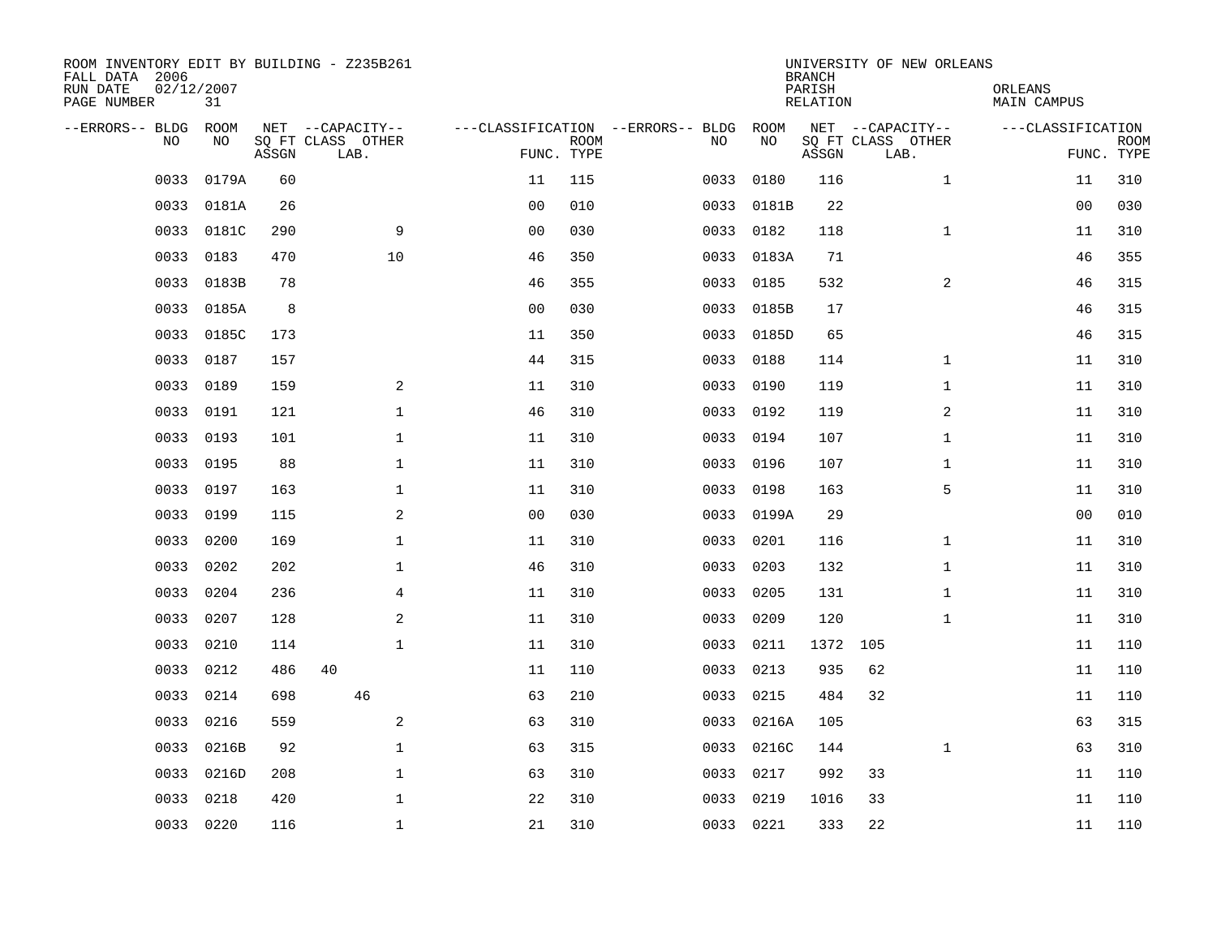ROOM INVENTORY EDIT BY BUILDING - Z235B261
FALL DATA 2006
RUN DATE 02/12/2007

UNIVERSITY OF NEW ORLEANS
BRANCH
PARISH ORLEANS
RELATION MAIN CAMPUS

| --ERRORS-- | BLDG NO | ROOM NO | NET SQ FT ASSGN | CAPACITY CLASS | CAPACITY LAB. | CAPACITY OTHER | CLASSIFICATION FUNC. | ROOM TYPE | --ERRORS-- | BLDG NO | ROOM NO | NET SQ FT ASSGN | CAPACITY CLASS | CAPACITY LAB. | CAPACITY OTHER | CLASSIFICATION FUNC. | ROOM TYPE |
|---|---|---|---|---|---|---|---|---|---|---|---|---|---|---|---|---|---|
| | 0033 | 0179A | 60 | | | | 11 | 115 | | 0033 | 0180 | 116 | | | 1 | 11 | 310 |
| | 0033 | 0181A | 26 | | | | 00 | 010 | | 0033 | 0181B | 22 | | | | 00 | 030 |
| | 0033 | 0181C | 290 | | | 9 | 00 | 030 | | 0033 | 0182 | 118 | | | 1 | 11 | 310 |
| | 0033 | 0183 | 470 | | | 10 | 46 | 350 | | 0033 | 0183A | 71 | | | | 46 | 355 |
| | 0033 | 0183B | 78 | | | | 46 | 355 | | 0033 | 0185 | 532 | | | 2 | 46 | 315 |
| | 0033 | 0185A | 8 | | | | 00 | 030 | | 0033 | 0185B | 17 | | | | 46 | 315 |
| | 0033 | 0185C | 173 | | | | 11 | 350 | | 0033 | 0185D | 65 | | | | 46 | 315 |
| | 0033 | 0187 | 157 | | | | 44 | 315 | | 0033 | 0188 | 114 | | | 1 | 11 | 310 |
| | 0033 | 0189 | 159 | | | 2 | 11 | 310 | | 0033 | 0190 | 119 | | | 1 | 11 | 310 |
| | 0033 | 0191 | 121 | | | 1 | 46 | 310 | | 0033 | 0192 | 119 | | | 2 | 11 | 310 |
| | 0033 | 0193 | 101 | | | 1 | 11 | 310 | | 0033 | 0194 | 107 | | | 1 | 11 | 310 |
| | 0033 | 0195 | 88 | | | 1 | 11 | 310 | | 0033 | 0196 | 107 | | | 1 | 11 | 310 |
| | 0033 | 0197 | 163 | | | 1 | 11 | 310 | | 0033 | 0198 | 163 | | | 5 | 11 | 310 |
| | 0033 | 0199 | 115 | | | 2 | 00 | 030 | | 0033 | 0199A | 29 | | | | 00 | 010 |
| | 0033 | 0200 | 169 | | | 1 | 11 | 310 | | 0033 | 0201 | 116 | | | 1 | 11 | 310 |
| | 0033 | 0202 | 202 | | | 1 | 46 | 310 | | 0033 | 0203 | 132 | | | 1 | 11 | 310 |
| | 0033 | 0204 | 236 | | | 4 | 11 | 310 | | 0033 | 0205 | 131 | | | 1 | 11 | 310 |
| | 0033 | 0207 | 128 | | | 2 | 11 | 310 | | 0033 | 0209 | 120 | | | 1 | 11 | 310 |
| | 0033 | 0210 | 114 | | | 1 | 11 | 310 | | 0033 | 0211 | 1372 | 105 | | | 11 | 110 |
| | 0033 | 0212 | 486 | 40 | | | 11 | 110 | | 0033 | 0213 | 935 | 62 | | | 11 | 110 |
| | 0033 | 0214 | 698 | | 46 | | 63 | 210 | | 0033 | 0215 | 484 | 32 | | | 11 | 110 |
| | 0033 | 0216 | 559 | | | 2 | 63 | 310 | | 0033 | 0216A | 105 | | | | 63 | 315 |
| | 0033 | 0216B | 92 | | | 1 | 63 | 315 | | 0033 | 0216C | 144 | | | 1 | 63 | 310 |
| | 0033 | 0216D | 208 | | | 1 | 63 | 310 | | 0033 | 0217 | 992 | 33 | | | 11 | 110 |
| | 0033 | 0218 | 420 | | | 1 | 22 | 310 | | 0033 | 0219 | 1016 | 33 | | | 11 | 110 |
| | 0033 | 0220 | 116 | | | 1 | 21 | 310 | | 0033 | 0221 | 333 | 22 | | | 11 | 110 |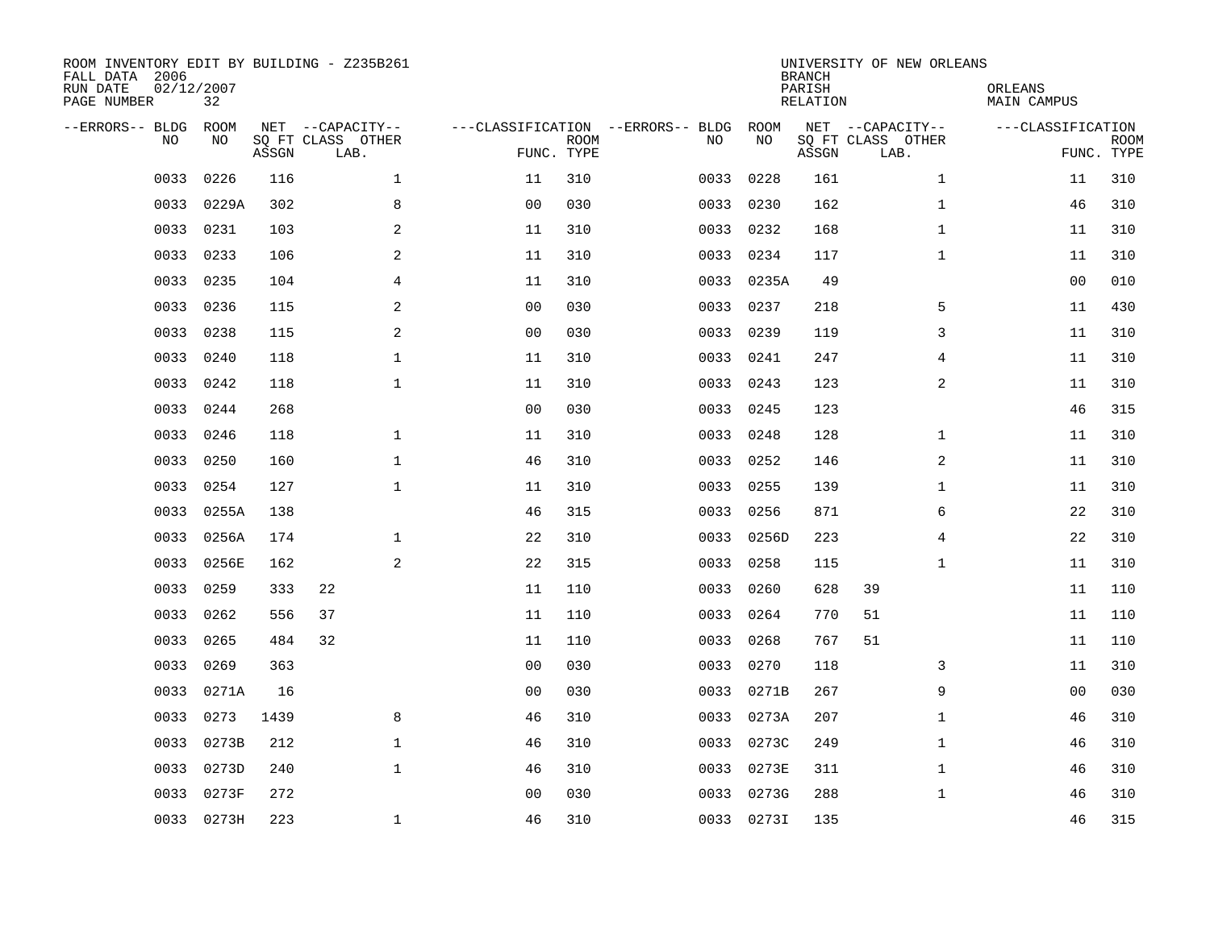ROOM INVENTORY EDIT BY BUILDING - Z235B261
FALL DATA 2006
RUN DATE 02/12/2007
PAGE NUMBER 32

UNIVERSITY OF NEW ORLEANS
BRANCH
PARISH ORLEANS
RELATION MAIN CAMPUS

| --ERRORS-- | BLDG NO | ROOM NO | NET SQ FT ASSGN | CAPACITY CLASS | CAPACITY OTHER LAB. | CLASSIFICATION FUNC. | ROOM TYPE | --ERRORS-- | BLDG NO | ROOM NO | NET SQ FT ASSGN | CAPACITY CLASS | CAPACITY OTHER LAB. | CLASSIFICATION FUNC. | ROOM TYPE |
|---|---|---|---|---|---|---|---|---|---|---|---|---|---|---|---|
| | 0033 | 0226 | 116 | | 1 | 11 | 310 | | 0033 | 0228 | 161 | | 1 | 11 | 310 |
| | 0033 | 0229A | 302 | | 8 | 00 | 030 | | 0033 | 0230 | 162 | | 1 | 46 | 310 |
| | 0033 | 0231 | 103 | | 2 | 11 | 310 | | 0033 | 0232 | 168 | | 1 | 11 | 310 |
| | 0033 | 0233 | 106 | | 2 | 11 | 310 | | 0033 | 0234 | 117 | | 1 | 11 | 310 |
| | 0033 | 0235 | 104 | | 4 | 11 | 310 | | 0033 | 0235A | 49 | | | 00 | 010 |
| | 0033 | 0236 | 115 | | 2 | 00 | 030 | | 0033 | 0237 | 218 | | 5 | 11 | 430 |
| | 0033 | 0238 | 115 | | 2 | 00 | 030 | | 0033 | 0239 | 119 | | 3 | 11 | 310 |
| | 0033 | 0240 | 118 | | 1 | 11 | 310 | | 0033 | 0241 | 247 | | 4 | 11 | 310 |
| | 0033 | 0242 | 118 | | 1 | 11 | 310 | | 0033 | 0243 | 123 | | 2 | 11 | 310 |
| | 0033 | 0244 | 268 | | | 00 | 030 | | 0033 | 0245 | 123 | | | 46 | 315 |
| | 0033 | 0246 | 118 | | 1 | 11 | 310 | | 0033 | 0248 | 128 | | 1 | 11 | 310 |
| | 0033 | 0250 | 160 | | 1 | 46 | 310 | | 0033 | 0252 | 146 | | 2 | 11 | 310 |
| | 0033 | 0254 | 127 | | 1 | 11 | 310 | | 0033 | 0255 | 139 | | 1 | 11 | 310 |
| | 0033 | 0255A | 138 | | | 46 | 315 | | 0033 | 0256 | 871 | | 6 | 22 | 310 |
| | 0033 | 0256A | 174 | | 1 | 22 | 310 | | 0033 | 0256D | 223 | | 4 | 22 | 310 |
| | 0033 | 0256E | 162 | | 2 | 22 | 315 | | 0033 | 0258 | 115 | | 1 | 11 | 310 |
| | 0033 | 0259 | 333 | 22 | | 11 | 110 | | 0033 | 0260 | 628 | 39 | | 11 | 110 |
| | 0033 | 0262 | 556 | 37 | | 11 | 110 | | 0033 | 0264 | 770 | 51 | | 11 | 110 |
| | 0033 | 0265 | 484 | 32 | | 11 | 110 | | 0033 | 0268 | 767 | 51 | | 11 | 110 |
| | 0033 | 0269 | 363 | | | 00 | 030 | | 0033 | 0270 | 118 | | 3 | 11 | 310 |
| | 0033 | 0271A | 16 | | | 00 | 030 | | 0033 | 0271B | 267 | | 9 | 00 | 030 |
| | 0033 | 0273 | 1439 | | 8 | 46 | 310 | | 0033 | 0273A | 207 | | 1 | 46 | 310 |
| | 0033 | 0273B | 212 | | 1 | 46 | 310 | | 0033 | 0273C | 249 | | 1 | 46 | 310 |
| | 0033 | 0273D | 240 | | 1 | 46 | 310 | | 0033 | 0273E | 311 | | 1 | 46 | 310 |
| | 0033 | 0273F | 272 | | | 00 | 030 | | 0033 | 0273G | 288 | | 1 | 46 | 310 |
| | 0033 | 0273H | 223 | | 1 | 46 | 310 | | 0033 | 0273I | 135 | | | 46 | 315 |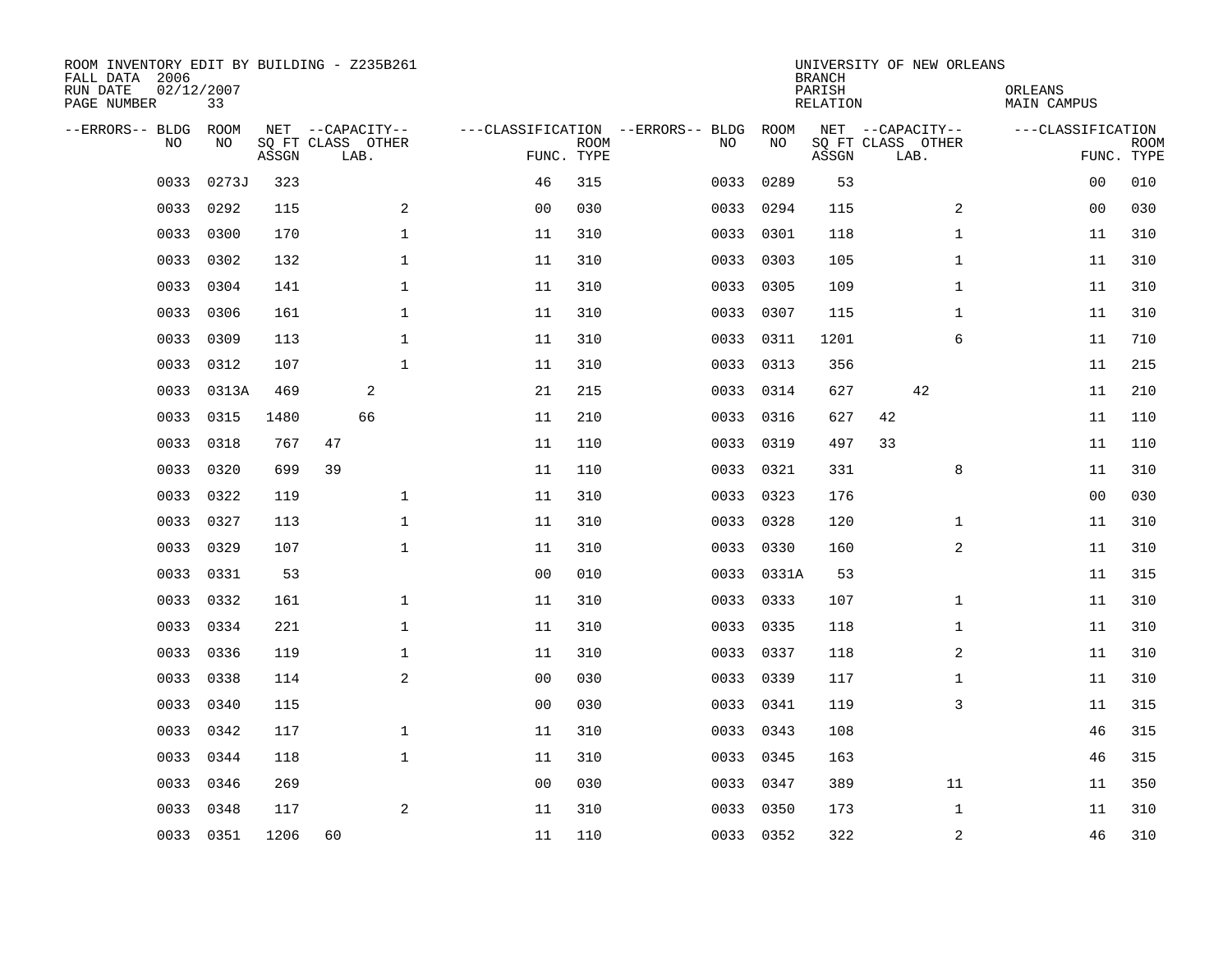ROOM INVENTORY EDIT BY BUILDING - Z235B261
FALL DATA 2006
RUN DATE 02/12/2007
PAGE NUMBER 33

UNIVERSITY OF NEW ORLEANS
BRANCH
PARISH ORLEANS
RELATION MAIN CAMPUS

| --ERRORS-- | BLDG NO | ROOM NO | NET SQ FT ASSGN | CAPACITY CLASS | CAPACITY LAB. | CAPACITY OTHER | CLASSIFICATION FUNC. | ROOM TYPE | --ERRORS-- | BLDG NO | ROOM NO | NET SQ FT ASSGN | CAPACITY CLASS | CAPACITY LAB. | CAPACITY OTHER | CLASSIFICATION FUNC. | ROOM TYPE |
|---|---|---|---|---|---|---|---|---|---|---|---|---|---|---|---|---|---|
| | 0033 | 0273J | 323 | | | | 46 | 315 | | 0033 | 0289 | 53 | | | | 00 | 010 |
| | 0033 | 0292 | 115 | | | 2 | 00 | 030 | | 0033 | 0294 | 115 | | | 2 | 00 | 030 |
| | 0033 | 0300 | 170 | | | 1 | 11 | 310 | | 0033 | 0301 | 118 | | | 1 | 11 | 310 |
| | 0033 | 0302 | 132 | | | 1 | 11 | 310 | | 0033 | 0303 | 105 | | | 1 | 11 | 310 |
| | 0033 | 0304 | 141 | | | 1 | 11 | 310 | | 0033 | 0305 | 109 | | | 1 | 11 | 310 |
| | 0033 | 0306 | 161 | | | 1 | 11 | 310 | | 0033 | 0307 | 115 | | | 1 | 11 | 310 |
| | 0033 | 0309 | 113 | | | 1 | 11 | 310 | | 0033 | 0311 | 1201 | | | 6 | 11 | 710 |
| | 0033 | 0312 | 107 | | | 1 | 11 | 310 | | 0033 | 0313 | 356 | | | | 11 | 215 |
| | 0033 | 0313A | 469 | | 2 | | 21 | 215 | | 0033 | 0314 | 627 | | 42 | | 11 | 210 |
| | 0033 | 0315 | 1480 | | 66 | | 11 | 210 | | 0033 | 0316 | 627 | 42 | | | 11 | 110 |
| | 0033 | 0318 | 767 | 47 | | | 11 | 110 | | 0033 | 0319 | 497 | 33 | | | 11 | 110 |
| | 0033 | 0320 | 699 | 39 | | | 11 | 110 | | 0033 | 0321 | 331 | | | 8 | 11 | 310 |
| | 0033 | 0322 | 119 | | | 1 | 11 | 310 | | 0033 | 0323 | 176 | | | | 00 | 030 |
| | 0033 | 0327 | 113 | | | 1 | 11 | 310 | | 0033 | 0328 | 120 | | | 1 | 11 | 310 |
| | 0033 | 0329 | 107 | | | 1 | 11 | 310 | | 0033 | 0330 | 160 | | | 2 | 11 | 310 |
| | 0033 | 0331 | 53 | | | | 00 | 010 | | 0033 | 0331A | 53 | | | | 11 | 315 |
| | 0033 | 0332 | 161 | | | 1 | 11 | 310 | | 0033 | 0333 | 107 | | | 1 | 11 | 310 |
| | 0033 | 0334 | 221 | | | 1 | 11 | 310 | | 0033 | 0335 | 118 | | | 1 | 11 | 310 |
| | 0033 | 0336 | 119 | | | 1 | 11 | 310 | | 0033 | 0337 | 118 | | | 2 | 11 | 310 |
| | 0033 | 0338 | 114 | | | 2 | 00 | 030 | | 0033 | 0339 | 117 | | | 1 | 11 | 310 |
| | 0033 | 0340 | 115 | | | | 00 | 030 | | 0033 | 0341 | 119 | | | 3 | 11 | 315 |
| | 0033 | 0342 | 117 | | | 1 | 11 | 310 | | 0033 | 0343 | 108 | | | | 46 | 315 |
| | 0033 | 0344 | 118 | | | 1 | 11 | 310 | | 0033 | 0345 | 163 | | | | 46 | 315 |
| | 0033 | 0346 | 269 | | | | 00 | 030 | | 0033 | 0347 | 389 | | | 11 | 11 | 350 |
| | 0033 | 0348 | 117 | | | 2 | 11 | 310 | | 0033 | 0350 | 173 | | | 1 | 11 | 310 |
| | 0033 | 0351 | 1206 | 60 | | | 11 | 110 | | 0033 | 0352 | 322 | | | 2 | 46 | 310 |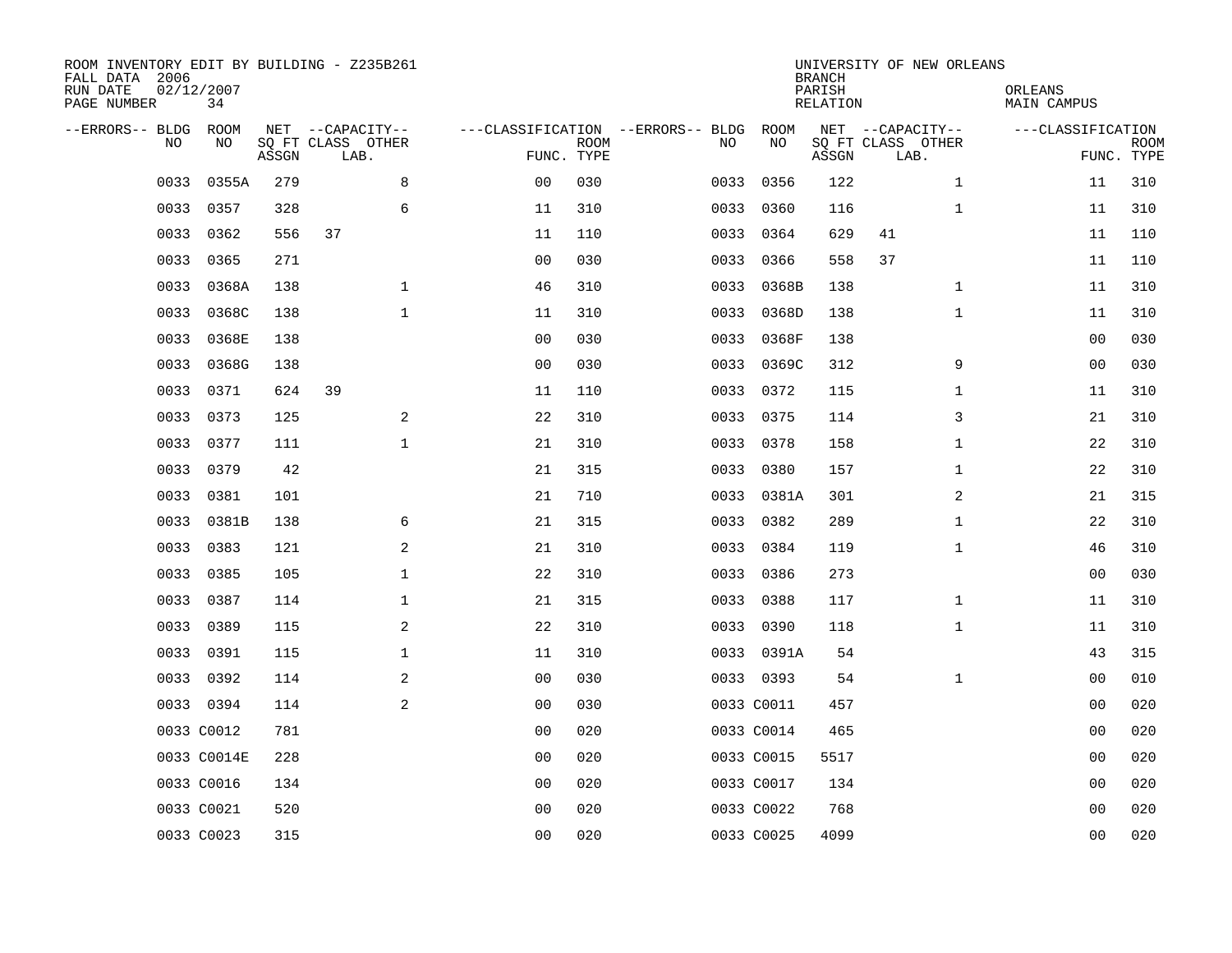ROOM INVENTORY EDIT BY BUILDING - Z235B261
FALL DATA 2006
RUN DATE 02/12/2007
PAGE NUMBER 34

UNIVERSITY OF NEW ORLEANS
BRANCH
PARISH ORLEANS
RELATION MAIN CAMPUS

| --ERRORS-- | BLDG NO | ROOM NO | NET SQ FT ASSGN | --CAPACITY-- CLASS LAB. | OTHER | ---CLASSIFICATION FUNC. | ROOM TYPE | --ERRORS-- | BLDG NO | ROOM NO | NET SQ FT ASSGN | --CAPACITY-- CLASS LAB. | OTHER | ---CLASSIFICATION FUNC. | ROOM TYPE |
|---|---|---|---|---|---|---|---|---|---|---|---|---|---|---|---|
| | 0033 | 0355A | 279 | | 8 | 00 | 030 | | 0033 | 0356 | 122 | | 1 | 11 | 310 |
| | 0033 | 0357 | 328 | | 6 | 11 | 310 | | 0033 | 0360 | 116 | | 1 | 11 | 310 |
| | 0033 | 0362 | 556 | 37 | | 11 | 110 | | 0033 | 0364 | 629 | 41 | | 11 | 110 |
| | 0033 | 0365 | 271 | | | 00 | 030 | | 0033 | 0366 | 558 | 37 | | 11 | 110 |
| | 0033 | 0368A | 138 | | 1 | 46 | 310 | | 0033 | 0368B | 138 | | 1 | 11 | 310 |
| | 0033 | 0368C | 138 | | 1 | 11 | 310 | | 0033 | 0368D | 138 | | 1 | 11 | 310 |
| | 0033 | 0368E | 138 | | | 00 | 030 | | 0033 | 0368F | 138 | | | 00 | 030 |
| | 0033 | 0368G | 138 | | | 00 | 030 | | 0033 | 0369C | 312 | | 9 | 00 | 030 |
| | 0033 | 0371 | 624 | 39 | | 11 | 110 | | 0033 | 0372 | 115 | | 1 | 11 | 310 |
| | 0033 | 0373 | 125 | | 2 | 22 | 310 | | 0033 | 0375 | 114 | | 3 | 21 | 310 |
| | 0033 | 0377 | 111 | | 1 | 21 | 310 | | 0033 | 0378 | 158 | | 1 | 22 | 310 |
| | 0033 | 0379 | 42 | | | 21 | 315 | | 0033 | 0380 | 157 | | 1 | 22 | 310 |
| | 0033 | 0381 | 101 | | | 21 | 710 | | 0033 | 0381A | 301 | | 2 | 21 | 315 |
| | 0033 | 0381B | 138 | | 6 | 21 | 315 | | 0033 | 0382 | 289 | | 1 | 22 | 310 |
| | 0033 | 0383 | 121 | | 2 | 21 | 310 | | 0033 | 0384 | 119 | | 1 | 46 | 310 |
| | 0033 | 0385 | 105 | | 1 | 22 | 310 | | 0033 | 0386 | 273 | | | 00 | 030 |
| | 0033 | 0387 | 114 | | 1 | 21 | 315 | | 0033 | 0388 | 117 | | 1 | 11 | 310 |
| | 0033 | 0389 | 115 | | 2 | 22 | 310 | | 0033 | 0390 | 118 | | 1 | 11 | 310 |
| | 0033 | 0391 | 115 | | 1 | 11 | 310 | | 0033 | 0391A | 54 | | | 43 | 315 |
| | 0033 | 0392 | 114 | | 2 | 00 | 030 | | 0033 | 0393 | 54 | | 1 | 00 | 010 |
| | 0033 | 0394 | 114 | | 2 | 00 | 030 | | 0033 | C0011 | 457 | | | 00 | 020 |
| | 0033 | C0012 | 781 | | | 00 | 020 | | 0033 | C0014 | 465 | | | 00 | 020 |
| | 0033 | C0014E | 228 | | | 00 | 020 | | 0033 | C0015 | 5517 | | | 00 | 020 |
| | 0033 | C0016 | 134 | | | 00 | 020 | | 0033 | C0017 | 134 | | | 00 | 020 |
| | 0033 | C0021 | 520 | | | 00 | 020 | | 0033 | C0022 | 768 | | | 00 | 020 |
| | 0033 | C0023 | 315 | | | 00 | 020 | | 0033 | C0025 | 4099 | | | 00 | 020 |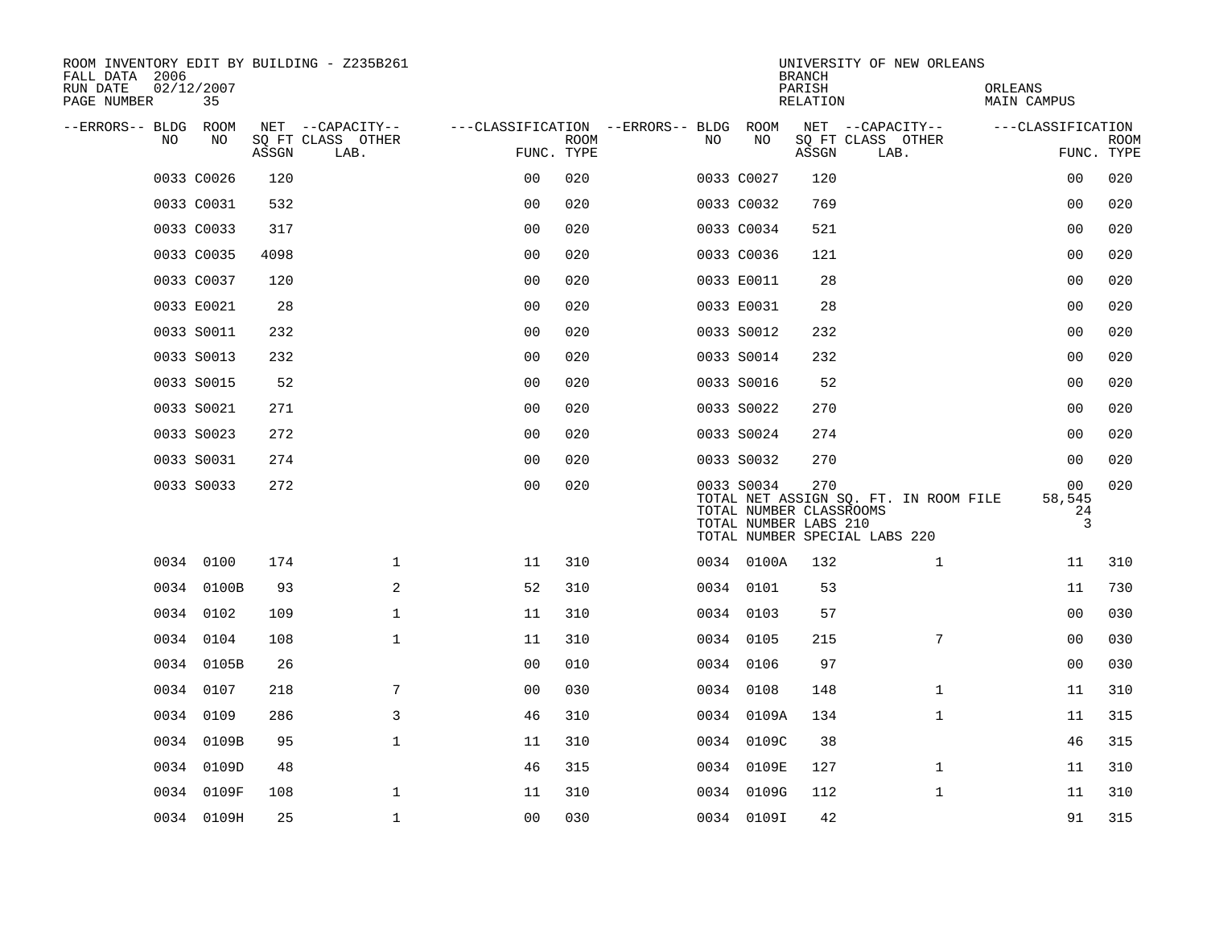ROOM INVENTORY EDIT BY BUILDING - Z235B261
FALL DATA 2006
RUN DATE 02/12/2007

UNIVERSITY OF NEW ORLEANS
BRANCH
PARISH ORLEANS
RELATION MAIN CAMPUS

| --ERRORS-- | BLDG NO | ROOM NO | NET SQ FT ASSGN | --CAPACITY-- CLASS LAB. | OTHER | ---CLASSIFICATION FUNC. | ROOM TYPE | --ERRORS-- | BLDG NO | ROOM NO | NET SQ FT ASSGN | --CAPACITY-- CLASS LAB. | OTHER | ---CLASSIFICATION FUNC. | ROOM TYPE |
|---|---|---|---|---|---|---|---|---|---|---|---|---|---|---|---|
| | 0033 | C0026 | 120 | | | 00 | 020 | | 0033 | C0027 | 120 | | | 00 | 020 |
| | 0033 | C0031 | 532 | | | 00 | 020 | | 0033 | C0032 | 769 | | | 00 | 020 |
| | 0033 | C0033 | 317 | | | 00 | 020 | | 0033 | C0034 | 521 | | | 00 | 020 |
| | 0033 | C0035 | 4098 | | | 00 | 020 | | 0033 | C0036 | 121 | | | 00 | 020 |
| | 0033 | C0037 | 120 | | | 00 | 020 | | 0033 | E0011 | 28 | | | 00 | 020 |
| | 0033 | E0021 | 28 | | | 00 | 020 | | 0033 | E0031 | 28 | | | 00 | 020 |
| | 0033 | S0011 | 232 | | | 00 | 020 | | 0033 | S0012 | 232 | | | 00 | 020 |
| | 0033 | S0013 | 232 | | | 00 | 020 | | 0033 | S0014 | 232 | | | 00 | 020 |
| | 0033 | S0015 | 52 | | | 00 | 020 | | 0033 | S0016 | 52 | | | 00 | 020 |
| | 0033 | S0021 | 271 | | | 00 | 020 | | 0033 | S0022 | 270 | | | 00 | 020 |
| | 0033 | S0023 | 272 | | | 00 | 020 | | 0033 | S0024 | 274 | | | 00 | 020 |
| | 0033 | S0031 | 274 | | | 00 | 020 | | 0033 | S0032 | 270 | | | 00 | 020 |
| | 0033 | S0033 | 272 | | | 00 | 020 | | 0033 | S0034 | 270 | | | 00 | 020 |
| | | | | | | | | | TOTAL NET ASSIGN SQ. FT. IN ROOM FILE | | | | | 58,545 | |
| | | | | | | | | | TOTAL NUMBER CLASSROOMS | | | | | 24 | |
| | | | | | | | | | TOTAL NUMBER LABS 210 | | | | | 3 | |
| | | | | | | | | | TOTAL NUMBER SPECIAL LABS 220 | | | | | | |
| | 0034 | 0100 | 174 | | 1 | 11 | 310 | | 0034 | 0100A | 132 | | 1 | 11 | 310 |
| | 0034 | 0100B | 93 | | 2 | 52 | 310 | | 0034 | 0101 | 53 | | | 11 | 730 |
| | 0034 | 0102 | 109 | | 1 | 11 | 310 | | 0034 | 0103 | 57 | | | 00 | 030 |
| | 0034 | 0104 | 108 | | 1 | 11 | 310 | | 0034 | 0105 | 215 | | 7 | 00 | 030 |
| | 0034 | 0105B | 26 | | | 00 | 010 | | 0034 | 0106 | 97 | | | 00 | 030 |
| | 0034 | 0107 | 218 | | 7 | 00 | 030 | | 0034 | 0108 | 148 | | 1 | 11 | 310 |
| | 0034 | 0109 | 286 | | 3 | 46 | 310 | | 0034 | 0109A | 134 | | 1 | 11 | 315 |
| | 0034 | 0109B | 95 | | 1 | 11 | 310 | | 0034 | 0109C | 38 | | | 46 | 315 |
| | 0034 | 0109D | 48 | | | 46 | 315 | | 0034 | 0109E | 127 | | 1 | 11 | 310 |
| | 0034 | 0109F | 108 | | 1 | 11 | 310 | | 0034 | 0109G | 112 | | 1 | 11 | 310 |
| | 0034 | 0109H | 25 | | 1 | 00 | 030 | | 0034 | 0109I | 42 | | | 91 | 315 |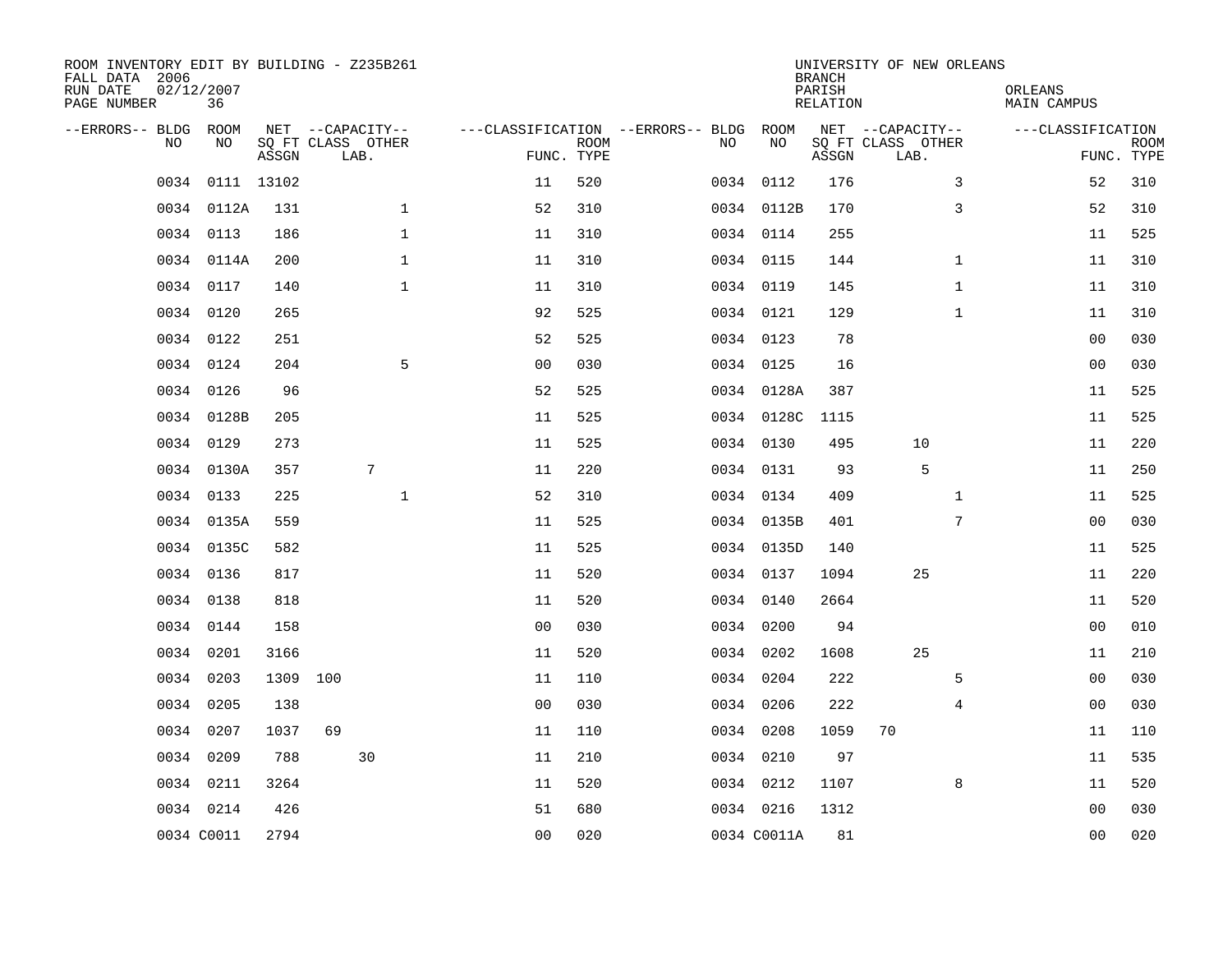ROOM INVENTORY EDIT BY BUILDING - Z235B261
FALL DATA 2006
RUN DATE 02/12/2007
PAGE NUMBER 36

UNIVERSITY OF NEW ORLEANS
BRANCH
PARISH ORLEANS
RELATION MAIN CAMPUS

| --ERRORS-- | BLDG NO | ROOM NO | NET SQ FT ASSGN | CAPACITY CLASS | CAPACITY LAB. | CAPACITY OTHER | CLASSIFICATION FUNC. | ROOM TYPE | --ERRORS-- | BLDG NO | ROOM NO | NET SQ FT ASSGN | CAPACITY CLASS | CAPACITY LAB. | CAPACITY OTHER | CLASSIFICATION FUNC. | ROOM TYPE |
|---|---|---|---|---|---|---|---|---|---|---|---|---|---|---|---|---|---|
| | 0034 | 0111 | 13102 | | | | 11 | 520 | | 0034 | 0112 | 176 | | | 3 | 52 | 310 |
| | 0034 | 0112A | 131 | | | 1 | 52 | 310 | | 0034 | 0112B | 170 | | | 3 | 52 | 310 |
| | 0034 | 0113 | 186 | | | 1 | 11 | 310 | | 0034 | 0114 | 255 | | | | 11 | 525 |
| | 0034 | 0114A | 200 | | | 1 | 11 | 310 | | 0034 | 0115 | 144 | | | 1 | 11 | 310 |
| | 0034 | 0117 | 140 | | | 1 | 11 | 310 | | 0034 | 0119 | 145 | | | 1 | 11 | 310 |
| | 0034 | 0120 | 265 | | | | 92 | 525 | | 0034 | 0121 | 129 | | | 1 | 11 | 310 |
| | 0034 | 0122 | 251 | | | | 52 | 525 | | 0034 | 0123 | 78 | | | | 00 | 030 |
| | 0034 | 0124 | 204 | | | 5 | 00 | 030 | | 0034 | 0125 | 16 | | | | 00 | 030 |
| | 0034 | 0126 | 96 | | | | 52 | 525 | | 0034 | 0128A | 387 | | | | 11 | 525 |
| | 0034 | 0128B | 205 | | | | 11 | 525 | | 0034 | 0128C | 1115 | | | | 11 | 525 |
| | 0034 | 0129 | 273 | | | | 11 | 525 | | 0034 | 0130 | 495 | | 10 | | 11 | 220 |
| | 0034 | 0130A | 357 | | 7 | | 11 | 220 | | 0034 | 0131 | 93 | | 5 | | 11 | 250 |
| | 0034 | 0133 | 225 | | | 1 | 52 | 310 | | 0034 | 0134 | 409 | | | 1 | 11 | 525 |
| | 0034 | 0135A | 559 | | | | 11 | 525 | | 0034 | 0135B | 401 | | | 7 | 00 | 030 |
| | 0034 | 0135C | 582 | | | | 11 | 525 | | 0034 | 0135D | 140 | | | | 11 | 525 |
| | 0034 | 0136 | 817 | | | | 11 | 520 | | 0034 | 0137 | 1094 | | 25 | | 11 | 220 |
| | 0034 | 0138 | 818 | | | | 11 | 520 | | 0034 | 0140 | 2664 | | | | 11 | 520 |
| | 0034 | 0144 | 158 | | | | 00 | 030 | | 0034 | 0200 | 94 | | | | 00 | 010 |
| | 0034 | 0201 | 3166 | | | | 11 | 520 | | 0034 | 0202 | 1608 | | 25 | | 11 | 210 |
| | 0034 | 0203 | 1309 | 100 | | | 11 | 110 | | 0034 | 0204 | 222 | | | 5 | 00 | 030 |
| | 0034 | 0205 | 138 | | | | 00 | 030 | | 0034 | 0206 | 222 | | | 4 | 00 | 030 |
| | 0034 | 0207 | 1037 | 69 | | | 11 | 110 | | 0034 | 0208 | 1059 | 70 | | | 11 | 110 |
| | 0034 | 0209 | 788 | | 30 | | 11 | 210 | | 0034 | 0210 | 97 | | | | 11 | 535 |
| | 0034 | 0211 | 3264 | | | | 11 | 520 | | 0034 | 0212 | 1107 | | | 8 | 11 | 520 |
| | 0034 | 0214 | 426 | | | | 51 | 680 | | 0034 | 0216 | 1312 | | | | 00 | 030 |
| | 0034 | C0011 | 2794 | | | | 00 | 020 | | 0034 | C0011A | 81 | | | | 00 | 020 |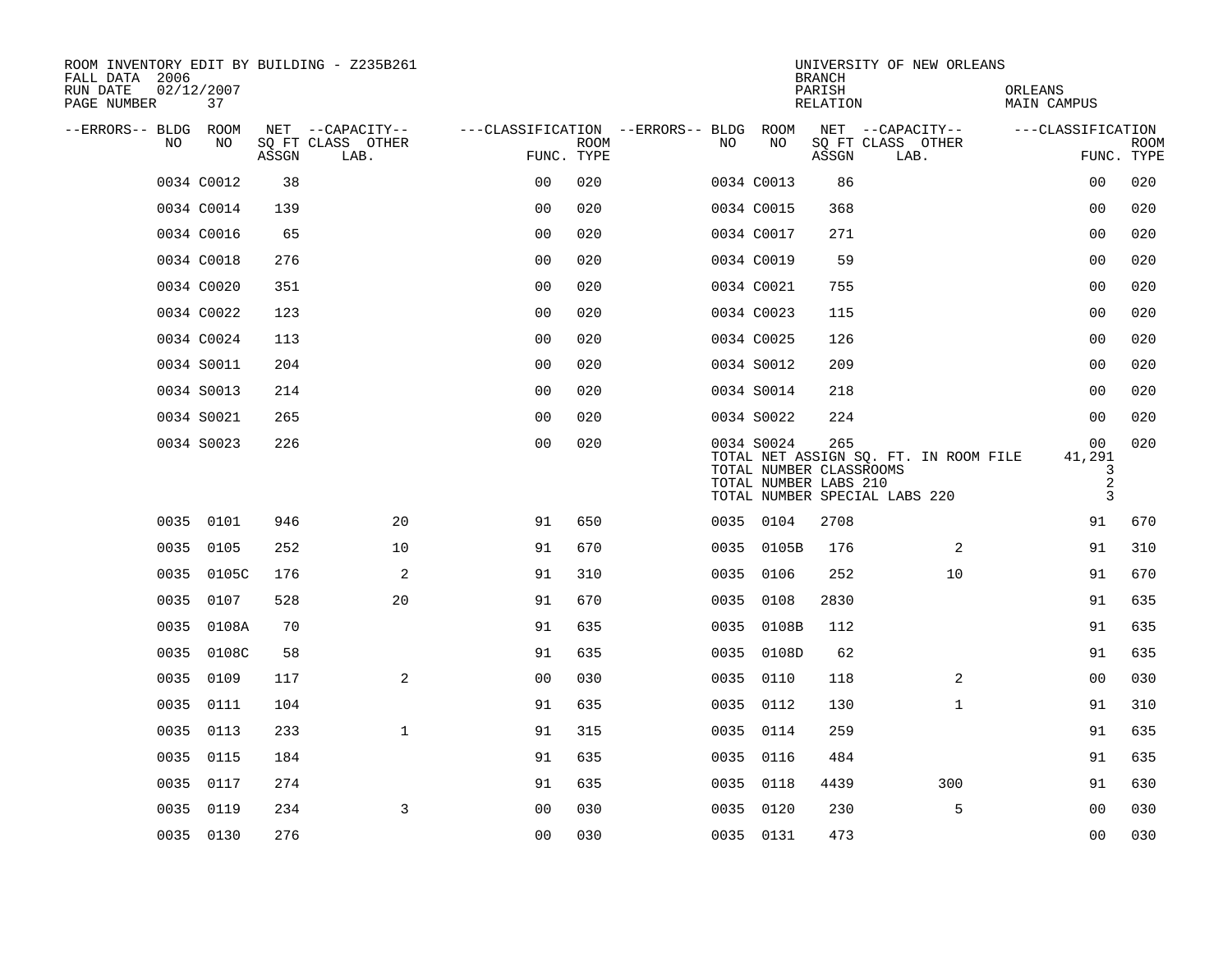ROOM INVENTORY EDIT BY BUILDING - Z235B261
FALL DATA 2006
RUN DATE 02/12/2007
PAGE NUMBER 37

UNIVERSITY OF NEW ORLEANS
BRANCH
PARISH ORLEANS
RELATION MAIN CAMPUS

| --ERRORS-- | BLDG NO | ROOM NO | NET SQ FT ASSGN | CAPACITY CLASS LAB. | CAPACITY OTHER | CLASSIFICATION FUNC. | ROOM TYPE | --ERRORS-- | BLDG NO | ROOM NO | NET SQ FT ASSGN | CAPACITY CLASS LAB. | CAPACITY OTHER | CLASSIFICATION FUNC. | ROOM TYPE |
|---|---|---|---|---|---|---|---|---|---|---|---|---|---|---|---|
| | 0034 | C0012 | 38 | | | 00 | 020 | | 0034 | C0013 | 86 | | | 00 | 020 |
| | 0034 | C0014 | 139 | | | 00 | 020 | | 0034 | C0015 | 368 | | | 00 | 020 |
| | 0034 | C0016 | 65 | | | 00 | 020 | | 0034 | C0017 | 271 | | | 00 | 020 |
| | 0034 | C0018 | 276 | | | 00 | 020 | | 0034 | C0019 | 59 | | | 00 | 020 |
| | 0034 | C0020 | 351 | | | 00 | 020 | | 0034 | C0021 | 755 | | | 00 | 020 |
| | 0034 | C0022 | 123 | | | 00 | 020 | | 0034 | C0023 | 115 | | | 00 | 020 |
| | 0034 | C0024 | 113 | | | 00 | 020 | | 0034 | C0025 | 126 | | | 00 | 020 |
| | 0034 | S0011 | 204 | | | 00 | 020 | | 0034 | S0012 | 209 | | | 00 | 020 |
| | 0034 | S0013 | 214 | | | 00 | 020 | | 0034 | S0014 | 218 | | | 00 | 020 |
| | 0034 | S0021 | 265 | | | 00 | 020 | | 0034 | S0022 | 224 | | | 00 | 020 |
| | 0034 | S0023 | 226 | | | 00 | 020 | | 0034 | S0024 | 265 | | | 00 | 020 |
| | | | | | | | | | TOTAL NET ASSIGN SQ. FT. IN ROOM FILE | | | | | 41,291 | |
| | | | | | | | | | TOTAL NUMBER CLASSROOMS | | | | | 3 | |
| | | | | | | | | | TOTAL NUMBER LABS 210 | | | | | 2 | |
| | | | | | | | | | TOTAL NUMBER SPECIAL LABS 220 | | | | | 3 | |
| | 0035 | 0101 | 946 | | 20 | 91 | 650 | | 0035 | 0104 | 2708 | | | 91 | 670 |
| | 0035 | 0105 | 252 | | 10 | 91 | 670 | | 0035 | 0105B | 176 | | 2 | 91 | 310 |
| | 0035 | 0105C | 176 | | 2 | 91 | 310 | | 0035 | 0106 | 252 | | 10 | 91 | 670 |
| | 0035 | 0107 | 528 | | 20 | 91 | 670 | | 0035 | 0108 | 2830 | | | 91 | 635 |
| | 0035 | 0108A | 70 | | | 91 | 635 | | 0035 | 0108B | 112 | | | 91 | 635 |
| | 0035 | 0108C | 58 | | | 91 | 635 | | 0035 | 0108D | 62 | | | 91 | 635 |
| | 0035 | 0109 | 117 | | 2 | 00 | 030 | | 0035 | 0110 | 118 | | 2 | 00 | 030 |
| | 0035 | 0111 | 104 | | | 91 | 635 | | 0035 | 0112 | 130 | | 1 | 91 | 310 |
| | 0035 | 0113 | 233 | | 1 | 91 | 315 | | 0035 | 0114 | 259 | | | 91 | 635 |
| | 0035 | 0115 | 184 | | | 91 | 635 | | 0035 | 0116 | 484 | | | 91 | 635 |
| | 0035 | 0117 | 274 | | | 91 | 635 | | 0035 | 0118 | 4439 | | 300 | 91 | 630 |
| | 0035 | 0119 | 234 | | 3 | 00 | 030 | | 0035 | 0120 | 230 | | 5 | 00 | 030 |
| | 0035 | 0130 | 276 | | | 00 | 030 | | 0035 | 0131 | 473 | | | 00 | 030 |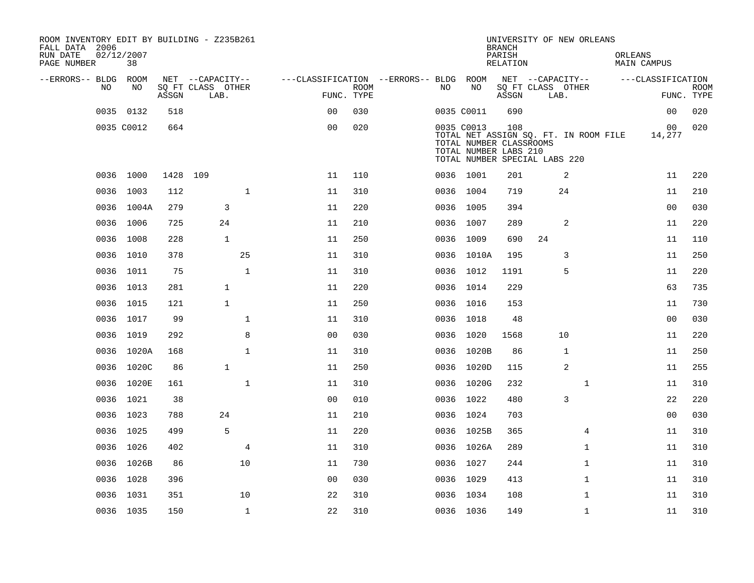ROOM INVENTORY EDIT BY BUILDING - Z235B261
FALL DATA 2006
RUN DATE 02/12/2007
PAGE NUMBER 38

UNIVERSITY OF NEW ORLEANS
BRANCH
PARISH ORLEANS
RELATION MAIN CAMPUS

| --ERRORS-- | BLDG NO | ROOM NO | NET SQ FT ASSGN | CAPACITY CLASS | CAPACITY LAB. | CAPACITY OTHER | CLASSIFICATION FUNC. | ROOM TYPE | --ERRORS-- | BLDG NO | ROOM NO | NET SQ FT ASSGN | CAPACITY CLASS | CAPACITY LAB. | CAPACITY OTHER | CLASSIFICATION FUNC. | ROOM TYPE |
|---|---|---|---|---|---|---|---|---|---|---|---|---|---|---|---|---|---|
| | 0035 | 0132 | 518 | | | | 00 | 030 | | 0035 | C0011 | 690 | | | | 00 | 020 |
| | 0035 | C0012 | 664 | | | | 00 | 020 | | 0035 | C0013 | 108 | | | | 00 | 020 |
| | | | | | | | | | | TOTAL NET ASSIGN SQ. FT. IN ROOM FILE | | | | | | 14,277 | |
| | | | | | | | | | | TOTAL NUMBER CLASSROOMS | | | | | | | |
| | | | | | | | | | | TOTAL NUMBER LABS 210 | | | | | | | |
| | | | | | | | | | | TOTAL NUMBER SPECIAL LABS 220 | | | | | | | |
| | 0036 | 1000 | 1428 | 109 | | | 11 | 110 | | 0036 | 1001 | 201 | | 2 | | 11 | 220 |
| | 0036 | 1003 | 112 | | | 1 | 11 | 310 | | 0036 | 1004 | 719 | | 24 | | 11 | 210 |
| | 0036 | 1004A | 279 | | 3 | | 11 | 220 | | 0036 | 1005 | 394 | | | | 00 | 030 |
| | 0036 | 1006 | 725 | | 24 | | 11 | 210 | | 0036 | 1007 | 289 | | 2 | | 11 | 220 |
| | 0036 | 1008 | 228 | | 1 | | 11 | 250 | | 0036 | 1009 | 690 | 24 | | | 11 | 110 |
| | 0036 | 1010 | 378 | | | 25 | 11 | 310 | | 0036 | 1010A | 195 | | 3 | | 11 | 250 |
| | 0036 | 1011 | 75 | | | 1 | 11 | 310 | | 0036 | 1012 | 1191 | | 5 | | 11 | 220 |
| | 0036 | 1013 | 281 | | 1 | | 11 | 220 | | 0036 | 1014 | 229 | | | | 63 | 735 |
| | 0036 | 1015 | 121 | | 1 | | 11 | 250 | | 0036 | 1016 | 153 | | | | 11 | 730 |
| | 0036 | 1017 | 99 | | | 1 | 11 | 310 | | 0036 | 1018 | 48 | | | | 00 | 030 |
| | 0036 | 1019 | 292 | | | 8 | 00 | 030 | | 0036 | 1020 | 1568 | | 10 | | 11 | 220 |
| | 0036 | 1020A | 168 | | | 1 | 11 | 310 | | 0036 | 1020B | 86 | | 1 | | 11 | 250 |
| | 0036 | 1020C | 86 | | 1 | | 11 | 250 | | 0036 | 1020D | 115 | | 2 | | 11 | 255 |
| | 0036 | 1020E | 161 | | | 1 | 11 | 310 | | 0036 | 1020G | 232 | | | 1 | 11 | 310 |
| | 0036 | 1021 | 38 | | | | 00 | 010 | | 0036 | 1022 | 480 | | 3 | | 22 | 220 |
| | 0036 | 1023 | 788 | | 24 | | 11 | 210 | | 0036 | 1024 | 703 | | | | 00 | 030 |
| | 0036 | 1025 | 499 | | 5 | | 11 | 220 | | 0036 | 1025B | 365 | | | 4 | 11 | 310 |
| | 0036 | 1026 | 402 | | | 4 | 11 | 310 | | 0036 | 1026A | 289 | | | 1 | 11 | 310 |
| | 0036 | 1026B | 86 | | | 10 | 11 | 730 | | 0036 | 1027 | 244 | | | 1 | 11 | 310 |
| | 0036 | 1028 | 396 | | | | 00 | 030 | | 0036 | 1029 | 413 | | | 1 | 11 | 310 |
| | 0036 | 1031 | 351 | | | 10 | 22 | 310 | | 0036 | 1034 | 108 | | | 1 | 11 | 310 |
| | 0036 | 1035 | 150 | | | 1 | 22 | 310 | | 0036 | 1036 | 149 | | | 1 | 11 | 310 |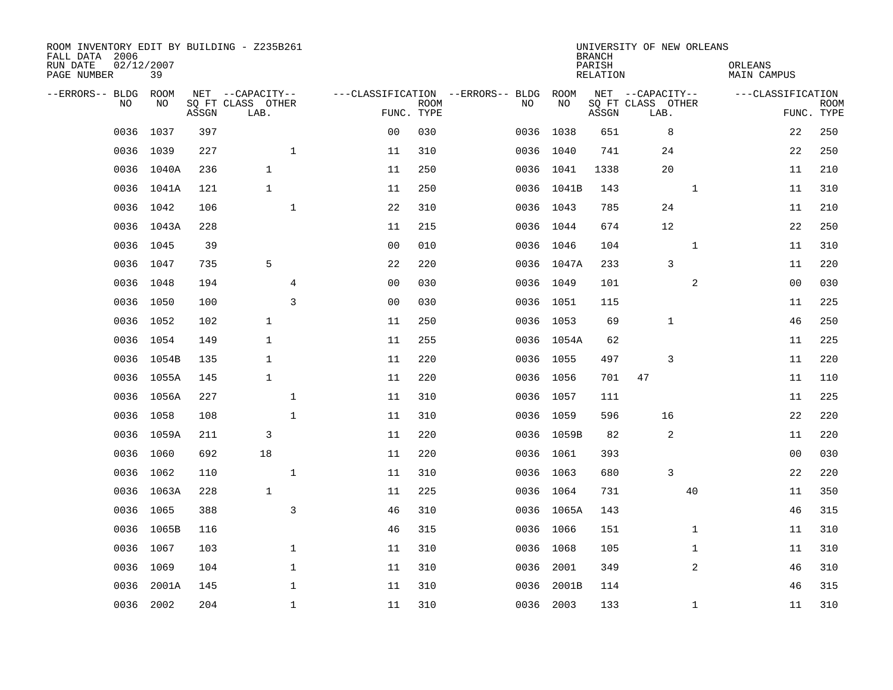ROOM INVENTORY EDIT BY BUILDING - Z235B261
FALL DATA 2006
RUN DATE 02/12/2007
PAGE NUMBER 39

UNIVERSITY OF NEW ORLEANS
BRANCH
PARISH ORLEANS
RELATION MAIN CAMPUS

| --ERRORS-- | BLDG NO | ROOM NO | NET SQ FT ASSGN | CAPACITY CLASS LAB. | CAPACITY OTHER | CLASSIFICATION FUNC. | ROOM TYPE | --ERRORS-- | BLDG NO | ROOM NO | NET SQ FT ASSGN | CAPACITY CLASS LAB. | CAPACITY OTHER | CLASSIFICATION FUNC. | ROOM TYPE |
|---|---|---|---|---|---|---|---|---|---|---|---|---|---|---|---|
| | 0036 | 1037 | 397 | | | 00 | 030 | | 0036 | 1038 | 651 | 8 | | 22 | 250 |
| | 0036 | 1039 | 227 | | 1 | 11 | 310 | | 0036 | 1040 | 741 | 24 | | 22 | 250 |
| | 0036 | 1040A | 236 | 1 | | 11 | 250 | | 0036 | 1041 | 1338 | 20 | | 11 | 210 |
| | 0036 | 1041A | 121 | 1 | | 11 | 250 | | 0036 | 1041B | 143 | | 1 | 11 | 310 |
| | 0036 | 1042 | 106 | | 1 | 22 | 310 | | 0036 | 1043 | 785 | 24 | | 11 | 210 |
| | 0036 | 1043A | 228 | | | 11 | 215 | | 0036 | 1044 | 674 | 12 | | 22 | 250 |
| | 0036 | 1045 | 39 | | | 00 | 010 | | 0036 | 1046 | 104 | | 1 | 11 | 310 |
| | 0036 | 1047 | 735 | 5 | | 22 | 220 | | 0036 | 1047A | 233 | 3 | | 11 | 220 |
| | 0036 | 1048 | 194 | | 4 | 00 | 030 | | 0036 | 1049 | 101 | | 2 | 00 | 030 |
| | 0036 | 1050 | 100 | | 3 | 00 | 030 | | 0036 | 1051 | 115 | | | 11 | 225 |
| | 0036 | 1052 | 102 | 1 | | 11 | 250 | | 0036 | 1053 | 69 | 1 | | 46 | 250 |
| | 0036 | 1054 | 149 | 1 | | 11 | 255 | | 0036 | 1054A | 62 | | | 11 | 225 |
| | 0036 | 1054B | 135 | 1 | | 11 | 220 | | 0036 | 1055 | 497 | 3 | | 11 | 220 |
| | 0036 | 1055A | 145 | 1 | | 11 | 220 | | 0036 | 1056 | 701 | 47 | | 11 | 110 |
| | 0036 | 1056A | 227 | | 1 | 11 | 310 | | 0036 | 1057 | 111 | | | 11 | 225 |
| | 0036 | 1058 | 108 | | 1 | 11 | 310 | | 0036 | 1059 | 596 | 16 | | 22 | 220 |
| | 0036 | 1059A | 211 | 3 | | 11 | 220 | | 0036 | 1059B | 82 | 2 | | 11 | 220 |
| | 0036 | 1060 | 692 | 18 | | 11 | 220 | | 0036 | 1061 | 393 | | | 00 | 030 |
| | 0036 | 1062 | 110 | | 1 | 11 | 310 | | 0036 | 1063 | 680 | 3 | | 22 | 220 |
| | 0036 | 1063A | 228 | 1 | | 11 | 225 | | 0036 | 1064 | 731 | | 40 | 11 | 350 |
| | 0036 | 1065 | 388 | | 3 | 46 | 310 | | 0036 | 1065A | 143 | | | 46 | 315 |
| | 0036 | 1065B | 116 | | | 46 | 315 | | 0036 | 1066 | 151 | | 1 | 11 | 310 |
| | 0036 | 1067 | 103 | | 1 | 11 | 310 | | 0036 | 1068 | 105 | | 1 | 11 | 310 |
| | 0036 | 1069 | 104 | | 1 | 11 | 310 | | 0036 | 2001 | 349 | | 2 | 46 | 310 |
| | 0036 | 2001A | 145 | | 1 | 11 | 310 | | 0036 | 2001B | 114 | | | 46 | 315 |
| | 0036 | 2002 | 204 | | 1 | 11 | 310 | | 0036 | 2003 | 133 | | 1 | 11 | 310 |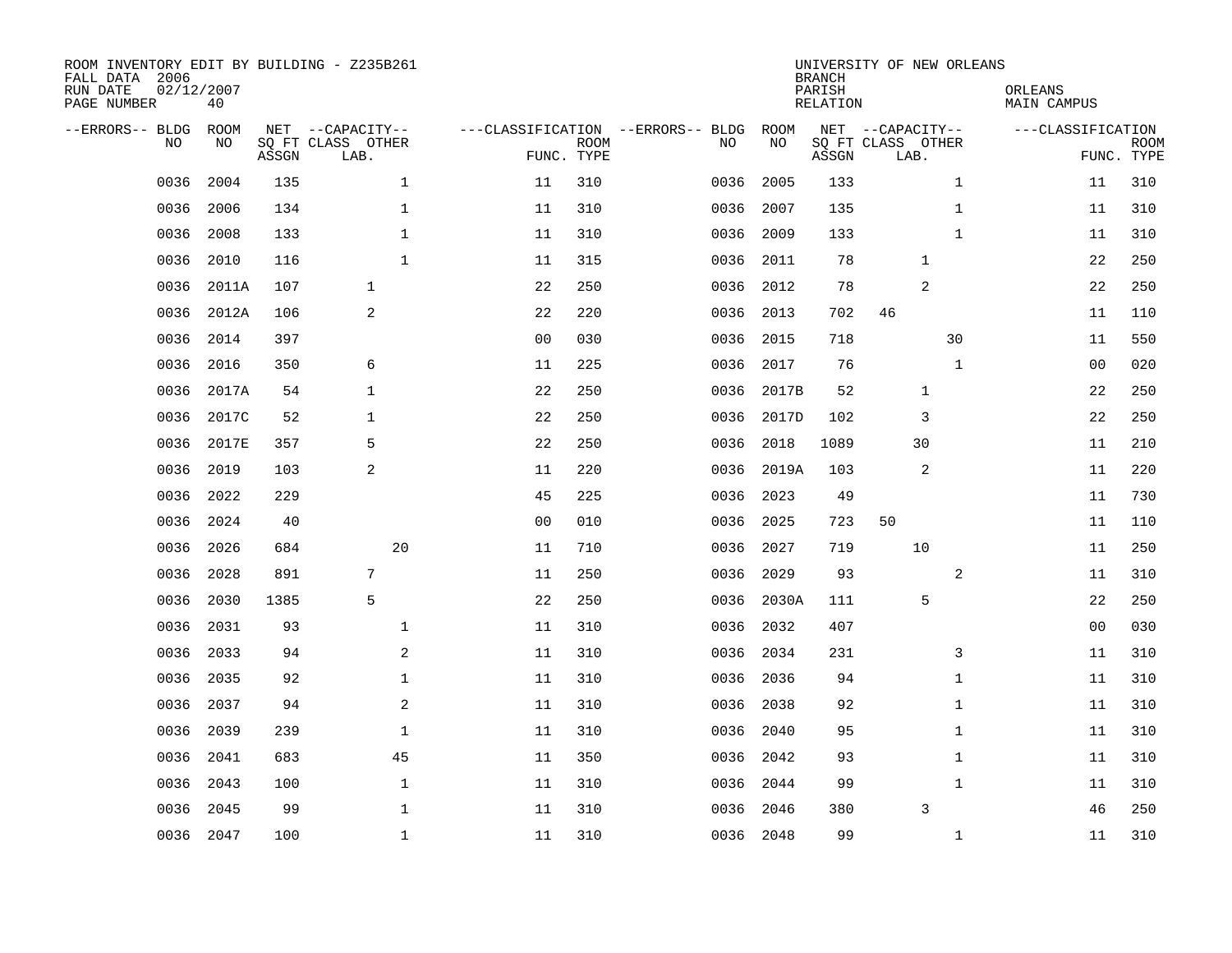ROOM INVENTORY EDIT BY BUILDING - Z235B261
FALL DATA 2006
RUN DATE 02/12/2007
PAGE NUMBER 40

UNIVERSITY OF NEW ORLEANS
BRANCH
PARISH ORLEANS
RELATION MAIN CAMPUS

| --ERRORS-- | BLDG NO | ROOM NO | NET SQ FT ASSGN | CAPACITY CLASS LAB. | CAPACITY OTHER | CLASSIFICATION FUNC. | ROOM TYPE | --ERRORS-- | BLDG NO | ROOM NO | NET SQ FT ASSGN | CAPACITY CLASS LAB. | CAPACITY OTHER | CLASSIFICATION FUNC. | ROOM TYPE |
|---|---|---|---|---|---|---|---|---|---|---|---|---|---|---|---|
| | 0036 | 2004 | 135 | | 1 | 11 | 310 | | 0036 | 2005 | 133 | | 1 | 11 | 310 |
| | 0036 | 2006 | 134 | | 1 | 11 | 310 | | 0036 | 2007 | 135 | | 1 | 11 | 310 |
| | 0036 | 2008 | 133 | | 1 | 11 | 310 | | 0036 | 2009 | 133 | | 1 | 11 | 310 |
| | 0036 | 2010 | 116 | | 1 | 11 | 315 | | 0036 | 2011 | 78 | 1 | | 22 | 250 |
| | 0036 | 2011A | 107 | 1 | | 22 | 250 | | 0036 | 2012 | 78 | 2 | | 22 | 250 |
| | 0036 | 2012A | 106 | 2 | | 22 | 220 | | 0036 | 2013 | 702 | 46 | | 11 | 110 |
| | 0036 | 2014 | 397 | | | 00 | 030 | | 0036 | 2015 | 718 | | 30 | 11 | 550 |
| | 0036 | 2016 | 350 | 6 | | 11 | 225 | | 0036 | 2017 | 76 | | 1 | 00 | 020 |
| | 0036 | 2017A | 54 | 1 | | 22 | 250 | | 0036 | 2017B | 52 | 1 | | 22 | 250 |
| | 0036 | 2017C | 52 | 1 | | 22 | 250 | | 0036 | 2017D | 102 | 3 | | 22 | 250 |
| | 0036 | 2017E | 357 | 5 | | 22 | 250 | | 0036 | 2018 | 1089 | 30 | | 11 | 210 |
| | 0036 | 2019 | 103 | 2 | | 11 | 220 | | 0036 | 2019A | 103 | 2 | | 11 | 220 |
| | 0036 | 2022 | 229 | | | 45 | 225 | | 0036 | 2023 | 49 | | | 11 | 730 |
| | 0036 | 2024 | 40 | | | 00 | 010 | | 0036 | 2025 | 723 | 50 | | 11 | 110 |
| | 0036 | 2026 | 684 | | 20 | 11 | 710 | | 0036 | 2027 | 719 | 10 | | 11 | 250 |
| | 0036 | 2028 | 891 | 7 | | 11 | 250 | | 0036 | 2029 | 93 | | 2 | 11 | 310 |
| | 0036 | 2030 | 1385 | 5 | | 22 | 250 | | 0036 | 2030A | 111 | 5 | | 22 | 250 |
| | 0036 | 2031 | 93 | | 1 | 11 | 310 | | 0036 | 2032 | 407 | | | 00 | 030 |
| | 0036 | 2033 | 94 | | 2 | 11 | 310 | | 0036 | 2034 | 231 | | 3 | 11 | 310 |
| | 0036 | 2035 | 92 | | 1 | 11 | 310 | | 0036 | 2036 | 94 | | 1 | 11 | 310 |
| | 0036 | 2037 | 94 | | 2 | 11 | 310 | | 0036 | 2038 | 92 | | 1 | 11 | 310 |
| | 0036 | 2039 | 239 | | 1 | 11 | 310 | | 0036 | 2040 | 95 | | 1 | 11 | 310 |
| | 0036 | 2041 | 683 | | 45 | 11 | 350 | | 0036 | 2042 | 93 | | 1 | 11 | 310 |
| | 0036 | 2043 | 100 | | 1 | 11 | 310 | | 0036 | 2044 | 99 | | 1 | 11 | 310 |
| | 0036 | 2045 | 99 | | 1 | 11 | 310 | | 0036 | 2046 | 380 | 3 | | 46 | 250 |
| | 0036 | 2047 | 100 | | 1 | 11 | 310 | | 0036 | 2048 | 99 | | 1 | 11 | 310 |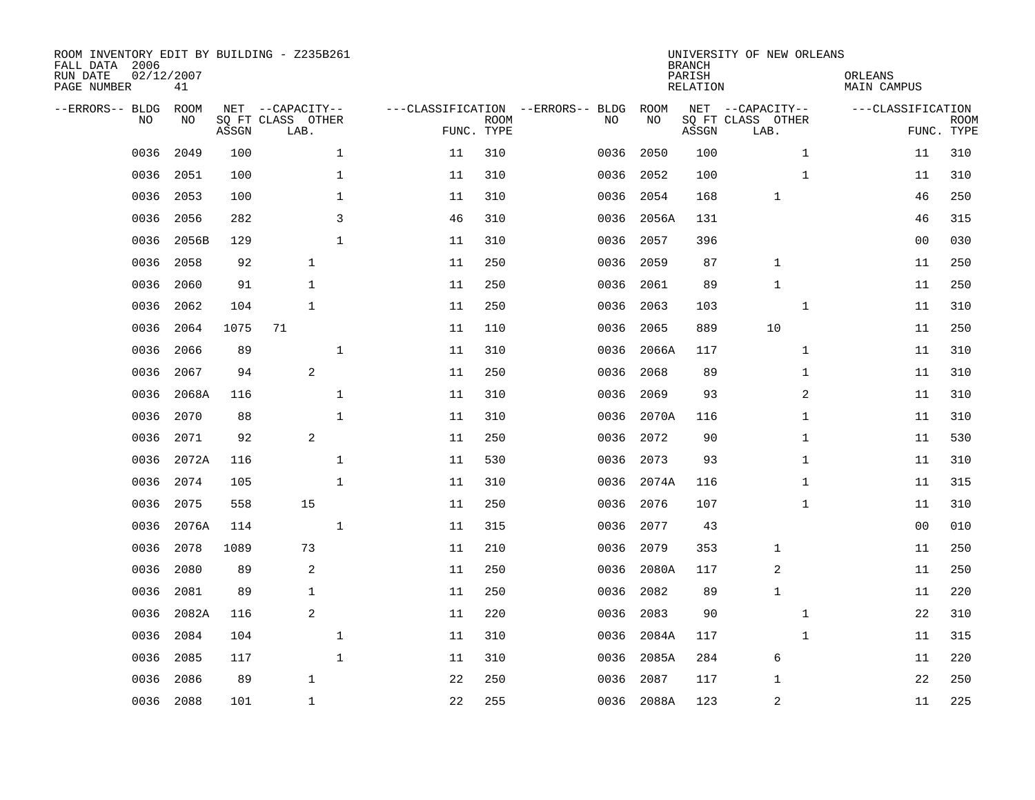ROOM INVENTORY EDIT BY BUILDING - Z235B261
FALL DATA 2006
RUN DATE 02/12/2007
PAGE NUMBER 41

UNIVERSITY OF NEW ORLEANS
BRANCH
PARISH ORLEANS
RELATION MAIN CAMPUS

| --ERRORS-- | BLDG NO | ROOM NO | NET SQ FT ASSGN | CAPACITY CLASS LAB. | CAPACITY OTHER | CLASSIFICATION FUNC. | ROOM TYPE | --ERRORS-- | BLDG NO | ROOM NO | NET SQ FT ASSGN | CAPACITY CLASS LAB. | CAPACITY OTHER | CLASSIFICATION FUNC. | ROOM TYPE |
|---|---|---|---|---|---|---|---|---|---|---|---|---|---|---|---|
| | 0036 | 2049 | 100 | | 1 | 11 | 310 | | 0036 | 2050 | 100 | | 1 | 11 | 310 |
| | 0036 | 2051 | 100 | | 1 | 11 | 310 | | 0036 | 2052 | 100 | | 1 | 11 | 310 |
| | 0036 | 2053 | 100 | | 1 | 11 | 310 | | 0036 | 2054 | 168 | 1 | | 46 | 250 |
| | 0036 | 2056 | 282 | | 3 | 46 | 310 | | 0036 | 2056A | 131 | | | 46 | 315 |
| | 0036 | 2056B | 129 | | 1 | 11 | 310 | | 0036 | 2057 | 396 | | | 00 | 030 |
| | 0036 | 2058 | 92 | 1 | | 11 | 250 | | 0036 | 2059 | 87 | 1 | | 11 | 250 |
| | 0036 | 2060 | 91 | 1 | | 11 | 250 | | 0036 | 2061 | 89 | 1 | | 11 | 250 |
| | 0036 | 2062 | 104 | 1 | | 11 | 250 | | 0036 | 2063 | 103 | | 1 | 11 | 310 |
| | 0036 | 2064 | 1075 | 71 | | 11 | 110 | | 0036 | 2065 | 889 | 10 | | 11 | 250 |
| | 0036 | 2066 | 89 | | 1 | 11 | 310 | | 0036 | 2066A | 117 | | 1 | 11 | 310 |
| | 0036 | 2067 | 94 | 2 | | 11 | 250 | | 0036 | 2068 | 89 | | 1 | 11 | 310 |
| | 0036 | 2068A | 116 | | 1 | 11 | 310 | | 0036 | 2069 | 93 | | 2 | 11 | 310 |
| | 0036 | 2070 | 88 | | 1 | 11 | 310 | | 0036 | 2070A | 116 | | 1 | 11 | 310 |
| | 0036 | 2071 | 92 | 2 | | 11 | 250 | | 0036 | 2072 | 90 | | 1 | 11 | 530 |
| | 0036 | 2072A | 116 | | 1 | 11 | 530 | | 0036 | 2073 | 93 | | 1 | 11 | 310 |
| | 0036 | 2074 | 105 | | 1 | 11 | 310 | | 0036 | 2074A | 116 | | 1 | 11 | 315 |
| | 0036 | 2075 | 558 | 15 | | 11 | 250 | | 0036 | 2076 | 107 | | 1 | 11 | 310 |
| | 0036 | 2076A | 114 | | 1 | 11 | 315 | | 0036 | 2077 | 43 | | | 00 | 010 |
| | 0036 | 2078 | 1089 | 73 | | 11 | 210 | | 0036 | 2079 | 353 | 1 | | 11 | 250 |
| | 0036 | 2080 | 89 | 2 | | 11 | 250 | | 0036 | 2080A | 117 | 2 | | 11 | 250 |
| | 0036 | 2081 | 89 | 1 | | 11 | 250 | | 0036 | 2082 | 89 | 1 | | 11 | 220 |
| | 0036 | 2082A | 116 | 2 | | 11 | 220 | | 0036 | 2083 | 90 | | 1 | 22 | 310 |
| | 0036 | 2084 | 104 | | 1 | 11 | 310 | | 0036 | 2084A | 117 | | 1 | 11 | 315 |
| | 0036 | 2085 | 117 | | 1 | 11 | 310 | | 0036 | 2085A | 284 | 6 | | 11 | 220 |
| | 0036 | 2086 | 89 | 1 | | 22 | 250 | | 0036 | 2087 | 117 | 1 | | 22 | 250 |
| | 0036 | 2088 | 101 | 1 | | 22 | 255 | | 0036 | 2088A | 123 | 2 | | 11 | 225 |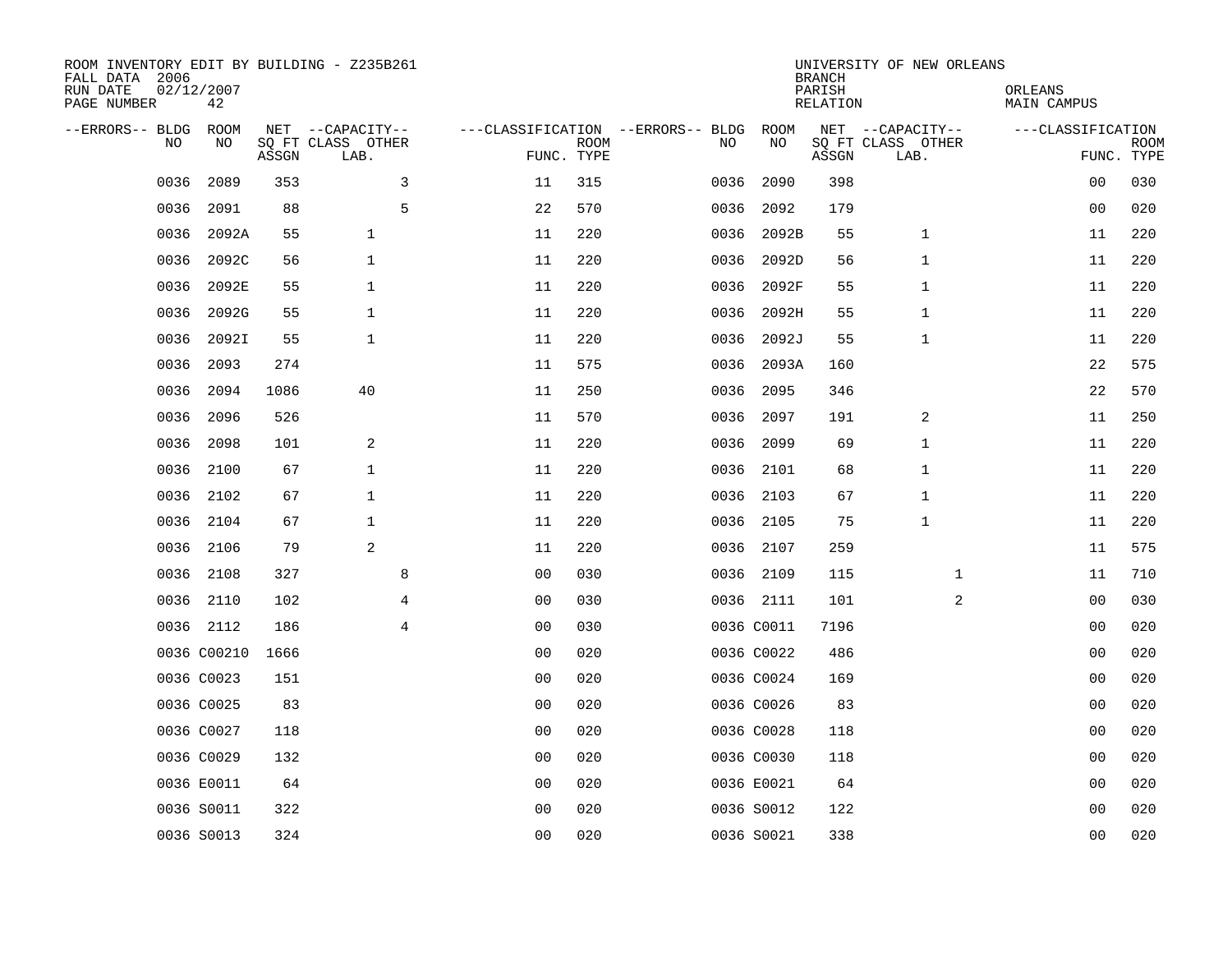ROOM INVENTORY EDIT BY BUILDING - Z235B261
FALL DATA 2006
RUN DATE 02/12/2007
PAGE NUMBER 42

UNIVERSITY OF NEW ORLEANS
BRANCH
PARISH ORLEANS
RELATION MAIN CAMPUS

| --ERRORS-- | BLDG NO | ROOM NO | NET SQ FT ASSGN | CAPACITY CLASS LAB. | CAPACITY OTHER | CLASSIFICATION FUNC. | ROOM TYPE | --ERRORS-- | BLDG NO | ROOM NO | NET SQ FT ASSGN | CAPACITY CLASS LAB. | CAPACITY OTHER | CLASSIFICATION FUNC. | ROOM TYPE |
|---|---|---|---|---|---|---|---|---|---|---|---|---|---|---|---|
| | 0036 | 2089 | 353 | | 3 | 11 | 315 | | 0036 | 2090 | 398 | | | 00 | 030 |
| | 0036 | 2091 | 88 | | 5 | 22 | 570 | | 0036 | 2092 | 179 | | | 00 | 020 |
| | 0036 | 2092A | 55 | 1 | | 11 | 220 | | 0036 | 2092B | 55 | 1 | | 11 | 220 |
| | 0036 | 2092C | 56 | 1 | | 11 | 220 | | 0036 | 2092D | 56 | 1 | | 11 | 220 |
| | 0036 | 2092E | 55 | 1 | | 11 | 220 | | 0036 | 2092F | 55 | 1 | | 11 | 220 |
| | 0036 | 2092G | 55 | 1 | | 11 | 220 | | 0036 | 2092H | 55 | 1 | | 11 | 220 |
| | 0036 | 2092I | 55 | 1 | | 11 | 220 | | 0036 | 2092J | 55 | 1 | | 11 | 220 |
| | 0036 | 2093 | 274 | | | 11 | 575 | | 0036 | 2093A | 160 | | | 22 | 575 |
| | 0036 | 2094 | 1086 | 40 | | 11 | 250 | | 0036 | 2095 | 346 | | | 22 | 570 |
| | 0036 | 2096 | 526 | | | 11 | 570 | | 0036 | 2097 | 191 | 2 | | 11 | 250 |
| | 0036 | 2098 | 101 | 2 | | 11 | 220 | | 0036 | 2099 | 69 | 1 | | 11 | 220 |
| | 0036 | 2100 | 67 | 1 | | 11 | 220 | | 0036 | 2101 | 68 | 1 | | 11 | 220 |
| | 0036 | 2102 | 67 | 1 | | 11 | 220 | | 0036 | 2103 | 67 | 1 | | 11 | 220 |
| | 0036 | 2104 | 67 | 1 | | 11 | 220 | | 0036 | 2105 | 75 | 1 | | 11 | 220 |
| | 0036 | 2106 | 79 | 2 | | 11 | 220 | | 0036 | 2107 | 259 | | | 11 | 575 |
| | 0036 | 2108 | 327 | | 8 | 00 | 030 | | 0036 | 2109 | 115 | | 1 | 11 | 710 |
| | 0036 | 2110 | 102 | | 4 | 00 | 030 | | 0036 | 2111 | 101 | | 2 | 00 | 030 |
| | 0036 | 2112 | 186 | | 4 | 00 | 030 | | 0036 | C0011 | 7196 | | | 00 | 020 |
| | 0036 | C00210 | 1666 | | | 00 | 020 | | 0036 | C0022 | 486 | | | 00 | 020 |
| | 0036 | C0023 | 151 | | | 00 | 020 | | 0036 | C0024 | 169 | | | 00 | 020 |
| | 0036 | C0025 | 83 | | | 00 | 020 | | 0036 | C0026 | 83 | | | 00 | 020 |
| | 0036 | C0027 | 118 | | | 00 | 020 | | 0036 | C0028 | 118 | | | 00 | 020 |
| | 0036 | C0029 | 132 | | | 00 | 020 | | 0036 | C0030 | 118 | | | 00 | 020 |
| | 0036 | E0011 | 64 | | | 00 | 020 | | 0036 | E0021 | 64 | | | 00 | 020 |
| | 0036 | S0011 | 322 | | | 00 | 020 | | 0036 | S0012 | 122 | | | 00 | 020 |
| | 0036 | S0013 | 324 | | | 00 | 020 | | 0036 | S0021 | 338 | | | 00 | 020 |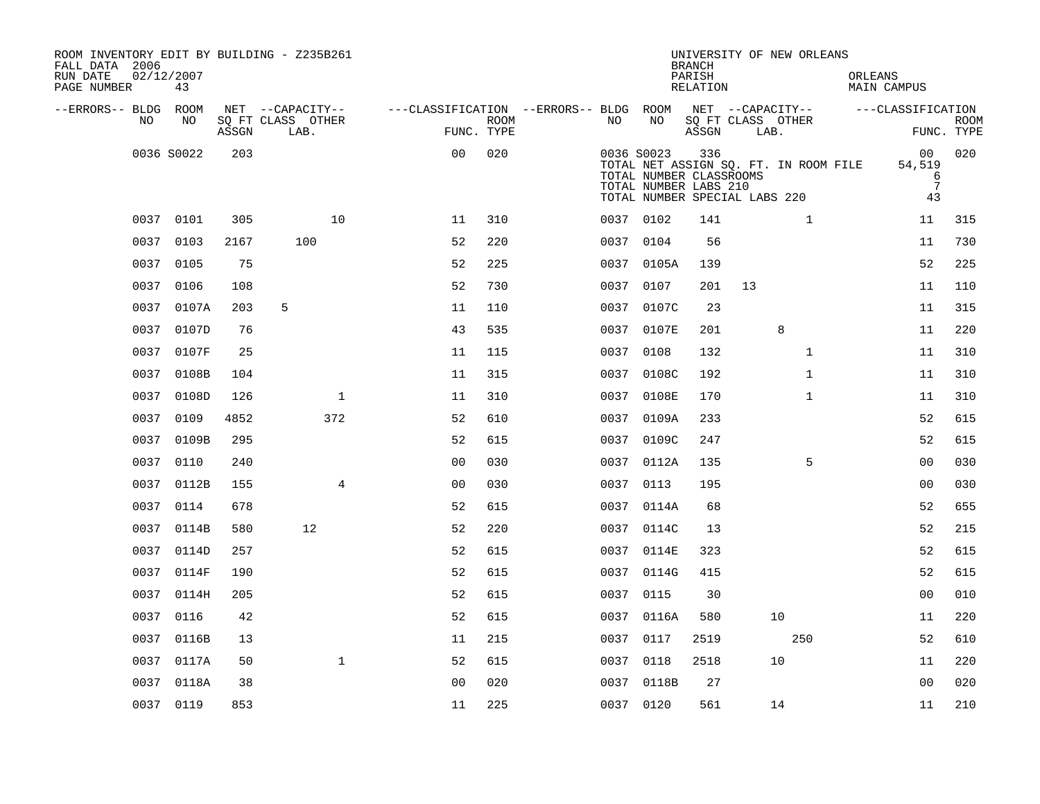ROOM INVENTORY EDIT BY BUILDING - Z235B261
FALL DATA 2006
RUN DATE 02/12/2007
PAGE NUMBER 43

UNIVERSITY OF NEW ORLEANS
BRANCH
PARISH ORLEANS
RELATION MAIN CAMPUS

| --ERRORS-- | BLDG NO | ROOM NO | NET SQ FT ASSGN | CAPACITY CLASS | CAPACITY OTHER LAB. | CLASSIFICATION FUNC. | ROOM TYPE | --ERRORS-- | BLDG NO | ROOM NO | NET SQ FT ASSGN | CAPACITY CLASS | CAPACITY OTHER LAB. | CLASSIFICATION FUNC. | ROOM TYPE |
|---|---|---|---|---|---|---|---|---|---|---|---|---|---|---|---|
| | 0036 | S0022 | 203 | | | 00 | 020 | | 0036 | S0023 | 336 | | | 00 | 020 |
| | | | | | | | | | | TOTAL NET ASSIGN SQ. FT. IN ROOM FILE | | | | 54,519 | |
| | | | | | | | | | | TOTAL NUMBER CLASSROOMS | | | | 6 | |
| | | | | | | | | | | TOTAL NUMBER LABS 210 | | | | 7 | |
| | | | | | | | | | | TOTAL NUMBER SPECIAL LABS 220 | | | | 43 | |
| | 0037 | 0101 | 305 | | 10 | 11 | 310 | | 0037 | 0102 | 141 | | 1 | 11 | 315 |
| | 0037 | 0103 | 2167 | 100 | | 52 | 220 | | 0037 | 0104 | 56 | | | 11 | 730 |
| | 0037 | 0105 | 75 | | | 52 | 225 | | 0037 | 0105A | 139 | | | 52 | 225 |
| | 0037 | 0106 | 108 | | | 52 | 730 | | 0037 | 0107 | 201 | 13 | | 11 | 110 |
| | 0037 | 0107A | 203 | 5 | | 11 | 110 | | 0037 | 0107C | 23 | | | 11 | 315 |
| | 0037 | 0107D | 76 | | | 43 | 535 | | 0037 | 0107E | 201 | | 8 | 11 | 220 |
| | 0037 | 0107F | 25 | | | 11 | 115 | | 0037 | 0108 | 132 | | 1 | 11 | 310 |
| | 0037 | 0108B | 104 | | | 11 | 315 | | 0037 | 0108C | 192 | | 1 | 11 | 310 |
| | 0037 | 0108D | 126 | | 1 | 11 | 310 | | 0037 | 0108E | 170 | | 1 | 11 | 310 |
| | 0037 | 0109 | 4852 | | 372 | 52 | 610 | | 0037 | 0109A | 233 | | | 52 | 615 |
| | 0037 | 0109B | 295 | | | 52 | 615 | | 0037 | 0109C | 247 | | | 52 | 615 |
| | 0037 | 0110 | 240 | | | 00 | 030 | | 0037 | 0112A | 135 | | 5 | 00 | 030 |
| | 0037 | 0112B | 155 | | 4 | 00 | 030 | | 0037 | 0113 | 195 | | | 00 | 030 |
| | 0037 | 0114 | 678 | | | 52 | 615 | | 0037 | 0114A | 68 | | | 52 | 655 |
| | 0037 | 0114B | 580 | 12 | | 52 | 220 | | 0037 | 0114C | 13 | | | 52 | 215 |
| | 0037 | 0114D | 257 | | | 52 | 615 | | 0037 | 0114E | 323 | | | 52 | 615 |
| | 0037 | 0114F | 190 | | | 52 | 615 | | 0037 | 0114G | 415 | | | 52 | 615 |
| | 0037 | 0114H | 205 | | | 52 | 615 | | 0037 | 0115 | 30 | | | 00 | 010 |
| | 0037 | 0116 | 42 | | | 52 | 615 | | 0037 | 0116A | 580 | | 10 | 11 | 220 |
| | 0037 | 0116B | 13 | | | 11 | 215 | | 0037 | 0117 | 2519 | | 250 | 52 | 610 |
| | 0037 | 0117A | 50 | | 1 | 52 | 615 | | 0037 | 0118 | 2518 | | 10 | 11 | 220 |
| | 0037 | 0118A | 38 | | | 00 | 020 | | 0037 | 0118B | 27 | | | 00 | 020 |
| | 0037 | 0119 | 853 | | | 11 | 225 | | 0037 | 0120 | 561 | | 14 | 11 | 210 |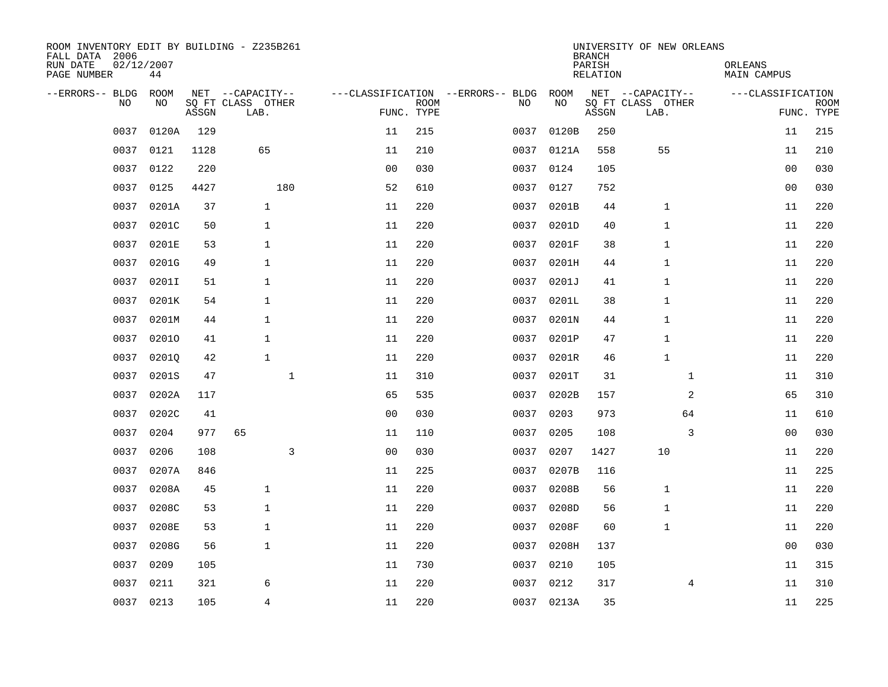ROOM INVENTORY EDIT BY BUILDING - Z235B261
FALL DATA 2006
RUN DATE 02/12/2007
PAGE NUMBER 44

UNIVERSITY OF NEW ORLEANS
BRANCH
PARISH ORLEANS
RELATION MAIN CAMPUS

| --ERRORS-- | BLDG NO | ROOM NO | NET SQ FT ASSGN | CAPACITY CLASS | CAPACITY LAB. | CAPACITY OTHER | FUNC. | ROOM TYPE | --ERRORS-- | BLDG NO | ROOM NO | NET SQ FT ASSGN | CAPACITY CLASS | CAPACITY LAB. | CAPACITY OTHER | FUNC. | ROOM TYPE |
|---|---|---|---|---|---|---|---|---|---|---|---|---|---|---|---|---|---|
| | 0037 | 0120A | 129 | | | | 11 | 215 | | 0037 | 0120B | 250 | | | | 11 | 215 |
| | 0037 | 0121 | 1128 | | 65 | | 11 | 210 | | 0037 | 0121A | 558 | | 55 | | 11 | 210 |
| | 0037 | 0122 | 220 | | | | 00 | 030 | | 0037 | 0124 | 105 | | | | 00 | 030 |
| | 0037 | 0125 | 4427 | | | 180 | 52 | 610 | | 0037 | 0127 | 752 | | | | 00 | 030 |
| | 0037 | 0201A | 37 | | 1 | | 11 | 220 | | 0037 | 0201B | 44 | | 1 | | 11 | 220 |
| | 0037 | 0201C | 50 | | 1 | | 11 | 220 | | 0037 | 0201D | 40 | | 1 | | 11 | 220 |
| | 0037 | 0201E | 53 | | 1 | | 11 | 220 | | 0037 | 0201F | 38 | | 1 | | 11 | 220 |
| | 0037 | 0201G | 49 | | 1 | | 11 | 220 | | 0037 | 0201H | 44 | | 1 | | 11 | 220 |
| | 0037 | 0201I | 51 | | 1 | | 11 | 220 | | 0037 | 0201J | 41 | | 1 | | 11 | 220 |
| | 0037 | 0201K | 54 | | 1 | | 11 | 220 | | 0037 | 0201L | 38 | | 1 | | 11 | 220 |
| | 0037 | 0201M | 44 | | 1 | | 11 | 220 | | 0037 | 0201N | 44 | | 1 | | 11 | 220 |
| | 0037 | 0201O | 41 | | 1 | | 11 | 220 | | 0037 | 0201P | 47 | | 1 | | 11 | 220 |
| | 0037 | 0201Q | 42 | | 1 | | 11 | 220 | | 0037 | 0201R | 46 | | 1 | | 11 | 220 |
| | 0037 | 0201S | 47 | | | 1 | 11 | 310 | | 0037 | 0201T | 31 | | | 1 | 11 | 310 |
| | 0037 | 0202A | 117 | | | | 65 | 535 | | 0037 | 0202B | 157 | | | 2 | 65 | 310 |
| | 0037 | 0202C | 41 | | | | 00 | 030 | | 0037 | 0203 | 973 | | | 64 | 11 | 610 |
| | 0037 | 0204 | 977 | 65 | | | 11 | 110 | | 0037 | 0205 | 108 | | | 3 | 00 | 030 |
| | 0037 | 0206 | 108 | | | 3 | 00 | 030 | | 0037 | 0207 | 1427 | | 10 | | 11 | 220 |
| | 0037 | 0207A | 846 | | | | 11 | 225 | | 0037 | 0207B | 116 | | | | 11 | 225 |
| | 0037 | 0208A | 45 | | 1 | | 11 | 220 | | 0037 | 0208B | 56 | | 1 | | 11 | 220 |
| | 0037 | 0208C | 53 | | 1 | | 11 | 220 | | 0037 | 0208D | 56 | | 1 | | 11 | 220 |
| | 0037 | 0208E | 53 | | 1 | | 11 | 220 | | 0037 | 0208F | 60 | | 1 | | 11 | 220 |
| | 0037 | 0208G | 56 | | 1 | | 11 | 220 | | 0037 | 0208H | 137 | | | | 00 | 030 |
| | 0037 | 0209 | 105 | | | | 11 | 730 | | 0037 | 0210 | 105 | | | | 11 | 315 |
| | 0037 | 0211 | 321 | | 6 | | 11 | 220 | | 0037 | 0212 | 317 | | | 4 | 11 | 310 |
| | 0037 | 0213 | 105 | | 4 | | 11 | 220 | | 0037 | 0213A | 35 | | | | 11 | 225 |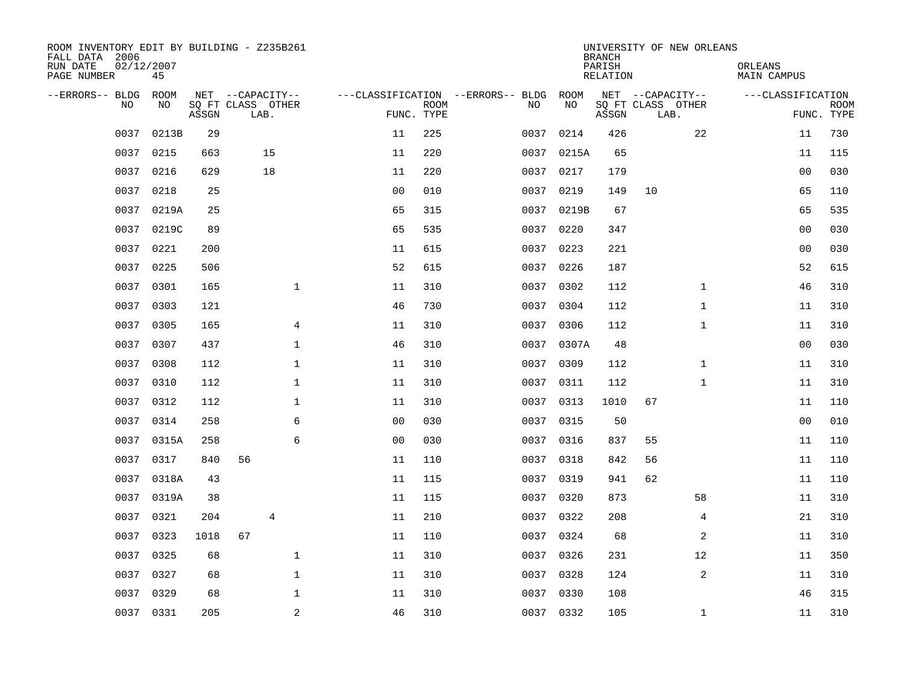ROOM INVENTORY EDIT BY BUILDING - Z235B261
FALL DATA 2006
RUN DATE 02/12/2007
PAGE NUMBER 45

UNIVERSITY OF NEW ORLEANS
BRANCH
PARISH ORLEANS
RELATION MAIN CAMPUS

| --ERRORS-- | BLDG NO | ROOM NO | NET SQ FT ASSGN | CAPACITY CLASS | CAPACITY LAB. | CAPACITY OTHER | CLASSIFICATION FUNC. | ROOM TYPE | --ERRORS-- | BLDG NO | ROOM NO | NET SQ FT ASSGN | CAPACITY CLASS | CAPACITY LAB. | CAPACITY OTHER | CLASSIFICATION FUNC. | ROOM TYPE |
|---|---|---|---|---|---|---|---|---|---|---|---|---|---|---|---|---|---|
| | 0037 | 0213B | 29 | | | | 11 | 225 | | 0037 | 0214 | 426 | | | 22 | 11 | 730 |
| | 0037 | 0215 | 663 | | 15 | | 11 | 220 | | 0037 | 0215A | 65 | | | | 11 | 115 |
| | 0037 | 0216 | 629 | | 18 | | 11 | 220 | | 0037 | 0217 | 179 | | | | 00 | 030 |
| | 0037 | 0218 | 25 | | | | 00 | 010 | | 0037 | 0219 | 149 | 10 | | | 65 | 110 |
| | 0037 | 0219A | 25 | | | | 65 | 315 | | 0037 | 0219B | 67 | | | | 65 | 535 |
| | 0037 | 0219C | 89 | | | | 65 | 535 | | 0037 | 0220 | 347 | | | | 00 | 030 |
| | 0037 | 0221 | 200 | | | | 11 | 615 | | 0037 | 0223 | 221 | | | | 00 | 030 |
| | 0037 | 0225 | 506 | | | | 52 | 615 | | 0037 | 0226 | 187 | | | | 52 | 615 |
| | 0037 | 0301 | 165 | | | 1 | 11 | 310 | | 0037 | 0302 | 112 | | | 1 | 46 | 310 |
| | 0037 | 0303 | 121 | | | | 46 | 730 | | 0037 | 0304 | 112 | | | 1 | 11 | 310 |
| | 0037 | 0305 | 165 | | | 4 | 11 | 310 | | 0037 | 0306 | 112 | | | 1 | 11 | 310 |
| | 0037 | 0307 | 437 | | | 1 | 46 | 310 | | 0037 | 0307A | 48 | | | | 00 | 030 |
| | 0037 | 0308 | 112 | | | 1 | 11 | 310 | | 0037 | 0309 | 112 | | | 1 | 11 | 310 |
| | 0037 | 0310 | 112 | | | 1 | 11 | 310 | | 0037 | 0311 | 112 | | | 1 | 11 | 310 |
| | 0037 | 0312 | 112 | | | 1 | 11 | 310 | | 0037 | 0313 | 1010 | 67 | | | 11 | 110 |
| | 0037 | 0314 | 258 | | | 6 | 00 | 030 | | 0037 | 0315 | 50 | | | | 00 | 010 |
| | 0037 | 0315A | 258 | | | 6 | 00 | 030 | | 0037 | 0316 | 837 | 55 | | | 11 | 110 |
| | 0037 | 0317 | 840 | 56 | | | 11 | 110 | | 0037 | 0318 | 842 | 56 | | | 11 | 110 |
| | 0037 | 0318A | 43 | | | | 11 | 115 | | 0037 | 0319 | 941 | 62 | | | 11 | 110 |
| | 0037 | 0319A | 38 | | | | 11 | 115 | | 0037 | 0320 | 873 | | | 58 | 11 | 310 |
| | 0037 | 0321 | 204 | | 4 | | 11 | 210 | | 0037 | 0322 | 208 | | | 4 | 21 | 310 |
| | 0037 | 0323 | 1018 | 67 | | | 11 | 110 | | 0037 | 0324 | 68 | | | 2 | 11 | 310 |
| | 0037 | 0325 | 68 | | | 1 | 11 | 310 | | 0037 | 0326 | 231 | | | 12 | 11 | 350 |
| | 0037 | 0327 | 68 | | | 1 | 11 | 310 | | 0037 | 0328 | 124 | | | 2 | 11 | 310 |
| | 0037 | 0329 | 68 | | | 1 | 11 | 310 | | 0037 | 0330 | 108 | | | | 46 | 315 |
| | 0037 | 0331 | 205 | | | 2 | 46 | 310 | | 0037 | 0332 | 105 | | | 1 | 11 | 310 |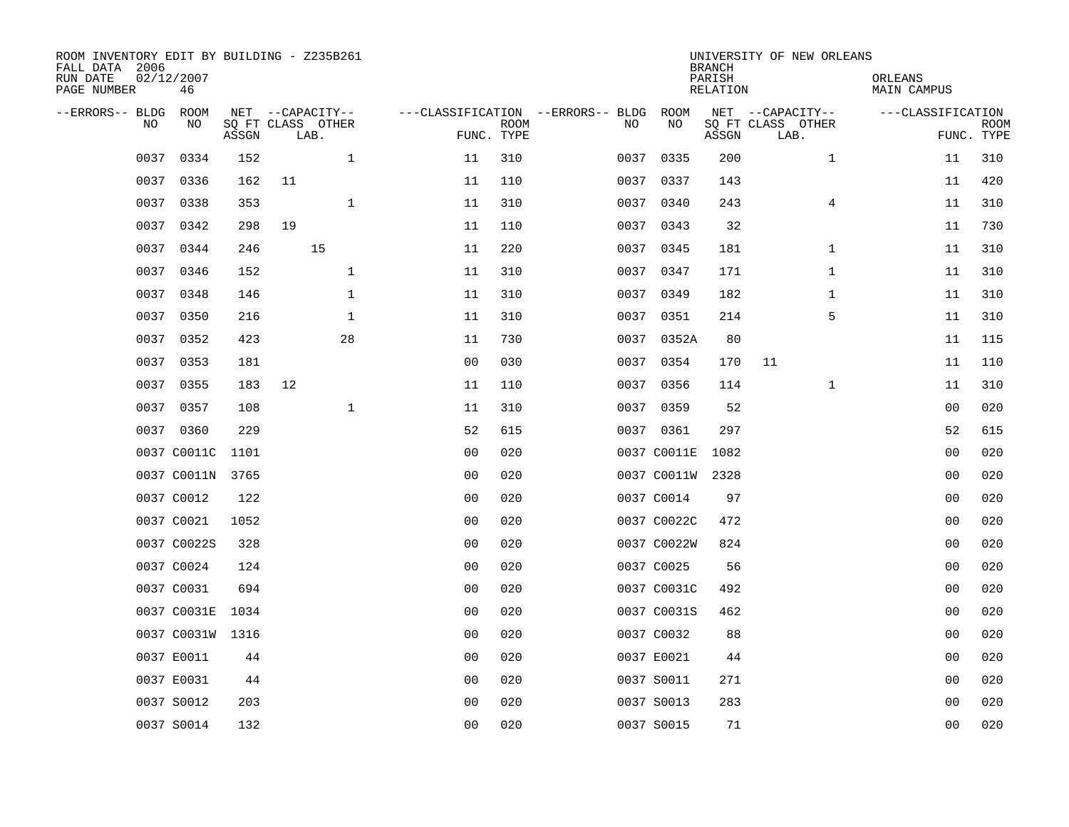ROOM INVENTORY EDIT BY BUILDING - Z235B261
FALL DATA 2006
RUN DATE 02/12/2007
PAGE NUMBER 46

UNIVERSITY OF NEW ORLEANS
BRANCH
PARISH ORLEANS
RELATION MAIN CAMPUS

| --ERRORS-- | BLDG NO | ROOM NO | NET SQ FT ASSGN | CAPACITY CLASS LAB. | CAPACITY OTHER | FUNC. | ROOM TYPE | --ERRORS-- | BLDG NO | ROOM NO | NET SQ FT ASSGN | CAPACITY CLASS LAB. | CAPACITY OTHER | FUNC. | ROOM TYPE |
|---|---|---|---|---|---|---|---|---|---|---|---|---|---|---|---|
| | 0037 | 0334 | 152 | | 1 | 11 | 310 | | 0037 | 0335 | 200 | | 1 | 11 | 310 |
| | 0037 | 0336 | 162 | 11 | | 11 | 110 | | 0037 | 0337 | 143 | | | 11 | 420 |
| | 0037 | 0338 | 353 | | 1 | 11 | 310 | | 0037 | 0340 | 243 | | 4 | 11 | 310 |
| | 0037 | 0342 | 298 | 19 | | 11 | 110 | | 0037 | 0343 | 32 | | | 11 | 730 |
| | 0037 | 0344 | 246 | 15 | | 11 | 220 | | 0037 | 0345 | 181 | | 1 | 11 | 310 |
| | 0037 | 0346 | 152 | | 1 | 11 | 310 | | 0037 | 0347 | 171 | | 1 | 11 | 310 |
| | 0037 | 0348 | 146 | | 1 | 11 | 310 | | 0037 | 0349 | 182 | | 1 | 11 | 310 |
| | 0037 | 0350 | 216 | | 1 | 11 | 310 | | 0037 | 0351 | 214 | | 5 | 11 | 310 |
| | 0037 | 0352 | 423 | | 28 | 11 | 730 | | 0037 | 0352A | 80 | | | 11 | 115 |
| | 0037 | 0353 | 181 | | | 00 | 030 | | 0037 | 0354 | 170 | 11 | | 11 | 110 |
| | 0037 | 0355 | 183 | 12 | | 11 | 110 | | 0037 | 0356 | 114 | | 1 | 11 | 310 |
| | 0037 | 0357 | 108 | | 1 | 11 | 310 | | 0037 | 0359 | 52 | | | 00 | 020 |
| | 0037 | 0360 | 229 | | | 52 | 615 | | 0037 | 0361 | 297 | | | 52 | 615 |
| | 0037 | C0011C | 1101 | | | 00 | 020 | | 0037 | C0011E | 1082 | | | 00 | 020 |
| | 0037 | C0011N | 3765 | | | 00 | 020 | | 0037 | C0011W | 2328 | | | 00 | 020 |
| | 0037 | C0012 | 122 | | | 00 | 020 | | 0037 | C0014 | 97 | | | 00 | 020 |
| | 0037 | C0021 | 1052 | | | 00 | 020 | | 0037 | C0022C | 472 | | | 00 | 020 |
| | 0037 | C0022S | 328 | | | 00 | 020 | | 0037 | C0022W | 824 | | | 00 | 020 |
| | 0037 | C0024 | 124 | | | 00 | 020 | | 0037 | C0025 | 56 | | | 00 | 020 |
| | 0037 | C0031 | 694 | | | 00 | 020 | | 0037 | C0031C | 492 | | | 00 | 020 |
| | 0037 | C0031E | 1034 | | | 00 | 020 | | 0037 | C0031S | 462 | | | 00 | 020 |
| | 0037 | C0031W | 1316 | | | 00 | 020 | | 0037 | C0032 | 88 | | | 00 | 020 |
| | 0037 | E0011 | 44 | | | 00 | 020 | | 0037 | E0021 | 44 | | | 00 | 020 |
| | 0037 | E0031 | 44 | | | 00 | 020 | | 0037 | S0011 | 271 | | | 00 | 020 |
| | 0037 | S0012 | 203 | | | 00 | 020 | | 0037 | S0013 | 283 | | | 00 | 020 |
| | 0037 | S0014 | 132 | | | 00 | 020 | | 0037 | S0015 | 71 | | | 00 | 020 |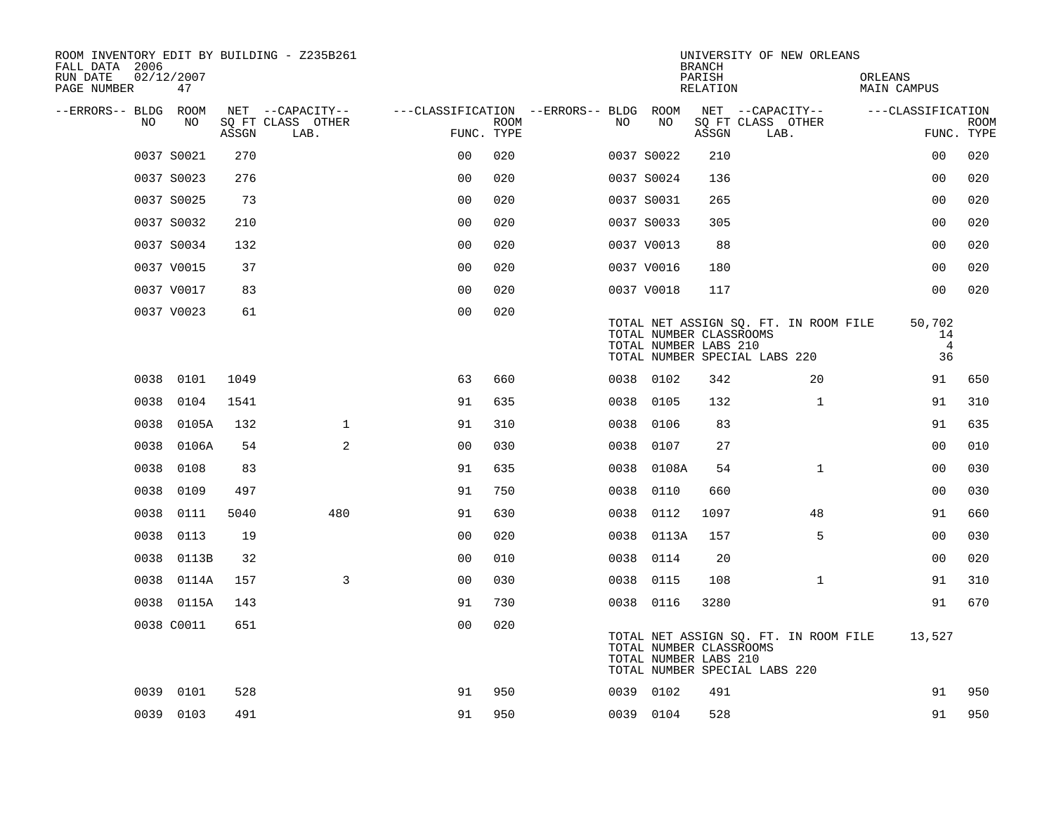ROOM INVENTORY EDIT BY BUILDING - Z235B261
FALL DATA 2006
RUN DATE 02/12/2007
PAGE NUMBER 47

UNIVERSITY OF NEW ORLEANS
BRANCH
PARISH ORLEANS
RELATION MAIN CAMPUS

| --ERRORS-- | BLDG NO | ROOM NO | NET SQ FT ASSGN | CAPACITY CLASS | CAPACITY OTHER LAB. | FUNC. | ROOM TYPE | --ERRORS-- | BLDG NO | ROOM NO | NET SQ FT ASSGN | CAPACITY CLASS | CAPACITY OTHER LAB. | FUNC. | ROOM TYPE |
|---|---|---|---|---|---|---|---|---|---|---|---|---|---|---|---|
| | 0037 | S0021 | 270 | | | 00 | 020 | | 0037 | S0022 | 210 | | | 00 | 020 |
| | 0037 | S0023 | 276 | | | 00 | 020 | | 0037 | S0024 | 136 | | | 00 | 020 |
| | 0037 | S0025 | 73 | | | 00 | 020 | | 0037 | S0031 | 265 | | | 00 | 020 |
| | 0037 | S0032 | 210 | | | 00 | 020 | | 0037 | S0033 | 305 | | | 00 | 020 |
| | 0037 | S0034 | 132 | | | 00 | 020 | | 0037 | V0013 | 88 | | | 00 | 020 |
| | 0037 | V0015 | 37 | | | 00 | 020 | | 0037 | V0016 | 180 | | | 00 | 020 |
| | 0037 | V0017 | 83 | | | 00 | 020 | | 0037 | V0018 | 117 | | | 00 | 020 |
| | 0037 | V0023 | 61 | | | 00 | 020 | | | | | | | | |

TOTAL NET ASSIGN SQ. FT. IN ROOM FILE 50,702
TOTAL NUMBER CLASSROOMS 14
TOTAL NUMBER LABS 210 4
TOTAL NUMBER SPECIAL LABS 220 36

| --ERRORS-- | BLDG NO | ROOM NO | NET SQ FT ASSGN | CAPACITY CLASS | CAPACITY OTHER LAB. | FUNC. | ROOM TYPE | --ERRORS-- | BLDG NO | ROOM NO | NET SQ FT ASSGN | CAPACITY CLASS | CAPACITY OTHER LAB. | FUNC. | ROOM TYPE |
|---|---|---|---|---|---|---|---|---|---|---|---|---|---|---|---|
| | 0038 | 0101 | 1049 | | | 63 | 660 | | 0038 | 0102 | 342 | | 20 | 91 | 650 |
| | 0038 | 0104 | 1541 | | | 91 | 635 | | 0038 | 0105 | 132 | | 1 | 91 | 310 |
| | 0038 | 0105A | 132 | | 1 | 91 | 310 | | 0038 | 0106 | 83 | | | 91 | 635 |
| | 0038 | 0106A | 54 | | 2 | 00 | 030 | | 0038 | 0107 | 27 | | | 00 | 010 |
| | 0038 | 0108 | 83 | | | 91 | 635 | | 0038 | 0108A | 54 | | 1 | 00 | 030 |
| | 0038 | 0109 | 497 | | | 91 | 750 | | 0038 | 0110 | 660 | | | 00 | 030 |
| | 0038 | 0111 | 5040 | | 480 | 91 | 630 | | 0038 | 0112 | 1097 | | 48 | 91 | 660 |
| | 0038 | 0113 | 19 | | | 00 | 020 | | 0038 | 0113A | 157 | | 5 | 00 | 030 |
| | 0038 | 0113B | 32 | | | 00 | 010 | | 0038 | 0114 | 20 | | | 00 | 020 |
| | 0038 | 0114A | 157 | | 3 | 00 | 030 | | 0038 | 0115 | 108 | | 1 | 91 | 310 |
| | 0038 | 0115A | 143 | | | 91 | 730 | | 0038 | 0116 | 3280 | | | 91 | 670 |
| | 0038 | C0011 | 651 | | | 00 | 020 | | | | | | | | |

TOTAL NET ASSIGN SQ. FT. IN ROOM FILE 13,527
TOTAL NUMBER CLASSROOMS
TOTAL NUMBER LABS 210
TOTAL NUMBER SPECIAL LABS 220

| --ERRORS-- | BLDG NO | ROOM NO | NET SQ FT ASSGN | CAPACITY CLASS | CAPACITY OTHER LAB. | FUNC. | ROOM TYPE | --ERRORS-- | BLDG NO | ROOM NO | NET SQ FT ASSGN | CAPACITY CLASS | CAPACITY OTHER LAB. | FUNC. | ROOM TYPE |
|---|---|---|---|---|---|---|---|---|---|---|---|---|---|---|---|
| | 0039 | 0101 | 528 | | | 91 | 950 | | 0039 | 0102 | 491 | | | 91 | 950 |
| | 0039 | 0103 | 491 | | | 91 | 950 | | 0039 | 0104 | 528 | | | 91 | 950 |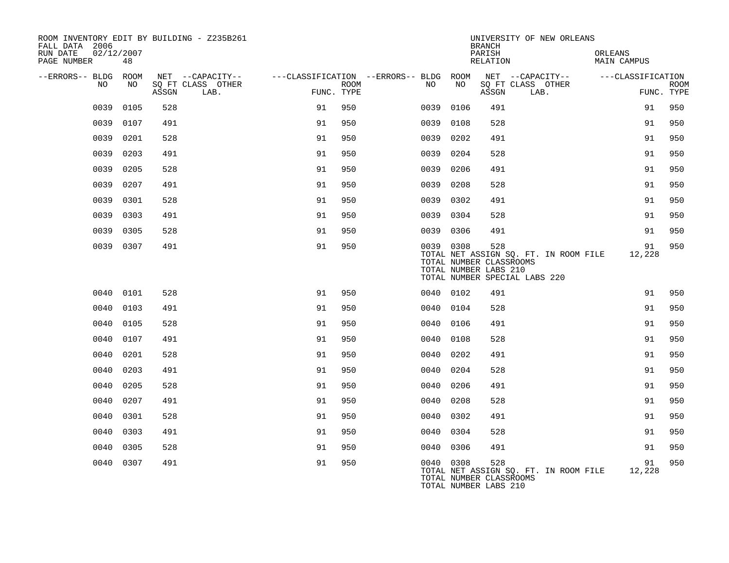ROOM INVENTORY EDIT BY BUILDING - Z235B261
FALL DATA 2006
RUN DATE 02/12/2007
PAGE NUMBER 48

UNIVERSITY OF NEW ORLEANS
BRANCH
PARISH ORLEANS
RELATION MAIN CAMPUS

| --ERRORS-- | BLDG NO | ROOM NO | NET SQ FT ASSGN | --CAPACITY-- CLASS LAB. | OTHER | ---CLASSIFICATION FUNC. | ROOM TYPE | --ERRORS-- | BLDG NO | ROOM NO | NET SQ FT ASSGN | --CAPACITY-- CLASS LAB. | OTHER | ---CLASSIFICATION FUNC. | ROOM TYPE |
|---|---|---|---|---|---|---|---|---|---|---|---|---|---|---|---|
| | 0039 | 0105 | 528 | | | 91 | 950 | | 0039 | 0106 | 491 | | | 91 | 950 |
| | 0039 | 0107 | 491 | | | 91 | 950 | | 0039 | 0108 | 528 | | | 91 | 950 |
| | 0039 | 0201 | 528 | | | 91 | 950 | | 0039 | 0202 | 491 | | | 91 | 950 |
| | 0039 | 0203 | 491 | | | 91 | 950 | | 0039 | 0204 | 528 | | | 91 | 950 |
| | 0039 | 0205 | 528 | | | 91 | 950 | | 0039 | 0206 | 491 | | | 91 | 950 |
| | 0039 | 0207 | 491 | | | 91 | 950 | | 0039 | 0208 | 528 | | | 91 | 950 |
| | 0039 | 0301 | 528 | | | 91 | 950 | | 0039 | 0302 | 491 | | | 91 | 950 |
| | 0039 | 0303 | 491 | | | 91 | 950 | | 0039 | 0304 | 528 | | | 91 | 950 |
| | 0039 | 0305 | 528 | | | 91 | 950 | | 0039 | 0306 | 491 | | | 91 | 950 |
| | 0039 | 0307 | 491 | | | 91 | 950 | | 0039 | 0308 | 528 | | | 91 | 950 |
| | | | | | | | | | TOTAL NET ASSIGN SQ. FT. IN ROOM FILE | | | | | 12,228 | |
| | | | | | | | | | TOTAL NUMBER CLASSROOMS | | | | | | |
| | | | | | | | | | TOTAL NUMBER LABS 210 | | | | | | |
| | | | | | | | | | TOTAL NUMBER SPECIAL LABS 220 | | | | | | |
| | 0040 | 0101 | 528 | | | 91 | 950 | | 0040 | 0102 | 491 | | | 91 | 950 |
| | 0040 | 0103 | 491 | | | 91 | 950 | | 0040 | 0104 | 528 | | | 91 | 950 |
| | 0040 | 0105 | 528 | | | 91 | 950 | | 0040 | 0106 | 491 | | | 91 | 950 |
| | 0040 | 0107 | 491 | | | 91 | 950 | | 0040 | 0108 | 528 | | | 91 | 950 |
| | 0040 | 0201 | 528 | | | 91 | 950 | | 0040 | 0202 | 491 | | | 91 | 950 |
| | 0040 | 0203 | 491 | | | 91 | 950 | | 0040 | 0204 | 528 | | | 91 | 950 |
| | 0040 | 0205 | 528 | | | 91 | 950 | | 0040 | 0206 | 491 | | | 91 | 950 |
| | 0040 | 0207 | 491 | | | 91 | 950 | | 0040 | 0208 | 528 | | | 91 | 950 |
| | 0040 | 0301 | 528 | | | 91 | 950 | | 0040 | 0302 | 491 | | | 91 | 950 |
| | 0040 | 0303 | 491 | | | 91 | 950 | | 0040 | 0304 | 528 | | | 91 | 950 |
| | 0040 | 0305 | 528 | | | 91 | 950 | | 0040 | 0306 | 491 | | | 91 | 950 |
| | 0040 | 0307 | 491 | | | 91 | 950 | | 0040 | 0308 | 528 | | | 91 | 950 |
| | | | | | | | | | TOTAL NET ASSIGN SQ. FT. IN ROOM FILE | | | | | 12,228 | |
| | | | | | | | | | TOTAL NUMBER CLASSROOMS | | | | | | |
| | | | | | | | | | TOTAL NUMBER LABS 210 | | | | | | |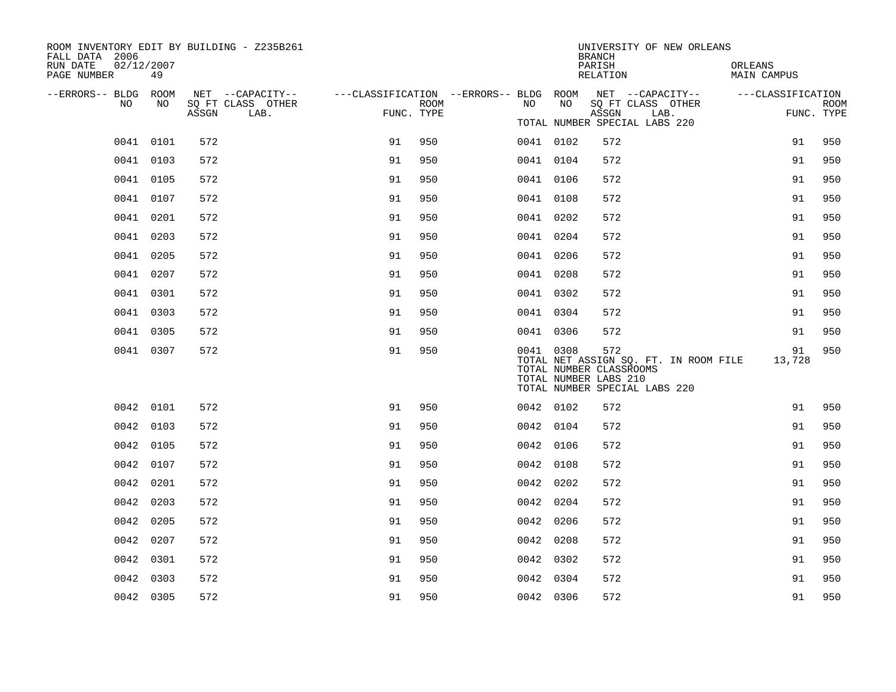ROOM INVENTORY EDIT BY BUILDING - Z235B261
FALL DATA 2006
RUN DATE 02/12/2007
PAGE NUMBER 49

UNIVERSITY OF NEW ORLEANS
BRANCH
PARISH ORLEANS
RELATION MAIN CAMPUS

| --ERRORS-- | BLDG NO | ROOM NO | NET SQ FT ASSGN | --CAPACITY-- CLASS | OTHER LAB. | ---CLASSIFICATION FUNC. | ROOM TYPE | --ERRORS-- | BLDG NO | ROOM NO | NET SQ FT ASSGN | --CAPACITY-- CLASS | OTHER LAB. | ---CLASSIFICATION FUNC. | ROOM TYPE |
|---|---|---|---|---|---|---|---|---|---|---|---|---|---|---|---|
| | | | | | | | | | TOTAL NUMBER SPECIAL LABS 220 | | | | | | |
| | 0041 | 0101 | 572 | | | 91 | 950 | | 0041 | 0102 | 572 | | | 91 | 950 |
| | 0041 | 0103 | 572 | | | 91 | 950 | | 0041 | 0104 | 572 | | | 91 | 950 |
| | 0041 | 0105 | 572 | | | 91 | 950 | | 0041 | 0106 | 572 | | | 91 | 950 |
| | 0041 | 0107 | 572 | | | 91 | 950 | | 0041 | 0108 | 572 | | | 91 | 950 |
| | 0041 | 0201 | 572 | | | 91 | 950 | | 0041 | 0202 | 572 | | | 91 | 950 |
| | 0041 | 0203 | 572 | | | 91 | 950 | | 0041 | 0204 | 572 | | | 91 | 950 |
| | 0041 | 0205 | 572 | | | 91 | 950 | | 0041 | 0206 | 572 | | | 91 | 950 |
| | 0041 | 0207 | 572 | | | 91 | 950 | | 0041 | 0208 | 572 | | | 91 | 950 |
| | 0041 | 0301 | 572 | | | 91 | 950 | | 0041 | 0302 | 572 | | | 91 | 950 |
| | 0041 | 0303 | 572 | | | 91 | 950 | | 0041 | 0304 | 572 | | | 91 | 950 |
| | 0041 | 0305 | 572 | | | 91 | 950 | | 0041 | 0306 | 572 | | | 91 | 950 |
| | 0041 | 0307 | 572 | | | 91 | 950 | | 0041 | 0308 | 572 | | | 91 | 950 |
| | | | | | | | | | TOTAL NET ASSIGN SQ. FT. IN ROOM FILE | | | | | 13,728 | |
| | | | | | | | | | TOTAL NUMBER CLASSROOMS | | | | | | |
| | | | | | | | | | TOTAL NUMBER LABS 210 | | | | | | |
| | | | | | | | | | TOTAL NUMBER SPECIAL LABS 220 | | | | | | |
| | 0042 | 0101 | 572 | | | 91 | 950 | | 0042 | 0102 | 572 | | | 91 | 950 |
| | 0042 | 0103 | 572 | | | 91 | 950 | | 0042 | 0104 | 572 | | | 91 | 950 |
| | 0042 | 0105 | 572 | | | 91 | 950 | | 0042 | 0106 | 572 | | | 91 | 950 |
| | 0042 | 0107 | 572 | | | 91 | 950 | | 0042 | 0108 | 572 | | | 91 | 950 |
| | 0042 | 0201 | 572 | | | 91 | 950 | | 0042 | 0202 | 572 | | | 91 | 950 |
| | 0042 | 0203 | 572 | | | 91 | 950 | | 0042 | 0204 | 572 | | | 91 | 950 |
| | 0042 | 0205 | 572 | | | 91 | 950 | | 0042 | 0206 | 572 | | | 91 | 950 |
| | 0042 | 0207 | 572 | | | 91 | 950 | | 0042 | 0208 | 572 | | | 91 | 950 |
| | 0042 | 0301 | 572 | | | 91 | 950 | | 0042 | 0302 | 572 | | | 91 | 950 |
| | 0042 | 0303 | 572 | | | 91 | 950 | | 0042 | 0304 | 572 | | | 91 | 950 |
| | 0042 | 0305 | 572 | | | 91 | 950 | | 0042 | 0306 | 572 | | | 91 | 950 |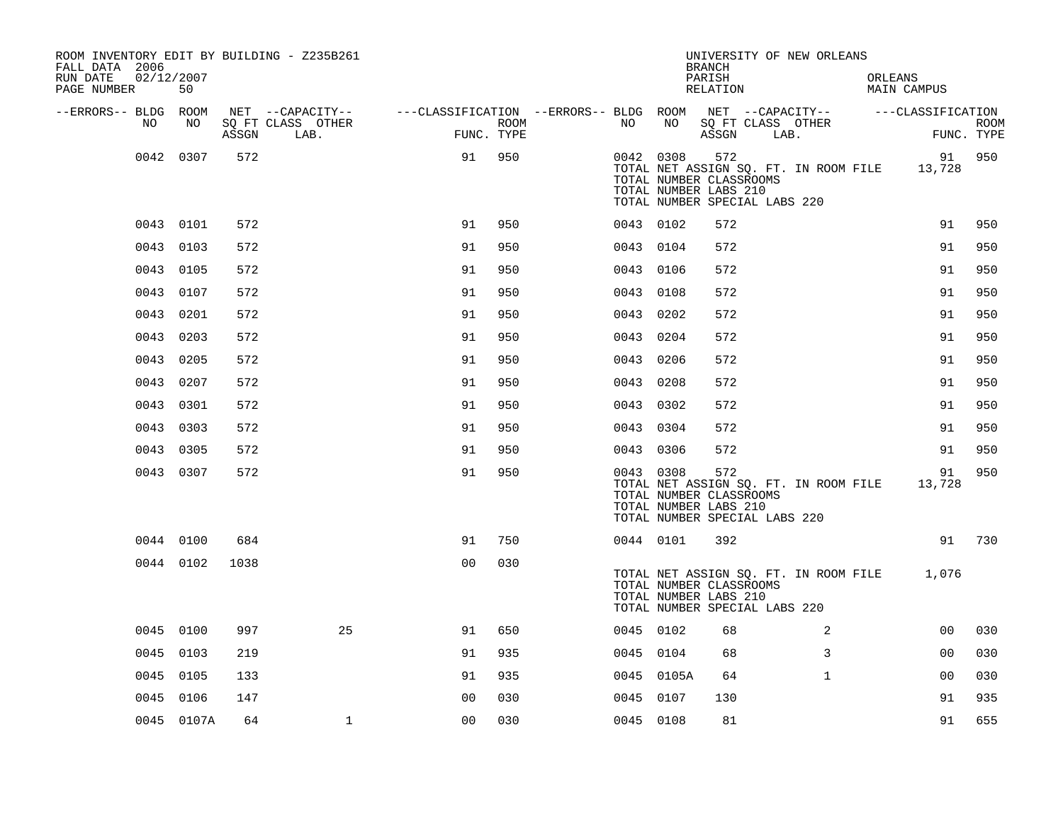ROOM INVENTORY EDIT BY BUILDING - Z235B261
FALL DATA 2006
RUN DATE 02/12/2007
PAGE NUMBER 50

UNIVERSITY OF NEW ORLEANS
BRANCH
PARISH ORLEANS
RELATION MAIN CAMPUS

| --ERRORS-- | BLDG NO | ROOM NO | NET SQ FT ASSGN | CAPACITY CLASS LAB. | CAPACITY OTHER | FUNC. | ROOM TYPE | --ERRORS-- | BLDG NO | ROOM NO | NET SQ FT ASSGN | CAPACITY CLASS LAB. | CAPACITY OTHER | FUNC. | ROOM TYPE |
|---|---|---|---|---|---|---|---|---|---|---|---|---|---|---|---|
| | 0042 | 0307 | 572 | | | 91 | 950 | | 0042 | 0308 | 572 | | | 91 | 950 |
| | | | | | | | | | TOTAL NET ASSIGN SQ. FT. IN ROOM FILE | | | | | 13,728 | |
| | | | | | | | | | TOTAL NUMBER CLASSROOMS | | | | | | |
| | | | | | | | | | TOTAL NUMBER LABS 210 | | | | | | |
| | | | | | | | | | TOTAL NUMBER SPECIAL LABS 220 | | | | | | |
| | 0043 | 0101 | 572 | | | 91 | 950 | | 0043 | 0102 | 572 | | | 91 | 950 |
| | 0043 | 0103 | 572 | | | 91 | 950 | | 0043 | 0104 | 572 | | | 91 | 950 |
| | 0043 | 0105 | 572 | | | 91 | 950 | | 0043 | 0106 | 572 | | | 91 | 950 |
| | 0043 | 0107 | 572 | | | 91 | 950 | | 0043 | 0108 | 572 | | | 91 | 950 |
| | 0043 | 0201 | 572 | | | 91 | 950 | | 0043 | 0202 | 572 | | | 91 | 950 |
| | 0043 | 0203 | 572 | | | 91 | 950 | | 0043 | 0204 | 572 | | | 91 | 950 |
| | 0043 | 0205 | 572 | | | 91 | 950 | | 0043 | 0206 | 572 | | | 91 | 950 |
| | 0043 | 0207 | 572 | | | 91 | 950 | | 0043 | 0208 | 572 | | | 91 | 950 |
| | 0043 | 0301 | 572 | | | 91 | 950 | | 0043 | 0302 | 572 | | | 91 | 950 |
| | 0043 | 0303 | 572 | | | 91 | 950 | | 0043 | 0304 | 572 | | | 91 | 950 |
| | 0043 | 0305 | 572 | | | 91 | 950 | | 0043 | 0306 | 572 | | | 91 | 950 |
| | 0043 | 0307 | 572 | | | 91 | 950 | | 0043 | 0308 | 572 | | | 91 | 950 |
| | | | | | | | | | TOTAL NET ASSIGN SQ. FT. IN ROOM FILE | | | | | 13,728 | |
| | | | | | | | | | TOTAL NUMBER CLASSROOMS | | | | | | |
| | | | | | | | | | TOTAL NUMBER LABS 210 | | | | | | |
| | | | | | | | | | TOTAL NUMBER SPECIAL LABS 220 | | | | | | |
| | 0044 | 0100 | 684 | | | 91 | 750 | | 0044 | 0101 | 392 | | | 91 | 730 |
| | 0044 | 0102 | 1038 | | | 00 | 030 | | | | | | | | |
| | | | | | | | | | TOTAL NET ASSIGN SQ. FT. IN ROOM FILE | | | | | 1,076 | |
| | | | | | | | | | TOTAL NUMBER CLASSROOMS | | | | | | |
| | | | | | | | | | TOTAL NUMBER LABS 210 | | | | | | |
| | | | | | | | | | TOTAL NUMBER SPECIAL LABS 220 | | | | | | |
| | 0045 | 0100 | 997 | | 25 | 91 | 650 | | 0045 | 0102 | 68 | | 2 | 00 | 030 |
| | 0045 | 0103 | 219 | | | 91 | 935 | | 0045 | 0104 | 68 | | 3 | 00 | 030 |
| | 0045 | 0105 | 133 | | | 91 | 935 | | 0045 | 0105A | 64 | | 1 | 00 | 030 |
| | 0045 | 0106 | 147 | | | 00 | 030 | | 0045 | 0107 | 130 | | | 91 | 935 |
| | 0045 | 0107A | 64 | | 1 | 00 | 030 | | 0045 | 0108 | 81 | | | 91 | 655 |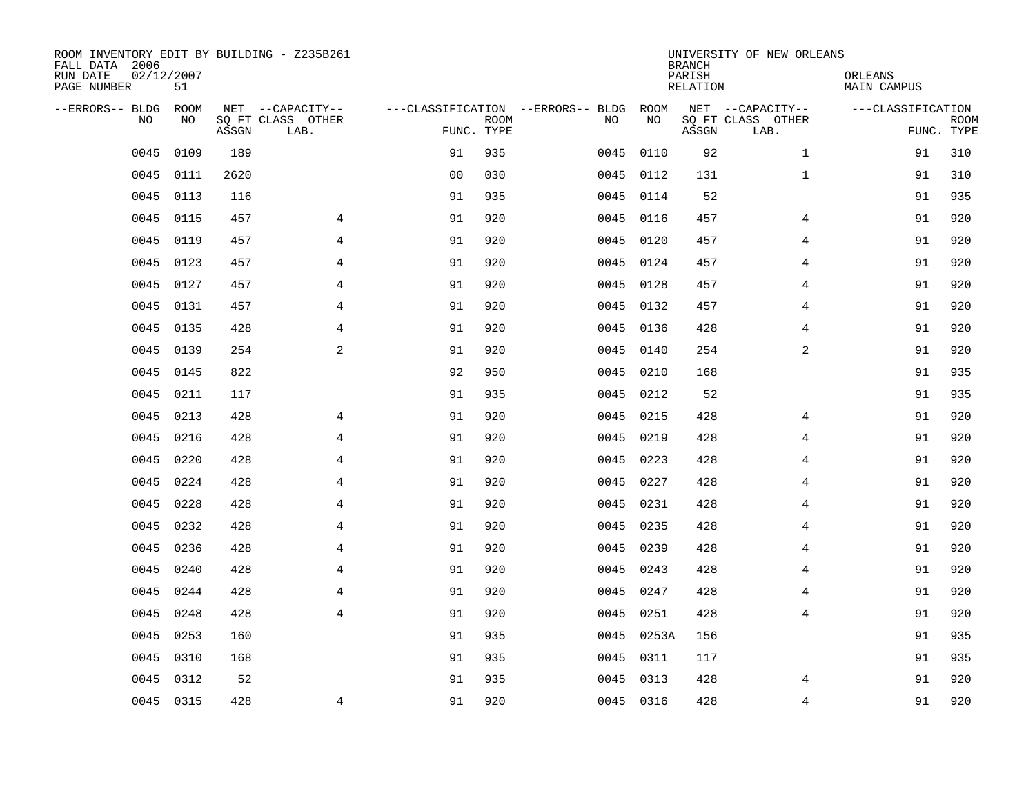ROOM INVENTORY EDIT BY BUILDING - Z235B261
FALL DATA 2006
RUN DATE 02/12/2007
PAGE NUMBER 51

UNIVERSITY OF NEW ORLEANS
BRANCH
PARISH ORLEANS
RELATION MAIN CAMPUS

| --ERRORS-- | BLDG NO | ROOM NO | NET SQ FT ASSGN | --CAPACITY-- CLASS LAB. | OTHER | ---CLASSIFICATION FUNC. | ROOM TYPE | --ERRORS-- | BLDG NO | ROOM NO | NET SQ FT ASSGN | --CAPACITY-- CLASS LAB. | OTHER | ---CLASSIFICATION FUNC. | ROOM TYPE |
|---|---|---|---|---|---|---|---|---|---|---|---|---|---|---|---|
| | 0045 | 0109 | 189 | | | 91 | 935 | | 0045 | 0110 | 92 | | 1 | 91 | 310 |
| | 0045 | 0111 | 2620 | | | 00 | 030 | | 0045 | 0112 | 131 | | 1 | 91 | 310 |
| | 0045 | 0113 | 116 | | | 91 | 935 | | 0045 | 0114 | 52 | | | 91 | 935 |
| | 0045 | 0115 | 457 | | 4 | 91 | 920 | | 0045 | 0116 | 457 | | 4 | 91 | 920 |
| | 0045 | 0119 | 457 | | 4 | 91 | 920 | | 0045 | 0120 | 457 | | 4 | 91 | 920 |
| | 0045 | 0123 | 457 | | 4 | 91 | 920 | | 0045 | 0124 | 457 | | 4 | 91 | 920 |
| | 0045 | 0127 | 457 | | 4 | 91 | 920 | | 0045 | 0128 | 457 | | 4 | 91 | 920 |
| | 0045 | 0131 | 457 | | 4 | 91 | 920 | | 0045 | 0132 | 457 | | 4 | 91 | 920 |
| | 0045 | 0135 | 428 | | 4 | 91 | 920 | | 0045 | 0136 | 428 | | 4 | 91 | 920 |
| | 0045 | 0139 | 254 | | 2 | 91 | 920 | | 0045 | 0140 | 254 | | 2 | 91 | 920 |
| | 0045 | 0145 | 822 | | | 92 | 950 | | 0045 | 0210 | 168 | | | 91 | 935 |
| | 0045 | 0211 | 117 | | | 91 | 935 | | 0045 | 0212 | 52 | | | 91 | 935 |
| | 0045 | 0213 | 428 | | 4 | 91 | 920 | | 0045 | 0215 | 428 | | 4 | 91 | 920 |
| | 0045 | 0216 | 428 | | 4 | 91 | 920 | | 0045 | 0219 | 428 | | 4 | 91 | 920 |
| | 0045 | 0220 | 428 | | 4 | 91 | 920 | | 0045 | 0223 | 428 | | 4 | 91 | 920 |
| | 0045 | 0224 | 428 | | 4 | 91 | 920 | | 0045 | 0227 | 428 | | 4 | 91 | 920 |
| | 0045 | 0228 | 428 | | 4 | 91 | 920 | | 0045 | 0231 | 428 | | 4 | 91 | 920 |
| | 0045 | 0232 | 428 | | 4 | 91 | 920 | | 0045 | 0235 | 428 | | 4 | 91 | 920 |
| | 0045 | 0236 | 428 | | 4 | 91 | 920 | | 0045 | 0239 | 428 | | 4 | 91 | 920 |
| | 0045 | 0240 | 428 | | 4 | 91 | 920 | | 0045 | 0243 | 428 | | 4 | 91 | 920 |
| | 0045 | 0244 | 428 | | 4 | 91 | 920 | | 0045 | 0247 | 428 | | 4 | 91 | 920 |
| | 0045 | 0248 | 428 | | 4 | 91 | 920 | | 0045 | 0251 | 428 | | 4 | 91 | 920 |
| | 0045 | 0253 | 160 | | | 91 | 935 | | 0045 | 0253A | 156 | | | 91 | 935 |
| | 0045 | 0310 | 168 | | | 91 | 935 | | 0045 | 0311 | 117 | | | 91 | 935 |
| | 0045 | 0312 | 52 | | | 91 | 935 | | 0045 | 0313 | 428 | | 4 | 91 | 920 |
| | 0045 | 0315 | 428 | | 4 | 91 | 920 | | 0045 | 0316 | 428 | | 4 | 91 | 920 |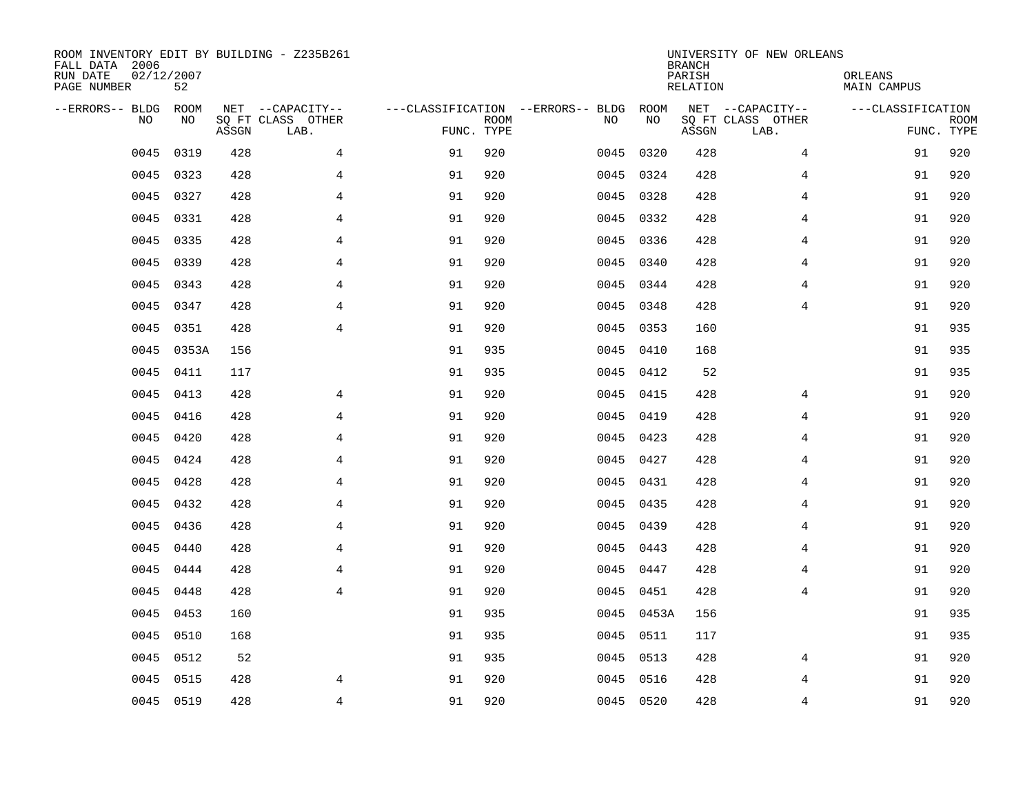ROOM INVENTORY EDIT BY BUILDING - Z235B261
FALL DATA 2006
RUN DATE 02/12/2007
PAGE NUMBER 52

UNIVERSITY OF NEW ORLEANS
BRANCH
PARISH ORLEANS
RELATION MAIN CAMPUS

| --ERRORS-- | BLDG NO | ROOM NO | NET SQ FT ASSGN | CAPACITY CLASS LAB. | CAPACITY OTHER | CLASSIFICATION FUNC. | ROOM TYPE | --ERRORS-- | BLDG NO | ROOM NO | NET SQ FT ASSGN | CAPACITY CLASS LAB. | CAPACITY OTHER | CLASSIFICATION FUNC. | ROOM TYPE |
|---|---|---|---|---|---|---|---|---|---|---|---|---|---|---|---|
| | 0045 | 0319 | 428 | | 4 | 91 | 920 | | 0045 | 0320 | 428 | | 4 | 91 | 920 |
| | 0045 | 0323 | 428 | | 4 | 91 | 920 | | 0045 | 0324 | 428 | | 4 | 91 | 920 |
| | 0045 | 0327 | 428 | | 4 | 91 | 920 | | 0045 | 0328 | 428 | | 4 | 91 | 920 |
| | 0045 | 0331 | 428 | | 4 | 91 | 920 | | 0045 | 0332 | 428 | | 4 | 91 | 920 |
| | 0045 | 0335 | 428 | | 4 | 91 | 920 | | 0045 | 0336 | 428 | | 4 | 91 | 920 |
| | 0045 | 0339 | 428 | | 4 | 91 | 920 | | 0045 | 0340 | 428 | | 4 | 91 | 920 |
| | 0045 | 0343 | 428 | | 4 | 91 | 920 | | 0045 | 0344 | 428 | | 4 | 91 | 920 |
| | 0045 | 0347 | 428 | | 4 | 91 | 920 | | 0045 | 0348 | 428 | | 4 | 91 | 920 |
| | 0045 | 0351 | 428 | | 4 | 91 | 920 | | 0045 | 0353 | 160 | | | 91 | 935 |
| | 0045 | 0353A | 156 | | | 91 | 935 | | 0045 | 0410 | 168 | | | 91 | 935 |
| | 0045 | 0411 | 117 | | | 91 | 935 | | 0045 | 0412 | 52 | | | 91 | 935 |
| | 0045 | 0413 | 428 | | 4 | 91 | 920 | | 0045 | 0415 | 428 | | 4 | 91 | 920 |
| | 0045 | 0416 | 428 | | 4 | 91 | 920 | | 0045 | 0419 | 428 | | 4 | 91 | 920 |
| | 0045 | 0420 | 428 | | 4 | 91 | 920 | | 0045 | 0423 | 428 | | 4 | 91 | 920 |
| | 0045 | 0424 | 428 | | 4 | 91 | 920 | | 0045 | 0427 | 428 | | 4 | 91 | 920 |
| | 0045 | 0428 | 428 | | 4 | 91 | 920 | | 0045 | 0431 | 428 | | 4 | 91 | 920 |
| | 0045 | 0432 | 428 | | 4 | 91 | 920 | | 0045 | 0435 | 428 | | 4 | 91 | 920 |
| | 0045 | 0436 | 428 | | 4 | 91 | 920 | | 0045 | 0439 | 428 | | 4 | 91 | 920 |
| | 0045 | 0440 | 428 | | 4 | 91 | 920 | | 0045 | 0443 | 428 | | 4 | 91 | 920 |
| | 0045 | 0444 | 428 | | 4 | 91 | 920 | | 0045 | 0447 | 428 | | 4 | 91 | 920 |
| | 0045 | 0448 | 428 | | 4 | 91 | 920 | | 0045 | 0451 | 428 | | 4 | 91 | 920 |
| | 0045 | 0453 | 160 | | | 91 | 935 | | 0045 | 0453A | 156 | | | 91 | 935 |
| | 0045 | 0510 | 168 | | | 91 | 935 | | 0045 | 0511 | 117 | | | 91 | 935 |
| | 0045 | 0512 | 52 | | | 91 | 935 | | 0045 | 0513 | 428 | | 4 | 91 | 920 |
| | 0045 | 0515 | 428 | | 4 | 91 | 920 | | 0045 | 0516 | 428 | | 4 | 91 | 920 |
| | 0045 | 0519 | 428 | | 4 | 91 | 920 | | 0045 | 0520 | 428 | | 4 | 91 | 920 |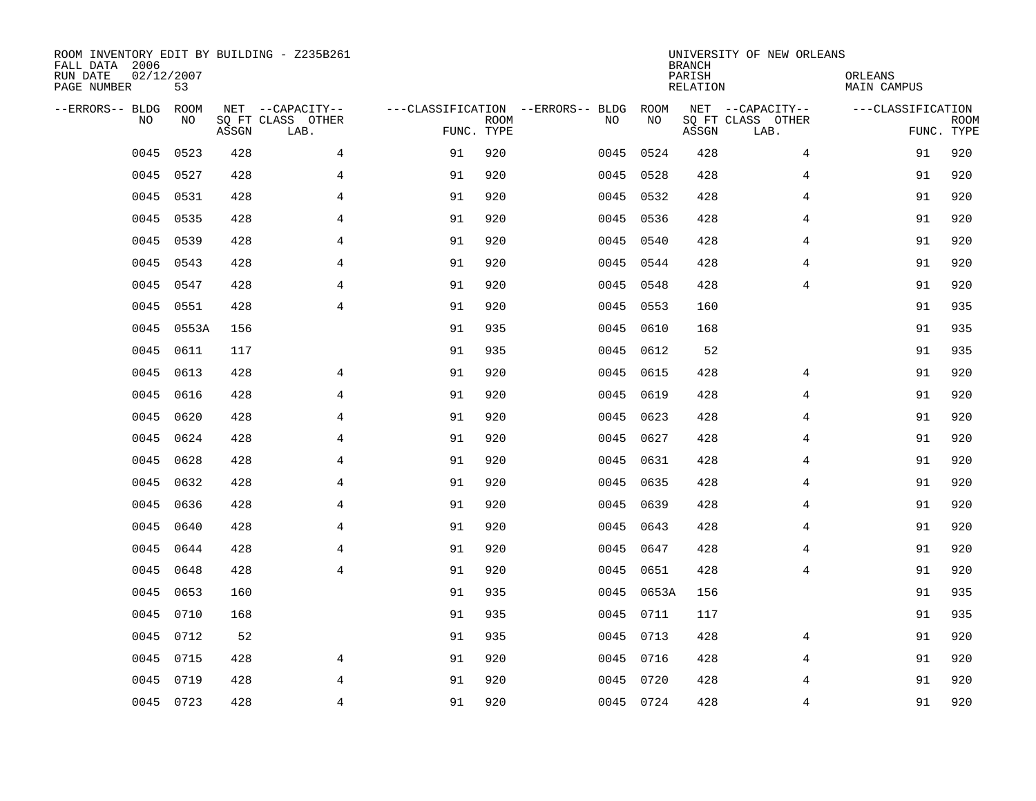ROOM INVENTORY EDIT BY BUILDING - Z235B261
FALL DATA 2006
RUN DATE 02/12/2007
PAGE NUMBER 53

UNIVERSITY OF NEW ORLEANS
BRANCH
PARISH ORLEANS
RELATION MAIN CAMPUS

| --ERRORS-- | BLDG NO | ROOM NO | NET SQ FT ASSGN | --CAPACITY-- CLASS LAB. | OTHER | ---CLASSIFICATION FUNC. | ROOM TYPE | --ERRORS-- | BLDG NO | ROOM NO | NET SQ FT ASSGN | --CAPACITY-- CLASS LAB. | OTHER | ---CLASSIFICATION FUNC. | ROOM TYPE |
|---|---|---|---|---|---|---|---|---|---|---|---|---|---|---|---|
| | 0045 | 0523 | 428 | | 4 | 91 | 920 | | 0045 | 0524 | 428 | | 4 | 91 | 920 |
| | 0045 | 0527 | 428 | | 4 | 91 | 920 | | 0045 | 0528 | 428 | | 4 | 91 | 920 |
| | 0045 | 0531 | 428 | | 4 | 91 | 920 | | 0045 | 0532 | 428 | | 4 | 91 | 920 |
| | 0045 | 0535 | 428 | | 4 | 91 | 920 | | 0045 | 0536 | 428 | | 4 | 91 | 920 |
| | 0045 | 0539 | 428 | | 4 | 91 | 920 | | 0045 | 0540 | 428 | | 4 | 91 | 920 |
| | 0045 | 0543 | 428 | | 4 | 91 | 920 | | 0045 | 0544 | 428 | | 4 | 91 | 920 |
| | 0045 | 0547 | 428 | | 4 | 91 | 920 | | 0045 | 0548 | 428 | | 4 | 91 | 920 |
| | 0045 | 0551 | 428 | | 4 | 91 | 920 | | 0045 | 0553 | 160 | | | 91 | 935 |
| | 0045 | 0553A | 156 | | | 91 | 935 | | 0045 | 0610 | 168 | | | 91 | 935 |
| | 0045 | 0611 | 117 | | | 91 | 935 | | 0045 | 0612 | 52 | | | 91 | 935 |
| | 0045 | 0613 | 428 | | 4 | 91 | 920 | | 0045 | 0615 | 428 | | 4 | 91 | 920 |
| | 0045 | 0616 | 428 | | 4 | 91 | 920 | | 0045 | 0619 | 428 | | 4 | 91 | 920 |
| | 0045 | 0620 | 428 | | 4 | 91 | 920 | | 0045 | 0623 | 428 | | 4 | 91 | 920 |
| | 0045 | 0624 | 428 | | 4 | 91 | 920 | | 0045 | 0627 | 428 | | 4 | 91 | 920 |
| | 0045 | 0628 | 428 | | 4 | 91 | 920 | | 0045 | 0631 | 428 | | 4 | 91 | 920 |
| | 0045 | 0632 | 428 | | 4 | 91 | 920 | | 0045 | 0635 | 428 | | 4 | 91 | 920 |
| | 0045 | 0636 | 428 | | 4 | 91 | 920 | | 0045 | 0639 | 428 | | 4 | 91 | 920 |
| | 0045 | 0640 | 428 | | 4 | 91 | 920 | | 0045 | 0643 | 428 | | 4 | 91 | 920 |
| | 0045 | 0644 | 428 | | 4 | 91 | 920 | | 0045 | 0647 | 428 | | 4 | 91 | 920 |
| | 0045 | 0648 | 428 | | 4 | 91 | 920 | | 0045 | 0651 | 428 | | 4 | 91 | 920 |
| | 0045 | 0653 | 160 | | | 91 | 935 | | 0045 | 0653A | 156 | | | 91 | 935 |
| | 0045 | 0710 | 168 | | | 91 | 935 | | 0045 | 0711 | 117 | | | 91 | 935 |
| | 0045 | 0712 | 52 | | | 91 | 935 | | 0045 | 0713 | 428 | | 4 | 91 | 920 |
| | 0045 | 0715 | 428 | | 4 | 91 | 920 | | 0045 | 0716 | 428 | | 4 | 91 | 920 |
| | 0045 | 0719 | 428 | | 4 | 91 | 920 | | 0045 | 0720 | 428 | | 4 | 91 | 920 |
| | 0045 | 0723 | 428 | | 4 | 91 | 920 | | 0045 | 0724 | 428 | | 4 | 91 | 920 |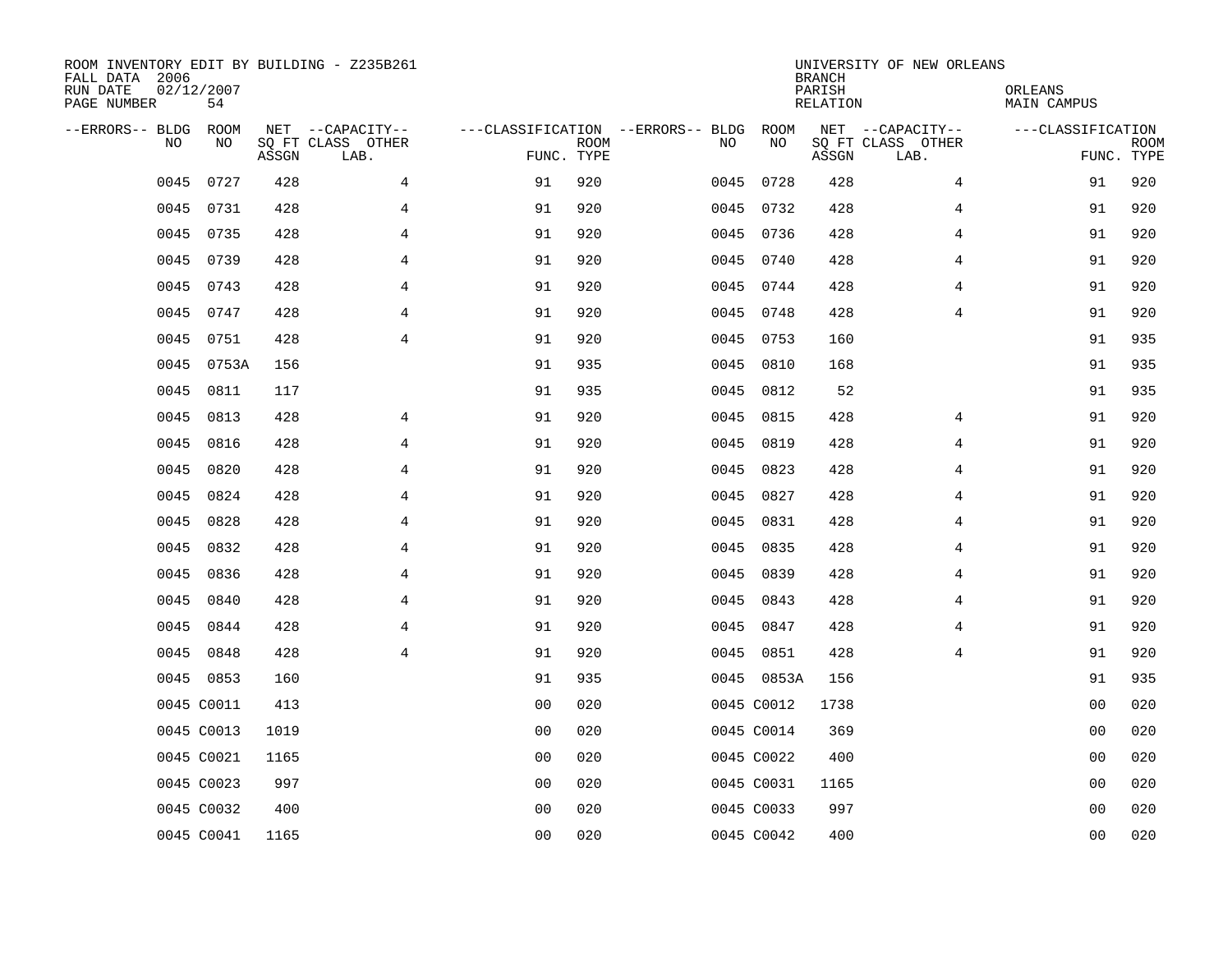ROOM INVENTORY EDIT BY BUILDING - Z235B261
FALL DATA 2006
RUN DATE 02/12/2007
PAGE NUMBER 54

UNIVERSITY OF NEW ORLEANS
BRANCH
PARISH ORLEANS
RELATION MAIN CAMPUS

| --ERRORS-- | BLDG NO | ROOM NO | NET SQ FT ASSGN | --CAPACITY-- CLASS LAB. | OTHER | ---CLASSIFICATION FUNC. | ROOM TYPE | --ERRORS-- | BLDG NO | ROOM NO | NET SQ FT ASSGN | --CAPACITY-- CLASS LAB. | OTHER | ---CLASSIFICATION FUNC. | ROOM TYPE |
|---|---|---|---|---|---|---|---|---|---|---|---|---|---|---|---|
| | 0045 | 0727 | 428 | | 4 | 91 | 920 | | 0045 | 0728 | 428 | | 4 | 91 | 920 |
| | 0045 | 0731 | 428 | | 4 | 91 | 920 | | 0045 | 0732 | 428 | | 4 | 91 | 920 |
| | 0045 | 0735 | 428 | | 4 | 91 | 920 | | 0045 | 0736 | 428 | | 4 | 91 | 920 |
| | 0045 | 0739 | 428 | | 4 | 91 | 920 | | 0045 | 0740 | 428 | | 4 | 91 | 920 |
| | 0045 | 0743 | 428 | | 4 | 91 | 920 | | 0045 | 0744 | 428 | | 4 | 91 | 920 |
| | 0045 | 0747 | 428 | | 4 | 91 | 920 | | 0045 | 0748 | 428 | | 4 | 91 | 920 |
| | 0045 | 0751 | 428 | | 4 | 91 | 920 | | 0045 | 0753 | 160 | | | 91 | 935 |
| | 0045 | 0753A | 156 | | | 91 | 935 | | 0045 | 0810 | 168 | | | 91 | 935 |
| | 0045 | 0811 | 117 | | | 91 | 935 | | 0045 | 0812 | 52 | | | 91 | 935 |
| | 0045 | 0813 | 428 | | 4 | 91 | 920 | | 0045 | 0815 | 428 | | 4 | 91 | 920 |
| | 0045 | 0816 | 428 | | 4 | 91 | 920 | | 0045 | 0819 | 428 | | 4 | 91 | 920 |
| | 0045 | 0820 | 428 | | 4 | 91 | 920 | | 0045 | 0823 | 428 | | 4 | 91 | 920 |
| | 0045 | 0824 | 428 | | 4 | 91 | 920 | | 0045 | 0827 | 428 | | 4 | 91 | 920 |
| | 0045 | 0828 | 428 | | 4 | 91 | 920 | | 0045 | 0831 | 428 | | 4 | 91 | 920 |
| | 0045 | 0832 | 428 | | 4 | 91 | 920 | | 0045 | 0835 | 428 | | 4 | 91 | 920 |
| | 0045 | 0836 | 428 | | 4 | 91 | 920 | | 0045 | 0839 | 428 | | 4 | 91 | 920 |
| | 0045 | 0840 | 428 | | 4 | 91 | 920 | | 0045 | 0843 | 428 | | 4 | 91 | 920 |
| | 0045 | 0844 | 428 | | 4 | 91 | 920 | | 0045 | 0847 | 428 | | 4 | 91 | 920 |
| | 0045 | 0848 | 428 | | 4 | 91 | 920 | | 0045 | 0851 | 428 | | 4 | 91 | 920 |
| | 0045 | 0853 | 160 | | | 91 | 935 | | 0045 | 0853A | 156 | | | 91 | 935 |
| | 0045 | C0011 | 413 | | | 00 | 020 | | 0045 | C0012 | 1738 | | | 00 | 020 |
| | 0045 | C0013 | 1019 | | | 00 | 020 | | 0045 | C0014 | 369 | | | 00 | 020 |
| | 0045 | C0021 | 1165 | | | 00 | 020 | | 0045 | C0022 | 400 | | | 00 | 020 |
| | 0045 | C0023 | 997 | | | 00 | 020 | | 0045 | C0031 | 1165 | | | 00 | 020 |
| | 0045 | C0032 | 400 | | | 00 | 020 | | 0045 | C0033 | 997 | | | 00 | 020 |
| | 0045 | C0041 | 1165 | | | 00 | 020 | | 0045 | C0042 | 400 | | | 00 | 020 |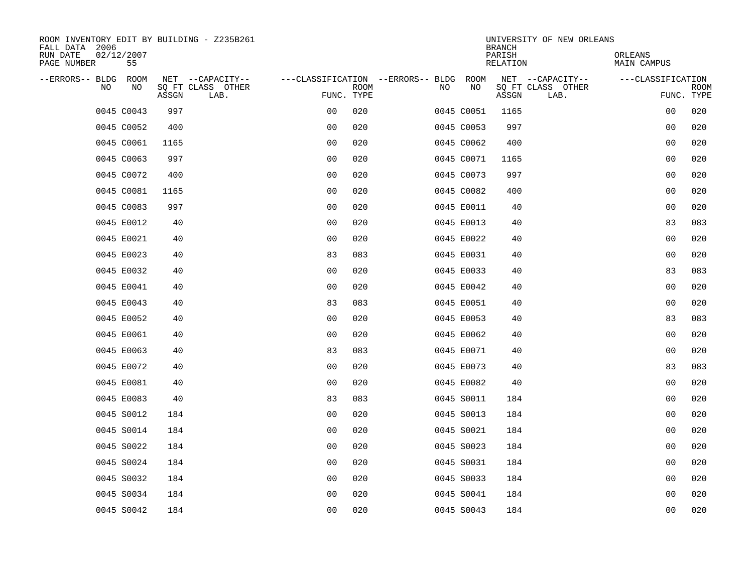ROOM INVENTORY EDIT BY BUILDING - Z235B261
FALL DATA 2006
RUN DATE 02/12/2007
PAGE NUMBER 55

UNIVERSITY OF NEW ORLEANS
BRANCH
PARISH ORLEANS
RELATION MAIN CAMPUS

| --ERRORS-- | BLDG NO | ROOM NO | NET SQ FT ASSGN | --CAPACITY-- CLASS LAB. | OTHER | ---CLASSIFICATION FUNC. | ROOM TYPE | --ERRORS-- | BLDG NO | ROOM NO | NET SQ FT ASSGN | --CAPACITY-- CLASS LAB. | OTHER | ---CLASSIFICATION FUNC. | ROOM TYPE |
|---|---|---|---|---|---|---|---|---|---|---|---|---|---|---|---|
| | 0045 | C0043 | 997 | | | 00 | 020 | | 0045 | C0051 | 1165 | | | 00 | 020 |
| | 0045 | C0052 | 400 | | | 00 | 020 | | 0045 | C0053 | 997 | | | 00 | 020 |
| | 0045 | C0061 | 1165 | | | 00 | 020 | | 0045 | C0062 | 400 | | | 00 | 020 |
| | 0045 | C0063 | 997 | | | 00 | 020 | | 0045 | C0071 | 1165 | | | 00 | 020 |
| | 0045 | C0072 | 400 | | | 00 | 020 | | 0045 | C0073 | 997 | | | 00 | 020 |
| | 0045 | C0081 | 1165 | | | 00 | 020 | | 0045 | C0082 | 400 | | | 00 | 020 |
| | 0045 | C0083 | 997 | | | 00 | 020 | | 0045 | E0011 | 40 | | | 00 | 020 |
| | 0045 | E0012 | 40 | | | 00 | 020 | | 0045 | E0013 | 40 | | | 83 | 083 |
| | 0045 | E0021 | 40 | | | 00 | 020 | | 0045 | E0022 | 40 | | | 00 | 020 |
| | 0045 | E0023 | 40 | | | 83 | 083 | | 0045 | E0031 | 40 | | | 00 | 020 |
| | 0045 | E0032 | 40 | | | 00 | 020 | | 0045 | E0033 | 40 | | | 83 | 083 |
| | 0045 | E0041 | 40 | | | 00 | 020 | | 0045 | E0042 | 40 | | | 00 | 020 |
| | 0045 | E0043 | 40 | | | 83 | 083 | | 0045 | E0051 | 40 | | | 00 | 020 |
| | 0045 | E0052 | 40 | | | 00 | 020 | | 0045 | E0053 | 40 | | | 83 | 083 |
| | 0045 | E0061 | 40 | | | 00 | 020 | | 0045 | E0062 | 40 | | | 00 | 020 |
| | 0045 | E0063 | 40 | | | 83 | 083 | | 0045 | E0071 | 40 | | | 00 | 020 |
| | 0045 | E0072 | 40 | | | 00 | 020 | | 0045 | E0073 | 40 | | | 83 | 083 |
| | 0045 | E0081 | 40 | | | 00 | 020 | | 0045 | E0082 | 40 | | | 00 | 020 |
| | 0045 | E0083 | 40 | | | 83 | 083 | | 0045 | S0011 | 184 | | | 00 | 020 |
| | 0045 | S0012 | 184 | | | 00 | 020 | | 0045 | S0013 | 184 | | | 00 | 020 |
| | 0045 | S0014 | 184 | | | 00 | 020 | | 0045 | S0021 | 184 | | | 00 | 020 |
| | 0045 | S0022 | 184 | | | 00 | 020 | | 0045 | S0023 | 184 | | | 00 | 020 |
| | 0045 | S0024 | 184 | | | 00 | 020 | | 0045 | S0031 | 184 | | | 00 | 020 |
| | 0045 | S0032 | 184 | | | 00 | 020 | | 0045 | S0033 | 184 | | | 00 | 020 |
| | 0045 | S0034 | 184 | | | 00 | 020 | | 0045 | S0041 | 184 | | | 00 | 020 |
| | 0045 | S0042 | 184 | | | 00 | 020 | | 0045 | S0043 | 184 | | | 00 | 020 |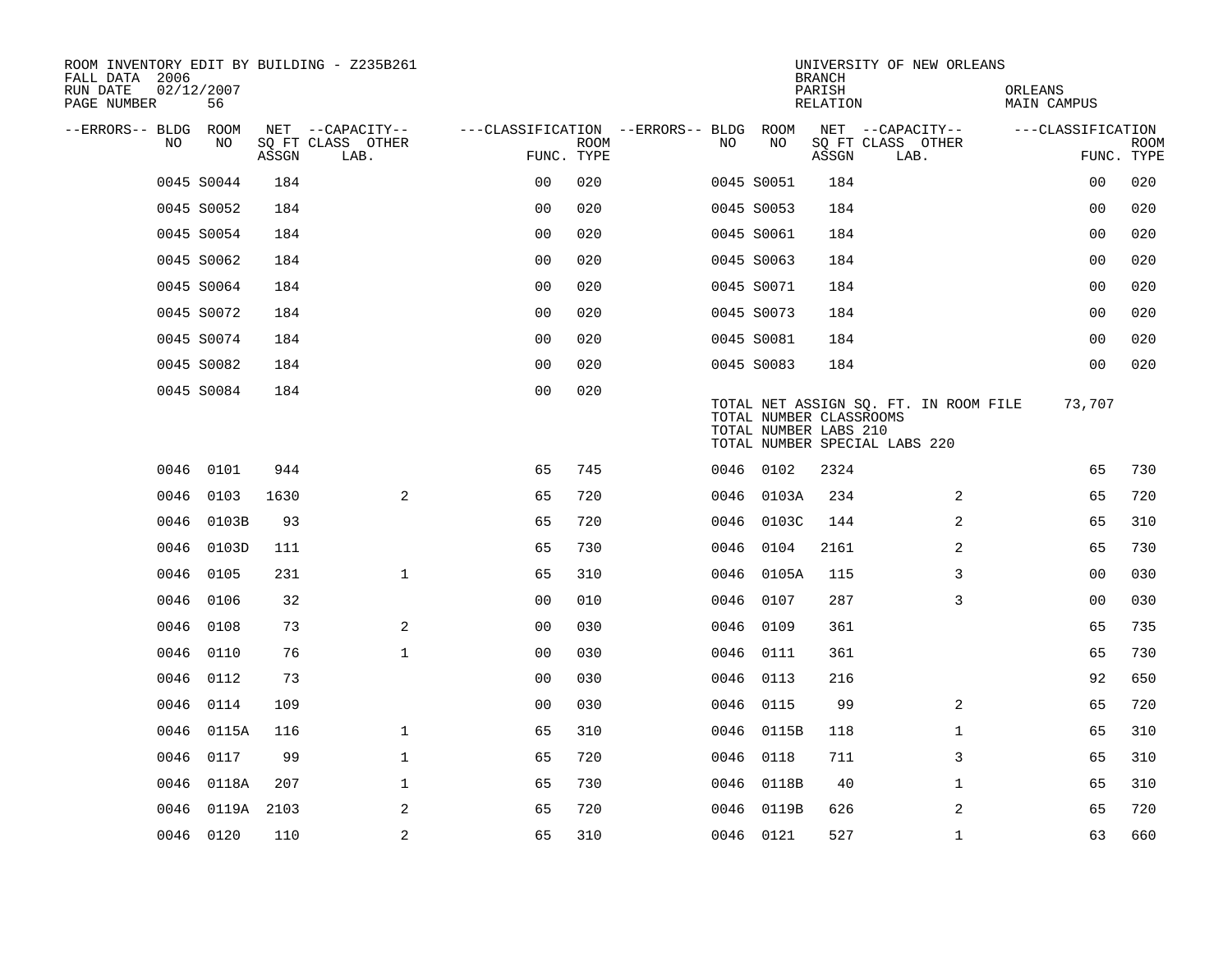ROOM INVENTORY EDIT BY BUILDING - Z235B261
FALL DATA 2006
RUN DATE 02/12/2007
PAGE NUMBER 56

UNIVERSITY OF NEW ORLEANS
BRANCH
PARISH ORLEANS
RELATION MAIN CAMPUS

| --ERRORS-- | BLDG NO | ROOM NO | NET SQ FT ASSGN | --CAPACITY-- CLASS LAB. | OTHER | ---CLASSIFICATION FUNC. | ROOM TYPE | --ERRORS-- | BLDG NO | ROOM NO | NET SQ FT ASSGN | --CAPACITY-- CLASS LAB. | OTHER | ---CLASSIFICATION FUNC. | ROOM TYPE |
|---|---|---|---|---|---|---|---|---|---|---|---|---|---|---|---|
| | 0045 | S0044 | 184 | | | 00 | 020 | | 0045 | S0051 | 184 | | | 00 | 020 |
| | 0045 | S0052 | 184 | | | 00 | 020 | | 0045 | S0053 | 184 | | | 00 | 020 |
| | 0045 | S0054 | 184 | | | 00 | 020 | | 0045 | S0061 | 184 | | | 00 | 020 |
| | 0045 | S0062 | 184 | | | 00 | 020 | | 0045 | S0063 | 184 | | | 00 | 020 |
| | 0045 | S0064 | 184 | | | 00 | 020 | | 0045 | S0071 | 184 | | | 00 | 020 |
| | 0045 | S0072 | 184 | | | 00 | 020 | | 0045 | S0073 | 184 | | | 00 | 020 |
| | 0045 | S0074 | 184 | | | 00 | 020 | | 0045 | S0081 | 184 | | | 00 | 020 |
| | 0045 | S0082 | 184 | | | 00 | 020 | | 0045 | S0083 | 184 | | | 00 | 020 |
| | 0045 | S0084 | 184 | | | 00 | 020 | | | | | | | | |

TOTAL NET ASSIGN SQ. FT. IN ROOM FILE 73,707
TOTAL NUMBER CLASSROOMS
TOTAL NUMBER LABS 210
TOTAL NUMBER SPECIAL LABS 220

| --ERRORS-- | BLDG NO | ROOM NO | NET SQ FT ASSGN | --CAPACITY-- CLASS LAB. | OTHER | ---CLASSIFICATION FUNC. | ROOM TYPE | --ERRORS-- | BLDG NO | ROOM NO | NET SQ FT ASSGN | --CAPACITY-- CLASS LAB. | OTHER | ---CLASSIFICATION FUNC. | ROOM TYPE |
|---|---|---|---|---|---|---|---|---|---|---|---|---|---|---|---|
| | 0046 | 0101 | 944 | | | 65 | 745 | | 0046 | 0102 | 2324 | | | 65 | 730 |
| | 0046 | 0103 | 1630 | | 2 | 65 | 720 | | 0046 | 0103A | 234 | | 2 | 65 | 720 |
| | 0046 | 0103B | 93 | | | 65 | 720 | | 0046 | 0103C | 144 | | 2 | 65 | 310 |
| | 0046 | 0103D | 111 | | | 65 | 730 | | 0046 | 0104 | 2161 | | 2 | 65 | 730 |
| | 0046 | 0105 | 231 | | 1 | 65 | 310 | | 0046 | 0105A | 115 | | 3 | 00 | 030 |
| | 0046 | 0106 | 32 | | | 00 | 010 | | 0046 | 0107 | 287 | | 3 | 00 | 030 |
| | 0046 | 0108 | 73 | | 2 | 00 | 030 | | 0046 | 0109 | 361 | | | 65 | 735 |
| | 0046 | 0110 | 76 | | 1 | 00 | 030 | | 0046 | 0111 | 361 | | | 65 | 730 |
| | 0046 | 0112 | 73 | | | 00 | 030 | | 0046 | 0113 | 216 | | | 92 | 650 |
| | 0046 | 0114 | 109 | | | 00 | 030 | | 0046 | 0115 | 99 | | 2 | 65 | 720 |
| | 0046 | 0115A | 116 | | 1 | 65 | 310 | | 0046 | 0115B | 118 | | 1 | 65 | 310 |
| | 0046 | 0117 | 99 | | 1 | 65 | 720 | | 0046 | 0118 | 711 | | 3 | 65 | 310 |
| | 0046 | 0118A | 207 | | 1 | 65 | 730 | | 0046 | 0118B | 40 | | 1 | 65 | 310 |
| | 0046 | 0119A | 2103 | | 2 | 65 | 720 | | 0046 | 0119B | 626 | | 2 | 65 | 720 |
| | 0046 | 0120 | 110 | | 2 | 65 | 310 | | 0046 | 0121 | 527 | | 1 | 63 | 660 |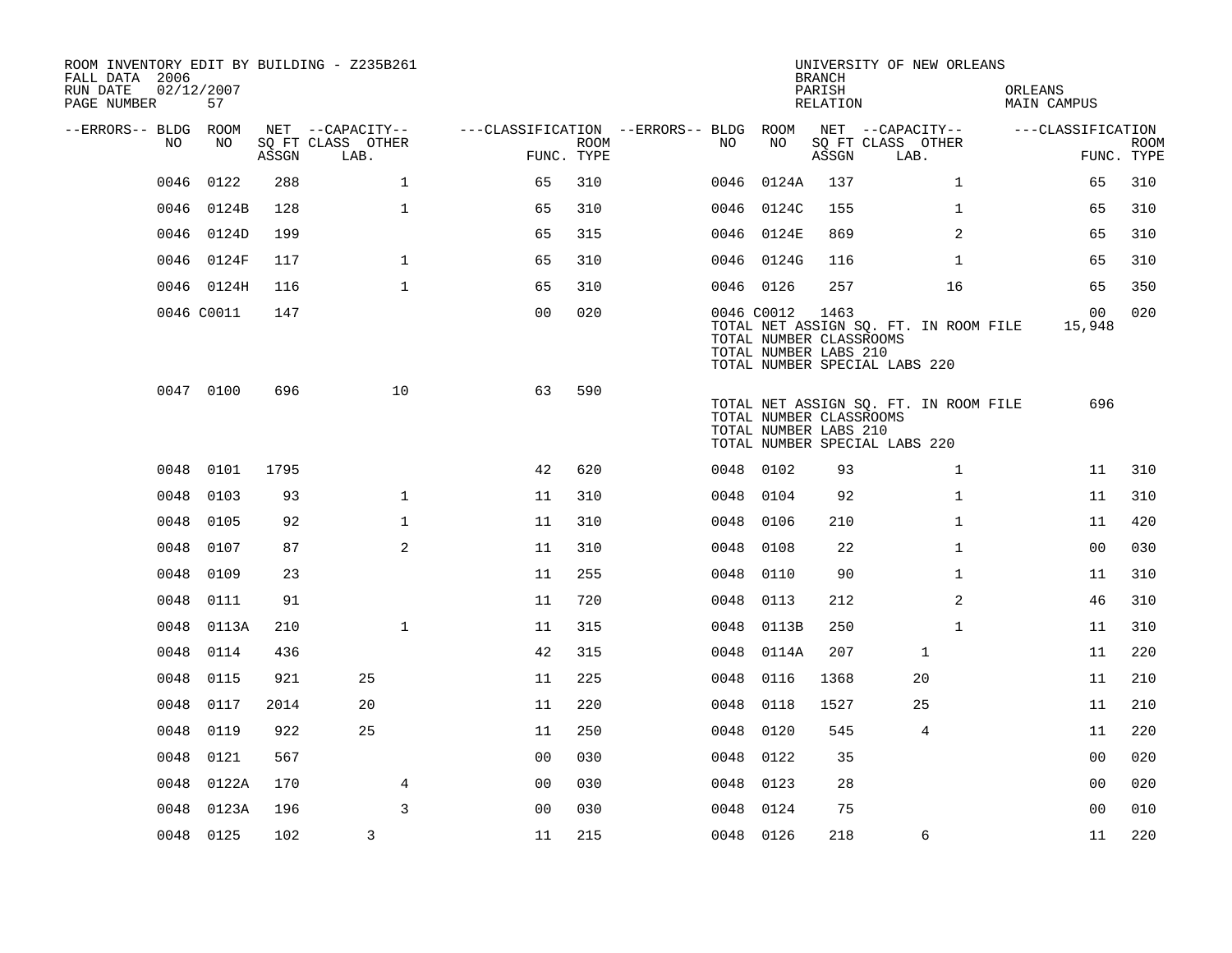ROOM INVENTORY EDIT BY BUILDING - Z235B261
FALL DATA 2006
RUN DATE 02/12/2007
PAGE NUMBER 57

UNIVERSITY OF NEW ORLEANS
BRANCH
PARISH ORLEANS
RELATION MAIN CAMPUS

| --ERRORS-- | BLDG NO | ROOM NO | NET ASSGN SQ FT | CAPACITY CLASS LAB. | CAPACITY OTHER | CLASSIFICATION FUNC. | ROOM TYPE | --ERRORS-- | BLDG NO | ROOM NO | NET ASSGN SQ FT | CAPACITY CLASS LAB. | CAPACITY OTHER | CLASSIFICATION FUNC. | ROOM TYPE |
|---|---|---|---|---|---|---|---|---|---|---|---|---|---|---|---|
| | 0046 | 0122 | 288 | | 1 | 65 | 310 | | 0046 | 0124A | 137 | | 1 | 65 | 310 |
| | 0046 | 0124B | 128 | | 1 | 65 | 310 | | 0046 | 0124C | 155 | | 1 | 65 | 310 |
| | 0046 | 0124D | 199 | | | 65 | 315 | | 0046 | 0124E | 869 | | 2 | 65 | 310 |
| | 0046 | 0124F | 117 | | 1 | 65 | 310 | | 0046 | 0124G | 116 | | 1 | 65 | 310 |
| | 0046 | 0124H | 116 | | 1 | 65 | 310 | | 0046 | 0126 | 257 | | 16 | 65 | 350 |
| | 0046 | C0011 | 147 | | | 00 | 020 | | 0046 | C0012 | 1463 | | | 00 | 020 |
| | | | | | | | | | TOTAL NET ASSIGN SQ. FT. IN ROOM FILE | | | | | 15,948 | |
| | | | | | | | | | TOTAL NUMBER CLASSROOMS | | | | | | |
| | | | | | | | | | TOTAL NUMBER LABS 210 | | | | | | |
| | | | | | | | | | TOTAL NUMBER SPECIAL LABS 220 | | | | | | |
| | 0047 | 0100 | 696 | | 10 | 63 | 590 | | | | | | | | |
| | | | | | | | | | TOTAL NET ASSIGN SQ. FT. IN ROOM FILE | | | | | 696 | |
| | | | | | | | | | TOTAL NUMBER CLASSROOMS | | | | | | |
| | | | | | | | | | TOTAL NUMBER LABS 210 | | | | | | |
| | | | | | | | | | TOTAL NUMBER SPECIAL LABS 220 | | | | | | |
| | 0048 | 0101 | 1795 | | | 42 | 620 | | 0048 | 0102 | 93 | | 1 | 11 | 310 |
| | 0048 | 0103 | 93 | | 1 | 11 | 310 | | 0048 | 0104 | 92 | | 1 | 11 | 310 |
| | 0048 | 0105 | 92 | | 1 | 11 | 310 | | 0048 | 0106 | 210 | | 1 | 11 | 420 |
| | 0048 | 0107 | 87 | | 2 | 11 | 310 | | 0048 | 0108 | 22 | | 1 | 00 | 030 |
| | 0048 | 0109 | 23 | | | 11 | 255 | | 0048 | 0110 | 90 | | 1 | 11 | 310 |
| | 0048 | 0111 | 91 | | | 11 | 720 | | 0048 | 0113 | 212 | | 2 | 46 | 310 |
| | 0048 | 0113A | 210 | | 1 | 11 | 315 | | 0048 | 0113B | 250 | | 1 | 11 | 310 |
| | 0048 | 0114 | 436 | | | 42 | 315 | | 0048 | 0114A | 207 | 1 | | 11 | 220 |
| | 0048 | 0115 | 921 | 25 | | 11 | 225 | | 0048 | 0116 | 1368 | 20 | | 11 | 210 |
| | 0048 | 0117 | 2014 | 20 | | 11 | 220 | | 0048 | 0118 | 1527 | 25 | | 11 | 210 |
| | 0048 | 0119 | 922 | 25 | | 11 | 250 | | 0048 | 0120 | 545 | 4 | | 11 | 220 |
| | 0048 | 0121 | 567 | | | 00 | 030 | | 0048 | 0122 | 35 | | | 00 | 020 |
| | 0048 | 0122A | 170 | | 4 | 00 | 030 | | 0048 | 0123 | 28 | | | 00 | 020 |
| | 0048 | 0123A | 196 | | 3 | 00 | 030 | | 0048 | 0124 | 75 | | | 00 | 010 |
| | 0048 | 0125 | 102 | 3 | | 11 | 215 | | 0048 | 0126 | 218 | 6 | | 11 | 220 |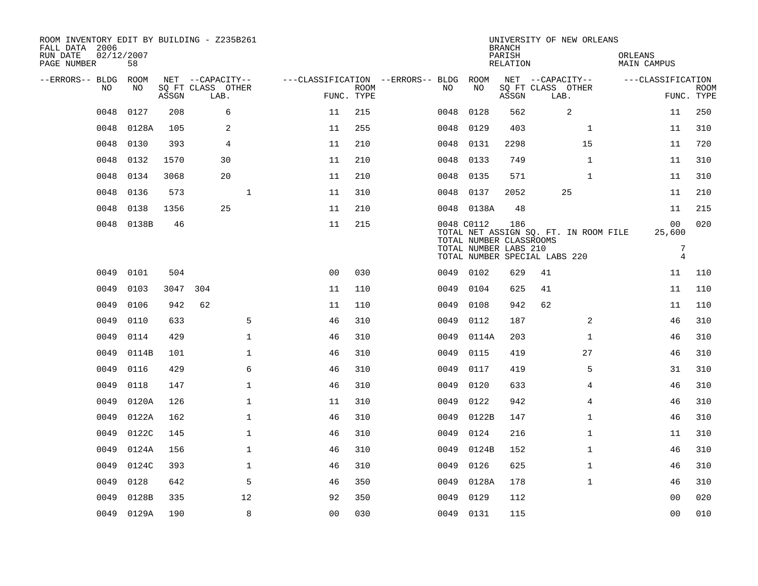ROOM INVENTORY EDIT BY BUILDING - Z235B261
FALL DATA 2006
RUN DATE 02/12/2007
PAGE NUMBER 58

UNIVERSITY OF NEW ORLEANS
BRANCH
PARISH ORLEANS
RELATION MAIN CAMPUS

| --ERRORS-- | BLDG NO | ROOM NO | NET SQ FT ASSGN | CAPACITY CLASS | CAPACITY LAB. | CAPACITY OTHER | CLASSIFICATION FUNC. | ROOM TYPE | --ERRORS-- | BLDG NO | ROOM NO | NET SQ FT ASSGN | CAPACITY CLASS | CAPACITY LAB. | CAPACITY OTHER | CLASSIFICATION FUNC. | ROOM TYPE |
|---|---|---|---|---|---|---|---|---|---|---|---|---|---|---|---|---|---|
| | 0048 | 0127 | 208 | | 6 | | 11 | 215 | | 0048 | 0128 | 562 | | 2 | | 11 | 250 |
| | 0048 | 0128A | 105 | | 2 | | 11 | 255 | | 0048 | 0129 | 403 | | | 1 | 11 | 310 |
| | 0048 | 0130 | 393 | | 4 | | 11 | 210 | | 0048 | 0131 | 2298 | | | 15 | 11 | 720 |
| | 0048 | 0132 | 1570 | | 30 | | 11 | 210 | | 0048 | 0133 | 749 | | | 1 | 11 | 310 |
| | 0048 | 0134 | 3068 | | 20 | | 11 | 210 | | 0048 | 0135 | 571 | | | 1 | 11 | 310 |
| | 0048 | 0136 | 573 | | | 1 | 11 | 310 | | 0048 | 0137 | 2052 | | 25 | | 11 | 210 |
| | 0048 | 0138 | 1356 | | 25 | | 11 | 210 | | 0048 | 0138A | 48 | | | | 11 | 215 |
| | 0048 | 0138B | 46 | | | | 11 | 215 | | 0048 | C0112 | 186 | | | | 00 | 020 |
| | | | | | | | | | | TOTAL NET ASSIGN SQ. FT. IN ROOM FILE | | | | | | 25,600 | |
| | | | | | | | | | | TOTAL NUMBER CLASSROOMS | | | | | | | |
| | | | | | | | | | | TOTAL NUMBER LABS 210 | | | | | | 7 | |
| | | | | | | | | | | TOTAL NUMBER SPECIAL LABS 220 | | | | | | 4 | |
| | 0049 | 0101 | 504 | | | | 00 | 030 | | 0049 | 0102 | 629 | 41 | | | 11 | 110 |
| | 0049 | 0103 | 3047 | 304 | | | 11 | 110 | | 0049 | 0104 | 625 | 41 | | | 11 | 110 |
| | 0049 | 0106 | 942 | 62 | | | 11 | 110 | | 0049 | 0108 | 942 | 62 | | | 11 | 110 |
| | 0049 | 0110 | 633 | | | 5 | 46 | 310 | | 0049 | 0112 | 187 | | | 2 | 46 | 310 |
| | 0049 | 0114 | 429 | | | 1 | 46 | 310 | | 0049 | 0114A | 203 | | | 1 | 46 | 310 |
| | 0049 | 0114B | 101 | | | 1 | 46 | 310 | | 0049 | 0115 | 419 | | | 27 | 46 | 310 |
| | 0049 | 0116 | 429 | | | 6 | 46 | 310 | | 0049 | 0117 | 419 | | | 5 | 31 | 310 |
| | 0049 | 0118 | 147 | | | 1 | 46 | 310 | | 0049 | 0120 | 633 | | | 4 | 46 | 310 |
| | 0049 | 0120A | 126 | | | 1 | 11 | 310 | | 0049 | 0122 | 942 | | | 4 | 46 | 310 |
| | 0049 | 0122A | 162 | | | 1 | 46 | 310 | | 0049 | 0122B | 147 | | | 1 | 46 | 310 |
| | 0049 | 0122C | 145 | | | 1 | 46 | 310 | | 0049 | 0124 | 216 | | | 1 | 11 | 310 |
| | 0049 | 0124A | 156 | | | 1 | 46 | 310 | | 0049 | 0124B | 152 | | | 1 | 46 | 310 |
| | 0049 | 0124C | 393 | | | 1 | 46 | 310 | | 0049 | 0126 | 625 | | | 1 | 46 | 310 |
| | 0049 | 0128 | 642 | | | 5 | 46 | 350 | | 0049 | 0128A | 178 | | | 1 | 46 | 310 |
| | 0049 | 0128B | 335 | | | 12 | 92 | 350 | | 0049 | 0129 | 112 | | | | 00 | 020 |
| | 0049 | 0129A | 190 | | | 8 | 00 | 030 | | 0049 | 0131 | 115 | | | | 00 | 010 |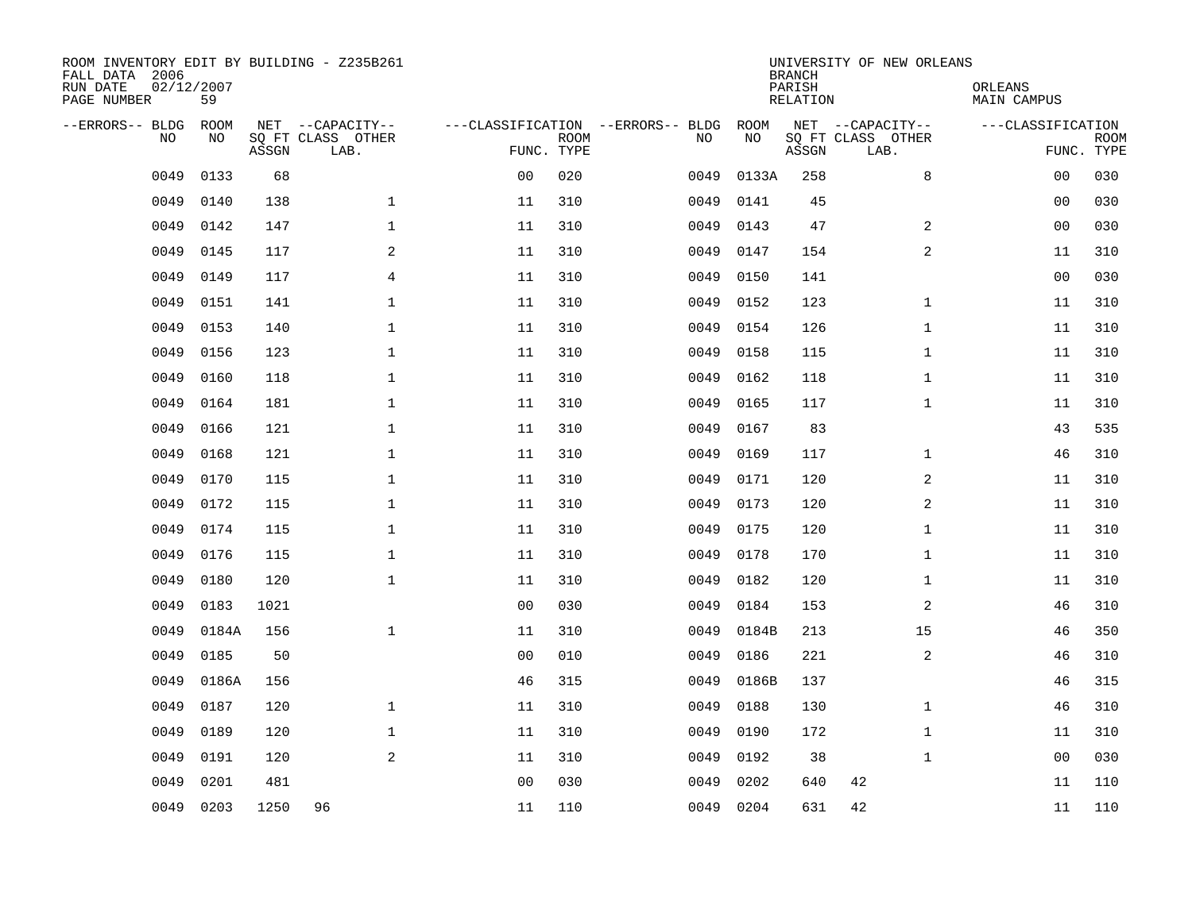ROOM INVENTORY EDIT BY BUILDING - Z235B261
FALL DATA 2006
RUN DATE 02/12/2007
PAGE NUMBER 59

UNIVERSITY OF NEW ORLEANS
BRANCH
PARISH ORLEANS
RELATION MAIN CAMPUS

| --ERRORS-- | BLDG NO | ROOM NO | NET SQ FT ASSGN | CAPACITY CLASS | CAPACITY OTHER LAB. | CLASSIFICATION FUNC. | ROOM TYPE | --ERRORS-- | BLDG NO | ROOM NO | NET SQ FT ASSGN | CAPACITY CLASS | CAPACITY OTHER LAB. | CLASSIFICATION FUNC. | ROOM TYPE |
|---|---|---|---|---|---|---|---|---|---|---|---|---|---|---|---|
| | 0049 | 0133 | 68 | | | 00 | 020 | | 0049 | 0133A | 258 | | 8 | 00 | 030 |
| | 0049 | 0140 | 138 | | 1 | 11 | 310 | | 0049 | 0141 | 45 | | | 00 | 030 |
| | 0049 | 0142 | 147 | | 1 | 11 | 310 | | 0049 | 0143 | 47 | | 2 | 00 | 030 |
| | 0049 | 0145 | 117 | | 2 | 11 | 310 | | 0049 | 0147 | 154 | | 2 | 11 | 310 |
| | 0049 | 0149 | 117 | | 4 | 11 | 310 | | 0049 | 0150 | 141 | | | 00 | 030 |
| | 0049 | 0151 | 141 | | 1 | 11 | 310 | | 0049 | 0152 | 123 | | 1 | 11 | 310 |
| | 0049 | 0153 | 140 | | 1 | 11 | 310 | | 0049 | 0154 | 126 | | 1 | 11 | 310 |
| | 0049 | 0156 | 123 | | 1 | 11 | 310 | | 0049 | 0158 | 115 | | 1 | 11 | 310 |
| | 0049 | 0160 | 118 | | 1 | 11 | 310 | | 0049 | 0162 | 118 | | 1 | 11 | 310 |
| | 0049 | 0164 | 181 | | 1 | 11 | 310 | | 0049 | 0165 | 117 | | 1 | 11 | 310 |
| | 0049 | 0166 | 121 | | 1 | 11 | 310 | | 0049 | 0167 | 83 | | | 43 | 535 |
| | 0049 | 0168 | 121 | | 1 | 11 | 310 | | 0049 | 0169 | 117 | | 1 | 46 | 310 |
| | 0049 | 0170 | 115 | | 1 | 11 | 310 | | 0049 | 0171 | 120 | | 2 | 11 | 310 |
| | 0049 | 0172 | 115 | | 1 | 11 | 310 | | 0049 | 0173 | 120 | | 2 | 11 | 310 |
| | 0049 | 0174 | 115 | | 1 | 11 | 310 | | 0049 | 0175 | 120 | | 1 | 11 | 310 |
| | 0049 | 0176 | 115 | | 1 | 11 | 310 | | 0049 | 0178 | 170 | | 1 | 11 | 310 |
| | 0049 | 0180 | 120 | | 1 | 11 | 310 | | 0049 | 0182 | 120 | | 1 | 11 | 310 |
| | 0049 | 0183 | 1021 | | | 00 | 030 | | 0049 | 0184 | 153 | | 2 | 46 | 310 |
| | 0049 | 0184A | 156 | | 1 | 11 | 310 | | 0049 | 0184B | 213 | | 15 | 46 | 350 |
| | 0049 | 0185 | 50 | | | 00 | 010 | | 0049 | 0186 | 221 | | 2 | 46 | 310 |
| | 0049 | 0186A | 156 | | | 46 | 315 | | 0049 | 0186B | 137 | | | 46 | 315 |
| | 0049 | 0187 | 120 | | 1 | 11 | 310 | | 0049 | 0188 | 130 | | 1 | 46 | 310 |
| | 0049 | 0189 | 120 | | 1 | 11 | 310 | | 0049 | 0190 | 172 | | 1 | 11 | 310 |
| | 0049 | 0191 | 120 | | 2 | 11 | 310 | | 0049 | 0192 | 38 | | 1 | 00 | 030 |
| | 0049 | 0201 | 481 | | | 00 | 030 | | 0049 | 0202 | 640 | 42 | | 11 | 110 |
| | 0049 | 0203 | 1250 | 96 | | 11 | 110 | | 0049 | 0204 | 631 | 42 | | 11 | 110 |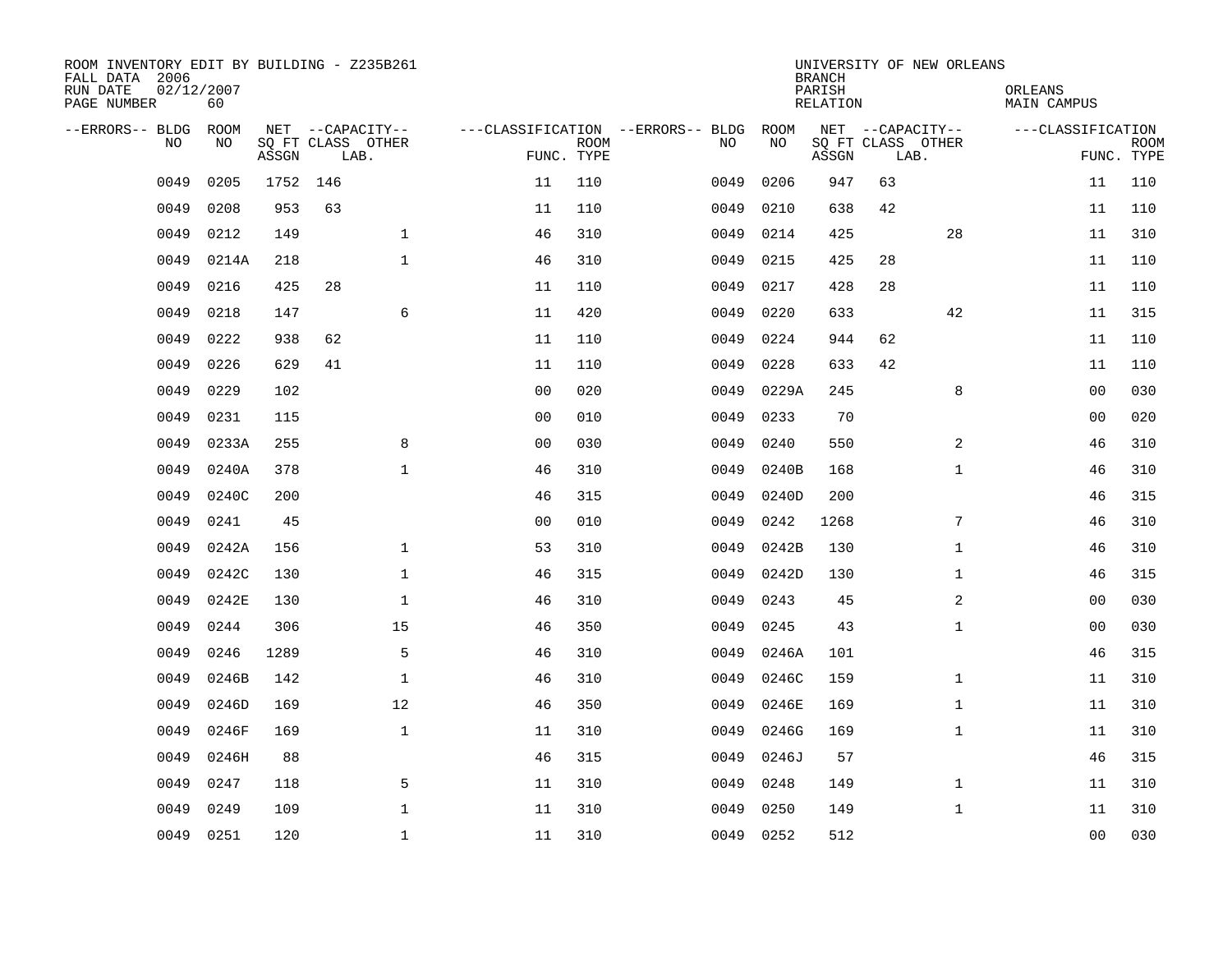ROOM INVENTORY EDIT BY BUILDING - Z235B261
FALL DATA 2006
RUN DATE 02/12/2007
PAGE NUMBER 60

UNIVERSITY OF NEW ORLEANS
BRANCH
PARISH ORLEANS
RELATION MAIN CAMPUS

| --ERRORS-- | BLDG NO | ROOM NO | NET SQ FT ASSGN | CAPACITY CLASS LAB. | CAPACITY OTHER | CLASSIFICATION FUNC. | ROOM TYPE | --ERRORS-- | BLDG NO | ROOM NO | NET SQ FT ASSGN | CAPACITY CLASS LAB. | CAPACITY OTHER | CLASSIFICATION FUNC. | ROOM TYPE |
|---|---|---|---|---|---|---|---|---|---|---|---|---|---|---|---|
| | 0049 | 0205 | 1752 | 146 | | 11 | 110 | | 0049 | 0206 | 947 | 63 | | 11 | 110 |
| | 0049 | 0208 | 953 | 63 | | 11 | 110 | | 0049 | 0210 | 638 | 42 | | 11 | 110 |
| | 0049 | 0212 | 149 | | 1 | 46 | 310 | | 0049 | 0214 | 425 | | 28 | 11 | 310 |
| | 0049 | 0214A | 218 | | 1 | 46 | 310 | | 0049 | 0215 | 425 | 28 | | 11 | 110 |
| | 0049 | 0216 | 425 | 28 | | 11 | 110 | | 0049 | 0217 | 428 | 28 | | 11 | 110 |
| | 0049 | 0218 | 147 | | 6 | 11 | 420 | | 0049 | 0220 | 633 | | 42 | 11 | 315 |
| | 0049 | 0222 | 938 | 62 | | 11 | 110 | | 0049 | 0224 | 944 | 62 | | 11 | 110 |
| | 0049 | 0226 | 629 | 41 | | 11 | 110 | | 0049 | 0228 | 633 | 42 | | 11 | 110 |
| | 0049 | 0229 | 102 | | | 00 | 020 | | 0049 | 0229A | 245 | | 8 | 00 | 030 |
| | 0049 | 0231 | 115 | | | 00 | 010 | | 0049 | 0233 | 70 | | | 00 | 020 |
| | 0049 | 0233A | 255 | | 8 | 00 | 030 | | 0049 | 0240 | 550 | | 2 | 46 | 310 |
| | 0049 | 0240A | 378 | | 1 | 46 | 310 | | 0049 | 0240B | 168 | | 1 | 46 | 310 |
| | 0049 | 0240C | 200 | | | 46 | 315 | | 0049 | 0240D | 200 | | | 46 | 315 |
| | 0049 | 0241 | 45 | | | 00 | 010 | | 0049 | 0242 | 1268 | | 7 | 46 | 310 |
| | 0049 | 0242A | 156 | | 1 | 53 | 310 | | 0049 | 0242B | 130 | | 1 | 46 | 310 |
| | 0049 | 0242C | 130 | | 1 | 46 | 315 | | 0049 | 0242D | 130 | | 1 | 46 | 315 |
| | 0049 | 0242E | 130 | | 1 | 46 | 310 | | 0049 | 0243 | 45 | | 2 | 00 | 030 |
| | 0049 | 0244 | 306 | | 15 | 46 | 350 | | 0049 | 0245 | 43 | | 1 | 00 | 030 |
| | 0049 | 0246 | 1289 | | 5 | 46 | 310 | | 0049 | 0246A | 101 | | | 46 | 315 |
| | 0049 | 0246B | 142 | | 1 | 46 | 310 | | 0049 | 0246C | 159 | | 1 | 11 | 310 |
| | 0049 | 0246D | 169 | | 12 | 46 | 350 | | 0049 | 0246E | 169 | | 1 | 11 | 310 |
| | 0049 | 0246F | 169 | | 1 | 11 | 310 | | 0049 | 0246G | 169 | | 1 | 11 | 310 |
| | 0049 | 0246H | 88 | | | 46 | 315 | | 0049 | 0246J | 57 | | | 46 | 315 |
| | 0049 | 0247 | 118 | | 5 | 11 | 310 | | 0049 | 0248 | 149 | | 1 | 11 | 310 |
| | 0049 | 0249 | 109 | | 1 | 11 | 310 | | 0049 | 0250 | 149 | | 1 | 11 | 310 |
| | 0049 | 0251 | 120 | | 1 | 11 | 310 | | 0049 | 0252 | 512 | | | 00 | 030 |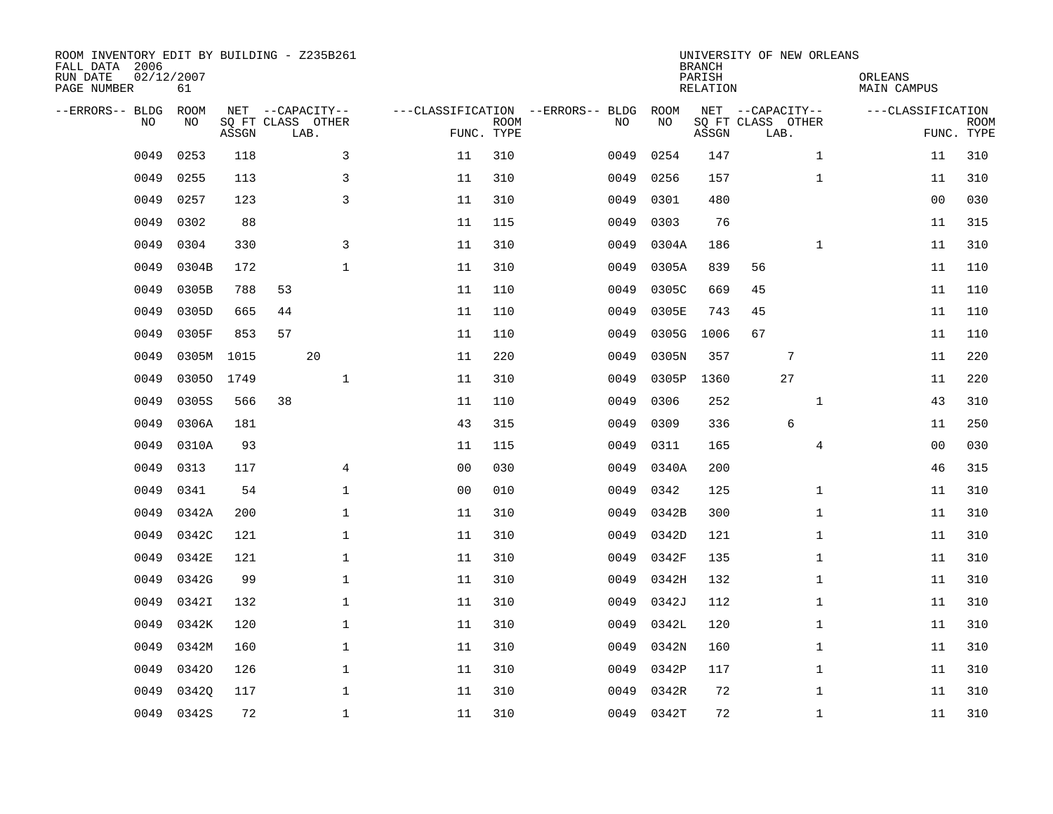ROOM INVENTORY EDIT BY BUILDING - Z235B261
FALL DATA 2006
RUN DATE 02/12/2007
PAGE NUMBER 61

UNIVERSITY OF NEW ORLEANS
BRANCH
PARISH ORLEANS
RELATION MAIN CAMPUS

| --ERRORS-- | BLDG NO | ROOM NO | NET SQ FT ASSGN | CAPACITY CLASS | CAPACITY LAB. | CAPACITY OTHER | CLASSIFICATION FUNC. | ROOM TYPE | --ERRORS-- | BLDG NO | ROOM NO | NET SQ FT ASSGN | CAPACITY CLASS | CAPACITY LAB. | CAPACITY OTHER | CLASSIFICATION FUNC. | ROOM TYPE |
|---|---|---|---|---|---|---|---|---|---|---|---|---|---|---|---|---|---|
| | 0049 | 0253 | 118 | | | 3 | 11 | 310 | | 0049 | 0254 | 147 | | | 1 | 11 | 310 |
| | 0049 | 0255 | 113 | | | 3 | 11 | 310 | | 0049 | 0256 | 157 | | | 1 | 11 | 310 |
| | 0049 | 0257 | 123 | | | 3 | 11 | 310 | | 0049 | 0301 | 480 | | | | 00 | 030 |
| | 0049 | 0302 | 88 | | | | 11 | 115 | | 0049 | 0303 | 76 | | | | 11 | 315 |
| | 0049 | 0304 | 330 | | | 3 | 11 | 310 | | 0049 | 0304A | 186 | | | 1 | 11 | 310 |
| | 0049 | 0304B | 172 | | | 1 | 11 | 310 | | 0049 | 0305A | 839 | 56 | | | 11 | 110 |
| | 0049 | 0305B | 788 | 53 | | | 11 | 110 | | 0049 | 0305C | 669 | 45 | | | 11 | 110 |
| | 0049 | 0305D | 665 | 44 | | | 11 | 110 | | 0049 | 0305E | 743 | 45 | | | 11 | 110 |
| | 0049 | 0305F | 853 | 57 | | | 11 | 110 | | 0049 | 0305G | 1006 | 67 | | | 11 | 110 |
| | 0049 | 0305M | 1015 | | 20 | | 11 | 220 | | 0049 | 0305N | 357 | | 7 | | 11 | 220 |
| | 0049 | 0305O | 1749 | | | 1 | 11 | 310 | | 0049 | 0305P | 1360 | | 27 | | 11 | 220 |
| | 0049 | 0305S | 566 | 38 | | | 11 | 110 | | 0049 | 0306 | 252 | | | 1 | 43 | 310 |
| | 0049 | 0306A | 181 | | | | 43 | 315 | | 0049 | 0309 | 336 | | 6 | | 11 | 250 |
| | 0049 | 0310A | 93 | | | | 11 | 115 | | 0049 | 0311 | 165 | | | 4 | 00 | 030 |
| | 0049 | 0313 | 117 | | | 4 | 00 | 030 | | 0049 | 0340A | 200 | | | | 46 | 315 |
| | 0049 | 0341 | 54 | | | 1 | 00 | 010 | | 0049 | 0342 | 125 | | | 1 | 11 | 310 |
| | 0049 | 0342A | 200 | | | 1 | 11 | 310 | | 0049 | 0342B | 300 | | | 1 | 11 | 310 |
| | 0049 | 0342C | 121 | | | 1 | 11 | 310 | | 0049 | 0342D | 121 | | | 1 | 11 | 310 |
| | 0049 | 0342E | 121 | | | 1 | 11 | 310 | | 0049 | 0342F | 135 | | | 1 | 11 | 310 |
| | 0049 | 0342G | 99 | | | 1 | 11 | 310 | | 0049 | 0342H | 132 | | | 1 | 11 | 310 |
| | 0049 | 0342I | 132 | | | 1 | 11 | 310 | | 0049 | 0342J | 112 | | | 1 | 11 | 310 |
| | 0049 | 0342K | 120 | | | 1 | 11 | 310 | | 0049 | 0342L | 120 | | | 1 | 11 | 310 |
| | 0049 | 0342M | 160 | | | 1 | 11 | 310 | | 0049 | 0342N | 160 | | | 1 | 11 | 310 |
| | 0049 | 0342O | 126 | | | 1 | 11 | 310 | | 0049 | 0342P | 117 | | | 1 | 11 | 310 |
| | 0049 | 0342Q | 117 | | | 1 | 11 | 310 | | 0049 | 0342R | 72 | | | 1 | 11 | 310 |
| | 0049 | 0342S | 72 | | | 1 | 11 | 310 | | 0049 | 0342T | 72 | | | 1 | 11 | 310 |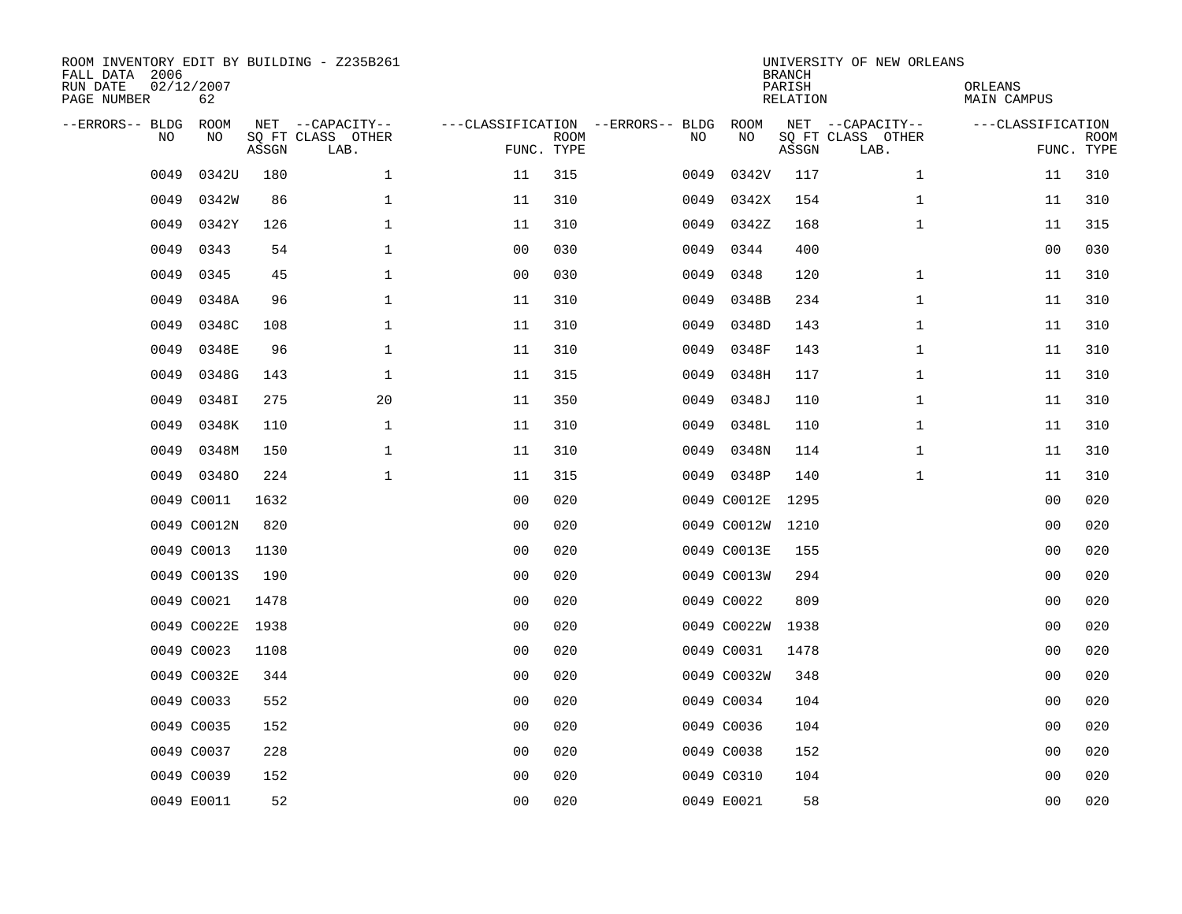ROOM INVENTORY EDIT BY BUILDING - Z235B261
FALL DATA 2006
RUN DATE 02/12/2007
PAGE NUMBER 62

UNIVERSITY OF NEW ORLEANS
BRANCH
PARISH ORLEANS
RELATION MAIN CAMPUS

| --ERRORS-- | BLDG NO | ROOM NO | NET SQ FT ASSGN | CAPACITY CLASS LAB. | CAPACITY OTHER | CLASSIFICATION FUNC. | ROOM TYPE | --ERRORS-- | BLDG NO | ROOM NO | NET SQ FT ASSGN | CAPACITY CLASS LAB. | CAPACITY OTHER | CLASSIFICATION FUNC. | ROOM TYPE |
|---|---|---|---|---|---|---|---|---|---|---|---|---|---|---|---|
| | 0049 | 0342U | 180 | | 1 | 11 | 315 | | 0049 | 0342V | 117 | | 1 | 11 | 310 |
| | 0049 | 0342W | 86 | | 1 | 11 | 310 | | 0049 | 0342X | 154 | | 1 | 11 | 310 |
| | 0049 | 0342Y | 126 | | 1 | 11 | 310 | | 0049 | 0342Z | 168 | | 1 | 11 | 315 |
| | 0049 | 0343 | 54 | | 1 | 00 | 030 | | 0049 | 0344 | 400 | | | 00 | 030 |
| | 0049 | 0345 | 45 | | 1 | 00 | 030 | | 0049 | 0348 | 120 | | 1 | 11 | 310 |
| | 0049 | 0348A | 96 | | 1 | 11 | 310 | | 0049 | 0348B | 234 | | 1 | 11 | 310 |
| | 0049 | 0348C | 108 | | 1 | 11 | 310 | | 0049 | 0348D | 143 | | 1 | 11 | 310 |
| | 0049 | 0348E | 96 | | 1 | 11 | 310 | | 0049 | 0348F | 143 | | 1 | 11 | 310 |
| | 0049 | 0348G | 143 | | 1 | 11 | 315 | | 0049 | 0348H | 117 | | 1 | 11 | 310 |
| | 0049 | 0348I | 275 | | 20 | 11 | 350 | | 0049 | 0348J | 110 | | 1 | 11 | 310 |
| | 0049 | 0348K | 110 | | 1 | 11 | 310 | | 0049 | 0348L | 110 | | 1 | 11 | 310 |
| | 0049 | 0348M | 150 | | 1 | 11 | 310 | | 0049 | 0348N | 114 | | 1 | 11 | 310 |
| | 0049 | 0348O | 224 | | 1 | 11 | 315 | | 0049 | 0348P | 140 | | 1 | 11 | 310 |
| | 0049 | C0011 | 1632 | | | 00 | 020 | | 0049 | C0012E | 1295 | | | 00 | 020 |
| | 0049 | C0012N | 820 | | | 00 | 020 | | 0049 | C0012W | 1210 | | | 00 | 020 |
| | 0049 | C0013 | 1130 | | | 00 | 020 | | 0049 | C0013E | 155 | | | 00 | 020 |
| | 0049 | C0013S | 190 | | | 00 | 020 | | 0049 | C0013W | 294 | | | 00 | 020 |
| | 0049 | C0021 | 1478 | | | 00 | 020 | | 0049 | C0022 | 809 | | | 00 | 020 |
| | 0049 | C0022E | 1938 | | | 00 | 020 | | 0049 | C0022W | 1938 | | | 00 | 020 |
| | 0049 | C0023 | 1108 | | | 00 | 020 | | 0049 | C0031 | 1478 | | | 00 | 020 |
| | 0049 | C0032E | 344 | | | 00 | 020 | | 0049 | C0032W | 348 | | | 00 | 020 |
| | 0049 | C0033 | 552 | | | 00 | 020 | | 0049 | C0034 | 104 | | | 00 | 020 |
| | 0049 | C0035 | 152 | | | 00 | 020 | | 0049 | C0036 | 104 | | | 00 | 020 |
| | 0049 | C0037 | 228 | | | 00 | 020 | | 0049 | C0038 | 152 | | | 00 | 020 |
| | 0049 | C0039 | 152 | | | 00 | 020 | | 0049 | C0310 | 104 | | | 00 | 020 |
| | 0049 | E0011 | 52 | | | 00 | 020 | | 0049 | E0021 | 58 | | | 00 | 020 |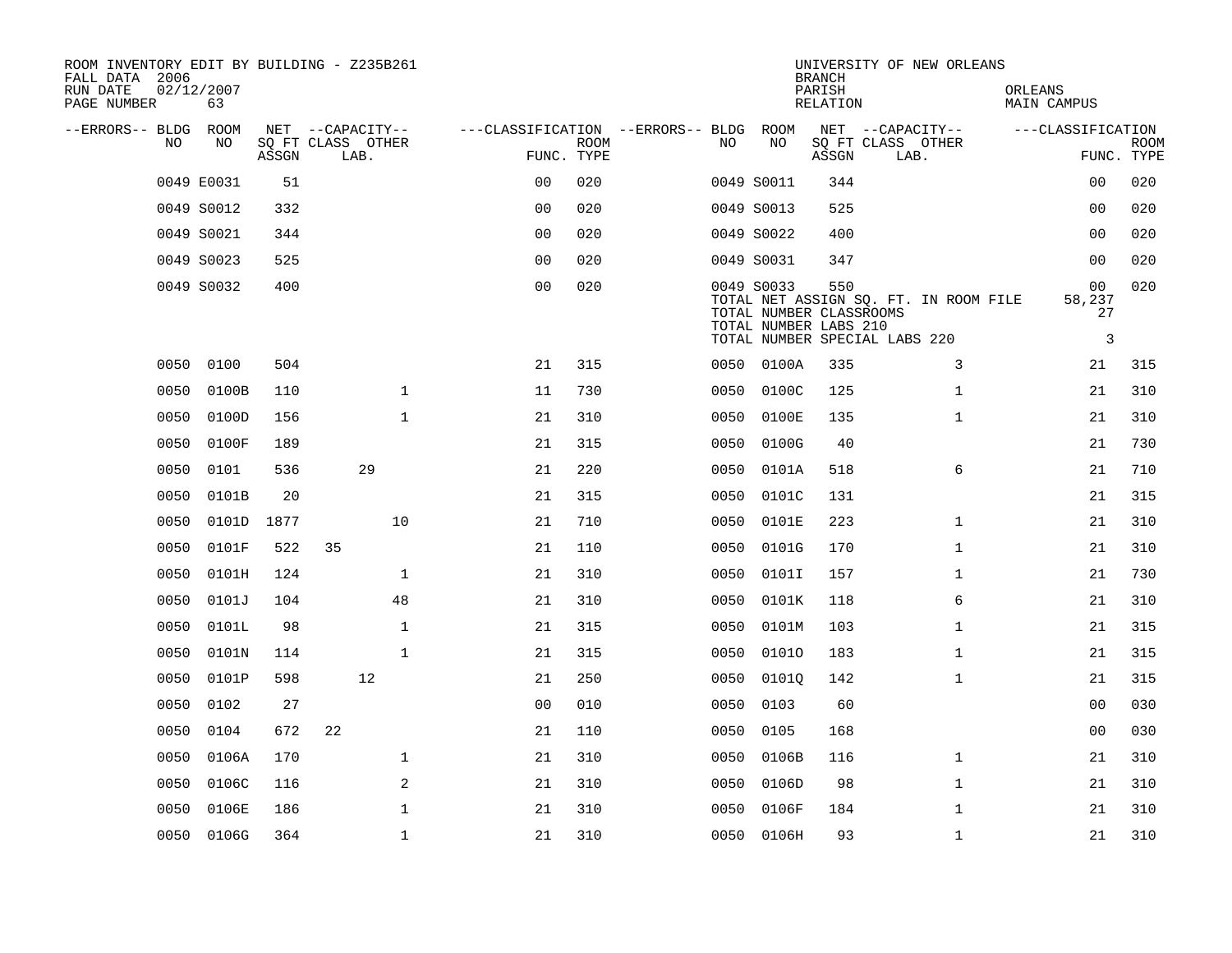ROOM INVENTORY EDIT BY BUILDING - Z235B261
FALL DATA 2006
RUN DATE 02/12/2007
PAGE NUMBER 63

UNIVERSITY OF NEW ORLEANS
BRANCH
PARISH ORLEANS
RELATION MAIN CAMPUS

| --ERRORS-- | BLDG NO | ROOM NO | NET ASSGN SQ FT | CAPACITY CLASS | CAPACITY LAB. | CAPACITY OTHER | FUNC. | ROOM TYPE | --ERRORS-- | BLDG NO | ROOM NO | NET ASSGN SQ FT | CAPACITY CLASS | CAPACITY LAB. | CAPACITY OTHER | FUNC. | ROOM TYPE |
|---|---|---|---|---|---|---|---|---|---|---|---|---|---|---|---|---|---|
| | 0049 | E0031 | 51 | | | | 00 | 020 | | 0049 | S0011 | 344 | | | | 00 | 020 |
| | 0049 | S0012 | 332 | | | | 00 | 020 | | 0049 | S0013 | 525 | | | | 00 | 020 |
| | 0049 | S0021 | 344 | | | | 00 | 020 | | 0049 | S0022 | 400 | | | | 00 | 020 |
| | 0049 | S0023 | 525 | | | | 00 | 020 | | 0049 | S0031 | 347 | | | | 00 | 020 |
| | 0049 | S0032 | 400 | | | | 00 | 020 | | 0049 | S0033 | 550 | | | | 00 | 020 |
| | | | | | | | | | | TOTAL NET ASSIGN SQ. FT. IN ROOM FILE | | | | | | 58,237 | |
| | | | | | | | | | | TOTAL NUMBER CLASSROOMS | | | | | | 27 | |
| | | | | | | | | | | TOTAL NUMBER LABS 210 | | | | | | | |
| | | | | | | | | | | TOTAL NUMBER SPECIAL LABS 220 | | | | | | 3 | |
| | 0050 | 0100 | 504 | | | | 21 | 315 | | 0050 | 0100A | 335 | | | 3 | 21 | 315 |
| | 0050 | 0100B | 110 | | | 1 | 11 | 730 | | 0050 | 0100C | 125 | | | 1 | 21 | 310 |
| | 0050 | 0100D | 156 | | | 1 | 21 | 310 | | 0050 | 0100E | 135 | | | 1 | 21 | 310 |
| | 0050 | 0100F | 189 | | | | 21 | 315 | | 0050 | 0100G | 40 | | | | 21 | 730 |
| | 0050 | 0101 | 536 | | 29 | | 21 | 220 | | 0050 | 0101A | 518 | | | 6 | 21 | 710 |
| | 0050 | 0101B | 20 | | | | 21 | 315 | | 0050 | 0101C | 131 | | | | 21 | 315 |
| | 0050 | 0101D | 1877 | | | 10 | 21 | 710 | | 0050 | 0101E | 223 | | | 1 | 21 | 310 |
| | 0050 | 0101F | 522 | 35 | | | 21 | 110 | | 0050 | 0101G | 170 | | | 1 | 21 | 310 |
| | 0050 | 0101H | 124 | | | 1 | 21 | 310 | | 0050 | 0101I | 157 | | | 1 | 21 | 730 |
| | 0050 | 0101J | 104 | | | 48 | 21 | 310 | | 0050 | 0101K | 118 | | | 6 | 21 | 310 |
| | 0050 | 0101L | 98 | | | 1 | 21 | 315 | | 0050 | 0101M | 103 | | | 1 | 21 | 315 |
| | 0050 | 0101N | 114 | | | 1 | 21 | 315 | | 0050 | 0101O | 183 | | | 1 | 21 | 315 |
| | 0050 | 0101P | 598 | | 12 | | 21 | 250 | | 0050 | 0101Q | 142 | | | 1 | 21 | 315 |
| | 0050 | 0102 | 27 | | | | 00 | 010 | | 0050 | 0103 | 60 | | | | 00 | 030 |
| | 0050 | 0104 | 672 | 22 | | | 21 | 110 | | 0050 | 0105 | 168 | | | | 00 | 030 |
| | 0050 | 0106A | 170 | | | 1 | 21 | 310 | | 0050 | 0106B | 116 | | | 1 | 21 | 310 |
| | 0050 | 0106C | 116 | | | 2 | 21 | 310 | | 0050 | 0106D | 98 | | | 1 | 21 | 310 |
| | 0050 | 0106E | 186 | | | 1 | 21 | 310 | | 0050 | 0106F | 184 | | | 1 | 21 | 310 |
| | 0050 | 0106G | 364 | | | 1 | 21 | 310 | | 0050 | 0106H | 93 | | | 1 | 21 | 310 |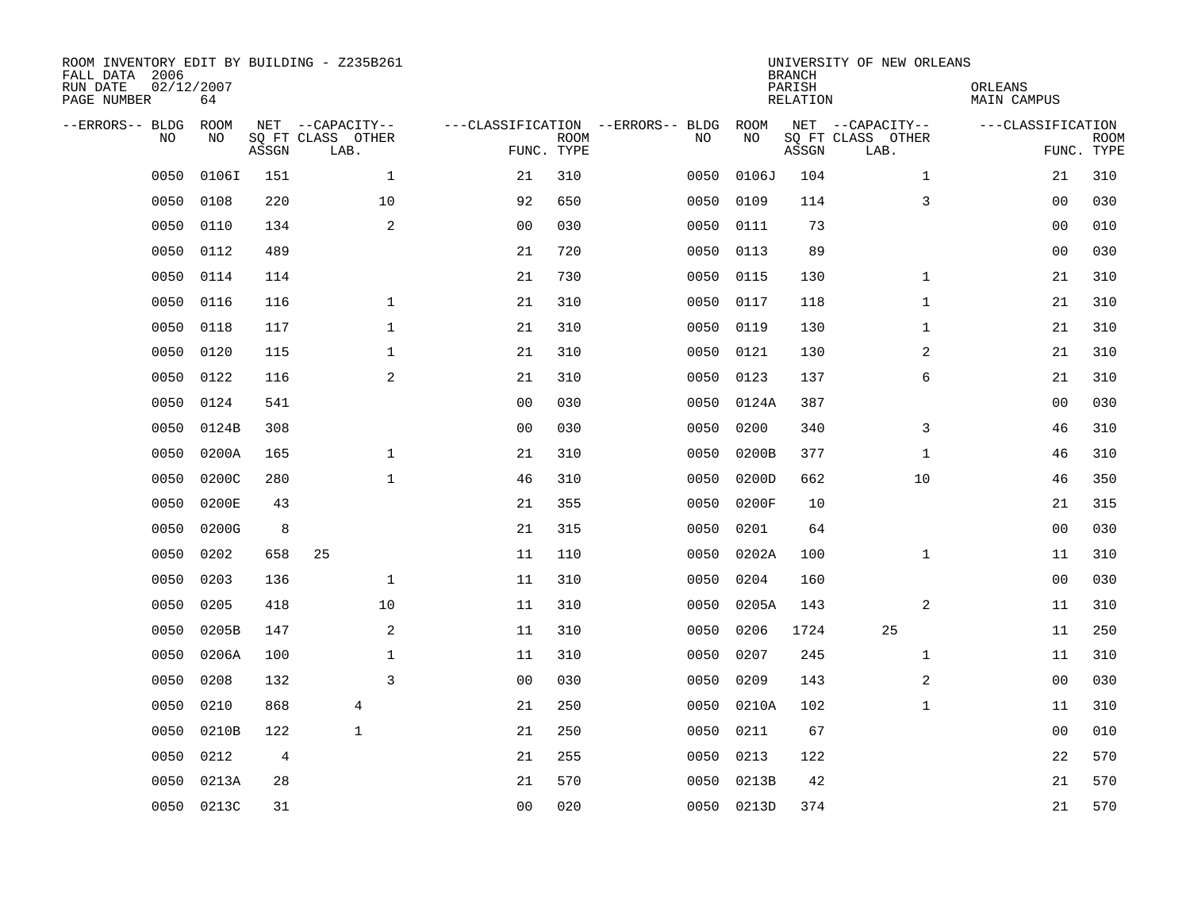ROOM INVENTORY EDIT BY BUILDING - Z235B261
FALL DATA 2006
RUN DATE 02/12/2007
PAGE NUMBER 64

UNIVERSITY OF NEW ORLEANS
BRANCH
PARISH ORLEANS
RELATION MAIN CAMPUS

| --ERRORS-- | BLDG NO | ROOM NO | NET SQ FT ASSGN | CAPACITY CLASS | CAPACITY OTHER LAB. | CLASSIFICATION FUNC. | ROOM TYPE | --ERRORS-- | BLDG NO | ROOM NO | NET SQ FT ASSGN | CAPACITY CLASS | CAPACITY OTHER LAB. | CLASSIFICATION FUNC. | ROOM TYPE |
|---|---|---|---|---|---|---|---|---|---|---|---|---|---|---|---|
| | 0050 | 0106I | 151 | | 1 | 21 | 310 | | 0050 | 0106J | 104 | | 1 | 21 | 310 |
| | 0050 | 0108 | 220 | | 10 | 92 | 650 | | 0050 | 0109 | 114 | | 3 | 00 | 030 |
| | 0050 | 0110 | 134 | | 2 | 00 | 030 | | 0050 | 0111 | 73 | | | 00 | 010 |
| | 0050 | 0112 | 489 | | | 21 | 720 | | 0050 | 0113 | 89 | | | 00 | 030 |
| | 0050 | 0114 | 114 | | | 21 | 730 | | 0050 | 0115 | 130 | | 1 | 21 | 310 |
| | 0050 | 0116 | 116 | | 1 | 21 | 310 | | 0050 | 0117 | 118 | | 1 | 21 | 310 |
| | 0050 | 0118 | 117 | | 1 | 21 | 310 | | 0050 | 0119 | 130 | | 1 | 21 | 310 |
| | 0050 | 0120 | 115 | | 1 | 21 | 310 | | 0050 | 0121 | 130 | | 2 | 21 | 310 |
| | 0050 | 0122 | 116 | | 2 | 21 | 310 | | 0050 | 0123 | 137 | | 6 | 21 | 310 |
| | 0050 | 0124 | 541 | | | 00 | 030 | | 0050 | 0124A | 387 | | | 00 | 030 |
| | 0050 | 0124B | 308 | | | 00 | 030 | | 0050 | 0200 | 340 | | 3 | 46 | 310 |
| | 0050 | 0200A | 165 | | 1 | 21 | 310 | | 0050 | 0200B | 377 | | 1 | 46 | 310 |
| | 0050 | 0200C | 280 | | 1 | 46 | 310 | | 0050 | 0200D | 662 | | 10 | 46 | 350 |
| | 0050 | 0200E | 43 | | | 21 | 355 | | 0050 | 0200F | 10 | | | 21 | 315 |
| | 0050 | 0200G | 8 | | | 21 | 315 | | 0050 | 0201 | 64 | | | 00 | 030 |
| | 0050 | 0202 | 658 | 25 | | 11 | 110 | | 0050 | 0202A | 100 | | 1 | 11 | 310 |
| | 0050 | 0203 | 136 | | 1 | 11 | 310 | | 0050 | 0204 | 160 | | | 00 | 030 |
| | 0050 | 0205 | 418 | | 10 | 11 | 310 | | 0050 | 0205A | 143 | | 2 | 11 | 310 |
| | 0050 | 0205B | 147 | | 2 | 11 | 310 | | 0050 | 0206 | 1724 | | 25 | 11 | 250 |
| | 0050 | 0206A | 100 | | 1 | 11 | 310 | | 0050 | 0207 | 245 | | 1 | 11 | 310 |
| | 0050 | 0208 | 132 | | 3 | 00 | 030 | | 0050 | 0209 | 143 | | 2 | 00 | 030 |
| | 0050 | 0210 | 868 | | 4 | 21 | 250 | | 0050 | 0210A | 102 | | 1 | 11 | 310 |
| | 0050 | 0210B | 122 | | 1 | 21 | 250 | | 0050 | 0211 | 67 | | | 00 | 010 |
| | 0050 | 0212 | 4 | | | 21 | 255 | | 0050 | 0213 | 122 | | | 22 | 570 |
| | 0050 | 0213A | 28 | | | 21 | 570 | | 0050 | 0213B | 42 | | | 21 | 570 |
| | 0050 | 0213C | 31 | | | 00 | 020 | | 0050 | 0213D | 374 | | | 21 | 570 |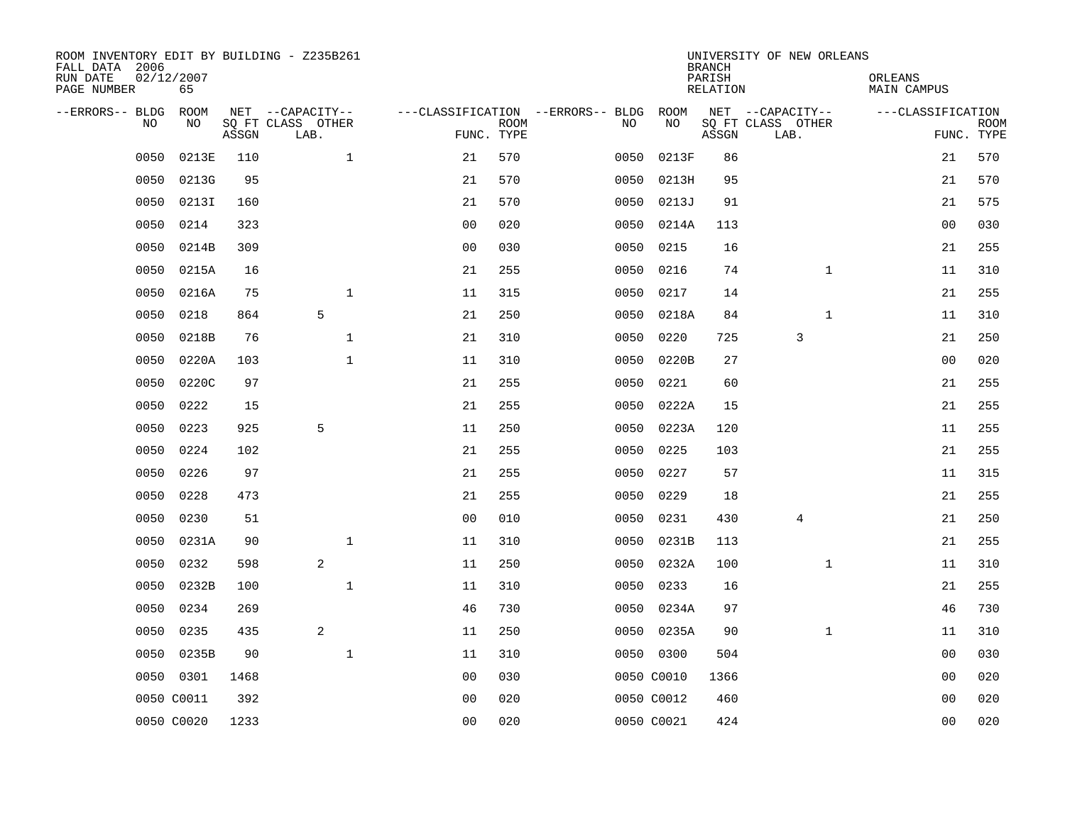ROOM INVENTORY EDIT BY BUILDING - Z235B261
FALL DATA 2006
RUN DATE 02/12/2007
PAGE NUMBER 65

UNIVERSITY OF NEW ORLEANS
BRANCH
PARISH ORLEANS
RELATION MAIN CAMPUS

| --ERRORS-- | BLDG NO | ROOM NO | NET SQ FT ASSGN | CAPACITY CLASS LAB. | CAPACITY OTHER | CLASSIFICATION FUNC. | ROOM TYPE | --ERRORS-- | BLDG NO | ROOM NO | NET SQ FT ASSGN | CAPACITY CLASS LAB. | CAPACITY OTHER | CLASSIFICATION FUNC. | ROOM TYPE |
|---|---|---|---|---|---|---|---|---|---|---|---|---|---|---|---|
| | 0050 | 0213E | 110 | | 1 | 21 | 570 | | 0050 | 0213F | 86 | | | 21 | 570 |
| | 0050 | 0213G | 95 | | | 21 | 570 | | 0050 | 0213H | 95 | | | 21 | 570 |
| | 0050 | 0213I | 160 | | | 21 | 570 | | 0050 | 0213J | 91 | | | 21 | 575 |
| | 0050 | 0214 | 323 | | | 00 | 020 | | 0050 | 0214A | 113 | | | 00 | 030 |
| | 0050 | 0214B | 309 | | | 00 | 030 | | 0050 | 0215 | 16 | | | 21 | 255 |
| | 0050 | 0215A | 16 | | | 21 | 255 | | 0050 | 0216 | 74 | | 1 | 11 | 310 |
| | 0050 | 0216A | 75 | | 1 | 11 | 315 | | 0050 | 0217 | 14 | | | 21 | 255 |
| | 0050 | 0218 | 864 | 5 | | 21 | 250 | | 0050 | 0218A | 84 | | 1 | 11 | 310 |
| | 0050 | 0218B | 76 | | 1 | 21 | 310 | | 0050 | 0220 | 725 | 3 | | 21 | 250 |
| | 0050 | 0220A | 103 | | 1 | 11 | 310 | | 0050 | 0220B | 27 | | | 00 | 020 |
| | 0050 | 0220C | 97 | | | 21 | 255 | | 0050 | 0221 | 60 | | | 21 | 255 |
| | 0050 | 0222 | 15 | | | 21 | 255 | | 0050 | 0222A | 15 | | | 21 | 255 |
| | 0050 | 0223 | 925 | 5 | | 11 | 250 | | 0050 | 0223A | 120 | | | 11 | 255 |
| | 0050 | 0224 | 102 | | | 21 | 255 | | 0050 | 0225 | 103 | | | 21 | 255 |
| | 0050 | 0226 | 97 | | | 21 | 255 | | 0050 | 0227 | 57 | | | 11 | 315 |
| | 0050 | 0228 | 473 | | | 21 | 255 | | 0050 | 0229 | 18 | | | 21 | 255 |
| | 0050 | 0230 | 51 | | | 00 | 010 | | 0050 | 0231 | 430 | 4 | | 21 | 250 |
| | 0050 | 0231A | 90 | | 1 | 11 | 310 | | 0050 | 0231B | 113 | | | 21 | 255 |
| | 0050 | 0232 | 598 | 2 | | 11 | 250 | | 0050 | 0232A | 100 | | 1 | 11 | 310 |
| | 0050 | 0232B | 100 | | 1 | 11 | 310 | | 0050 | 0233 | 16 | | | 21 | 255 |
| | 0050 | 0234 | 269 | | | 46 | 730 | | 0050 | 0234A | 97 | | | 46 | 730 |
| | 0050 | 0235 | 435 | 2 | | 11 | 250 | | 0050 | 0235A | 90 | | 1 | 11 | 310 |
| | 0050 | 0235B | 90 | | 1 | 11 | 310 | | 0050 | 0300 | 504 | | | 00 | 030 |
| | 0050 | 0301 | 1468 | | | 00 | 030 | | 0050 | C0010 | 1366 | | | 00 | 020 |
| | 0050 | C0011 | 392 | | | 00 | 020 | | 0050 | C0012 | 460 | | | 00 | 020 |
| | 0050 | C0020 | 1233 | | | 00 | 020 | | 0050 | C0021 | 424 | | | 00 | 020 |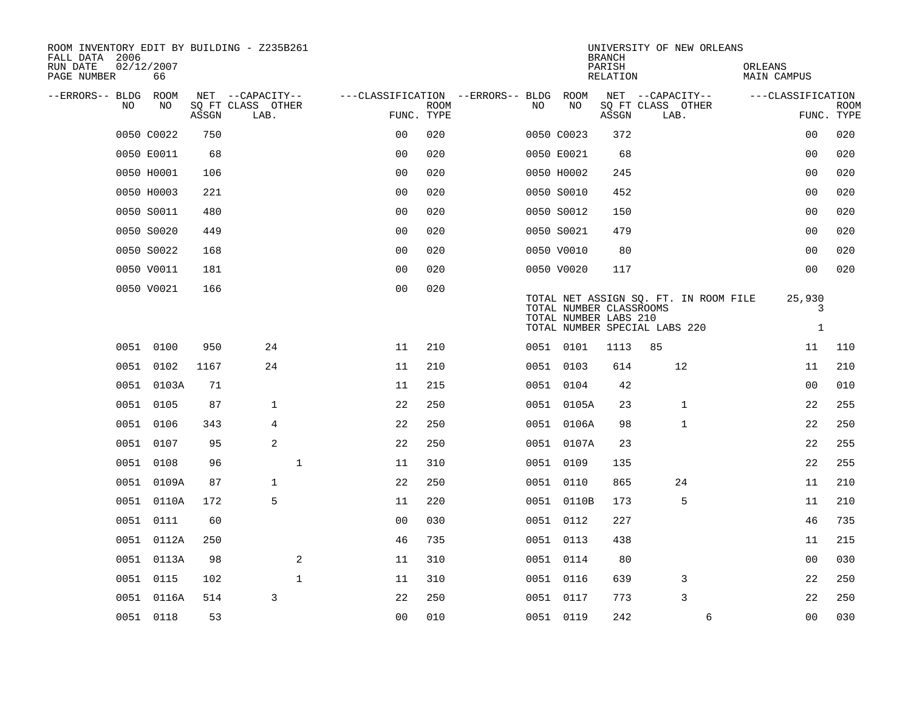ROOM INVENTORY EDIT BY BUILDING - Z235B261
FALL DATA 2006
RUN DATE 02/12/2007
PAGE NUMBER 66

UNIVERSITY OF NEW ORLEANS
BRANCH
PARISH ORLEANS
RELATION MAIN CAMPUS

| --ERRORS-- | BLDG NO | ROOM NO | NET SQ FT ASSGN | CAPACITY CLASS LAB. | CAPACITY OTHER | FUNC. | ROOM TYPE | --ERRORS-- | BLDG NO | ROOM NO | NET SQ FT ASSGN | CAPACITY CLASS LAB. | CAPACITY OTHER | FUNC. | ROOM TYPE |
|---|---|---|---|---|---|---|---|---|---|---|---|---|---|---|---|
| | 0050 | C0022 | 750 | | | 00 | 020 | | 0050 | C0023 | 372 | | | 00 | 020 |
| | 0050 | E0011 | 68 | | | 00 | 020 | | 0050 | E0021 | 68 | | | 00 | 020 |
| | 0050 | H0001 | 106 | | | 00 | 020 | | 0050 | H0002 | 245 | | | 00 | 020 |
| | 0050 | H0003 | 221 | | | 00 | 020 | | 0050 | S0010 | 452 | | | 00 | 020 |
| | 0050 | S0011 | 480 | | | 00 | 020 | | 0050 | S0012 | 150 | | | 00 | 020 |
| | 0050 | S0020 | 449 | | | 00 | 020 | | 0050 | S0021 | 479 | | | 00 | 020 |
| | 0050 | S0022 | 168 | | | 00 | 020 | | 0050 | V0010 | 80 | | | 00 | 020 |
| | 0050 | V0011 | 181 | | | 00 | 020 | | 0050 | V0020 | 117 | | | 00 | 020 |
| | 0050 | V0021 | 166 | | | 00 | 020 | | | | | | | | |

TOTAL NET ASSIGN SQ. FT. IN ROOM FILE 25,930
TOTAL NUMBER CLASSROOMS 3
TOTAL NUMBER LABS 210
TOTAL NUMBER SPECIAL LABS 220 1

| --ERRORS-- | BLDG NO | ROOM NO | NET SQ FT ASSGN | CAPACITY CLASS LAB. | CAPACITY OTHER | FUNC. | ROOM TYPE | --ERRORS-- | BLDG NO | ROOM NO | NET SQ FT ASSGN | CAPACITY CLASS LAB. | CAPACITY OTHER | FUNC. | ROOM TYPE |
|---|---|---|---|---|---|---|---|---|---|---|---|---|---|---|---|
| | 0051 | 0100 | 950 | 24 | | 11 | 210 | | 0051 | 0101 | 1113 | 85 | | 11 | 110 |
| | 0051 | 0102 | 1167 | 24 | | 11 | 210 | | 0051 | 0103 | 614 | 12 | | 11 | 210 |
| | 0051 | 0103A | 71 | | | 11 | 215 | | 0051 | 0104 | 42 | | | 00 | 010 |
| | 0051 | 0105 | 87 | 1 | | 22 | 250 | | 0051 | 0105A | 23 | 1 | | 22 | 255 |
| | 0051 | 0106 | 343 | 4 | | 22 | 250 | | 0051 | 0106A | 98 | 1 | | 22 | 250 |
| | 0051 | 0107 | 95 | 2 | | 22 | 250 | | 0051 | 0107A | 23 | | | 22 | 255 |
| | 0051 | 0108 | 96 | | 1 | 11 | 310 | | 0051 | 0109 | 135 | | | 22 | 255 |
| | 0051 | 0109A | 87 | 1 | | 22 | 250 | | 0051 | 0110 | 865 | 24 | | 11 | 210 |
| | 0051 | 0110A | 172 | 5 | | 11 | 220 | | 0051 | 0110B | 173 | 5 | | 11 | 210 |
| | 0051 | 0111 | 60 | | | 00 | 030 | | 0051 | 0112 | 227 | | | 46 | 735 |
| | 0051 | 0112A | 250 | | | 46 | 735 | | 0051 | 0113 | 438 | | | 11 | 215 |
| | 0051 | 0113A | 98 | | 2 | 11 | 310 | | 0051 | 0114 | 80 | | | 00 | 030 |
| | 0051 | 0115 | 102 | | 1 | 11 | 310 | | 0051 | 0116 | 639 | 3 | | 22 | 250 |
| | 0051 | 0116A | 514 | 3 | | 22 | 250 | | 0051 | 0117 | 773 | 3 | | 22 | 250 |
| | 0051 | 0118 | 53 | | | 00 | 010 | | 0051 | 0119 | 242 | | 6 | 00 | 030 |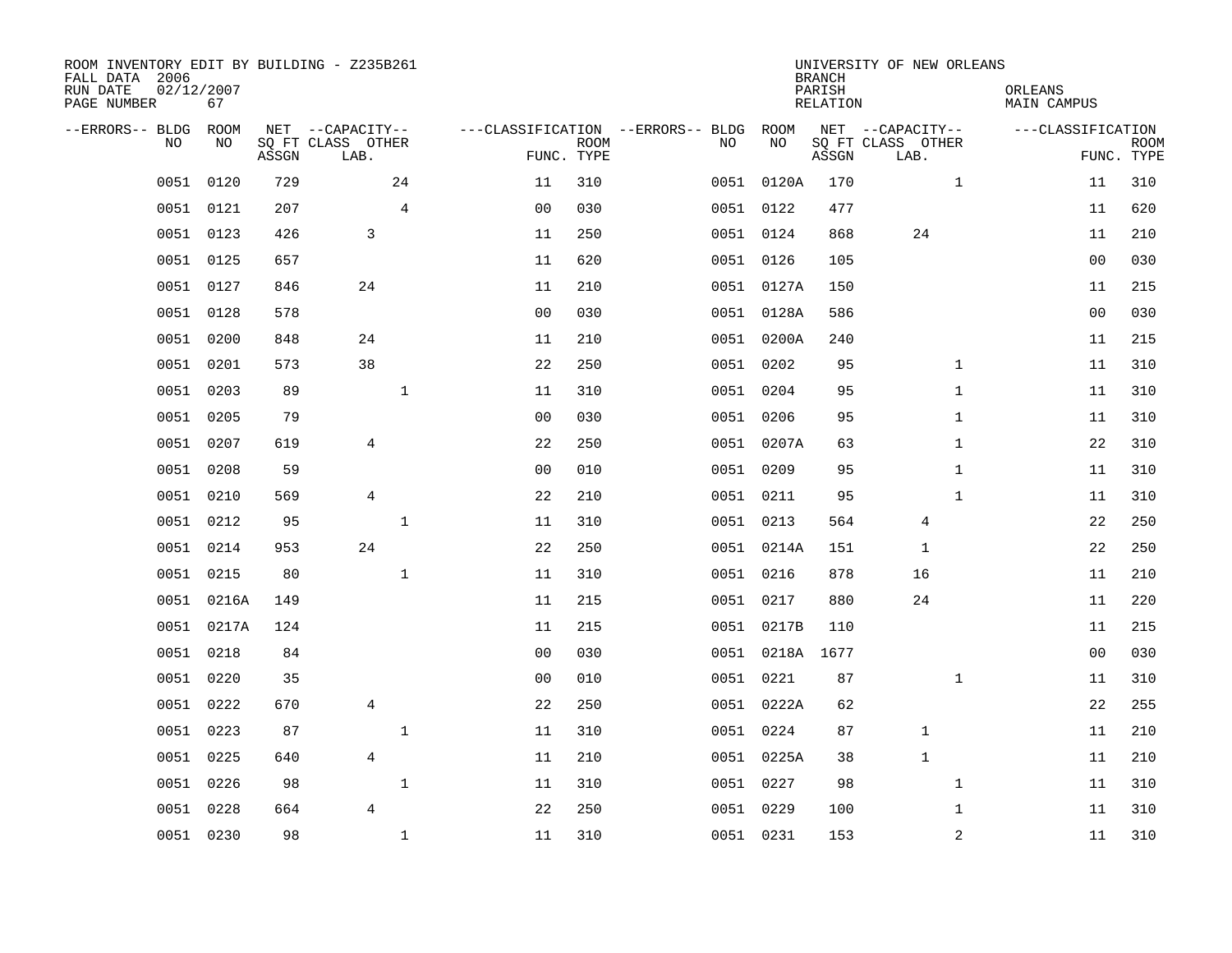ROOM INVENTORY EDIT BY BUILDING - Z235B261
FALL DATA 2006
RUN DATE 02/12/2007
PAGE NUMBER 67

UNIVERSITY OF NEW ORLEANS
BRANCH
PARISH ORLEANS
RELATION MAIN CAMPUS

| --ERRORS-- | BLDG NO | ROOM NO | NET SQ FT ASSGN | CAPACITY CLASS LAB. | CAPACITY OTHER | CLASSIFICATION FUNC. | ROOM TYPE | --ERRORS-- | BLDG NO | ROOM NO | NET SQ FT ASSGN | CAPACITY CLASS LAB. | CAPACITY OTHER | CLASSIFICATION FUNC. | ROOM TYPE |
|---|---|---|---|---|---|---|---|---|---|---|---|---|---|---|---|
| | 0051 | 0120 | 729 | | 24 | 11 | 310 | | 0051 | 0120A | 170 | | 1 | 11 | 310 |
| | 0051 | 0121 | 207 | | 4 | 00 | 030 | | 0051 | 0122 | 477 | | | 11 | 620 |
| | 0051 | 0123 | 426 | 3 | | 11 | 250 | | 0051 | 0124 | 868 | 24 | | 11 | 210 |
| | 0051 | 0125 | 657 | | | 11 | 620 | | 0051 | 0126 | 105 | | | 00 | 030 |
| | 0051 | 0127 | 846 | 24 | | 11 | 210 | | 0051 | 0127A | 150 | | | 11 | 215 |
| | 0051 | 0128 | 578 | | | 00 | 030 | | 0051 | 0128A | 586 | | | 00 | 030 |
| | 0051 | 0200 | 848 | 24 | | 11 | 210 | | 0051 | 0200A | 240 | | | 11 | 215 |
| | 0051 | 0201 | 573 | 38 | | 22 | 250 | | 0051 | 0202 | 95 | | 1 | 11 | 310 |
| | 0051 | 0203 | 89 | | 1 | 11 | 310 | | 0051 | 0204 | 95 | | 1 | 11 | 310 |
| | 0051 | 0205 | 79 | | | 00 | 030 | | 0051 | 0206 | 95 | | 1 | 11 | 310 |
| | 0051 | 0207 | 619 | 4 | | 22 | 250 | | 0051 | 0207A | 63 | | 1 | 22 | 310 |
| | 0051 | 0208 | 59 | | | 00 | 010 | | 0051 | 0209 | 95 | | 1 | 11 | 310 |
| | 0051 | 0210 | 569 | 4 | | 22 | 210 | | 0051 | 0211 | 95 | | 1 | 11 | 310 |
| | 0051 | 0212 | 95 | | 1 | 11 | 310 | | 0051 | 0213 | 564 | 4 | | 22 | 250 |
| | 0051 | 0214 | 953 | 24 | | 22 | 250 | | 0051 | 0214A | 151 | 1 | | 22 | 250 |
| | 0051 | 0215 | 80 | | 1 | 11 | 310 | | 0051 | 0216 | 878 | 16 | | 11 | 210 |
| | 0051 | 0216A | 149 | | | 11 | 215 | | 0051 | 0217 | 880 | 24 | | 11 | 220 |
| | 0051 | 0217A | 124 | | | 11 | 215 | | 0051 | 0217B | 110 | | | 11 | 215 |
| | 0051 | 0218 | 84 | | | 00 | 030 | | 0051 | 0218A | 1677 | | | 00 | 030 |
| | 0051 | 0220 | 35 | | | 00 | 010 | | 0051 | 0221 | 87 | | 1 | 11 | 310 |
| | 0051 | 0222 | 670 | 4 | | 22 | 250 | | 0051 | 0222A | 62 | | | 22 | 255 |
| | 0051 | 0223 | 87 | | 1 | 11 | 310 | | 0051 | 0224 | 87 | 1 | | 11 | 210 |
| | 0051 | 0225 | 640 | 4 | | 11 | 210 | | 0051 | 0225A | 38 | 1 | | 11 | 210 |
| | 0051 | 0226 | 98 | | 1 | 11 | 310 | | 0051 | 0227 | 98 | | 1 | 11 | 310 |
| | 0051 | 0228 | 664 | 4 | | 22 | 250 | | 0051 | 0229 | 100 | | 1 | 11 | 310 |
| | 0051 | 0230 | 98 | | 1 | 11 | 310 | | 0051 | 0231 | 153 | | 2 | 11 | 310 |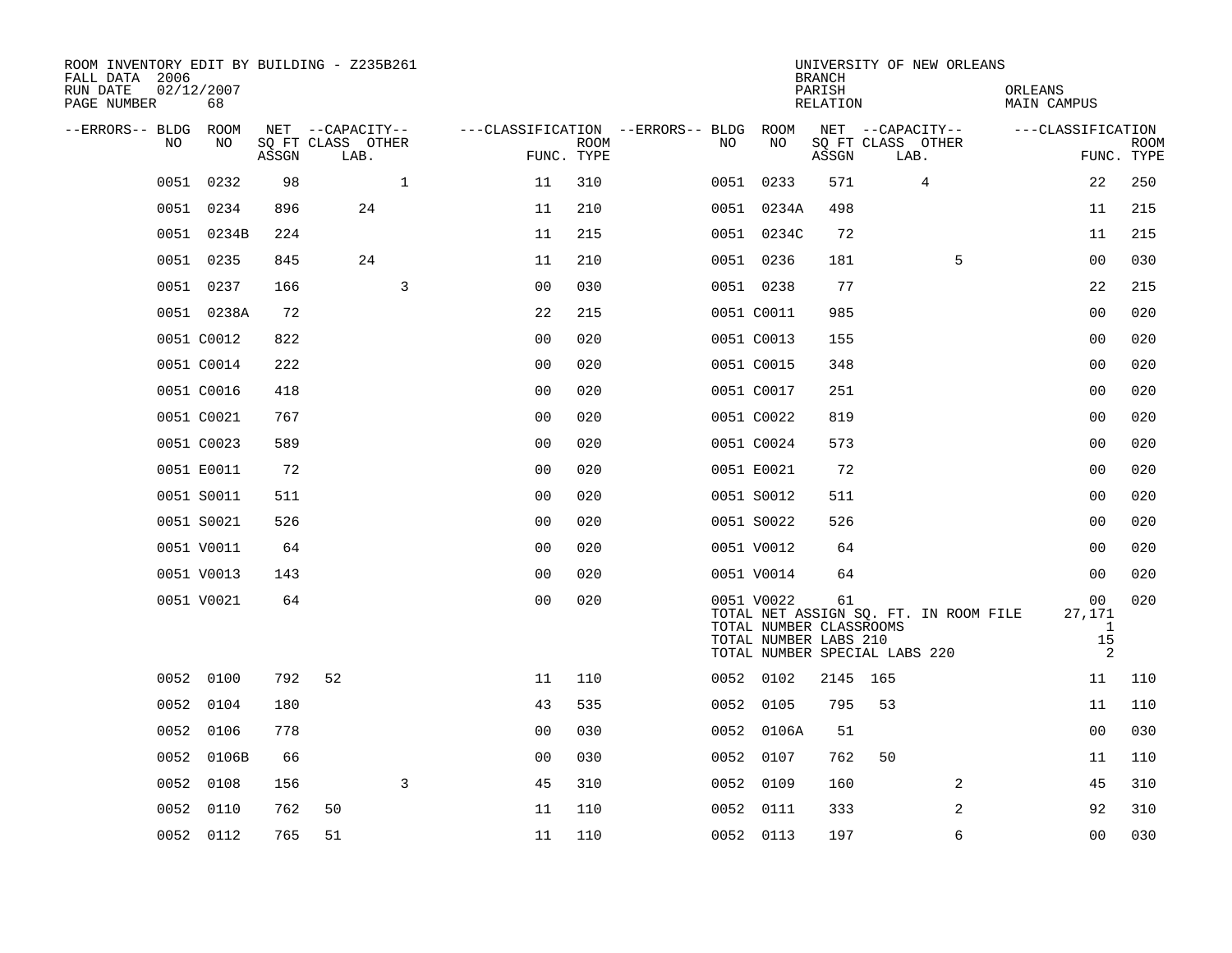ROOM INVENTORY EDIT BY BUILDING - Z235B261
FALL DATA 2006
RUN DATE 02/12/2007
PAGE NUMBER 68

UNIVERSITY OF NEW ORLEANS
BRANCH
PARISH ORLEANS
RELATION MAIN CAMPUS

| --ERRORS-- | BLDG NO | ROOM NO | NET ASSGN | CAPACITY CLASS | SQ FT LAB. | OTHER | CLASSIFICATION FUNC. | ROOM TYPE | --ERRORS-- | BLDG NO | ROOM NO | NET ASSGN | CAPACITY CLASS | SQ FT LAB. | OTHER | CLASSIFICATION FUNC. | ROOM TYPE |
|---|---|---|---|---|---|---|---|---|---|---|---|---|---|---|---|---|---|
| | 0051 | 0232 | 98 | | | 1 | 11 | 310 | | 0051 | 0233 | 571 | | 4 | | 22 | 250 |
| | 0051 | 0234 | 896 | | 24 | | 11 | 210 | | 0051 | 0234A | 498 | | | | 11 | 215 |
| | 0051 | 0234B | 224 | | | | 11 | 215 | | 0051 | 0234C | 72 | | | | 11 | 215 |
| | 0051 | 0235 | 845 | | 24 | | 11 | 210 | | 0051 | 0236 | 181 | | | 5 | 00 | 030 |
| | 0051 | 0237 | 166 | | | 3 | 00 | 030 | | 0051 | 0238 | 77 | | | | 22 | 215 |
| | 0051 | 0238A | 72 | | | | 22 | 215 | | 0051 | C0011 | 985 | | | | 00 | 020 |
| | 0051 | C0012 | 822 | | | | 00 | 020 | | 0051 | C0013 | 155 | | | | 00 | 020 |
| | 0051 | C0014 | 222 | | | | 00 | 020 | | 0051 | C0015 | 348 | | | | 00 | 020 |
| | 0051 | C0016 | 418 | | | | 00 | 020 | | 0051 | C0017 | 251 | | | | 00 | 020 |
| | 0051 | C0021 | 767 | | | | 00 | 020 | | 0051 | C0022 | 819 | | | | 00 | 020 |
| | 0051 | C0023 | 589 | | | | 00 | 020 | | 0051 | C0024 | 573 | | | | 00 | 020 |
| | 0051 | E0011 | 72 | | | | 00 | 020 | | 0051 | E0021 | 72 | | | | 00 | 020 |
| | 0051 | S0011 | 511 | | | | 00 | 020 | | 0051 | S0012 | 511 | | | | 00 | 020 |
| | 0051 | S0021 | 526 | | | | 00 | 020 | | 0051 | S0022 | 526 | | | | 00 | 020 |
| | 0051 | V0011 | 64 | | | | 00 | 020 | | 0051 | V0012 | 64 | | | | 00 | 020 |
| | 0051 | V0013 | 143 | | | | 00 | 020 | | 0051 | V0014 | 64 | | | | 00 | 020 |
| | 0051 | V0021 | 64 | | | | 00 | 020 | | 0051 | V0022 | 61 | | | | 00 | 020 |
| | | | | | | | | | | TOTAL NET ASSIGN SQ. FT. IN ROOM FILE | | | | | | 27,171 | |
| | | | | | | | | | | TOTAL NUMBER CLASSROOMS | | | | | | 1 | |
| | | | | | | | | | | TOTAL NUMBER LABS 210 | | | | | | 15 | |
| | | | | | | | | | | TOTAL NUMBER SPECIAL LABS 220 | | | | | | 2 | |
| | 0052 | 0100 | 792 | 52 | | | 11 | 110 | | 0052 | 0102 | 2145 | 165 | | | 11 | 110 |
| | 0052 | 0104 | 180 | | | | 43 | 535 | | 0052 | 0105 | 795 | 53 | | | 11 | 110 |
| | 0052 | 0106 | 778 | | | | 00 | 030 | | 0052 | 0106A | 51 | | | | 00 | 030 |
| | 0052 | 0106B | 66 | | | | 00 | 030 | | 0052 | 0107 | 762 | 50 | | | 11 | 110 |
| | 0052 | 0108 | 156 | | | 3 | 45 | 310 | | 0052 | 0109 | 160 | | | 2 | 45 | 310 |
| | 0052 | 0110 | 762 | 50 | | | 11 | 110 | | 0052 | 0111 | 333 | | | 2 | 92 | 310 |
| | 0052 | 0112 | 765 | 51 | | | 11 | 110 | | 0052 | 0113 | 197 | | | 6 | 00 | 030 |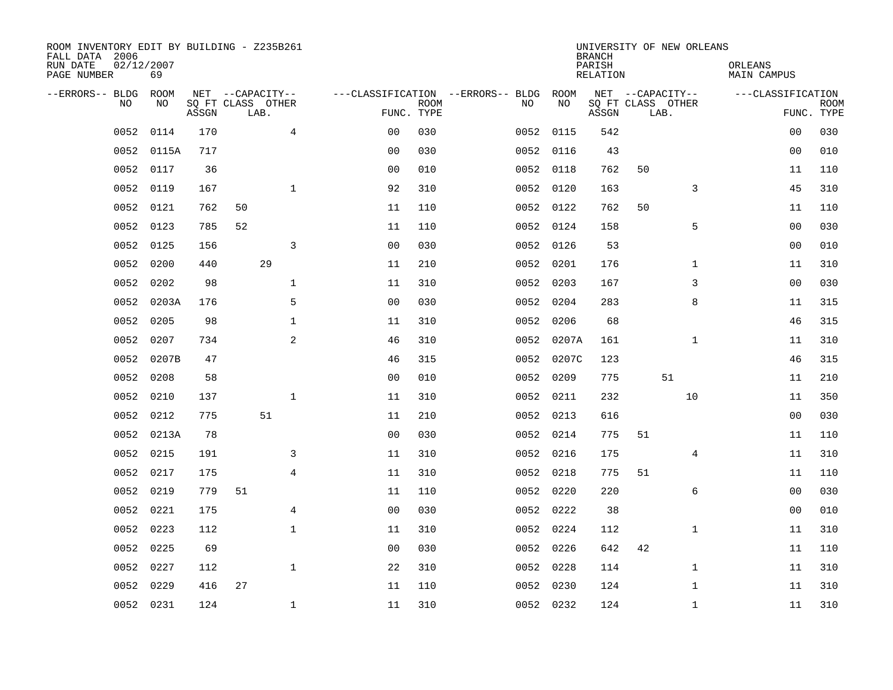ROOM INVENTORY EDIT BY BUILDING - Z235B261
FALL DATA 2006
RUN DATE 02/12/2007
PAGE NUMBER 69

UNIVERSITY OF NEW ORLEANS
BRANCH
PARISH ORLEANS
RELATION MAIN CAMPUS

| --ERRORS-- | BLDG NO | ROOM NO | NET SQ FT ASSGN | CAPACITY CLASS | CAPACITY LAB. | CAPACITY OTHER | CLASSIFICATION FUNC. | ROOM TYPE | --ERRORS-- | BLDG NO | ROOM NO | NET SQ FT ASSGN | CAPACITY CLASS | CAPACITY LAB. | CAPACITY OTHER | CLASSIFICATION FUNC. | ROOM TYPE |
|---|---|---|---|---|---|---|---|---|---|---|---|---|---|---|---|---|---|
| | 0052 | 0114 | 170 | | | 4 | 00 | 030 | | 0052 | 0115 | 542 | | | | 00 | 030 |
| | 0052 | 0115A | 717 | | | | 00 | 030 | | 0052 | 0116 | 43 | | | | 00 | 010 |
| | 0052 | 0117 | 36 | | | | 00 | 010 | | 0052 | 0118 | 762 | 50 | | | 11 | 110 |
| | 0052 | 0119 | 167 | | | 1 | 92 | 310 | | 0052 | 0120 | 163 | | | 3 | 45 | 310 |
| | 0052 | 0121 | 762 | 50 | | | 11 | 110 | | 0052 | 0122 | 762 | 50 | | | 11 | 110 |
| | 0052 | 0123 | 785 | 52 | | | 11 | 110 | | 0052 | 0124 | 158 | | | 5 | 00 | 030 |
| | 0052 | 0125 | 156 | | | 3 | 00 | 030 | | 0052 | 0126 | 53 | | | | 00 | 010 |
| | 0052 | 0200 | 440 | | 29 | | 11 | 210 | | 0052 | 0201 | 176 | | | 1 | 11 | 310 |
| | 0052 | 0202 | 98 | | | 1 | 11 | 310 | | 0052 | 0203 | 167 | | | 3 | 00 | 030 |
| | 0052 | 0203A | 176 | | | 5 | 00 | 030 | | 0052 | 0204 | 283 | | | 8 | 11 | 315 |
| | 0052 | 0205 | 98 | | | 1 | 11 | 310 | | 0052 | 0206 | 68 | | | | 46 | 315 |
| | 0052 | 0207 | 734 | | | 2 | 46 | 310 | | 0052 | 0207A | 161 | | | 1 | 11 | 310 |
| | 0052 | 0207B | 47 | | | | 46 | 315 | | 0052 | 0207C | 123 | | | | 46 | 315 |
| | 0052 | 0208 | 58 | | | | 00 | 010 | | 0052 | 0209 | 775 | | 51 | | 11 | 210 |
| | 0052 | 0210 | 137 | | | 1 | 11 | 310 | | 0052 | 0211 | 232 | | | 10 | 11 | 350 |
| | 0052 | 0212 | 775 | | 51 | | 11 | 210 | | 0052 | 0213 | 616 | | | | 00 | 030 |
| | 0052 | 0213A | 78 | | | | 00 | 030 | | 0052 | 0214 | 775 | 51 | | | 11 | 110 |
| | 0052 | 0215 | 191 | | | 3 | 11 | 310 | | 0052 | 0216 | 175 | | | 4 | 11 | 310 |
| | 0052 | 0217 | 175 | | | 4 | 11 | 310 | | 0052 | 0218 | 775 | 51 | | | 11 | 110 |
| | 0052 | 0219 | 779 | 51 | | | 11 | 110 | | 0052 | 0220 | 220 | | | 6 | 00 | 030 |
| | 0052 | 0221 | 175 | | | 4 | 00 | 030 | | 0052 | 0222 | 38 | | | | 00 | 010 |
| | 0052 | 0223 | 112 | | | 1 | 11 | 310 | | 0052 | 0224 | 112 | | | 1 | 11 | 310 |
| | 0052 | 0225 | 69 | | | | 00 | 030 | | 0052 | 0226 | 642 | 42 | | | 11 | 110 |
| | 0052 | 0227 | 112 | | | 1 | 22 | 310 | | 0052 | 0228 | 114 | | | 1 | 11 | 310 |
| | 0052 | 0229 | 416 | 27 | | | 11 | 110 | | 0052 | 0230 | 124 | | | 1 | 11 | 310 |
| | 0052 | 0231 | 124 | | | 1 | 11 | 310 | | 0052 | 0232 | 124 | | | 1 | 11 | 310 |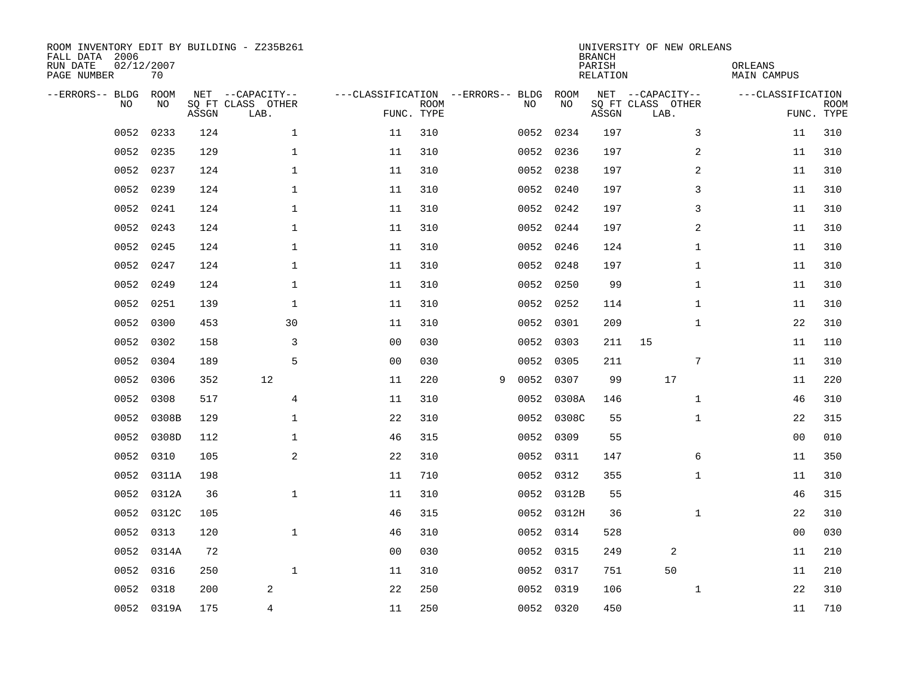ROOM INVENTORY EDIT BY BUILDING - Z235B261
FALL DATA 2006
RUN DATE 02/12/2007
PAGE NUMBER 70

UNIVERSITY OF NEW ORLEANS
BRANCH
PARISH ORLEANS
RELATION MAIN CAMPUS

| --ERRORS-- | BLDG NO | ROOM NO | NET SQ FT ASSGN | CAPACITY CLASS LAB. | CAPACITY OTHER | CLASSIFICATION FUNC. | ROOM TYPE | --ERRORS-- | BLDG NO | ROOM NO | NET SQ FT ASSGN | CAPACITY CLASS LAB. | CAPACITY OTHER | CLASSIFICATION FUNC. | ROOM TYPE |
|---|---|---|---|---|---|---|---|---|---|---|---|---|---|---|---|
| | 0052 | 0233 | 124 | | 1 | 11 | 310 | | 0052 | 0234 | 197 | | 3 | 11 | 310 |
| | 0052 | 0235 | 129 | | 1 | 11 | 310 | | 0052 | 0236 | 197 | | 2 | 11 | 310 |
| | 0052 | 0237 | 124 | | 1 | 11 | 310 | | 0052 | 0238 | 197 | | 2 | 11 | 310 |
| | 0052 | 0239 | 124 | | 1 | 11 | 310 | | 0052 | 0240 | 197 | | 3 | 11 | 310 |
| | 0052 | 0241 | 124 | | 1 | 11 | 310 | | 0052 | 0242 | 197 | | 3 | 11 | 310 |
| | 0052 | 0243 | 124 | | 1 | 11 | 310 | | 0052 | 0244 | 197 | | 2 | 11 | 310 |
| | 0052 | 0245 | 124 | | 1 | 11 | 310 | | 0052 | 0246 | 124 | | 1 | 11 | 310 |
| | 0052 | 0247 | 124 | | 1 | 11 | 310 | | 0052 | 0248 | 197 | | 1 | 11 | 310 |
| | 0052 | 0249 | 124 | | 1 | 11 | 310 | | 0052 | 0250 | 99 | | 1 | 11 | 310 |
| | 0052 | 0251 | 139 | | 1 | 11 | 310 | | 0052 | 0252 | 114 | | 1 | 11 | 310 |
| | 0052 | 0300 | 453 | | 30 | 11 | 310 | | 0052 | 0301 | 209 | | 1 | 22 | 310 |
| | 0052 | 0302 | 158 | | 3 | 00 | 030 | | 0052 | 0303 | 211 | 15 | | 11 | 110 |
| | 0052 | 0304 | 189 | | 5 | 00 | 030 | | 0052 | 0305 | 211 | | 7 | 11 | 310 |
| | 0052 | 0306 | 352 | 12 | | 11 | 220 | 9 | 0052 | 0307 | 99 | 17 | | 11 | 220 |
| | 0052 | 0308 | 517 | | 4 | 11 | 310 | | 0052 | 0308A | 146 | | 1 | 46 | 310 |
| | 0052 | 0308B | 129 | | 1 | 22 | 310 | | 0052 | 0308C | 55 | | 1 | 22 | 315 |
| | 0052 | 0308D | 112 | | 1 | 46 | 315 | | 0052 | 0309 | 55 | | | 00 | 010 |
| | 0052 | 0310 | 105 | | 2 | 22 | 310 | | 0052 | 0311 | 147 | | 6 | 11 | 350 |
| | 0052 | 0311A | 198 | | | 11 | 710 | | 0052 | 0312 | 355 | | 1 | 11 | 310 |
| | 0052 | 0312A | 36 | | 1 | 11 | 310 | | 0052 | 0312B | 55 | | | 46 | 315 |
| | 0052 | 0312C | 105 | | | 46 | 315 | | 0052 | 0312H | 36 | | 1 | 22 | 310 |
| | 0052 | 0313 | 120 | | 1 | 46 | 310 | | 0052 | 0314 | 528 | | | 00 | 030 |
| | 0052 | 0314A | 72 | | | 00 | 030 | | 0052 | 0315 | 249 | 2 | | 11 | 210 |
| | 0052 | 0316 | 250 | | 1 | 11 | 310 | | 0052 | 0317 | 751 | 50 | | 11 | 210 |
| | 0052 | 0318 | 200 | 2 | | 22 | 250 | | 0052 | 0319 | 106 | | 1 | 22 | 310 |
| | 0052 | 0319A | 175 | 4 | | 11 | 250 | | 0052 | 0320 | 450 | | | 11 | 710 |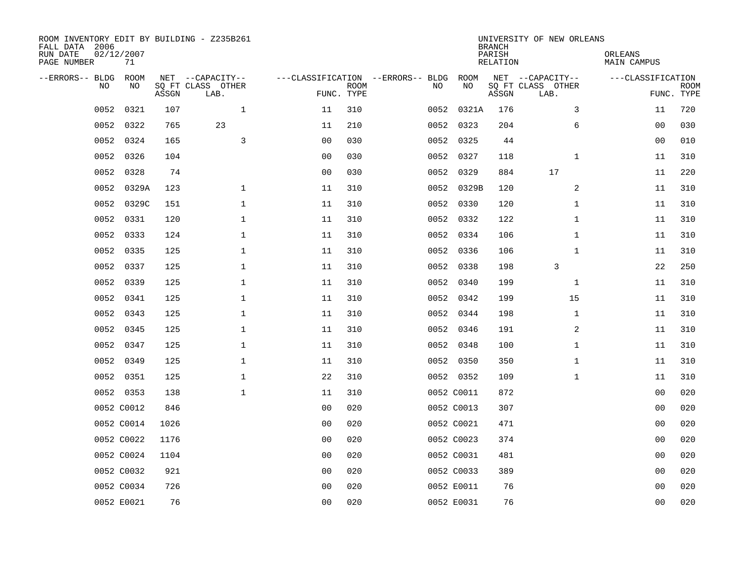ROOM INVENTORY EDIT BY BUILDING - Z235B261
FALL DATA 2006
RUN DATE 02/12/2007
PAGE NUMBER 71

UNIVERSITY OF NEW ORLEANS
BRANCH
PARISH ORLEANS
RELATION MAIN CAMPUS

| --ERRORS-- | BLDG NO | ROOM NO | NET SQ FT ASSGN | --CAPACITY-- CLASS LAB. | OTHER | ---CLASSIFICATION FUNC. | ROOM TYPE | --ERRORS-- | BLDG NO | ROOM NO | NET SQ FT ASSGN | --CAPACITY-- CLASS LAB. | OTHER | ---CLASSIFICATION FUNC. | ROOM TYPE |
|---|---|---|---|---|---|---|---|---|---|---|---|---|---|---|---|
| | 0052 | 0321 | 107 | | 1 | 11 | 310 | | 0052 | 0321A | 176 | | 3 | 11 | 720 |
| | 0052 | 0322 | 765 | 23 | | 11 | 210 | | 0052 | 0323 | 204 | | 6 | 00 | 030 |
| | 0052 | 0324 | 165 | | 3 | 00 | 030 | | 0052 | 0325 | 44 | | | 00 | 010 |
| | 0052 | 0326 | 104 | | | 00 | 030 | | 0052 | 0327 | 118 | | 1 | 11 | 310 |
| | 0052 | 0328 | 74 | | | 00 | 030 | | 0052 | 0329 | 884 | 17 | | 11 | 220 |
| | 0052 | 0329A | 123 | | 1 | 11 | 310 | | 0052 | 0329B | 120 | | 2 | 11 | 310 |
| | 0052 | 0329C | 151 | | 1 | 11 | 310 | | 0052 | 0330 | 120 | | 1 | 11 | 310 |
| | 0052 | 0331 | 120 | | 1 | 11 | 310 | | 0052 | 0332 | 122 | | 1 | 11 | 310 |
| | 0052 | 0333 | 124 | | 1 | 11 | 310 | | 0052 | 0334 | 106 | | 1 | 11 | 310 |
| | 0052 | 0335 | 125 | | 1 | 11 | 310 | | 0052 | 0336 | 106 | | 1 | 11 | 310 |
| | 0052 | 0337 | 125 | | 1 | 11 | 310 | | 0052 | 0338 | 198 | 3 | | 22 | 250 |
| | 0052 | 0339 | 125 | | 1 | 11 | 310 | | 0052 | 0340 | 199 | | 1 | 11 | 310 |
| | 0052 | 0341 | 125 | | 1 | 11 | 310 | | 0052 | 0342 | 199 | | 15 | 11 | 310 |
| | 0052 | 0343 | 125 | | 1 | 11 | 310 | | 0052 | 0344 | 198 | | 1 | 11 | 310 |
| | 0052 | 0345 | 125 | | 1 | 11 | 310 | | 0052 | 0346 | 191 | | 2 | 11 | 310 |
| | 0052 | 0347 | 125 | | 1 | 11 | 310 | | 0052 | 0348 | 100 | | 1 | 11 | 310 |
| | 0052 | 0349 | 125 | | 1 | 11 | 310 | | 0052 | 0350 | 350 | | 1 | 11 | 310 |
| | 0052 | 0351 | 125 | | 1 | 22 | 310 | | 0052 | 0352 | 109 | | 1 | 11 | 310 |
| | 0052 | 0353 | 138 | | 1 | 11 | 310 | | 0052 | C0011 | 872 | | | 00 | 020 |
| | 0052 | C0012 | 846 | | | 00 | 020 | | 0052 | C0013 | 307 | | | 00 | 020 |
| | 0052 | C0014 | 1026 | | | 00 | 020 | | 0052 | C0021 | 471 | | | 00 | 020 |
| | 0052 | C0022 | 1176 | | | 00 | 020 | | 0052 | C0023 | 374 | | | 00 | 020 |
| | 0052 | C0024 | 1104 | | | 00 | 020 | | 0052 | C0031 | 481 | | | 00 | 020 |
| | 0052 | C0032 | 921 | | | 00 | 020 | | 0052 | C0033 | 389 | | | 00 | 020 |
| | 0052 | C0034 | 726 | | | 00 | 020 | | 0052 | E0011 | 76 | | | 00 | 020 |
| | 0052 | E0021 | 76 | | | 00 | 020 | | 0052 | E0031 | 76 | | | 00 | 020 |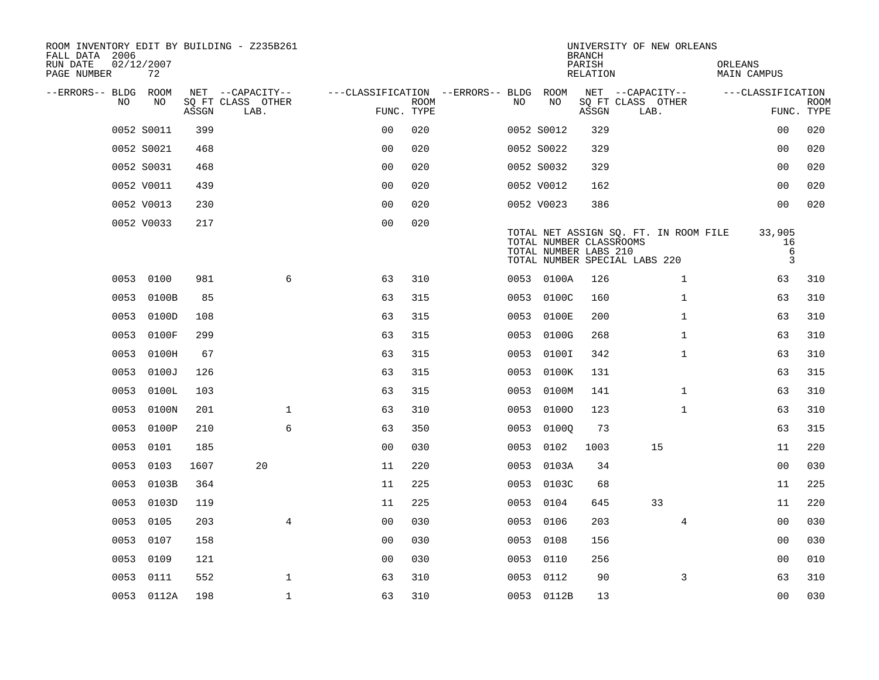ROOM INVENTORY EDIT BY BUILDING - Z235B261
FALL DATA 2006
RUN DATE 02/12/2007
PAGE NUMBER 72

UNIVERSITY OF NEW ORLEANS
BRANCH
PARISH ORLEANS
RELATION MAIN CAMPUS

| --ERRORS-- | BLDG NO | ROOM NO | NET SQ FT ASSGN | CAPACITY CLASS LAB. | CAPACITY OTHER | CLASSIFICATION FUNC. | ROOM TYPE | --ERRORS-- | BLDG NO | ROOM NO | NET SQ FT ASSGN | CAPACITY CLASS LAB. | CAPACITY OTHER | CLASSIFICATION FUNC. | ROOM TYPE |
|---|---|---|---|---|---|---|---|---|---|---|---|---|---|---|---|
| | 0052 | S0011 | 399 | | | 00 | 020 | | 0052 | S0012 | 329 | | | 00 | 020 |
| | 0052 | S0021 | 468 | | | 00 | 020 | | 0052 | S0022 | 329 | | | 00 | 020 |
| | 0052 | S0031 | 468 | | | 00 | 020 | | 0052 | S0032 | 329 | | | 00 | 020 |
| | 0052 | V0011 | 439 | | | 00 | 020 | | 0052 | V0012 | 162 | | | 00 | 020 |
| | 0052 | V0013 | 230 | | | 00 | 020 | | 0052 | V0023 | 386 | | | 00 | 020 |
| | 0052 | V0033 | 217 | | | 00 | 020 | | | | | | | | |

TOTAL NET ASSIGN SQ. FT. IN ROOM FILE 33,905
TOTAL NUMBER CLASSROOMS 16
TOTAL NUMBER LABS 210 6
TOTAL NUMBER SPECIAL LABS 220 3

| --ERRORS-- | BLDG NO | ROOM NO | NET SQ FT ASSGN | CAPACITY CLASS LAB. | CAPACITY OTHER | CLASSIFICATION FUNC. | ROOM TYPE | --ERRORS-- | BLDG NO | ROOM NO | NET SQ FT ASSGN | CAPACITY CLASS LAB. | CAPACITY OTHER | CLASSIFICATION FUNC. | ROOM TYPE |
|---|---|---|---|---|---|---|---|---|---|---|---|---|---|---|---|
| | 0053 | 0100 | 981 | | 6 | 63 | 310 | | 0053 | 0100A | 126 | | 1 | 63 | 310 |
| | 0053 | 0100B | 85 | | | 63 | 315 | | 0053 | 0100C | 160 | | 1 | 63 | 310 |
| | 0053 | 0100D | 108 | | | 63 | 315 | | 0053 | 0100E | 200 | | 1 | 63 | 310 |
| | 0053 | 0100F | 299 | | | 63 | 315 | | 0053 | 0100G | 268 | | 1 | 63 | 310 |
| | 0053 | 0100H | 67 | | | 63 | 315 | | 0053 | 0100I | 342 | | 1 | 63 | 310 |
| | 0053 | 0100J | 126 | | | 63 | 315 | | 0053 | 0100K | 131 | | | 63 | 315 |
| | 0053 | 0100L | 103 | | | 63 | 315 | | 0053 | 0100M | 141 | | 1 | 63 | 310 |
| | 0053 | 0100N | 201 | | 1 | 63 | 310 | | 0053 | 0100O | 123 | | 1 | 63 | 310 |
| | 0053 | 0100P | 210 | | 6 | 63 | 350 | | 0053 | 0100Q | 73 | | | 63 | 315 |
| | 0053 | 0101 | 185 | | | 00 | 030 | | 0053 | 0102 | 1003 | 15 | | 11 | 220 |
| | 0053 | 0103 | 1607 | 20 | | 11 | 220 | | 0053 | 0103A | 34 | | | 00 | 030 |
| | 0053 | 0103B | 364 | | | 11 | 225 | | 0053 | 0103C | 68 | | | 11 | 225 |
| | 0053 | 0103D | 119 | | | 11 | 225 | | 0053 | 0104 | 645 | 33 | | 11 | 220 |
| | 0053 | 0105 | 203 | | 4 | 00 | 030 | | 0053 | 0106 | 203 | | 4 | 00 | 030 |
| | 0053 | 0107 | 158 | | | 00 | 030 | | 0053 | 0108 | 156 | | | 00 | 030 |
| | 0053 | 0109 | 121 | | | 00 | 030 | | 0053 | 0110 | 256 | | | 00 | 010 |
| | 0053 | 0111 | 552 | | 1 | 63 | 310 | | 0053 | 0112 | 90 | | 3 | 63 | 310 |
| | 0053 | 0112A | 198 | | 1 | 63 | 310 | | 0053 | 0112B | 13 | | | 00 | 030 |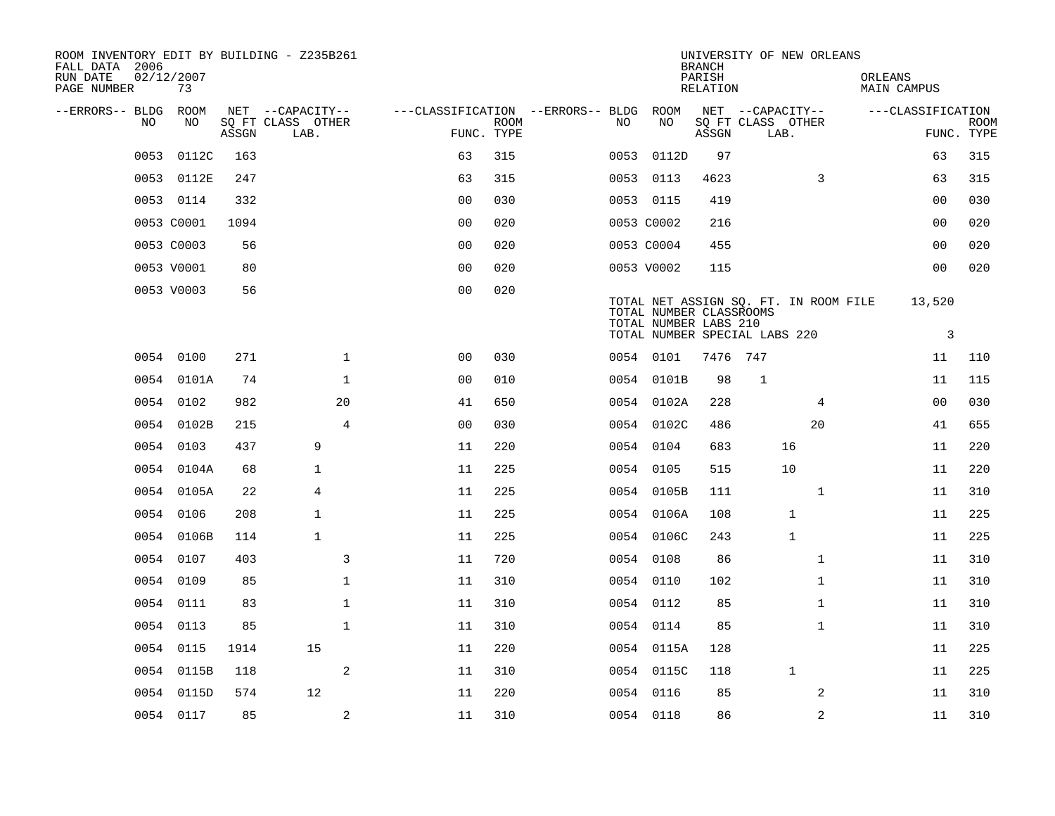ROOM INVENTORY EDIT BY BUILDING - Z235B261
FALL DATA 2006
RUN DATE 02/12/2007
PAGE NUMBER 73

UNIVERSITY OF NEW ORLEANS
BRANCH
PARISH ORLEANS
RELATION MAIN CAMPUS

| --ERRORS-- | BLDG NO | ROOM NO | NET SQ FT ASSGN | CAPACITY CLASS LAB. | CAPACITY OTHER | CLASSIFICATION FUNC. | ROOM TYPE | --ERRORS-- | BLDG NO | ROOM NO | NET SQ FT ASSGN | CAPACITY CLASS LAB. | CAPACITY OTHER | CLASSIFICATION FUNC. | ROOM TYPE |
|---|---|---|---|---|---|---|---|---|---|---|---|---|---|---|---|
| | 0053 | 0112C | 163 | | | 63 | 315 | | 0053 | 0112D | 97 | | | 63 | 315 |
| | 0053 | 0112E | 247 | | | 63 | 315 | | 0053 | 0113 | 4623 | | 3 | 63 | 315 |
| | 0053 | 0114 | 332 | | | 00 | 030 | | 0053 | 0115 | 419 | | | 00 | 030 |
| | 0053 | C0001 | 1094 | | | 00 | 020 | | 0053 | C0002 | 216 | | | 00 | 020 |
| | 0053 | C0003 | 56 | | | 00 | 020 | | 0053 | C0004 | 455 | | | 00 | 020 |
| | 0053 | V0001 | 80 | | | 00 | 020 | | 0053 | V0002 | 115 | | | 00 | 020 |
| | 0053 | V0003 | 56 | | | 00 | 020 | | | | | | | | |

TOTAL NET ASSIGN SQ. FT. IN ROOM FILE 13,520
TOTAL NUMBER CLASSROOMS
TOTAL NUMBER LABS 210
TOTAL NUMBER SPECIAL LABS 220 3

| --ERRORS-- | BLDG NO | ROOM NO | NET SQ FT ASSGN | CAPACITY CLASS LAB. | CAPACITY OTHER | CLASSIFICATION FUNC. | ROOM TYPE | --ERRORS-- | BLDG NO | ROOM NO | NET SQ FT ASSGN | CAPACITY CLASS LAB. | CAPACITY OTHER | CLASSIFICATION FUNC. | ROOM TYPE |
|---|---|---|---|---|---|---|---|---|---|---|---|---|---|---|---|
| | 0054 | 0100 | 271 | | 1 | 00 | 030 | | 0054 | 0101 | 7476 | 747 | | 11 | 110 |
| | 0054 | 0101A | 74 | | 1 | 00 | 010 | | 0054 | 0101B | 98 | 1 | | 11 | 115 |
| | 0054 | 0102 | 982 | | 20 | 41 | 650 | | 0054 | 0102A | 228 | | 4 | 00 | 030 |
| | 0054 | 0102B | 215 | | 4 | 00 | 030 | | 0054 | 0102C | 486 | | 20 | 41 | 655 |
| | 0054 | 0103 | 437 | 9 | | 11 | 220 | | 0054 | 0104 | 683 | 16 | | 11 | 220 |
| | 0054 | 0104A | 68 | 1 | | 11 | 225 | | 0054 | 0105 | 515 | 10 | | 11 | 220 |
| | 0054 | 0105A | 22 | 4 | | 11 | 225 | | 0054 | 0105B | 111 | | 1 | 11 | 310 |
| | 0054 | 0106 | 208 | 1 | | 11 | 225 | | 0054 | 0106A | 108 | 1 | | 11 | 225 |
| | 0054 | 0106B | 114 | 1 | | 11 | 225 | | 0054 | 0106C | 243 | 1 | | 11 | 225 |
| | 0054 | 0107 | 403 | | 3 | 11 | 720 | | 0054 | 0108 | 86 | | 1 | 11 | 310 |
| | 0054 | 0109 | 85 | | 1 | 11 | 310 | | 0054 | 0110 | 102 | | 1 | 11 | 310 |
| | 0054 | 0111 | 83 | | 1 | 11 | 310 | | 0054 | 0112 | 85 | | 1 | 11 | 310 |
| | 0054 | 0113 | 85 | | 1 | 11 | 310 | | 0054 | 0114 | 85 | | 1 | 11 | 310 |
| | 0054 | 0115 | 1914 | 15 | | 11 | 220 | | 0054 | 0115A | 128 | | | 11 | 225 |
| | 0054 | 0115B | 118 | | 2 | 11 | 310 | | 0054 | 0115C | 118 | 1 | | 11 | 225 |
| | 0054 | 0115D | 574 | 12 | | 11 | 220 | | 0054 | 0116 | 85 | | 2 | 11 | 310 |
| | 0054 | 0117 | 85 | | 2 | 11 | 310 | | 0054 | 0118 | 86 | | 2 | 11 | 310 |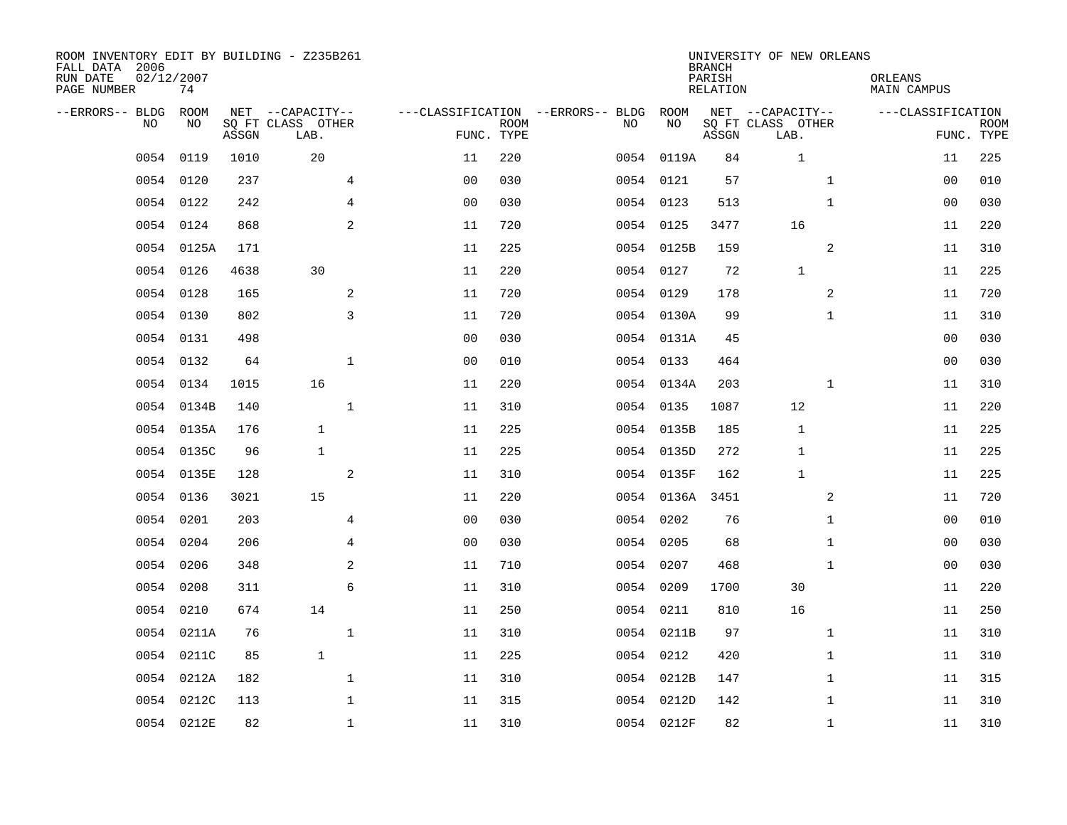ROOM INVENTORY EDIT BY BUILDING - Z235B261
FALL DATA 2006
RUN DATE 02/12/2007
PAGE NUMBER 74

UNIVERSITY OF NEW ORLEANS
BRANCH
PARISH ORLEANS
RELATION MAIN CAMPUS

| --ERRORS-- | BLDG NO | ROOM NO | NET SQ FT ASSGN | --CAPACITY-- CLASS LAB. | OTHER | ---CLASSIFICATION FUNC. | ROOM TYPE | --ERRORS-- | BLDG NO | ROOM NO | NET SQ FT ASSGN | --CAPACITY-- CLASS LAB. | OTHER | ---CLASSIFICATION FUNC. | ROOM TYPE |
|---|---|---|---|---|---|---|---|---|---|---|---|---|---|---|---|
| | 0054 | 0119 | 1010 | 20 | | 11 | 220 | | 0054 | 0119A | 84 | 1 | | 11 | 225 |
| | 0054 | 0120 | 237 | | 4 | 00 | 030 | | 0054 | 0121 | 57 | | 1 | 00 | 010 |
| | 0054 | 0122 | 242 | | 4 | 00 | 030 | | 0054 | 0123 | 513 | | 1 | 00 | 030 |
| | 0054 | 0124 | 868 | | 2 | 11 | 720 | | 0054 | 0125 | 3477 | 16 | | 11 | 220 |
| | 0054 | 0125A | 171 | | | 11 | 225 | | 0054 | 0125B | 159 | | 2 | 11 | 310 |
| | 0054 | 0126 | 4638 | 30 | | 11 | 220 | | 0054 | 0127 | 72 | 1 | | 11 | 225 |
| | 0054 | 0128 | 165 | | 2 | 11 | 720 | | 0054 | 0129 | 178 | | 2 | 11 | 720 |
| | 0054 | 0130 | 802 | | 3 | 11 | 720 | | 0054 | 0130A | 99 | | 1 | 11 | 310 |
| | 0054 | 0131 | 498 | | | 00 | 030 | | 0054 | 0131A | 45 | | | 00 | 030 |
| | 0054 | 0132 | 64 | | 1 | 00 | 010 | | 0054 | 0133 | 464 | | | 00 | 030 |
| | 0054 | 0134 | 1015 | 16 | | 11 | 220 | | 0054 | 0134A | 203 | | 1 | 11 | 310 |
| | 0054 | 0134B | 140 | | 1 | 11 | 310 | | 0054 | 0135 | 1087 | 12 | | 11 | 220 |
| | 0054 | 0135A | 176 | 1 | | 11 | 225 | | 0054 | 0135B | 185 | 1 | | 11 | 225 |
| | 0054 | 0135C | 96 | 1 | | 11 | 225 | | 0054 | 0135D | 272 | 1 | | 11 | 225 |
| | 0054 | 0135E | 128 | | 2 | 11 | 310 | | 0054 | 0135F | 162 | 1 | | 11 | 225 |
| | 0054 | 0136 | 3021 | 15 | | 11 | 220 | | 0054 | 0136A | 3451 | | 2 | 11 | 720 |
| | 0054 | 0201 | 203 | | 4 | 00 | 030 | | 0054 | 0202 | 76 | | 1 | 00 | 010 |
| | 0054 | 0204 | 206 | | 4 | 00 | 030 | | 0054 | 0205 | 68 | | 1 | 00 | 030 |
| | 0054 | 0206 | 348 | | 2 | 11 | 710 | | 0054 | 0207 | 468 | | 1 | 00 | 030 |
| | 0054 | 0208 | 311 | | 6 | 11 | 310 | | 0054 | 0209 | 1700 | 30 | | 11 | 220 |
| | 0054 | 0210 | 674 | 14 | | 11 | 250 | | 0054 | 0211 | 810 | 16 | | 11 | 250 |
| | 0054 | 0211A | 76 | | 1 | 11 | 310 | | 0054 | 0211B | 97 | | 1 | 11 | 310 |
| | 0054 | 0211C | 85 | 1 | | 11 | 225 | | 0054 | 0212 | 420 | | 1 | 11 | 310 |
| | 0054 | 0212A | 182 | | 1 | 11 | 310 | | 0054 | 0212B | 147 | | 1 | 11 | 315 |
| | 0054 | 0212C | 113 | | 1 | 11 | 315 | | 0054 | 0212D | 142 | | 1 | 11 | 310 |
| | 0054 | 0212E | 82 | | 1 | 11 | 310 | | 0054 | 0212F | 82 | | 1 | 11 | 310 |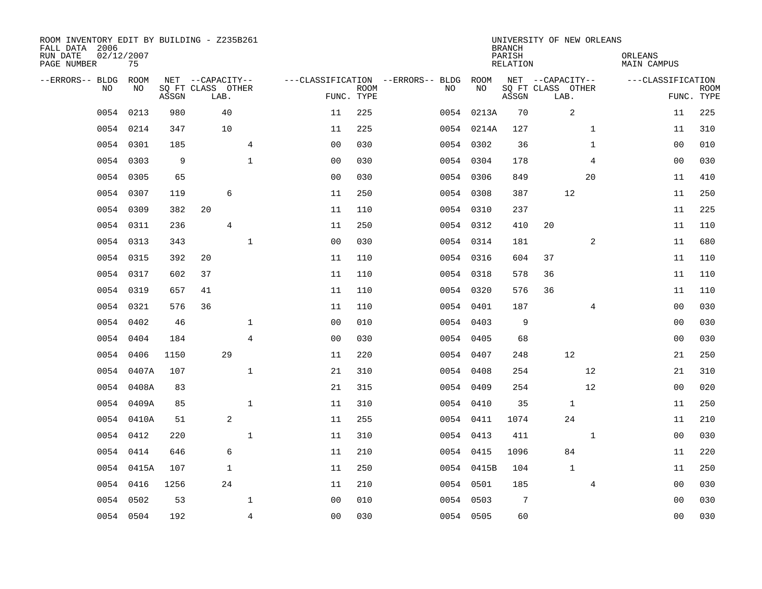ROOM INVENTORY EDIT BY BUILDING - Z235B261
FALL DATA 2006
RUN DATE 02/12/2007
PAGE NUMBER 75

UNIVERSITY OF NEW ORLEANS
BRANCH
PARISH ORLEANS
RELATION MAIN CAMPUS

| --ERRORS-- | BLDG NO | ROOM NO | NET SQ FT ASSGN | CAPACITY CLASS | CAPACITY LAB. | CAPACITY OTHER | CLASSIFICATION FUNC. | ROOM TYPE | --ERRORS-- | BLDG NO | ROOM NO | NET SQ FT ASSGN | CAPACITY CLASS | CAPACITY LAB. | CAPACITY OTHER | CLASSIFICATION FUNC. | ROOM TYPE |
|---|---|---|---|---|---|---|---|---|---|---|---|---|---|---|---|---|---|
| | 0054 | 0213 | 980 | | 40 | | 11 | 225 | | 0054 | 0213A | 70 | | 2 | | 11 | 225 |
| | 0054 | 0214 | 347 | | 10 | | 11 | 225 | | 0054 | 0214A | 127 | | | 1 | 11 | 310 |
| | 0054 | 0301 | 185 | | | 4 | 00 | 030 | | 0054 | 0302 | 36 | | | 1 | 00 | 010 |
| | 0054 | 0303 | 9 | | | 1 | 00 | 030 | | 0054 | 0304 | 178 | | | 4 | 00 | 030 |
| | 0054 | 0305 | 65 | | | | 00 | 030 | | 0054 | 0306 | 849 | | | 20 | 11 | 410 |
| | 0054 | 0307 | 119 | | 6 | | 11 | 250 | | 0054 | 0308 | 387 | | 12 | | 11 | 250 |
| | 0054 | 0309 | 382 | 20 | | | 11 | 110 | | 0054 | 0310 | 237 | | | | 11 | 225 |
| | 0054 | 0311 | 236 | | 4 | | 11 | 250 | | 0054 | 0312 | 410 | 20 | | | 11 | 110 |
| | 0054 | 0313 | 343 | | | 1 | 00 | 030 | | 0054 | 0314 | 181 | | | 2 | 11 | 680 |
| | 0054 | 0315 | 392 | 20 | | | 11 | 110 | | 0054 | 0316 | 604 | 37 | | | 11 | 110 |
| | 0054 | 0317 | 602 | 37 | | | 11 | 110 | | 0054 | 0318 | 578 | 36 | | | 11 | 110 |
| | 0054 | 0319 | 657 | 41 | | | 11 | 110 | | 0054 | 0320 | 576 | 36 | | | 11 | 110 |
| | 0054 | 0321 | 576 | 36 | | | 11 | 110 | | 0054 | 0401 | 187 | | | 4 | 00 | 030 |
| | 0054 | 0402 | 46 | | | 1 | 00 | 010 | | 0054 | 0403 | 9 | | | | 00 | 030 |
| | 0054 | 0404 | 184 | | | 4 | 00 | 030 | | 0054 | 0405 | 68 | | | | 00 | 030 |
| | 0054 | 0406 | 1150 | | 29 | | 11 | 220 | | 0054 | 0407 | 248 | | 12 | | 21 | 250 |
| | 0054 | 0407A | 107 | | | 1 | 21 | 310 | | 0054 | 0408 | 254 | | | 12 | 21 | 310 |
| | 0054 | 0408A | 83 | | | | 21 | 315 | | 0054 | 0409 | 254 | | | 12 | 00 | 020 |
| | 0054 | 0409A | 85 | | | 1 | 11 | 310 | | 0054 | 0410 | 35 | | 1 | | 11 | 250 |
| | 0054 | 0410A | 51 | | 2 | | 11 | 255 | | 0054 | 0411 | 1074 | | 24 | | 11 | 210 |
| | 0054 | 0412 | 220 | | | 1 | 11 | 310 | | 0054 | 0413 | 411 | | | 1 | 00 | 030 |
| | 0054 | 0414 | 646 | | 6 | | 11 | 210 | | 0054 | 0415 | 1096 | | 84 | | 11 | 220 |
| | 0054 | 0415A | 107 | | 1 | | 11 | 250 | | 0054 | 0415B | 104 | | 1 | | 11 | 250 |
| | 0054 | 0416 | 1256 | | 24 | | 11 | 210 | | 0054 | 0501 | 185 | | | 4 | 00 | 030 |
| | 0054 | 0502 | 53 | | | 1 | 00 | 010 | | 0054 | 0503 | 7 | | | | 00 | 030 |
| | 0054 | 0504 | 192 | | | 4 | 00 | 030 | | 0054 | 0505 | 60 | | | | 00 | 030 |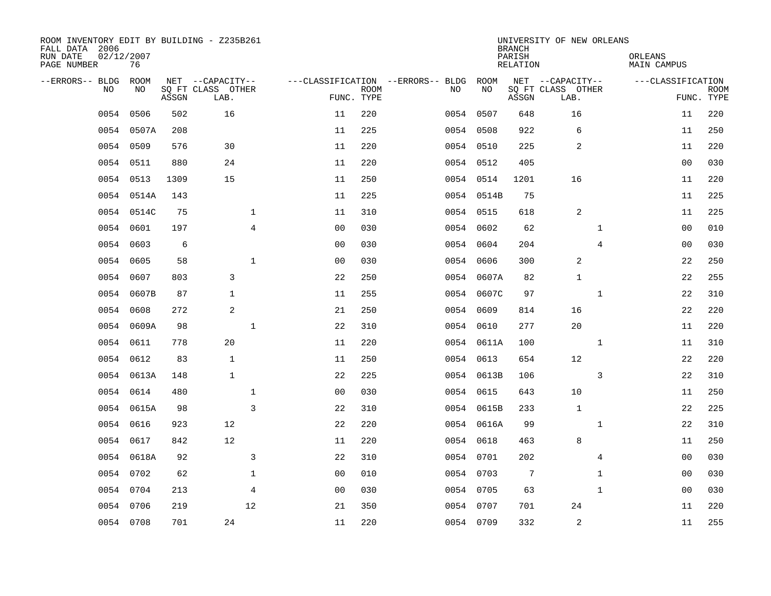ROOM INVENTORY EDIT BY BUILDING - Z235B261
FALL DATA 2006
RUN DATE 02/12/2007
PAGE NUMBER 76

UNIVERSITY OF NEW ORLEANS
BRANCH
PARISH ORLEANS
RELATION MAIN CAMPUS

| --ERRORS-- | BLDG NO | ROOM NO | NET SQ FT ASSGN | --CAPACITY-- CLASS LAB. | OTHER | ---CLASSIFICATION FUNC. | ROOM TYPE | --ERRORS-- | BLDG NO | ROOM NO | NET SQ FT ASSGN | --CAPACITY-- CLASS LAB. | OTHER | ---CLASSIFICATION FUNC. | ROOM TYPE |
|---|---|---|---|---|---|---|---|---|---|---|---|---|---|---|---|
| | 0054 | 0506 | 502 | 16 | | 11 | 220 | | 0054 | 0507 | 648 | 16 | | 11 | 220 |
| | 0054 | 0507A | 208 | | | 11 | 225 | | 0054 | 0508 | 922 | 6 | | 11 | 250 |
| | 0054 | 0509 | 576 | 30 | | 11 | 220 | | 0054 | 0510 | 225 | 2 | | 11 | 220 |
| | 0054 | 0511 | 880 | 24 | | 11 | 220 | | 0054 | 0512 | 405 | | | 00 | 030 |
| | 0054 | 0513 | 1309 | 15 | | 11 | 250 | | 0054 | 0514 | 1201 | 16 | | 11 | 220 |
| | 0054 | 0514A | 143 | | | 11 | 225 | | 0054 | 0514B | 75 | | | 11 | 225 |
| | 0054 | 0514C | 75 | | 1 | 11 | 310 | | 0054 | 0515 | 618 | 2 | | 11 | 225 |
| | 0054 | 0601 | 197 | | 4 | 00 | 030 | | 0054 | 0602 | 62 | | 1 | 00 | 010 |
| | 0054 | 0603 | 6 | | | 00 | 030 | | 0054 | 0604 | 204 | | 4 | 00 | 030 |
| | 0054 | 0605 | 58 | | 1 | 00 | 030 | | 0054 | 0606 | 300 | 2 | | 22 | 250 |
| | 0054 | 0607 | 803 | 3 | | 22 | 250 | | 0054 | 0607A | 82 | 1 | | 22 | 255 |
| | 0054 | 0607B | 87 | 1 | | 11 | 255 | | 0054 | 0607C | 97 | | 1 | 22 | 310 |
| | 0054 | 0608 | 272 | 2 | | 21 | 250 | | 0054 | 0609 | 814 | 16 | | 22 | 220 |
| | 0054 | 0609A | 98 | | 1 | 22 | 310 | | 0054 | 0610 | 277 | 20 | | 11 | 220 |
| | 0054 | 0611 | 778 | 20 | | 11 | 220 | | 0054 | 0611A | 100 | | 1 | 11 | 310 |
| | 0054 | 0612 | 83 | 1 | | 11 | 250 | | 0054 | 0613 | 654 | 12 | | 22 | 220 |
| | 0054 | 0613A | 148 | 1 | | 22 | 225 | | 0054 | 0613B | 106 | | 3 | 22 | 310 |
| | 0054 | 0614 | 480 | | 1 | 00 | 030 | | 0054 | 0615 | 643 | 10 | | 11 | 250 |
| | 0054 | 0615A | 98 | | 3 | 22 | 310 | | 0054 | 0615B | 233 | 1 | | 22 | 225 |
| | 0054 | 0616 | 923 | 12 | | 22 | 220 | | 0054 | 0616A | 99 | | 1 | 22 | 310 |
| | 0054 | 0617 | 842 | 12 | | 11 | 220 | | 0054 | 0618 | 463 | 8 | | 11 | 250 |
| | 0054 | 0618A | 92 | | 3 | 22 | 310 | | 0054 | 0701 | 202 | | 4 | 00 | 030 |
| | 0054 | 0702 | 62 | | 1 | 00 | 010 | | 0054 | 0703 | 7 | | 1 | 00 | 030 |
| | 0054 | 0704 | 213 | | 4 | 00 | 030 | | 0054 | 0705 | 63 | | 1 | 00 | 030 |
| | 0054 | 0706 | 219 | | 12 | 21 | 350 | | 0054 | 0707 | 701 | 24 | | 11 | 220 |
| | 0054 | 0708 | 701 | 24 | | 11 | 220 | | 0054 | 0709 | 332 | 2 | | 11 | 255 |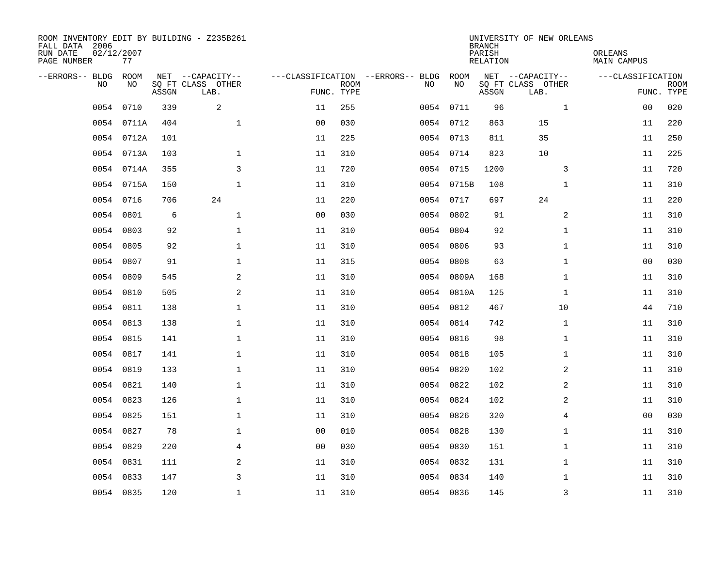ROOM INVENTORY EDIT BY BUILDING - Z235B261
FALL DATA 2006
RUN DATE 02/12/2007
PAGE NUMBER 77

UNIVERSITY OF NEW ORLEANS
BRANCH
PARISH ORLEANS
RELATION MAIN CAMPUS

| --ERRORS-- | BLDG NO | ROOM NO | NET SQ FT ASSGN | CAPACITY CLASS LAB. | CAPACITY OTHER | CLASSIFICATION FUNC. | ROOM TYPE | --ERRORS-- | BLDG NO | ROOM NO | NET SQ FT ASSGN | CAPACITY CLASS LAB. | CAPACITY OTHER | CLASSIFICATION FUNC. | ROOM TYPE |
|---|---|---|---|---|---|---|---|---|---|---|---|---|---|---|---|
| | 0054 | 0710 | 339 | 2 | | 11 | 255 | | 0054 | 0711 | 96 | | 1 | 00 | 020 |
| | 0054 | 0711A | 404 | | 1 | 00 | 030 | | 0054 | 0712 | 863 | 15 | | 11 | 220 |
| | 0054 | 0712A | 101 | | | 11 | 225 | | 0054 | 0713 | 811 | 35 | | 11 | 250 |
| | 0054 | 0713A | 103 | | 1 | 11 | 310 | | 0054 | 0714 | 823 | 10 | | 11 | 225 |
| | 0054 | 0714A | 355 | | 3 | 11 | 720 | | 0054 | 0715 | 1200 | | 3 | 11 | 720 |
| | 0054 | 0715A | 150 | | 1 | 11 | 310 | | 0054 | 0715B | 108 | | 1 | 11 | 310 |
| | 0054 | 0716 | 706 | 24 | | 11 | 220 | | 0054 | 0717 | 697 | 24 | | 11 | 220 |
| | 0054 | 0801 | 6 | | 1 | 00 | 030 | | 0054 | 0802 | 91 | | 2 | 11 | 310 |
| | 0054 | 0803 | 92 | | 1 | 11 | 310 | | 0054 | 0804 | 92 | | 1 | 11 | 310 |
| | 0054 | 0805 | 92 | | 1 | 11 | 310 | | 0054 | 0806 | 93 | | 1 | 11 | 310 |
| | 0054 | 0807 | 91 | | 1 | 11 | 315 | | 0054 | 0808 | 63 | | 1 | 00 | 030 |
| | 0054 | 0809 | 545 | | 2 | 11 | 310 | | 0054 | 0809A | 168 | | 1 | 11 | 310 |
| | 0054 | 0810 | 505 | | 2 | 11 | 310 | | 0054 | 0810A | 125 | | 1 | 11 | 310 |
| | 0054 | 0811 | 138 | | 1 | 11 | 310 | | 0054 | 0812 | 467 | | 10 | 44 | 710 |
| | 0054 | 0813 | 138 | | 1 | 11 | 310 | | 0054 | 0814 | 742 | | 1 | 11 | 310 |
| | 0054 | 0815 | 141 | | 1 | 11 | 310 | | 0054 | 0816 | 98 | | 1 | 11 | 310 |
| | 0054 | 0817 | 141 | | 1 | 11 | 310 | | 0054 | 0818 | 105 | | 1 | 11 | 310 |
| | 0054 | 0819 | 133 | | 1 | 11 | 310 | | 0054 | 0820 | 102 | | 2 | 11 | 310 |
| | 0054 | 0821 | 140 | | 1 | 11 | 310 | | 0054 | 0822 | 102 | | 2 | 11 | 310 |
| | 0054 | 0823 | 126 | | 1 | 11 | 310 | | 0054 | 0824 | 102 | | 2 | 11 | 310 |
| | 0054 | 0825 | 151 | | 1 | 11 | 310 | | 0054 | 0826 | 320 | | 4 | 00 | 030 |
| | 0054 | 0827 | 78 | | 1 | 00 | 010 | | 0054 | 0828 | 130 | | 1 | 11 | 310 |
| | 0054 | 0829 | 220 | | 4 | 00 | 030 | | 0054 | 0830 | 151 | | 1 | 11 | 310 |
| | 0054 | 0831 | 111 | | 2 | 11 | 310 | | 0054 | 0832 | 131 | | 1 | 11 | 310 |
| | 0054 | 0833 | 147 | | 3 | 11 | 310 | | 0054 | 0834 | 140 | | 1 | 11 | 310 |
| | 0054 | 0835 | 120 | | 1 | 11 | 310 | | 0054 | 0836 | 145 | | 3 | 11 | 310 |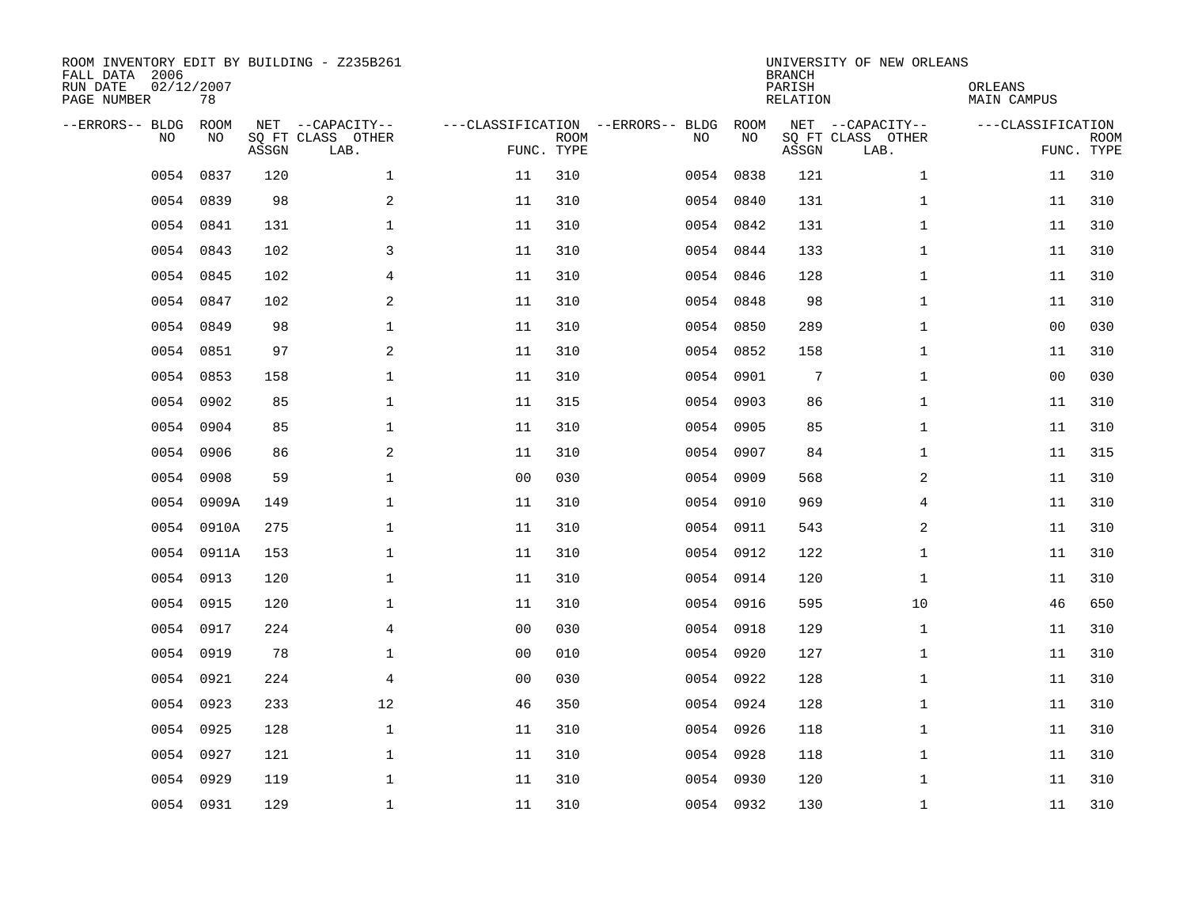ROOM INVENTORY EDIT BY BUILDING - Z235B261
FALL DATA 2006
RUN DATE 02/12/2007
PAGE NUMBER 78

UNIVERSITY OF NEW ORLEANS
BRANCH
PARISH ORLEANS
RELATION MAIN CAMPUS

| --ERRORS-- | BLDG NO | ROOM NO | NET SQ FT ASSGN | --CAPACITY-- CLASS LAB. | OTHER | ---CLASSIFICATION FUNC. | ROOM TYPE | --ERRORS-- | BLDG NO | ROOM NO | NET SQ FT ASSGN | --CAPACITY-- CLASS LAB. | OTHER | ---CLASSIFICATION FUNC. | ROOM TYPE |
|---|---|---|---|---|---|---|---|---|---|---|---|---|---|---|---|
| | 0054 | 0837 | 120 | | 1 | 11 | 310 | | 0054 | 0838 | 121 | | 1 | 11 | 310 |
| | 0054 | 0839 | 98 | | 2 | 11 | 310 | | 0054 | 0840 | 131 | | 1 | 11 | 310 |
| | 0054 | 0841 | 131 | | 1 | 11 | 310 | | 0054 | 0842 | 131 | | 1 | 11 | 310 |
| | 0054 | 0843 | 102 | | 3 | 11 | 310 | | 0054 | 0844 | 133 | | 1 | 11 | 310 |
| | 0054 | 0845 | 102 | | 4 | 11 | 310 | | 0054 | 0846 | 128 | | 1 | 11 | 310 |
| | 0054 | 0847 | 102 | | 2 | 11 | 310 | | 0054 | 0848 | 98 | | 1 | 11 | 310 |
| | 0054 | 0849 | 98 | | 1 | 11 | 310 | | 0054 | 0850 | 289 | | 1 | 00 | 030 |
| | 0054 | 0851 | 97 | | 2 | 11 | 310 | | 0054 | 0852 | 158 | | 1 | 11 | 310 |
| | 0054 | 0853 | 158 | | 1 | 11 | 310 | | 0054 | 0901 | 7 | | 1 | 00 | 030 |
| | 0054 | 0902 | 85 | | 1 | 11 | 315 | | 0054 | 0903 | 86 | | 1 | 11 | 310 |
| | 0054 | 0904 | 85 | | 1 | 11 | 310 | | 0054 | 0905 | 85 | | 1 | 11 | 310 |
| | 0054 | 0906 | 86 | | 2 | 11 | 310 | | 0054 | 0907 | 84 | | 1 | 11 | 315 |
| | 0054 | 0908 | 59 | | 1 | 00 | 030 | | 0054 | 0909 | 568 | | 2 | 11 | 310 |
| | 0054 | 0909A | 149 | | 1 | 11 | 310 | | 0054 | 0910 | 969 | | 4 | 11 | 310 |
| | 0054 | 0910A | 275 | | 1 | 11 | 310 | | 0054 | 0911 | 543 | | 2 | 11 | 310 |
| | 0054 | 0911A | 153 | | 1 | 11 | 310 | | 0054 | 0912 | 122 | | 1 | 11 | 310 |
| | 0054 | 0913 | 120 | | 1 | 11 | 310 | | 0054 | 0914 | 120 | | 1 | 11 | 310 |
| | 0054 | 0915 | 120 | | 1 | 11 | 310 | | 0054 | 0916 | 595 | | 10 | 46 | 650 |
| | 0054 | 0917 | 224 | | 4 | 00 | 030 | | 0054 | 0918 | 129 | | 1 | 11 | 310 |
| | 0054 | 0919 | 78 | | 1 | 00 | 010 | | 0054 | 0920 | 127 | | 1 | 11 | 310 |
| | 0054 | 0921 | 224 | | 4 | 00 | 030 | | 0054 | 0922 | 128 | | 1 | 11 | 310 |
| | 0054 | 0923 | 233 | | 12 | 46 | 350 | | 0054 | 0924 | 128 | | 1 | 11 | 310 |
| | 0054 | 0925 | 128 | | 1 | 11 | 310 | | 0054 | 0926 | 118 | | 1 | 11 | 310 |
| | 0054 | 0927 | 121 | | 1 | 11 | 310 | | 0054 | 0928 | 118 | | 1 | 11 | 310 |
| | 0054 | 0929 | 119 | | 1 | 11 | 310 | | 0054 | 0930 | 120 | | 1 | 11 | 310 |
| | 0054 | 0931 | 129 | | 1 | 11 | 310 | | 0054 | 0932 | 130 | | 1 | 11 | 310 |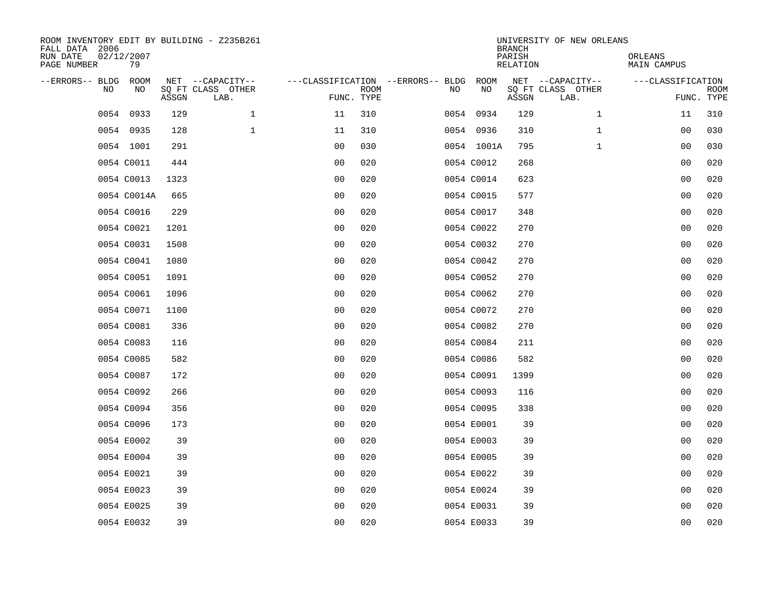ROOM INVENTORY EDIT BY BUILDING - Z235B261
FALL DATA 2006
RUN DATE 02/12/2007

UNIVERSITY OF NEW ORLEANS
BRANCH
PARISH ORLEANS
RELATION MAIN CAMPUS

| --ERRORS-- | BLDG NO | ROOM NO | NET SQ FT ASSGN | --CAPACITY-- CLASS LAB. | OTHER | ---CLASSIFICATION FUNC. | ROOM TYPE | --ERRORS-- | BLDG NO | ROOM NO | NET SQ FT ASSGN | --CAPACITY-- CLASS LAB. | OTHER | ---CLASSIFICATION FUNC. | ROOM TYPE |
|---|---|---|---|---|---|---|---|---|---|---|---|---|---|---|---|
| | 0054 | 0933 | 129 | | 1 | 11 | 310 | | 0054 | 0934 | 129 | | 1 | 11 | 310 |
| | 0054 | 0935 | 128 | | 1 | 11 | 310 | | 0054 | 0936 | 310 | | 1 | 00 | 030 |
| | 0054 | 1001 | 291 | | | 00 | 030 | | 0054 | 1001A | 795 | | 1 | 00 | 030 |
| | 0054 | C0011 | 444 | | | 00 | 020 | | 0054 | C0012 | 268 | | | 00 | 020 |
| | 0054 | C0013 | 1323 | | | 00 | 020 | | 0054 | C0014 | 623 | | | 00 | 020 |
| | 0054 | C0014A | 665 | | | 00 | 020 | | 0054 | C0015 | 577 | | | 00 | 020 |
| | 0054 | C0016 | 229 | | | 00 | 020 | | 0054 | C0017 | 348 | | | 00 | 020 |
| | 0054 | C0021 | 1201 | | | 00 | 020 | | 0054 | C0022 | 270 | | | 00 | 020 |
| | 0054 | C0031 | 1508 | | | 00 | 020 | | 0054 | C0032 | 270 | | | 00 | 020 |
| | 0054 | C0041 | 1080 | | | 00 | 020 | | 0054 | C0042 | 270 | | | 00 | 020 |
| | 0054 | C0051 | 1091 | | | 00 | 020 | | 0054 | C0052 | 270 | | | 00 | 020 |
| | 0054 | C0061 | 1096 | | | 00 | 020 | | 0054 | C0062 | 270 | | | 00 | 020 |
| | 0054 | C0071 | 1100 | | | 00 | 020 | | 0054 | C0072 | 270 | | | 00 | 020 |
| | 0054 | C0081 | 336 | | | 00 | 020 | | 0054 | C0082 | 270 | | | 00 | 020 |
| | 0054 | C0083 | 116 | | | 00 | 020 | | 0054 | C0084 | 211 | | | 00 | 020 |
| | 0054 | C0085 | 582 | | | 00 | 020 | | 0054 | C0086 | 582 | | | 00 | 020 |
| | 0054 | C0087 | 172 | | | 00 | 020 | | 0054 | C0091 | 1399 | | | 00 | 020 |
| | 0054 | C0092 | 266 | | | 00 | 020 | | 0054 | C0093 | 116 | | | 00 | 020 |
| | 0054 | C0094 | 356 | | | 00 | 020 | | 0054 | C0095 | 338 | | | 00 | 020 |
| | 0054 | C0096 | 173 | | | 00 | 020 | | 0054 | E0001 | 39 | | | 00 | 020 |
| | 0054 | E0002 | 39 | | | 00 | 020 | | 0054 | E0003 | 39 | | | 00 | 020 |
| | 0054 | E0004 | 39 | | | 00 | 020 | | 0054 | E0005 | 39 | | | 00 | 020 |
| | 0054 | E0021 | 39 | | | 00 | 020 | | 0054 | E0022 | 39 | | | 00 | 020 |
| | 0054 | E0023 | 39 | | | 00 | 020 | | 0054 | E0024 | 39 | | | 00 | 020 |
| | 0054 | E0025 | 39 | | | 00 | 020 | | 0054 | E0031 | 39 | | | 00 | 020 |
| | 0054 | E0032 | 39 | | | 00 | 020 | | 0054 | E0033 | 39 | | | 00 | 020 |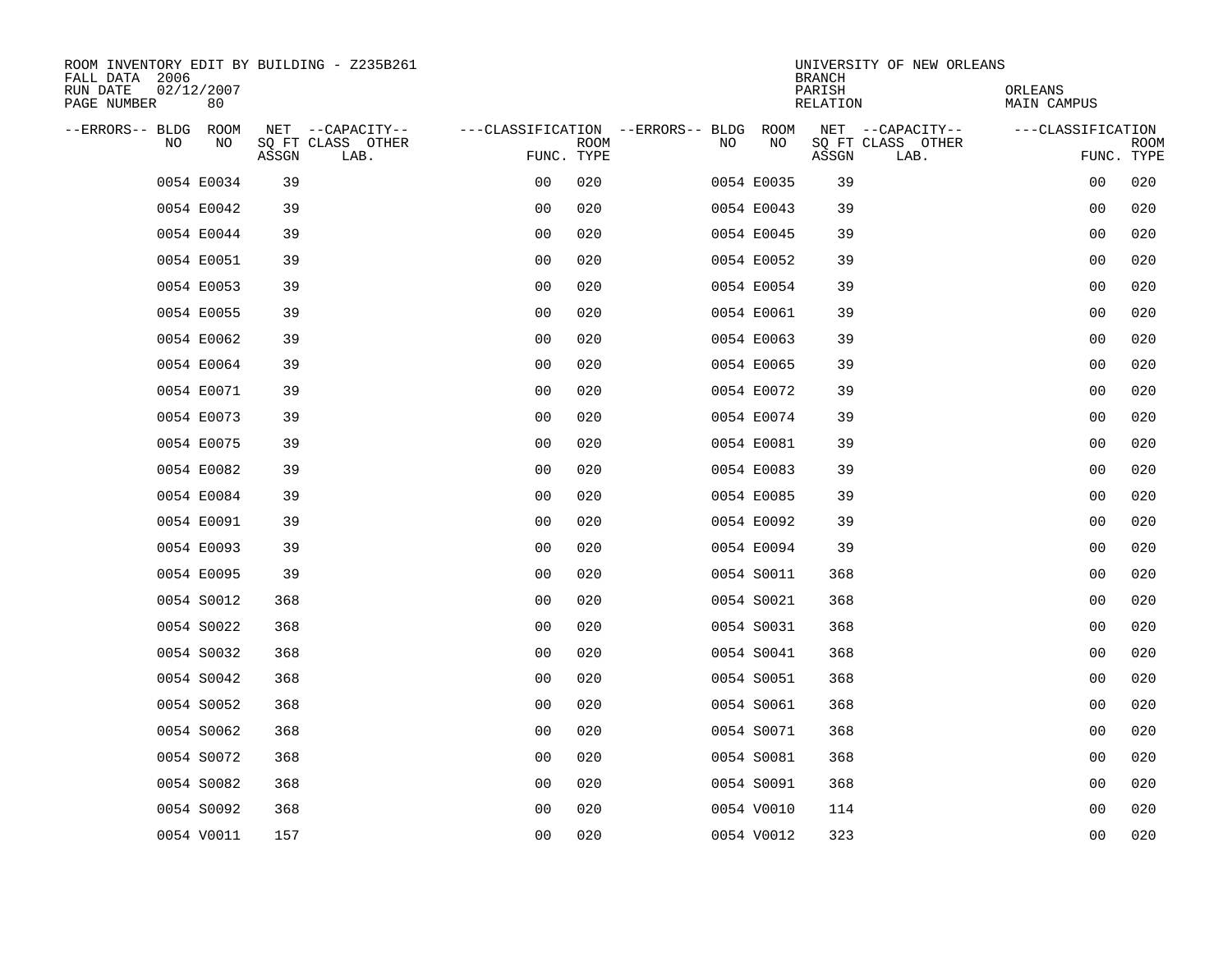ROOM INVENTORY EDIT BY BUILDING - Z235B261
FALL DATA 2006
RUN DATE 02/12/2007
PAGE NUMBER 80

UNIVERSITY OF NEW ORLEANS
BRANCH
PARISH ORLEANS
RELATION MAIN CAMPUS

| --ERRORS-- | BLDG NO | ROOM NO | NET SQ FT ASSGN | --CAPACITY-- CLASS LAB. | OTHER | ---CLASSIFICATION FUNC. | ROOM TYPE | --ERRORS-- | BLDG NO | ROOM NO | NET SQ FT ASSGN | --CAPACITY-- CLASS LAB. | OTHER | ---CLASSIFICATION FUNC. | ROOM TYPE |
|---|---|---|---|---|---|---|---|---|---|---|---|---|---|---|---|
| | 0054 | E0034 | 39 | | | 00 | 020 | | 0054 | E0035 | 39 | | | 00 | 020 |
| | 0054 | E0042 | 39 | | | 00 | 020 | | 0054 | E0043 | 39 | | | 00 | 020 |
| | 0054 | E0044 | 39 | | | 00 | 020 | | 0054 | E0045 | 39 | | | 00 | 020 |
| | 0054 | E0051 | 39 | | | 00 | 020 | | 0054 | E0052 | 39 | | | 00 | 020 |
| | 0054 | E0053 | 39 | | | 00 | 020 | | 0054 | E0054 | 39 | | | 00 | 020 |
| | 0054 | E0055 | 39 | | | 00 | 020 | | 0054 | E0061 | 39 | | | 00 | 020 |
| | 0054 | E0062 | 39 | | | 00 | 020 | | 0054 | E0063 | 39 | | | 00 | 020 |
| | 0054 | E0064 | 39 | | | 00 | 020 | | 0054 | E0065 | 39 | | | 00 | 020 |
| | 0054 | E0071 | 39 | | | 00 | 020 | | 0054 | E0072 | 39 | | | 00 | 020 |
| | 0054 | E0073 | 39 | | | 00 | 020 | | 0054 | E0074 | 39 | | | 00 | 020 |
| | 0054 | E0075 | 39 | | | 00 | 020 | | 0054 | E0081 | 39 | | | 00 | 020 |
| | 0054 | E0082 | 39 | | | 00 | 020 | | 0054 | E0083 | 39 | | | 00 | 020 |
| | 0054 | E0084 | 39 | | | 00 | 020 | | 0054 | E0085 | 39 | | | 00 | 020 |
| | 0054 | E0091 | 39 | | | 00 | 020 | | 0054 | E0092 | 39 | | | 00 | 020 |
| | 0054 | E0093 | 39 | | | 00 | 020 | | 0054 | E0094 | 39 | | | 00 | 020 |
| | 0054 | E0095 | 39 | | | 00 | 020 | | 0054 | S0011 | 368 | | | 00 | 020 |
| | 0054 | S0012 | 368 | | | 00 | 020 | | 0054 | S0021 | 368 | | | 00 | 020 |
| | 0054 | S0022 | 368 | | | 00 | 020 | | 0054 | S0031 | 368 | | | 00 | 020 |
| | 0054 | S0032 | 368 | | | 00 | 020 | | 0054 | S0041 | 368 | | | 00 | 020 |
| | 0054 | S0042 | 368 | | | 00 | 020 | | 0054 | S0051 | 368 | | | 00 | 020 |
| | 0054 | S0052 | 368 | | | 00 | 020 | | 0054 | S0061 | 368 | | | 00 | 020 |
| | 0054 | S0062 | 368 | | | 00 | 020 | | 0054 | S0071 | 368 | | | 00 | 020 |
| | 0054 | S0072 | 368 | | | 00 | 020 | | 0054 | S0081 | 368 | | | 00 | 020 |
| | 0054 | S0082 | 368 | | | 00 | 020 | | 0054 | S0091 | 368 | | | 00 | 020 |
| | 0054 | S0092 | 368 | | | 00 | 020 | | 0054 | V0010 | 114 | | | 00 | 020 |
| | 0054 | V0011 | 157 | | | 00 | 020 | | 0054 | V0012 | 323 | | | 00 | 020 |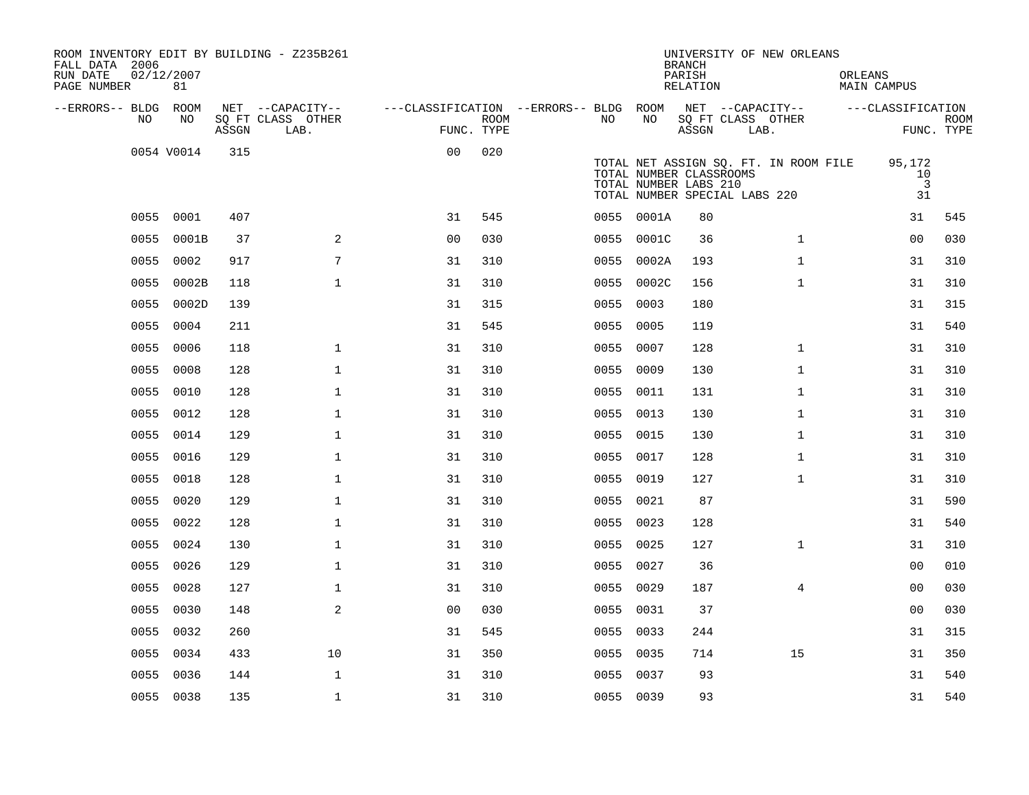ROOM INVENTORY EDIT BY BUILDING - Z235B261
FALL DATA 2006
RUN DATE 02/12/2007
PAGE NUMBER 81

UNIVERSITY OF NEW ORLEANS
BRANCH
PARISH ORLEANS
RELATION MAIN CAMPUS

| --ERRORS-- | BLDG NO | ROOM NO | NET SQ FT ASSGN | --CAPACITY-- CLASS | OTHER LAB. | ---CLASSIFICATION FUNC. | ROOM TYPE | --ERRORS-- | BLDG NO | ROOM NO | NET SQ FT ASSGN | --CAPACITY-- CLASS | OTHER LAB. | ---CLASSIFICATION FUNC. | ROOM TYPE |
|---|---|---|---|---|---|---|---|---|---|---|---|---|---|---|---|
| | 0054 | V0014 | 315 | | | 00 | 020 | | | | | | | | |

TOTAL NET ASSIGN SQ. FT. IN ROOM FILE 95,172
TOTAL NUMBER CLASSROOMS 10
TOTAL NUMBER LABS 210 3
TOTAL NUMBER SPECIAL LABS 220 31

| --ERRORS-- | BLDG NO | ROOM NO | NET SQ FT ASSGN | --CAPACITY-- CLASS | OTHER LAB. | ---CLASSIFICATION FUNC. | ROOM TYPE | --ERRORS-- | BLDG NO | ROOM NO | NET SQ FT ASSGN | --CAPACITY-- CLASS | OTHER LAB. | ---CLASSIFICATION FUNC. | ROOM TYPE |
|---|---|---|---|---|---|---|---|---|---|---|---|---|---|---|---|
| | 0055 | 0001 | 407 | | | 31 | 545 | | 0055 | 0001A | 80 | | | 31 | 545 |
| | 0055 | 0001B | 37 | | 2 | 00 | 030 | | 0055 | 0001C | 36 | | 1 | 00 | 030 |
| | 0055 | 0002 | 917 | | 7 | 31 | 310 | | 0055 | 0002A | 193 | | 1 | 31 | 310 |
| | 0055 | 0002B | 118 | | 1 | 31 | 310 | | 0055 | 0002C | 156 | | 1 | 31 | 310 |
| | 0055 | 0002D | 139 | | | 31 | 315 | | 0055 | 0003 | 180 | | | 31 | 315 |
| | 0055 | 0004 | 211 | | | 31 | 545 | | 0055 | 0005 | 119 | | | 31 | 540 |
| | 0055 | 0006 | 118 | | 1 | 31 | 310 | | 0055 | 0007 | 128 | | 1 | 31 | 310 |
| | 0055 | 0008 | 128 | | 1 | 31 | 310 | | 0055 | 0009 | 130 | | 1 | 31 | 310 |
| | 0055 | 0010 | 128 | | 1 | 31 | 310 | | 0055 | 0011 | 131 | | 1 | 31 | 310 |
| | 0055 | 0012 | 128 | | 1 | 31 | 310 | | 0055 | 0013 | 130 | | 1 | 31 | 310 |
| | 0055 | 0014 | 129 | | 1 | 31 | 310 | | 0055 | 0015 | 130 | | 1 | 31 | 310 |
| | 0055 | 0016 | 129 | | 1 | 31 | 310 | | 0055 | 0017 | 128 | | 1 | 31 | 310 |
| | 0055 | 0018 | 128 | | 1 | 31 | 310 | | 0055 | 0019 | 127 | | 1 | 31 | 310 |
| | 0055 | 0020 | 129 | | 1 | 31 | 310 | | 0055 | 0021 | 87 | | | 31 | 590 |
| | 0055 | 0022 | 128 | | 1 | 31 | 310 | | 0055 | 0023 | 128 | | | 31 | 540 |
| | 0055 | 0024 | 130 | | 1 | 31 | 310 | | 0055 | 0025 | 127 | | 1 | 31 | 310 |
| | 0055 | 0026 | 129 | | 1 | 31 | 310 | | 0055 | 0027 | 36 | | | 00 | 010 |
| | 0055 | 0028 | 127 | | 1 | 31 | 310 | | 0055 | 0029 | 187 | | 4 | 00 | 030 |
| | 0055 | 0030 | 148 | | 2 | 00 | 030 | | 0055 | 0031 | 37 | | | 00 | 030 |
| | 0055 | 0032 | 260 | | | 31 | 545 | | 0055 | 0033 | 244 | | | 31 | 315 |
| | 0055 | 0034 | 433 | | 10 | 31 | 350 | | 0055 | 0035 | 714 | | 15 | 31 | 350 |
| | 0055 | 0036 | 144 | | 1 | 31 | 310 | | 0055 | 0037 | 93 | | | 31 | 540 |
| | 0055 | 0038 | 135 | | 1 | 31 | 310 | | 0055 | 0039 | 93 | | | 31 | 540 |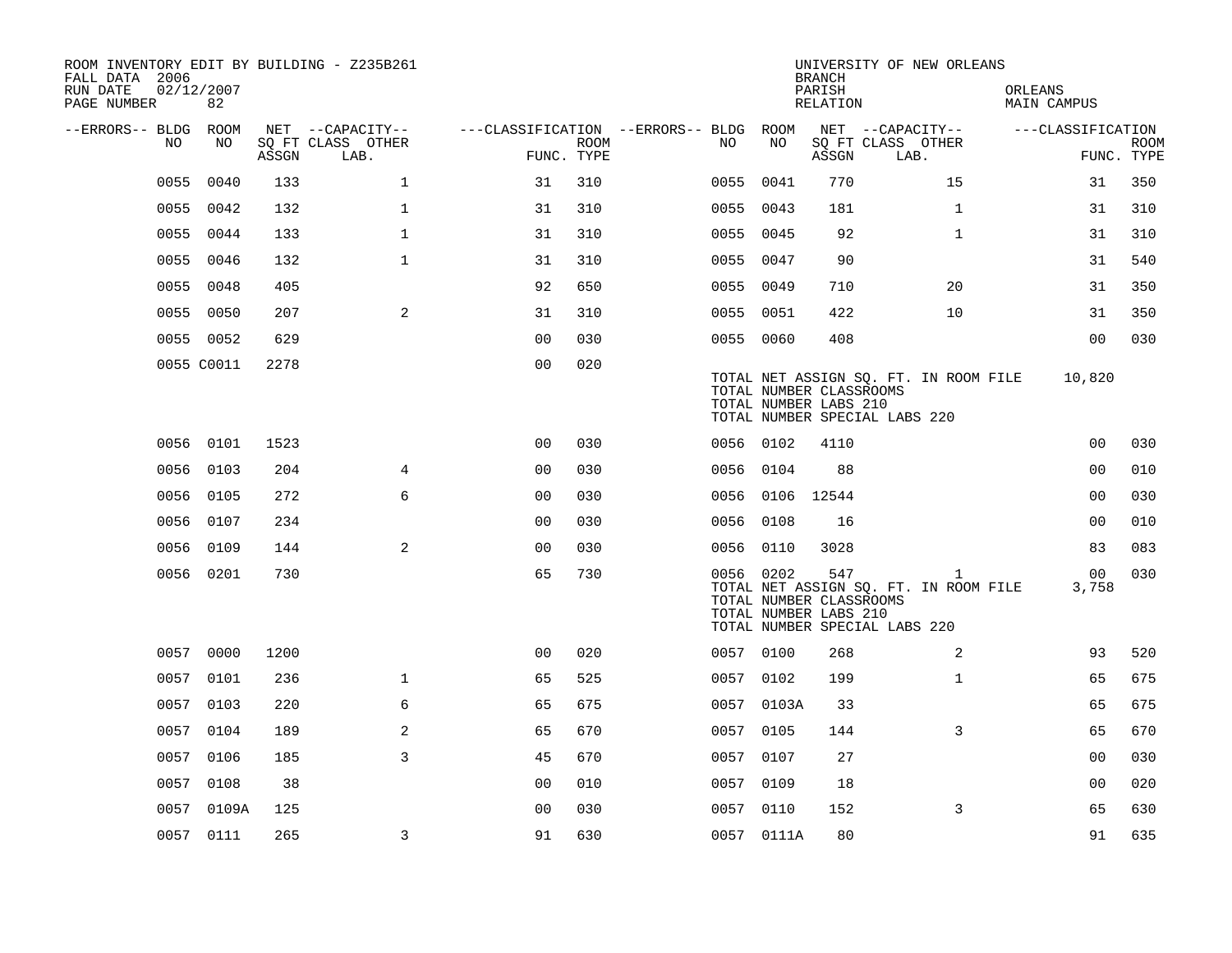ROOM INVENTORY EDIT BY BUILDING - Z235B261
FALL DATA 2006
RUN DATE 02/12/2007
PAGE NUMBER 82

UNIVERSITY OF NEW ORLEANS
BRANCH
PARISH ORLEANS
RELATION MAIN CAMPUS

| --ERRORS-- | BLDG NO | ROOM NO | NET SQ FT ASSGN | CAPACITY CLASS LAB. | CAPACITY OTHER | CLASSIFICATION FUNC. | ROOM TYPE | --ERRORS-- | BLDG NO | ROOM NO | NET SQ FT ASSGN | CAPACITY CLASS LAB. | CAPACITY OTHER | CLASSIFICATION FUNC. | ROOM TYPE |
|---|---|---|---|---|---|---|---|---|---|---|---|---|---|---|---|
| | 0055 | 0040 | 133 | 1 | | 31 | 310 | | 0055 | 0041 | 770 | 15 | | 31 | 350 |
| | 0055 | 0042 | 132 | 1 | | 31 | 310 | | 0055 | 0043 | 181 | 1 | | 31 | 310 |
| | 0055 | 0044 | 133 | 1 | | 31 | 310 | | 0055 | 0045 | 92 | 1 | | 31 | 310 |
| | 0055 | 0046 | 132 | 1 | | 31 | 310 | | 0055 | 0047 | 90 | | | 31 | 540 |
| | 0055 | 0048 | 405 | | | 92 | 650 | | 0055 | 0049 | 710 | 20 | | 31 | 350 |
| | 0055 | 0050 | 207 | 2 | | 31 | 310 | | 0055 | 0051 | 422 | 10 | | 31 | 350 |
| | 0055 | 0052 | 629 | | | 00 | 030 | | 0055 | 0060 | 408 | | | 00 | 030 |
| | 0055 | C0011 | 2278 | | | 00 | 020 | | | | | | | | |

TOTAL NET ASSIGN SQ. FT. IN ROOM FILE 10,820
TOTAL NUMBER CLASSROOMS
TOTAL NUMBER LABS 210
TOTAL NUMBER SPECIAL LABS 220

| --ERRORS-- | BLDG NO | ROOM NO | NET SQ FT ASSGN | CAPACITY CLASS LAB. | CAPACITY OTHER | CLASSIFICATION FUNC. | ROOM TYPE | --ERRORS-- | BLDG NO | ROOM NO | NET SQ FT ASSGN | CAPACITY CLASS LAB. | CAPACITY OTHER | CLASSIFICATION FUNC. | ROOM TYPE |
|---|---|---|---|---|---|---|---|---|---|---|---|---|---|---|---|
| | 0056 | 0101 | 1523 | | | 00 | 030 | | 0056 | 0102 | 4110 | | | 00 | 030 |
| | 0056 | 0103 | 204 | 4 | | 00 | 030 | | 0056 | 0104 | 88 | | | 00 | 010 |
| | 0056 | 0105 | 272 | 6 | | 00 | 030 | | 0056 | 0106 | 12544 | | | 00 | 030 |
| | 0056 | 0107 | 234 | | | 00 | 030 | | 0056 | 0108 | 16 | | | 00 | 010 |
| | 0056 | 0109 | 144 | 2 | | 00 | 030 | | 0056 | 0110 | 3028 | | | 83 | 083 |
| | 0056 | 0201 | 730 | | | 65 | 730 | | 0056 | 0202 | 547 | 1 | | 00 | 030 |

TOTAL NET ASSIGN SQ. FT. IN ROOM FILE 3,758
TOTAL NUMBER CLASSROOMS
TOTAL NUMBER LABS 210
TOTAL NUMBER SPECIAL LABS 220

| --ERRORS-- | BLDG NO | ROOM NO | NET SQ FT ASSGN | CAPACITY CLASS LAB. | CAPACITY OTHER | CLASSIFICATION FUNC. | ROOM TYPE | --ERRORS-- | BLDG NO | ROOM NO | NET SQ FT ASSGN | CAPACITY CLASS LAB. | CAPACITY OTHER | CLASSIFICATION FUNC. | ROOM TYPE |
|---|---|---|---|---|---|---|---|---|---|---|---|---|---|---|---|
| | 0057 | 0000 | 1200 | | | 00 | 020 | | 0057 | 0100 | 268 | 2 | | 93 | 520 |
| | 0057 | 0101 | 236 | 1 | | 65 | 525 | | 0057 | 0102 | 199 | 1 | | 65 | 675 |
| | 0057 | 0103 | 220 | 6 | | 65 | 675 | | 0057 | 0103A | 33 | | | 65 | 675 |
| | 0057 | 0104 | 189 | 2 | | 65 | 670 | | 0057 | 0105 | 144 | 3 | | 65 | 670 |
| | 0057 | 0106 | 185 | 3 | | 45 | 670 | | 0057 | 0107 | 27 | | | 00 | 030 |
| | 0057 | 0108 | 38 | | | 00 | 010 | | 0057 | 0109 | 18 | | | 00 | 020 |
| | 0057 | 0109A | 125 | | | 00 | 030 | | 0057 | 0110 | 152 | 3 | | 65 | 630 |
| | 0057 | 0111 | 265 | 3 | | 91 | 630 | | 0057 | 0111A | 80 | | | 91 | 635 |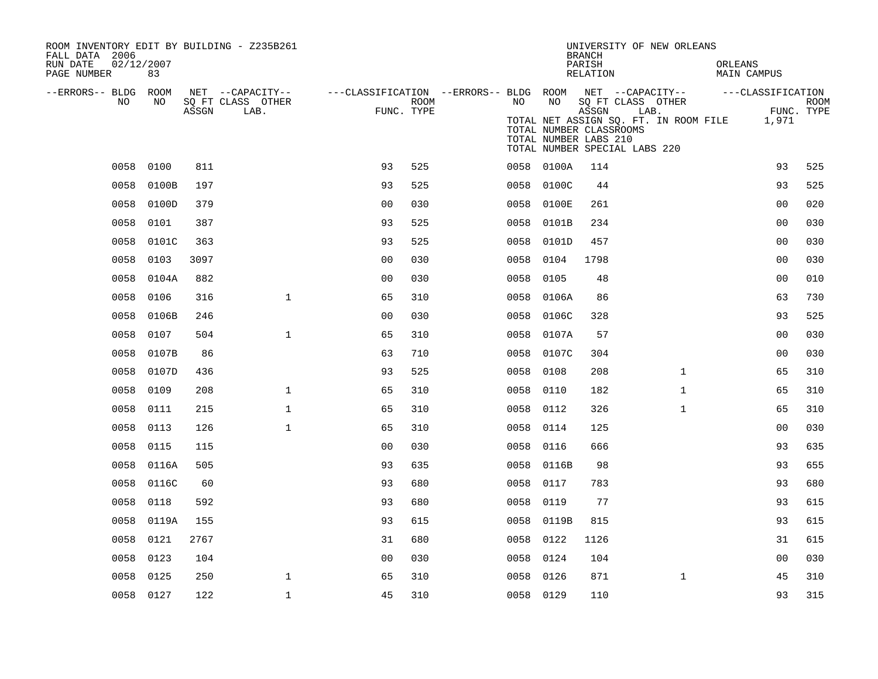ROOM INVENTORY EDIT BY BUILDING - Z235B261
FALL DATA 2006
RUN DATE 02/12/2007
PAGE NUMBER 83

UNIVERSITY OF NEW ORLEANS
BRANCH
PARISH ORLEANS
RELATION MAIN CAMPUS

TOTAL NET ASSIGN SQ. FT. IN ROOM FILE 1,971
TOTAL NUMBER CLASSROOMS
TOTAL NUMBER LABS 210
TOTAL NUMBER SPECIAL LABS 220

| --ERRORS-- | BLDG NO | ROOM NO | NET SQ FT ASSGN | CAPACITY CLASS LAB. | CAPACITY OTHER | CLASSIFICATION FUNC. | ROOM TYPE | --ERRORS-- | BLDG NO | ROOM NO | NET SQ FT ASSGN | CAPACITY CLASS LAB. | CAPACITY OTHER | CLASSIFICATION FUNC. | ROOM TYPE |
|---|---|---|---|---|---|---|---|---|---|---|---|---|---|---|---|
| | 0058 | 0100 | 811 | | | 93 | 525 | | 0058 | 0100A | 114 | | | 93 | 525 |
| | 0058 | 0100B | 197 | | | 93 | 525 | | 0058 | 0100C | 44 | | | 93 | 525 |
| | 0058 | 0100D | 379 | | | 00 | 030 | | 0058 | 0100E | 261 | | | 00 | 020 |
| | 0058 | 0101 | 387 | | | 93 | 525 | | 0058 | 0101B | 234 | | | 00 | 030 |
| | 0058 | 0101C | 363 | | | 93 | 525 | | 0058 | 0101D | 457 | | | 00 | 030 |
| | 0058 | 0103 | 3097 | | | 00 | 030 | | 0058 | 0104 | 1798 | | | 00 | 030 |
| | 0058 | 0104A | 882 | | | 00 | 030 | | 0058 | 0105 | 48 | | | 00 | 010 |
| | 0058 | 0106 | 316 | | 1 | 65 | 310 | | 0058 | 0106A | 86 | | | 63 | 730 |
| | 0058 | 0106B | 246 | | | 00 | 030 | | 0058 | 0106C | 328 | | | 93 | 525 |
| | 0058 | 0107 | 504 | | 1 | 65 | 310 | | 0058 | 0107A | 57 | | | 00 | 030 |
| | 0058 | 0107B | 86 | | | 63 | 710 | | 0058 | 0107C | 304 | | | 00 | 030 |
| | 0058 | 0107D | 436 | | | 93 | 525 | | 0058 | 0108 | 208 | | 1 | 65 | 310 |
| | 0058 | 0109 | 208 | | 1 | 65 | 310 | | 0058 | 0110 | 182 | | 1 | 65 | 310 |
| | 0058 | 0111 | 215 | | 1 | 65 | 310 | | 0058 | 0112 | 326 | | 1 | 65 | 310 |
| | 0058 | 0113 | 126 | | 1 | 65 | 310 | | 0058 | 0114 | 125 | | | 00 | 030 |
| | 0058 | 0115 | 115 | | | 00 | 030 | | 0058 | 0116 | 666 | | | 93 | 635 |
| | 0058 | 0116A | 505 | | | 93 | 635 | | 0058 | 0116B | 98 | | | 93 | 655 |
| | 0058 | 0116C | 60 | | | 93 | 680 | | 0058 | 0117 | 783 | | | 93 | 680 |
| | 0058 | 0118 | 592 | | | 93 | 680 | | 0058 | 0119 | 77 | | | 93 | 615 |
| | 0058 | 0119A | 155 | | | 93 | 615 | | 0058 | 0119B | 815 | | | 93 | 615 |
| | 0058 | 0121 | 2767 | | | 31 | 680 | | 0058 | 0122 | 1126 | | | 31 | 615 |
| | 0058 | 0123 | 104 | | | 00 | 030 | | 0058 | 0124 | 104 | | | 00 | 030 |
| | 0058 | 0125 | 250 | | 1 | 65 | 310 | | 0058 | 0126 | 871 | | 1 | 45 | 310 |
| | 0058 | 0127 | 122 | | 1 | 45 | 310 | | 0058 | 0129 | 110 | | | 93 | 315 |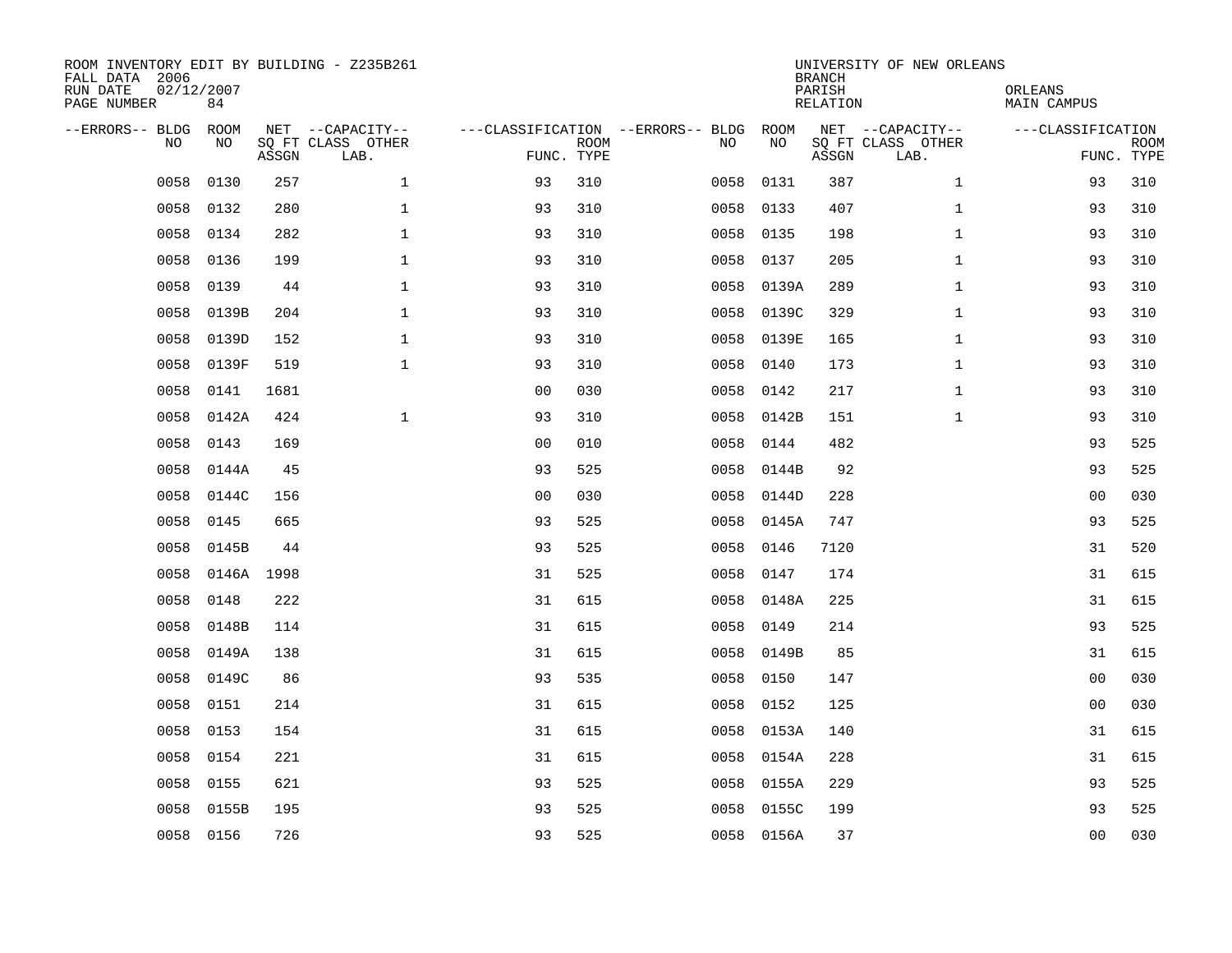ROOM INVENTORY EDIT BY BUILDING - Z235B261
FALL DATA 2006
RUN DATE 02/12/2007
PAGE NUMBER 84

UNIVERSITY OF NEW ORLEANS
BRANCH
PARISH ORLEANS
RELATION MAIN CAMPUS

| --ERRORS-- | BLDG NO | ROOM NO | NET SQ FT ASSGN | --CAPACITY-- CLASS | OTHER LAB. | ---CLASSIFICATION FUNC. | ROOM TYPE | --ERRORS-- | BLDG NO | ROOM NO | NET SQ FT ASSGN | --CAPACITY-- CLASS | OTHER LAB. | ---CLASSIFICATION FUNC. | ROOM TYPE |
|---|---|---|---|---|---|---|---|---|---|---|---|---|---|---|---|
| | 0058 | 0130 | 257 | | 1 | 93 | 310 | | 0058 | 0131 | 387 | | 1 | 93 | 310 |
| | 0058 | 0132 | 280 | | 1 | 93 | 310 | | 0058 | 0133 | 407 | | 1 | 93 | 310 |
| | 0058 | 0134 | 282 | | 1 | 93 | 310 | | 0058 | 0135 | 198 | | 1 | 93 | 310 |
| | 0058 | 0136 | 199 | | 1 | 93 | 310 | | 0058 | 0137 | 205 | | 1 | 93 | 310 |
| | 0058 | 0139 | 44 | | 1 | 93 | 310 | | 0058 | 0139A | 289 | | 1 | 93 | 310 |
| | 0058 | 0139B | 204 | | 1 | 93 | 310 | | 0058 | 0139C | 329 | | 1 | 93 | 310 |
| | 0058 | 0139D | 152 | | 1 | 93 | 310 | | 0058 | 0139E | 165 | | 1 | 93 | 310 |
| | 0058 | 0139F | 519 | | 1 | 93 | 310 | | 0058 | 0140 | 173 | | 1 | 93 | 310 |
| | 0058 | 0141 | 1681 | | | 00 | 030 | | 0058 | 0142 | 217 | | 1 | 93 | 310 |
| | 0058 | 0142A | 424 | | 1 | 93 | 310 | | 0058 | 0142B | 151 | | 1 | 93 | 310 |
| | 0058 | 0143 | 169 | | | 00 | 010 | | 0058 | 0144 | 482 | | | 93 | 525 |
| | 0058 | 0144A | 45 | | | 93 | 525 | | 0058 | 0144B | 92 | | | 93 | 525 |
| | 0058 | 0144C | 156 | | | 00 | 030 | | 0058 | 0144D | 228 | | | 00 | 030 |
| | 0058 | 0145 | 665 | | | 93 | 525 | | 0058 | 0145A | 747 | | | 93 | 525 |
| | 0058 | 0145B | 44 | | | 93 | 525 | | 0058 | 0146 | 7120 | | | 31 | 520 |
| | 0058 | 0146A | 1998 | | | 31 | 525 | | 0058 | 0147 | 174 | | | 31 | 615 |
| | 0058 | 0148 | 222 | | | 31 | 615 | | 0058 | 0148A | 225 | | | 31 | 615 |
| | 0058 | 0148B | 114 | | | 31 | 615 | | 0058 | 0149 | 214 | | | 93 | 525 |
| | 0058 | 0149A | 138 | | | 31 | 615 | | 0058 | 0149B | 85 | | | 31 | 615 |
| | 0058 | 0149C | 86 | | | 93 | 535 | | 0058 | 0150 | 147 | | | 00 | 030 |
| | 0058 | 0151 | 214 | | | 31 | 615 | | 0058 | 0152 | 125 | | | 00 | 030 |
| | 0058 | 0153 | 154 | | | 31 | 615 | | 0058 | 0153A | 140 | | | 31 | 615 |
| | 0058 | 0154 | 221 | | | 31 | 615 | | 0058 | 0154A | 228 | | | 31 | 615 |
| | 0058 | 0155 | 621 | | | 93 | 525 | | 0058 | 0155A | 229 | | | 93 | 525 |
| | 0058 | 0155B | 195 | | | 93 | 525 | | 0058 | 0155C | 199 | | | 93 | 525 |
| | 0058 | 0156 | 726 | | | 93 | 525 | | 0058 | 0156A | 37 | | | 00 | 030 |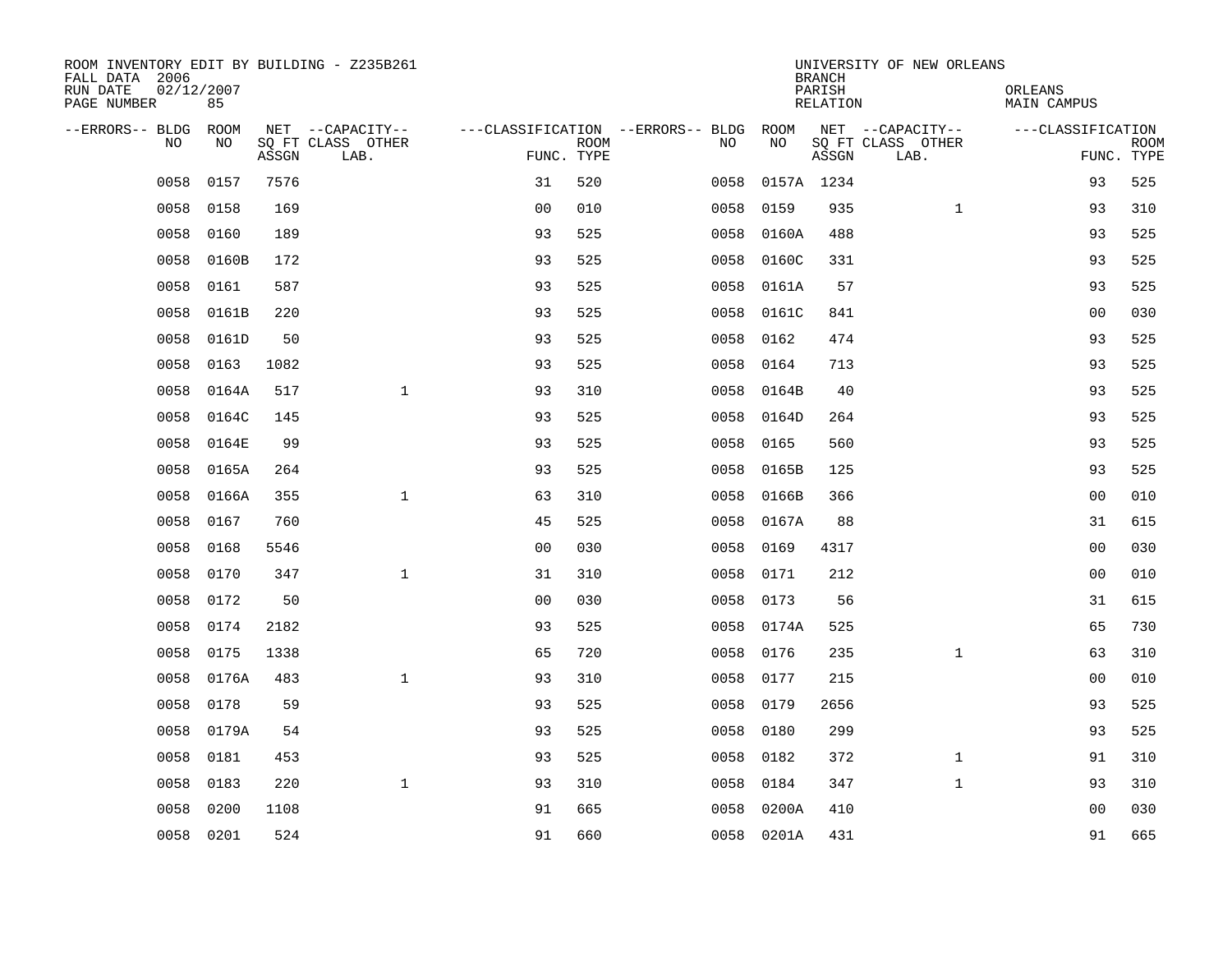ROOM INVENTORY EDIT BY BUILDING - Z235B261
FALL DATA 2006
RUN DATE 02/12/2007
PAGE NUMBER 85

UNIVERSITY OF NEW ORLEANS
BRANCH
PARISH ORLEANS
RELATION MAIN CAMPUS

| --ERRORS-- | BLDG NO | ROOM NO | NET SQ FT ASSGN | --CAPACITY-- CLASS LAB. | OTHER | ---CLASSIFICATION FUNC. | ROOM TYPE | --ERRORS-- | BLDG NO | ROOM NO | NET SQ FT ASSGN | --CAPACITY-- CLASS LAB. | OTHER | ---CLASSIFICATION FUNC. | ROOM TYPE |
|---|---|---|---|---|---|---|---|---|---|---|---|---|---|---|---|
| | 0058 | 0157 | 7576 | | | 31 | 520 | | 0058 | 0157A | 1234 | | | 93 | 525 |
| | 0058 | 0158 | 169 | | | 00 | 010 | | 0058 | 0159 | 935 | | 1 | 93 | 310 |
| | 0058 | 0160 | 189 | | | 93 | 525 | | 0058 | 0160A | 488 | | | 93 | 525 |
| | 0058 | 0160B | 172 | | | 93 | 525 | | 0058 | 0160C | 331 | | | 93 | 525 |
| | 0058 | 0161 | 587 | | | 93 | 525 | | 0058 | 0161A | 57 | | | 93 | 525 |
| | 0058 | 0161B | 220 | | | 93 | 525 | | 0058 | 0161C | 841 | | | 00 | 030 |
| | 0058 | 0161D | 50 | | | 93 | 525 | | 0058 | 0162 | 474 | | | 93 | 525 |
| | 0058 | 0163 | 1082 | | | 93 | 525 | | 0058 | 0164 | 713 | | | 93 | 525 |
| | 0058 | 0164A | 517 | | 1 | 93 | 310 | | 0058 | 0164B | 40 | | | 93 | 525 |
| | 0058 | 0164C | 145 | | | 93 | 525 | | 0058 | 0164D | 264 | | | 93 | 525 |
| | 0058 | 0164E | 99 | | | 93 | 525 | | 0058 | 0165 | 560 | | | 93 | 525 |
| | 0058 | 0165A | 264 | | | 93 | 525 | | 0058 | 0165B | 125 | | | 93 | 525 |
| | 0058 | 0166A | 355 | | 1 | 63 | 310 | | 0058 | 0166B | 366 | | | 00 | 010 |
| | 0058 | 0167 | 760 | | | 45 | 525 | | 0058 | 0167A | 88 | | | 31 | 615 |
| | 0058 | 0168 | 5546 | | | 00 | 030 | | 0058 | 0169 | 4317 | | | 00 | 030 |
| | 0058 | 0170 | 347 | | 1 | 31 | 310 | | 0058 | 0171 | 212 | | | 00 | 010 |
| | 0058 | 0172 | 50 | | | 00 | 030 | | 0058 | 0173 | 56 | | | 31 | 615 |
| | 0058 | 0174 | 2182 | | | 93 | 525 | | 0058 | 0174A | 525 | | | 65 | 730 |
| | 0058 | 0175 | 1338 | | | 65 | 720 | | 0058 | 0176 | 235 | | 1 | 63 | 310 |
| | 0058 | 0176A | 483 | | 1 | 93 | 310 | | 0058 | 0177 | 215 | | | 00 | 010 |
| | 0058 | 0178 | 59 | | | 93 | 525 | | 0058 | 0179 | 2656 | | | 93 | 525 |
| | 0058 | 0179A | 54 | | | 93 | 525 | | 0058 | 0180 | 299 | | | 93 | 525 |
| | 0058 | 0181 | 453 | | | 93 | 525 | | 0058 | 0182 | 372 | | 1 | 91 | 310 |
| | 0058 | 0183 | 220 | | 1 | 93 | 310 | | 0058 | 0184 | 347 | | 1 | 93 | 310 |
| | 0058 | 0200 | 1108 | | | 91 | 665 | | 0058 | 0200A | 410 | | | 00 | 030 |
| | 0058 | 0201 | 524 | | | 91 | 660 | | 0058 | 0201A | 431 | | | 91 | 665 |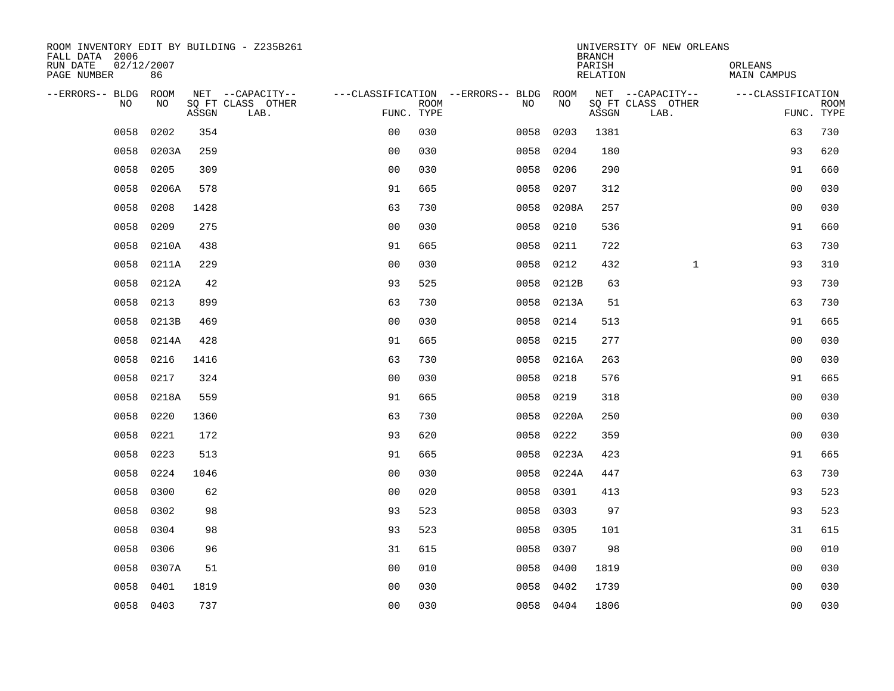ROOM INVENTORY EDIT BY BUILDING - Z235B261
FALL DATA 2006
RUN DATE 02/12/2007
PAGE NUMBER 86

UNIVERSITY OF NEW ORLEANS
BRANCH
PARISH ORLEANS
RELATION MAIN CAMPUS

| --ERRORS-- | BLDG NO | ROOM NO | NET SQ FT ASSGN | --CAPACITY-- CLASS LAB. | OTHER | ---CLASSIFICATION FUNC. | ROOM TYPE | --ERRORS-- | BLDG NO | ROOM NO | NET SQ FT ASSGN | --CAPACITY-- CLASS LAB. | OTHER | ---CLASSIFICATION FUNC. | ROOM TYPE |
|---|---|---|---|---|---|---|---|---|---|---|---|---|---|---|---|
| | 0058 | 0202 | 354 | | | 00 | 030 | | 0058 | 0203 | 1381 | | | 63 | 730 |
| | 0058 | 0203A | 259 | | | 00 | 030 | | 0058 | 0204 | 180 | | | 93 | 620 |
| | 0058 | 0205 | 309 | | | 00 | 030 | | 0058 | 0206 | 290 | | | 91 | 660 |
| | 0058 | 0206A | 578 | | | 91 | 665 | | 0058 | 0207 | 312 | | | 00 | 030 |
| | 0058 | 0208 | 1428 | | | 63 | 730 | | 0058 | 0208A | 257 | | | 00 | 030 |
| | 0058 | 0209 | 275 | | | 00 | 030 | | 0058 | 0210 | 536 | | | 91 | 660 |
| | 0058 | 0210A | 438 | | | 91 | 665 | | 0058 | 0211 | 722 | | | 63 | 730 |
| | 0058 | 0211A | 229 | | | 00 | 030 | | 0058 | 0212 | 432 | | 1 | 93 | 310 |
| | 0058 | 0212A | 42 | | | 93 | 525 | | 0058 | 0212B | 63 | | | 93 | 730 |
| | 0058 | 0213 | 899 | | | 63 | 730 | | 0058 | 0213A | 51 | | | 63 | 730 |
| | 0058 | 0213B | 469 | | | 00 | 030 | | 0058 | 0214 | 513 | | | 91 | 665 |
| | 0058 | 0214A | 428 | | | 91 | 665 | | 0058 | 0215 | 277 | | | 00 | 030 |
| | 0058 | 0216 | 1416 | | | 63 | 730 | | 0058 | 0216A | 263 | | | 00 | 030 |
| | 0058 | 0217 | 324 | | | 00 | 030 | | 0058 | 0218 | 576 | | | 91 | 665 |
| | 0058 | 0218A | 559 | | | 91 | 665 | | 0058 | 0219 | 318 | | | 00 | 030 |
| | 0058 | 0220 | 1360 | | | 63 | 730 | | 0058 | 0220A | 250 | | | 00 | 030 |
| | 0058 | 0221 | 172 | | | 93 | 620 | | 0058 | 0222 | 359 | | | 00 | 030 |
| | 0058 | 0223 | 513 | | | 91 | 665 | | 0058 | 0223A | 423 | | | 91 | 665 |
| | 0058 | 0224 | 1046 | | | 00 | 030 | | 0058 | 0224A | 447 | | | 63 | 730 |
| | 0058 | 0300 | 62 | | | 00 | 020 | | 0058 | 0301 | 413 | | | 93 | 523 |
| | 0058 | 0302 | 98 | | | 93 | 523 | | 0058 | 0303 | 97 | | | 93 | 523 |
| | 0058 | 0304 | 98 | | | 93 | 523 | | 0058 | 0305 | 101 | | | 31 | 615 |
| | 0058 | 0306 | 96 | | | 31 | 615 | | 0058 | 0307 | 98 | | | 00 | 010 |
| | 0058 | 0307A | 51 | | | 00 | 010 | | 0058 | 0400 | 1819 | | | 00 | 030 |
| | 0058 | 0401 | 1819 | | | 00 | 030 | | 0058 | 0402 | 1739 | | | 00 | 030 |
| | 0058 | 0403 | 737 | | | 00 | 030 | | 0058 | 0404 | 1806 | | | 00 | 030 |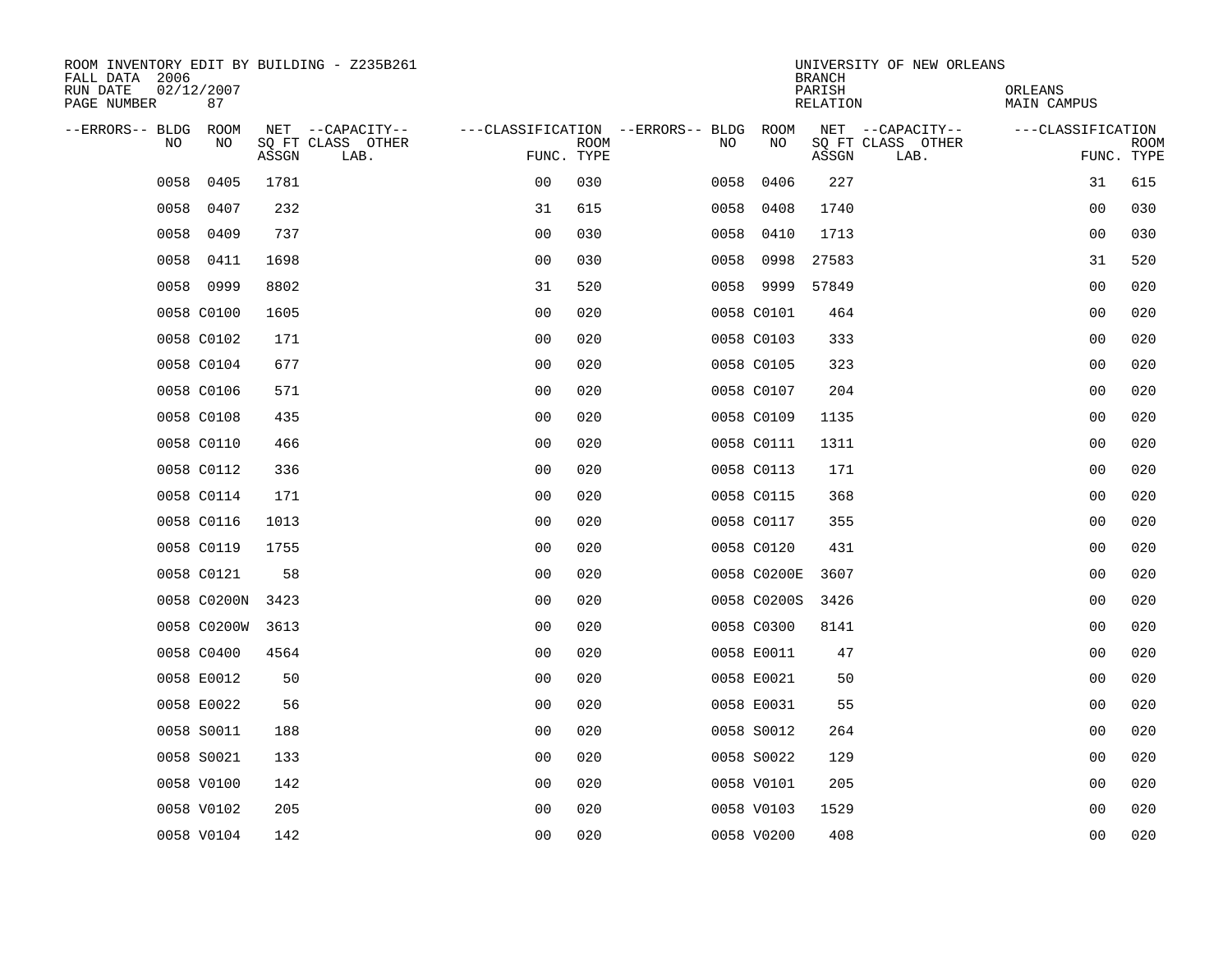ROOM INVENTORY EDIT BY BUILDING - Z235B261
FALL DATA 2006
RUN DATE 02/12/2007
PAGE NUMBER 87

UNIVERSITY OF NEW ORLEANS
BRANCH
PARISH ORLEANS
RELATION MAIN CAMPUS

| --ERRORS-- | BLDG NO | ROOM NO | NET SQ FT ASSGN | --CAPACITY-- CLASS LAB. | OTHER | ---CLASSIFICATION FUNC. | ROOM TYPE | --ERRORS-- | BLDG NO | ROOM NO | NET SQ FT ASSGN | --CAPACITY-- CLASS LAB. | OTHER | ---CLASSIFICATION FUNC. | ROOM TYPE |
|---|---|---|---|---|---|---|---|---|---|---|---|---|---|---|---|
| | 0058 | 0405 | 1781 | | | 00 | 030 | | 0058 | 0406 | 227 | | | 31 | 615 |
| | 0058 | 0407 | 232 | | | 31 | 615 | | 0058 | 0408 | 1740 | | | 00 | 030 |
| | 0058 | 0409 | 737 | | | 00 | 030 | | 0058 | 0410 | 1713 | | | 00 | 030 |
| | 0058 | 0411 | 1698 | | | 00 | 030 | | 0058 | 0998 | 27583 | | | 31 | 520 |
| | 0058 | 0999 | 8802 | | | 31 | 520 | | 0058 | 9999 | 57849 | | | 00 | 020 |
| | 0058 | C0100 | 1605 | | | 00 | 020 | | 0058 | C0101 | 464 | | | 00 | 020 |
| | 0058 | C0102 | 171 | | | 00 | 020 | | 0058 | C0103 | 333 | | | 00 | 020 |
| | 0058 | C0104 | 677 | | | 00 | 020 | | 0058 | C0105 | 323 | | | 00 | 020 |
| | 0058 | C0106 | 571 | | | 00 | 020 | | 0058 | C0107 | 204 | | | 00 | 020 |
| | 0058 | C0108 | 435 | | | 00 | 020 | | 0058 | C0109 | 1135 | | | 00 | 020 |
| | 0058 | C0110 | 466 | | | 00 | 020 | | 0058 | C0111 | 1311 | | | 00 | 020 |
| | 0058 | C0112 | 336 | | | 00 | 020 | | 0058 | C0113 | 171 | | | 00 | 020 |
| | 0058 | C0114 | 171 | | | 00 | 020 | | 0058 | C0115 | 368 | | | 00 | 020 |
| | 0058 | C0116 | 1013 | | | 00 | 020 | | 0058 | C0117 | 355 | | | 00 | 020 |
| | 0058 | C0119 | 1755 | | | 00 | 020 | | 0058 | C0120 | 431 | | | 00 | 020 |
| | 0058 | C0121 | 58 | | | 00 | 020 | | 0058 | C0200E | 3607 | | | 00 | 020 |
| | 0058 | C0200N | 3423 | | | 00 | 020 | | 0058 | C0200S | 3426 | | | 00 | 020 |
| | 0058 | C0200W | 3613 | | | 00 | 020 | | 0058 | C0300 | 8141 | | | 00 | 020 |
| | 0058 | C0400 | 4564 | | | 00 | 020 | | 0058 | E0011 | 47 | | | 00 | 020 |
| | 0058 | E0012 | 50 | | | 00 | 020 | | 0058 | E0021 | 50 | | | 00 | 020 |
| | 0058 | E0022 | 56 | | | 00 | 020 | | 0058 | E0031 | 55 | | | 00 | 020 |
| | 0058 | S0011 | 188 | | | 00 | 020 | | 0058 | S0012 | 264 | | | 00 | 020 |
| | 0058 | S0021 | 133 | | | 00 | 020 | | 0058 | S0022 | 129 | | | 00 | 020 |
| | 0058 | V0100 | 142 | | | 00 | 020 | | 0058 | V0101 | 205 | | | 00 | 020 |
| | 0058 | V0102 | 205 | | | 00 | 020 | | 0058 | V0103 | 1529 | | | 00 | 020 |
| | 0058 | V0104 | 142 | | | 00 | 020 | | 0058 | V0200 | 408 | | | 00 | 020 |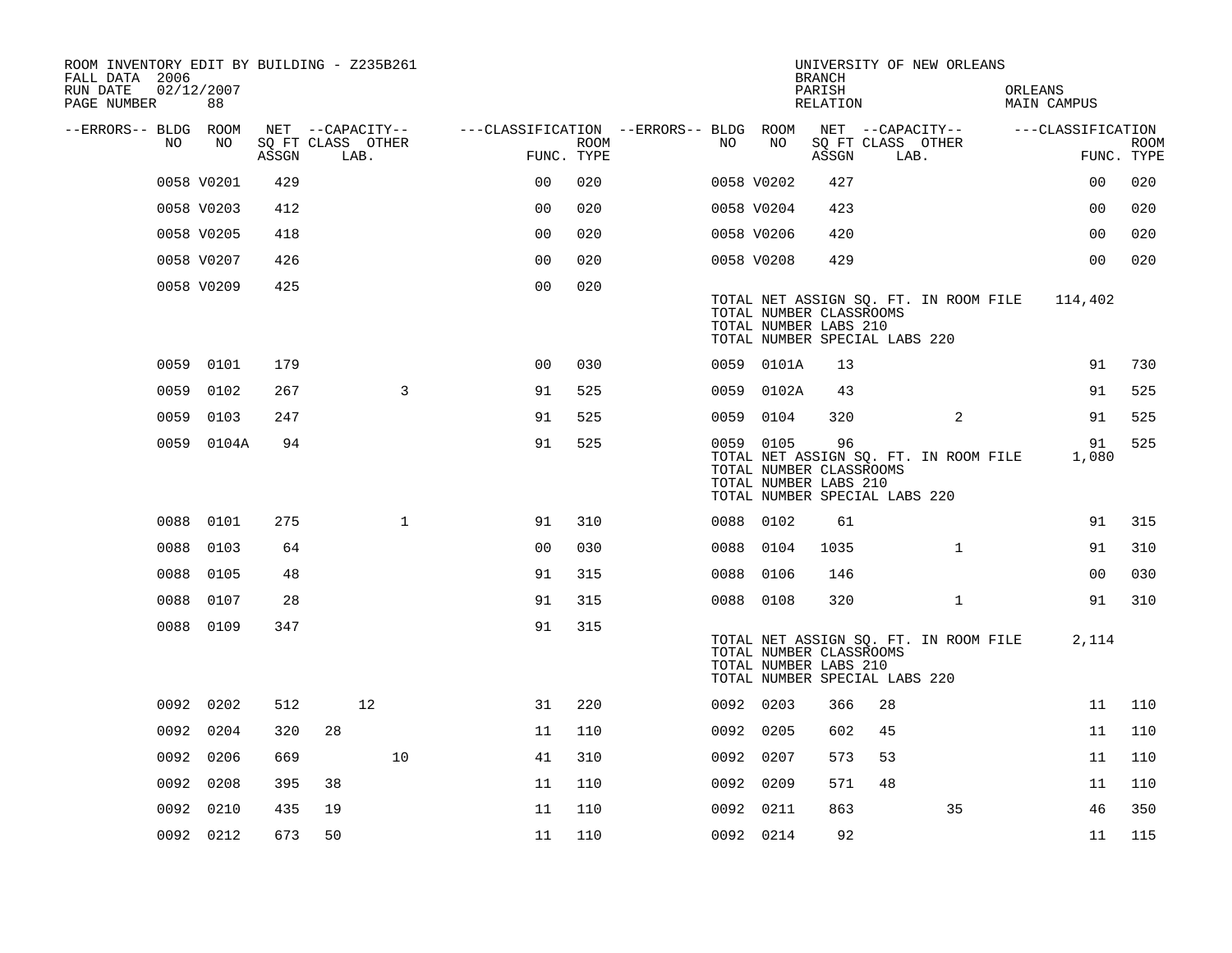ROOM INVENTORY EDIT BY BUILDING - Z235B261
FALL DATA 2006
RUN DATE 02/12/2007

UNIVERSITY OF NEW ORLEANS
BRANCH
PARISH ORLEANS
RELATION MAIN CAMPUS

| --ERRORS-- | BLDG NO | ROOM NO | NET SQ FT ASSGN | CAPACITY CLASS | CAPACITY OTHER LAB. | CLASSIFICATION FUNC. | ROOM TYPE | --ERRORS-- | BLDG NO | ROOM NO | NET SQ FT ASSGN | CAPACITY CLASS | CAPACITY OTHER LAB. | CLASSIFICATION FUNC. | ROOM TYPE |
|---|---|---|---|---|---|---|---|---|---|---|---|---|---|---|---|
| | 0058 | V0201 | 429 | | | 00 | 020 | | 0058 | V0202 | 427 | | | 00 | 020 |
| | 0058 | V0203 | 412 | | | 00 | 020 | | 0058 | V0204 | 423 | | | 00 | 020 |
| | 0058 | V0205 | 418 | | | 00 | 020 | | 0058 | V0206 | 420 | | | 00 | 020 |
| | 0058 | V0207 | 426 | | | 00 | 020 | | 0058 | V0208 | 429 | | | 00 | 020 |
| | 0058 | V0209 | 425 | | | 00 | 020 | | | | | | | | |

TOTAL NET ASSIGN SQ. FT. IN ROOM FILE 114,402
TOTAL NUMBER CLASSROOMS
TOTAL NUMBER LABS 210
TOTAL NUMBER SPECIAL LABS 220

| --ERRORS-- | BLDG NO | ROOM NO | NET SQ FT ASSGN | CAPACITY CLASS | CAPACITY OTHER LAB. | CLASSIFICATION FUNC. | ROOM TYPE | --ERRORS-- | BLDG NO | ROOM NO | NET SQ FT ASSGN | CAPACITY CLASS | CAPACITY OTHER LAB. | CLASSIFICATION FUNC. | ROOM TYPE |
|---|---|---|---|---|---|---|---|---|---|---|---|---|---|---|---|
| | 0059 | 0101 | 179 | | | 00 | 030 | | 0059 | 0101A | 13 | | | 91 | 730 |
| | 0059 | 0102 | 267 | | 3 | 91 | 525 | | 0059 | 0102A | 43 | | | 91 | 525 |
| | 0059 | 0103 | 247 | | | 91 | 525 | | 0059 | 0104 | 320 | | 2 | 91 | 525 |
| | 0059 | 0104A | 94 | | | 91 | 525 | | 0059 | 0105 | 96 | | | 91 | 525 |

TOTAL NET ASSIGN SQ. FT. IN ROOM FILE 1,080
TOTAL NUMBER CLASSROOMS
TOTAL NUMBER LABS 210
TOTAL NUMBER SPECIAL LABS 220

| --ERRORS-- | BLDG NO | ROOM NO | NET SQ FT ASSGN | CAPACITY CLASS | CAPACITY OTHER LAB. | CLASSIFICATION FUNC. | ROOM TYPE | --ERRORS-- | BLDG NO | ROOM NO | NET SQ FT ASSGN | CAPACITY CLASS | CAPACITY OTHER LAB. | CLASSIFICATION FUNC. | ROOM TYPE |
|---|---|---|---|---|---|---|---|---|---|---|---|---|---|---|---|
| | 0088 | 0101 | 275 | | 1 | 91 | 310 | | 0088 | 0102 | 61 | | | 91 | 315 |
| | 0088 | 0103 | 64 | | | 00 | 030 | | 0088 | 0104 | 1035 | | 1 | 91 | 310 |
| | 0088 | 0105 | 48 | | | 91 | 315 | | 0088 | 0106 | 146 | | | 00 | 030 |
| | 0088 | 0107 | 28 | | | 91 | 315 | | 0088 | 0108 | 320 | | 1 | 91 | 310 |
| | 0088 | 0109 | 347 | | | 91 | 315 | | | | | | | | |

TOTAL NET ASSIGN SQ. FT. IN ROOM FILE 2,114
TOTAL NUMBER CLASSROOMS
TOTAL NUMBER LABS 210
TOTAL NUMBER SPECIAL LABS 220

| --ERRORS-- | BLDG NO | ROOM NO | NET SQ FT ASSGN | CAPACITY CLASS | CAPACITY OTHER LAB. | CLASSIFICATION FUNC. | ROOM TYPE | --ERRORS-- | BLDG NO | ROOM NO | NET SQ FT ASSGN | CAPACITY CLASS | CAPACITY OTHER LAB. | CLASSIFICATION FUNC. | ROOM TYPE |
|---|---|---|---|---|---|---|---|---|---|---|---|---|---|---|---|
| | 0092 | 0202 | 512 | 12 | | 31 | 220 | | 0092 | 0203 | 366 | 28 | | 11 | 110 |
| | 0092 | 0204 | 320 | 28 | | 11 | 110 | | 0092 | 0205 | 602 | 45 | | 11 | 110 |
| | 0092 | 0206 | 669 | | 10 | 41 | 310 | | 0092 | 0207 | 573 | 53 | | 11 | 110 |
| | 0092 | 0208 | 395 | 38 | | 11 | 110 | | 0092 | 0209 | 571 | 48 | | 11 | 110 |
| | 0092 | 0210 | 435 | 19 | | 11 | 110 | | 0092 | 0211 | 863 | | 35 | 46 | 350 |
| | 0092 | 0212 | 673 | 50 | | 11 | 110 | | 0092 | 0214 | 92 | | | 11 | 115 |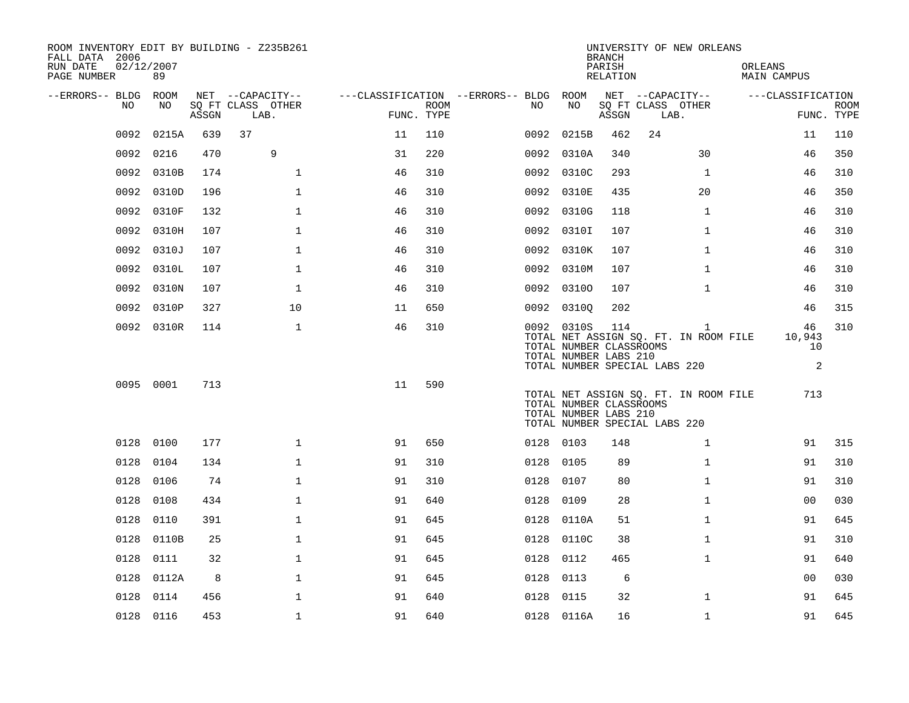ROOM INVENTORY EDIT BY BUILDING - Z235B261
FALL DATA 2006
RUN DATE 02/12/2007
PAGE NUMBER 89

UNIVERSITY OF NEW ORLEANS
BRANCH
PARISH ORLEANS
RELATION MAIN CAMPUS

| --ERRORS-- | BLDG NO | ROOM NO | NET SQ FT ASSGN | CAPACITY CLASS | CAPACITY OTHER LAB. | FUNC. | ROOM TYPE | --ERRORS-- | BLDG NO | ROOM NO | NET SQ FT ASSGN | CAPACITY CLASS | CAPACITY OTHER LAB. | FUNC. | ROOM TYPE |
|---|---|---|---|---|---|---|---|---|---|---|---|---|---|---|---|
| | 0092 | 0215A | 639 | 37 | | 11 | 110 | | 0092 | 0215B | 462 | 24 | | 11 | 110 |
| | 0092 | 0216 | 470 | | 9 | 31 | 220 | | 0092 | 0310A | 340 | | 30 | 46 | 350 |
| | 0092 | 0310B | 174 | | 1 | 46 | 310 | | 0092 | 0310C | 293 | | 1 | 46 | 310 |
| | 0092 | 0310D | 196 | | 1 | 46 | 310 | | 0092 | 0310E | 435 | | 20 | 46 | 350 |
| | 0092 | 0310F | 132 | | 1 | 46 | 310 | | 0092 | 0310G | 118 | | 1 | 46 | 310 |
| | 0092 | 0310H | 107 | | 1 | 46 | 310 | | 0092 | 0310I | 107 | | 1 | 46 | 310 |
| | 0092 | 0310J | 107 | | 1 | 46 | 310 | | 0092 | 0310K | 107 | | 1 | 46 | 310 |
| | 0092 | 0310L | 107 | | 1 | 46 | 310 | | 0092 | 0310M | 107 | | 1 | 46 | 310 |
| | 0092 | 0310N | 107 | | 1 | 46 | 310 | | 0092 | 0310O | 107 | | 1 | 46 | 310 |
| | 0092 | 0310P | 327 | | 10 | 11 | 650 | | 0092 | 0310Q | 202 | | | 46 | 315 |
| | 0092 | 0310R | 114 | | 1 | 46 | 310 | | 0092 | 0310S | 114 | | 1 | 46 | 310 |
| | | | | | | | | | TOTAL NET ASSIGN SQ. FT. IN ROOM FILE | | | | | 10,943 | |
| | | | | | | | | | TOTAL NUMBER CLASSROOMS | | | | | 10 | |
| | | | | | | | | | TOTAL NUMBER LABS 210 | | | | | | |
| | | | | | | | | | TOTAL NUMBER SPECIAL LABS 220 | | | | | 2 | |
| | 0095 | 0001 | 713 | | | 11 | 590 | | | | | | | | |
| | | | | | | | | | TOTAL NET ASSIGN SQ. FT. IN ROOM FILE | | | | | 713 | |
| | | | | | | | | | TOTAL NUMBER CLASSROOMS | | | | | | |
| | | | | | | | | | TOTAL NUMBER LABS 210 | | | | | | |
| | | | | | | | | | TOTAL NUMBER SPECIAL LABS 220 | | | | | | |
| | 0128 | 0100 | 177 | | 1 | 91 | 650 | | 0128 | 0103 | 148 | | 1 | 91 | 315 |
| | 0128 | 0104 | 134 | | 1 | 91 | 310 | | 0128 | 0105 | 89 | | 1 | 91 | 310 |
| | 0128 | 0106 | 74 | | 1 | 91 | 310 | | 0128 | 0107 | 80 | | 1 | 91 | 310 |
| | 0128 | 0108 | 434 | | 1 | 91 | 640 | | 0128 | 0109 | 28 | | 1 | 00 | 030 |
| | 0128 | 0110 | 391 | | 1 | 91 | 645 | | 0128 | 0110A | 51 | | 1 | 91 | 645 |
| | 0128 | 0110B | 25 | | 1 | 91 | 645 | | 0128 | 0110C | 38 | | 1 | 91 | 310 |
| | 0128 | 0111 | 32 | | 1 | 91 | 645 | | 0128 | 0112 | 465 | | 1 | 91 | 640 |
| | 0128 | 0112A | 8 | | 1 | 91 | 645 | | 0128 | 0113 | 6 | | | 00 | 030 |
| | 0128 | 0114 | 456 | | 1 | 91 | 640 | | 0128 | 0115 | 32 | | 1 | 91 | 645 |
| | 0128 | 0116 | 453 | | 1 | 91 | 640 | | 0128 | 0116A | 16 | | 1 | 91 | 645 |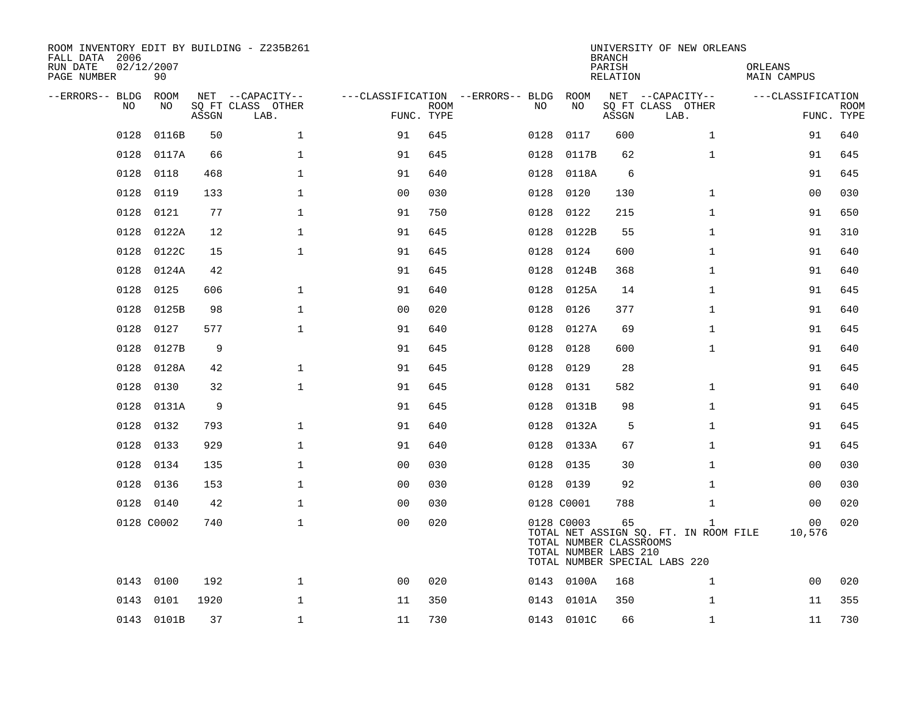ROOM INVENTORY EDIT BY BUILDING - Z235B261
FALL DATA 2006
RUN DATE 02/12/2007
PAGE NUMBER 90

UNIVERSITY OF NEW ORLEANS
BRANCH
PARISH ORLEANS
RELATION MAIN CAMPUS

| --ERRORS-- | BLDG NO | ROOM NO | NET SQ FT ASSGN | --CAPACITY-- CLASS | OTHER LAB. | ---CLASSIFICATION FUNC. | ROOM TYPE | --ERRORS-- | BLDG NO | ROOM NO | NET SQ FT ASSGN | --CAPACITY-- CLASS | OTHER LAB. | ---CLASSIFICATION FUNC. | ROOM TYPE |
|---|---|---|---|---|---|---|---|---|---|---|---|---|---|---|---|
| | 0128 | 0116B | 50 | | 1 | 91 | 645 | | 0128 | 0117 | 600 | | 1 | 91 | 640 |
| | 0128 | 0117A | 66 | | 1 | 91 | 645 | | 0128 | 0117B | 62 | | 1 | 91 | 645 |
| | 0128 | 0118 | 468 | | 1 | 91 | 640 | | 0128 | 0118A | 6 | | | 91 | 645 |
| | 0128 | 0119 | 133 | | 1 | 00 | 030 | | 0128 | 0120 | 130 | | 1 | 00 | 030 |
| | 0128 | 0121 | 77 | | 1 | 91 | 750 | | 0128 | 0122 | 215 | | 1 | 91 | 650 |
| | 0128 | 0122A | 12 | | 1 | 91 | 645 | | 0128 | 0122B | 55 | | 1 | 91 | 310 |
| | 0128 | 0122C | 15 | | 1 | 91 | 645 | | 0128 | 0124 | 600 | | 1 | 91 | 640 |
| | 0128 | 0124A | 42 | | | 91 | 645 | | 0128 | 0124B | 368 | | 1 | 91 | 640 |
| | 0128 | 0125 | 606 | | 1 | 91 | 640 | | 0128 | 0125A | 14 | | 1 | 91 | 645 |
| | 0128 | 0125B | 98 | | 1 | 00 | 020 | | 0128 | 0126 | 377 | | 1 | 91 | 640 |
| | 0128 | 0127 | 577 | | 1 | 91 | 640 | | 0128 | 0127A | 69 | | 1 | 91 | 645 |
| | 0128 | 0127B | 9 | | | 91 | 645 | | 0128 | 0128 | 600 | | 1 | 91 | 640 |
| | 0128 | 0128A | 42 | | 1 | 91 | 645 | | 0128 | 0129 | 28 | | | 91 | 645 |
| | 0128 | 0130 | 32 | | 1 | 91 | 645 | | 0128 | 0131 | 582 | | 1 | 91 | 640 |
| | 0128 | 0131A | 9 | | | 91 | 645 | | 0128 | 0131B | 98 | | 1 | 91 | 645 |
| | 0128 | 0132 | 793 | | 1 | 91 | 640 | | 0128 | 0132A | 5 | | 1 | 91 | 645 |
| | 0128 | 0133 | 929 | | 1 | 91 | 640 | | 0128 | 0133A | 67 | | 1 | 91 | 645 |
| | 0128 | 0134 | 135 | | 1 | 00 | 030 | | 0128 | 0135 | 30 | | 1 | 00 | 030 |
| | 0128 | 0136 | 153 | | 1 | 00 | 030 | | 0128 | 0139 | 92 | | 1 | 00 | 030 |
| | 0128 | 0140 | 42 | | 1 | 00 | 030 | | 0128 | C0001 | 788 | | 1 | 00 | 020 |
| | 0128 | C0002 | 740 | | 1 | 00 | 020 | | 0128 | C0003 | 65 | | 1 | 00 | 020 |
| | | | | | | | | | TOTAL NET ASSIGN SQ. FT. IN ROOM FILE | | | | | 10,576 | |
| | | | | | | | | | TOTAL NUMBER CLASSROOMS | | | | | | |
| | | | | | | | | | TOTAL NUMBER LABS 210 | | | | | | |
| | | | | | | | | | TOTAL NUMBER SPECIAL LABS 220 | | | | | | |
| | 0143 | 0100 | 192 | | 1 | 00 | 020 | | 0143 | 0100A | 168 | | 1 | 00 | 020 |
| | 0143 | 0101 | 1920 | | 1 | 11 | 350 | | 0143 | 0101A | 350 | | 1 | 11 | 355 |
| | 0143 | 0101B | 37 | | 1 | 11 | 730 | | 0143 | 0101C | 66 | | 1 | 11 | 730 |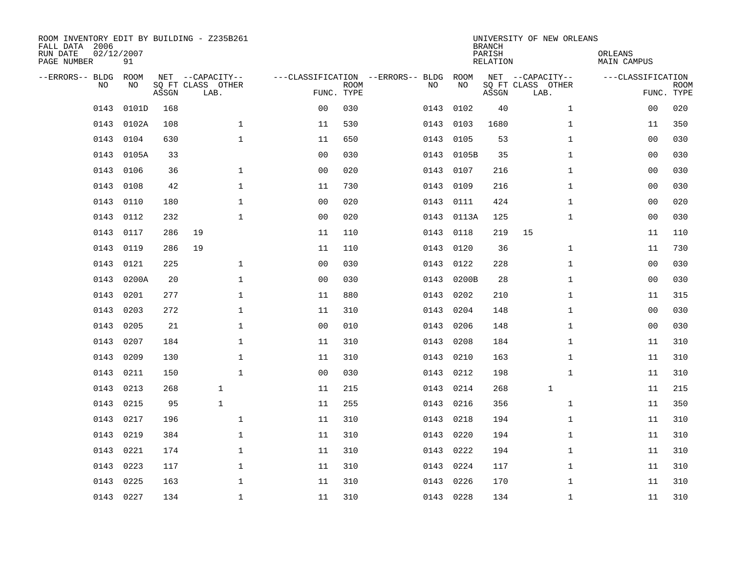ROOM INVENTORY EDIT BY BUILDING - Z235B261
FALL DATA 2006
RUN DATE 02/12/2007
PAGE NUMBER 91

UNIVERSITY OF NEW ORLEANS
BRANCH
PARISH ORLEANS
RELATION MAIN CAMPUS

| --ERRORS-- | BLDG NO | ROOM NO | NET SQ FT ASSGN | CAPACITY CLASS | CAPACITY OTHER LAB. | CLASSIFICATION FUNC. | ROOM TYPE | --ERRORS-- | BLDG NO | ROOM NO | NET SQ FT ASSGN | CAPACITY CLASS | CAPACITY OTHER LAB. | CLASSIFICATION FUNC. | ROOM TYPE |
|---|---|---|---|---|---|---|---|---|---|---|---|---|---|---|---|
| | 0143 | 0101D | 168 | | | 00 | 030 | | 0143 | 0102 | 40 | | 1 | 00 | 020 |
| | 0143 | 0102A | 108 | | 1 | 11 | 530 | | 0143 | 0103 | 1680 | | 1 | 11 | 350 |
| | 0143 | 0104 | 630 | | 1 | 11 | 650 | | 0143 | 0105 | 53 | | 1 | 00 | 030 |
| | 0143 | 0105A | 33 | | | 00 | 030 | | 0143 | 0105B | 35 | | 1 | 00 | 030 |
| | 0143 | 0106 | 36 | | 1 | 00 | 020 | | 0143 | 0107 | 216 | | 1 | 00 | 030 |
| | 0143 | 0108 | 42 | | 1 | 11 | 730 | | 0143 | 0109 | 216 | | 1 | 00 | 030 |
| | 0143 | 0110 | 180 | | 1 | 00 | 020 | | 0143 | 0111 | 424 | | 1 | 00 | 020 |
| | 0143 | 0112 | 232 | | 1 | 00 | 020 | | 0143 | 0113A | 125 | | 1 | 00 | 030 |
| | 0143 | 0117 | 286 | 19 | | 11 | 110 | | 0143 | 0118 | 219 | 15 | | 11 | 110 |
| | 0143 | 0119 | 286 | 19 | | 11 | 110 | | 0143 | 0120 | 36 | | 1 | 11 | 730 |
| | 0143 | 0121 | 225 | | 1 | 00 | 030 | | 0143 | 0122 | 228 | | 1 | 00 | 030 |
| | 0143 | 0200A | 20 | | 1 | 00 | 030 | | 0143 | 0200B | 28 | | 1 | 00 | 030 |
| | 0143 | 0201 | 277 | | 1 | 11 | 880 | | 0143 | 0202 | 210 | | 1 | 11 | 315 |
| | 0143 | 0203 | 272 | | 1 | 11 | 310 | | 0143 | 0204 | 148 | | 1 | 00 | 030 |
| | 0143 | 0205 | 21 | | 1 | 00 | 010 | | 0143 | 0206 | 148 | | 1 | 00 | 030 |
| | 0143 | 0207 | 184 | | 1 | 11 | 310 | | 0143 | 0208 | 184 | | 1 | 11 | 310 |
| | 0143 | 0209 | 130 | | 1 | 11 | 310 | | 0143 | 0210 | 163 | | 1 | 11 | 310 |
| | 0143 | 0211 | 150 | | 1 | 00 | 030 | | 0143 | 0212 | 198 | | 1 | 11 | 310 |
| | 0143 | 0213 | 268 | | 1 | 11 | 215 | | 0143 | 0214 | 268 | | 1 | 11 | 215 |
| | 0143 | 0215 | 95 | | 1 | 11 | 255 | | 0143 | 0216 | 356 | | 1 | 11 | 350 |
| | 0143 | 0217 | 196 | | 1 | 11 | 310 | | 0143 | 0218 | 194 | | 1 | 11 | 310 |
| | 0143 | 0219 | 384 | | 1 | 11 | 310 | | 0143 | 0220 | 194 | | 1 | 11 | 310 |
| | 0143 | 0221 | 174 | | 1 | 11 | 310 | | 0143 | 0222 | 194 | | 1 | 11 | 310 |
| | 0143 | 0223 | 117 | | 1 | 11 | 310 | | 0143 | 0224 | 117 | | 1 | 11 | 310 |
| | 0143 | 0225 | 163 | | 1 | 11 | 310 | | 0143 | 0226 | 170 | | 1 | 11 | 310 |
| | 0143 | 0227 | 134 | | 1 | 11 | 310 | | 0143 | 0228 | 134 | | 1 | 11 | 310 |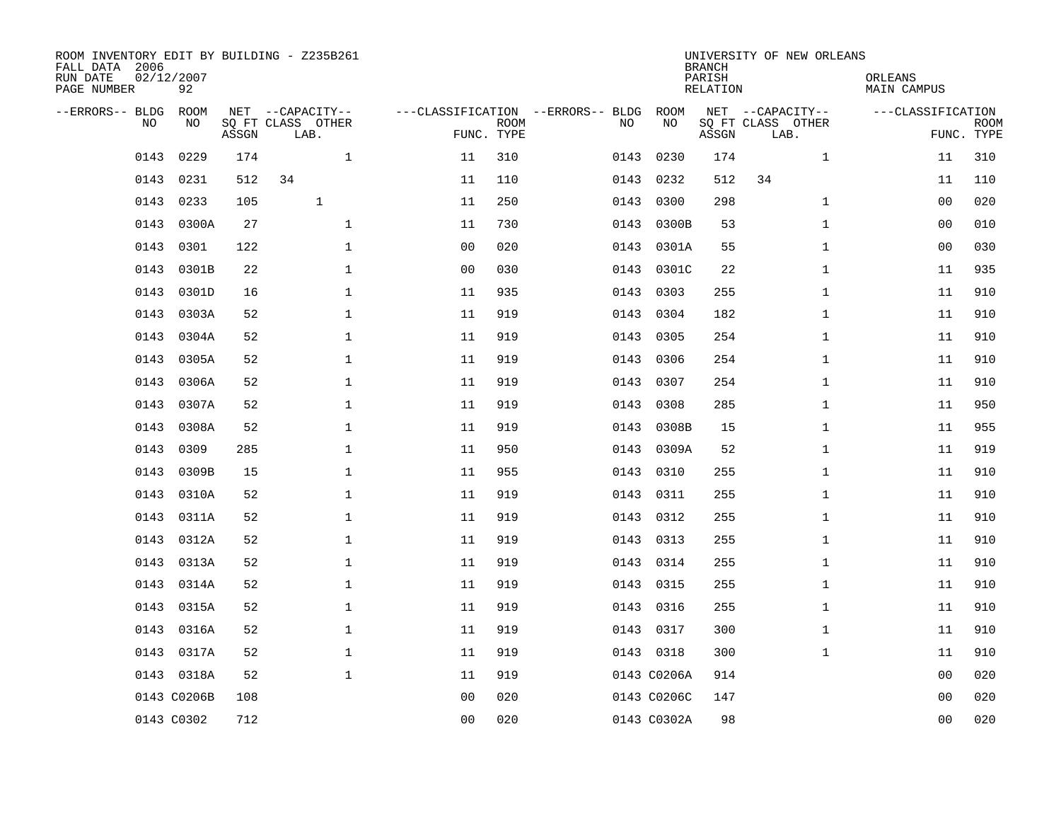ROOM INVENTORY EDIT BY BUILDING - Z235B261
FALL DATA 2006
RUN DATE 02/12/2007
PAGE NUMBER 92

UNIVERSITY OF NEW ORLEANS
BRANCH
PARISH ORLEANS
RELATION MAIN CAMPUS

| --ERRORS-- | BLDG NO | ROOM NO | NET SQ FT ASSGN | CAPACITY CLASS LAB. | CAPACITY OTHER | CLASSIFICATION FUNC. | ROOM TYPE | --ERRORS-- | BLDG NO | ROOM NO | NET SQ FT ASSGN | CAPACITY CLASS LAB. | CAPACITY OTHER | CLASSIFICATION FUNC. | ROOM TYPE |
|---|---|---|---|---|---|---|---|---|---|---|---|---|---|---|---|
| | 0143 | 0229 | 174 | | 1 | 11 | 310 | | 0143 | 0230 | 174 | | 1 | 11 | 310 |
| | 0143 | 0231 | 512 | 34 | | 11 | 110 | | 0143 | 0232 | 512 | 34 | | 11 | 110 |
| | 0143 | 0233 | 105 | 1 | | 11 | 250 | | 0143 | 0300 | 298 | | 1 | 00 | 020 |
| | 0143 | 0300A | 27 | | 1 | 11 | 730 | | 0143 | 0300B | 53 | | 1 | 00 | 010 |
| | 0143 | 0301 | 122 | | 1 | 00 | 020 | | 0143 | 0301A | 55 | | 1 | 00 | 030 |
| | 0143 | 0301B | 22 | | 1 | 00 | 030 | | 0143 | 0301C | 22 | | 1 | 11 | 935 |
| | 0143 | 0301D | 16 | | 1 | 11 | 935 | | 0143 | 0303 | 255 | | 1 | 11 | 910 |
| | 0143 | 0303A | 52 | | 1 | 11 | 919 | | 0143 | 0304 | 182 | | 1 | 11 | 910 |
| | 0143 | 0304A | 52 | | 1 | 11 | 919 | | 0143 | 0305 | 254 | | 1 | 11 | 910 |
| | 0143 | 0305A | 52 | | 1 | 11 | 919 | | 0143 | 0306 | 254 | | 1 | 11 | 910 |
| | 0143 | 0306A | 52 | | 1 | 11 | 919 | | 0143 | 0307 | 254 | | 1 | 11 | 910 |
| | 0143 | 0307A | 52 | | 1 | 11 | 919 | | 0143 | 0308 | 285 | | 1 | 11 | 950 |
| | 0143 | 0308A | 52 | | 1 | 11 | 919 | | 0143 | 0308B | 15 | | 1 | 11 | 955 |
| | 0143 | 0309 | 285 | | 1 | 11 | 950 | | 0143 | 0309A | 52 | | 1 | 11 | 919 |
| | 0143 | 0309B | 15 | | 1 | 11 | 955 | | 0143 | 0310 | 255 | | 1 | 11 | 910 |
| | 0143 | 0310A | 52 | | 1 | 11 | 919 | | 0143 | 0311 | 255 | | 1 | 11 | 910 |
| | 0143 | 0311A | 52 | | 1 | 11 | 919 | | 0143 | 0312 | 255 | | 1 | 11 | 910 |
| | 0143 | 0312A | 52 | | 1 | 11 | 919 | | 0143 | 0313 | 255 | | 1 | 11 | 910 |
| | 0143 | 0313A | 52 | | 1 | 11 | 919 | | 0143 | 0314 | 255 | | 1 | 11 | 910 |
| | 0143 | 0314A | 52 | | 1 | 11 | 919 | | 0143 | 0315 | 255 | | 1 | 11 | 910 |
| | 0143 | 0315A | 52 | | 1 | 11 | 919 | | 0143 | 0316 | 255 | | 1 | 11 | 910 |
| | 0143 | 0316A | 52 | | 1 | 11 | 919 | | 0143 | 0317 | 300 | | 1 | 11 | 910 |
| | 0143 | 0317A | 52 | | 1 | 11 | 919 | | 0143 | 0318 | 300 | | 1 | 11 | 910 |
| | 0143 | 0318A | 52 | | 1 | 11 | 919 | | 0143 | C0206A | 914 | | | 00 | 020 |
| | 0143 | C0206B | 108 | | | 00 | 020 | | 0143 | C0206C | 147 | | | 00 | 020 |
| | 0143 | C0302 | 712 | | | 00 | 020 | | 0143 | C0302A | 98 | | | 00 | 020 |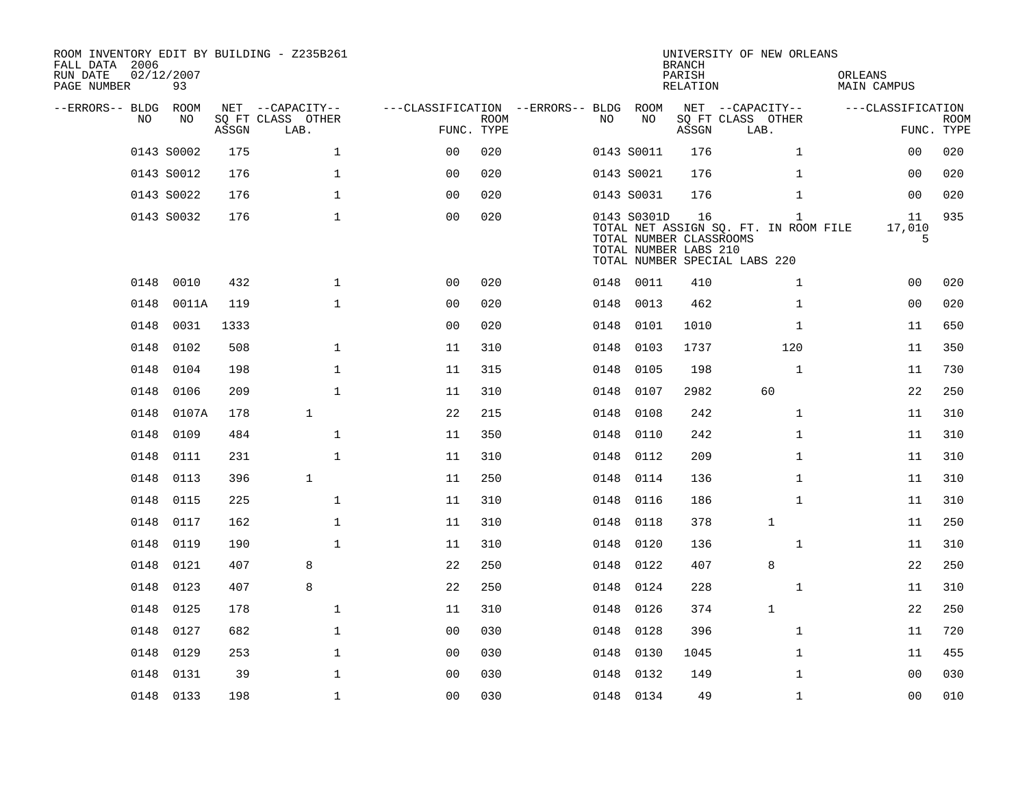ROOM INVENTORY EDIT BY BUILDING - Z235B261
FALL DATA 2006
RUN DATE 02/12/2007
PAGE NUMBER 93

UNIVERSITY OF NEW ORLEANS
BRANCH
PARISH ORLEANS
RELATION MAIN CAMPUS

| --ERRORS-- | BLDG NO | ROOM NO | NET SQ FT ASSGN | CAPACITY CLASS LAB. | CAPACITY OTHER | FUNC. | ROOM TYPE | --ERRORS-- | BLDG NO | ROOM NO | NET SQ FT ASSGN | CAPACITY CLASS LAB. | CAPACITY OTHER | FUNC. | ROOM TYPE |
|---|---|---|---|---|---|---|---|---|---|---|---|---|---|---|---|
| | 0143 | S0002 | 175 | | 1 | 00 | 020 | | 0143 | S0011 | 176 | | 1 | 00 | 020 |
| | 0143 | S0012 | 176 | | 1 | 00 | 020 | | 0143 | S0021 | 176 | | 1 | 00 | 020 |
| | 0143 | S0022 | 176 | | 1 | 00 | 020 | | 0143 | S0031 | 176 | | 1 | 00 | 020 |
| | 0143 | S0032 | 176 | | 1 | 00 | 020 | | 0143 | S0301D | 16 | | 1 | 11 | 935 |

TOTAL NET ASSIGN SQ. FT. IN ROOM FILE 17,010
TOTAL NUMBER CLASSROOMS 5
TOTAL NUMBER LABS 210
TOTAL NUMBER SPECIAL LABS 220

| --ERRORS-- | BLDG NO | ROOM NO | NET SQ FT ASSGN | CAPACITY CLASS LAB. | CAPACITY OTHER | FUNC. | ROOM TYPE | --ERRORS-- | BLDG NO | ROOM NO | NET SQ FT ASSGN | CAPACITY CLASS LAB. | CAPACITY OTHER | FUNC. | ROOM TYPE |
|---|---|---|---|---|---|---|---|---|---|---|---|---|---|---|---|
| | 0148 | 0010 | 432 | | 1 | 00 | 020 | | 0148 | 0011 | 410 | | 1 | 00 | 020 |
| | 0148 | 0011A | 119 | | 1 | 00 | 020 | | 0148 | 0013 | 462 | | 1 | 00 | 020 |
| | 0148 | 0031 | 1333 | | | 00 | 020 | | 0148 | 0101 | 1010 | | 1 | 11 | 650 |
| | 0148 | 0102 | 508 | | 1 | 11 | 310 | | 0148 | 0103 | 1737 | | 120 | 11 | 350 |
| | 0148 | 0104 | 198 | | 1 | 11 | 315 | | 0148 | 0105 | 198 | | 1 | 11 | 730 |
| | 0148 | 0106 | 209 | | 1 | 11 | 310 | | 0148 | 0107 | 2982 | 60 | | 22 | 250 |
| | 0148 | 0107A | 178 | 1 | | 22 | 215 | | 0148 | 0108 | 242 | | 1 | 11 | 310 |
| | 0148 | 0109 | 484 | | 1 | 11 | 350 | | 0148 | 0110 | 242 | | 1 | 11 | 310 |
| | 0148 | 0111 | 231 | | 1 | 11 | 310 | | 0148 | 0112 | 209 | | 1 | 11 | 310 |
| | 0148 | 0113 | 396 | 1 | | 11 | 250 | | 0148 | 0114 | 136 | | 1 | 11 | 310 |
| | 0148 | 0115 | 225 | | 1 | 11 | 310 | | 0148 | 0116 | 186 | | 1 | 11 | 310 |
| | 0148 | 0117 | 162 | | 1 | 11 | 310 | | 0148 | 0118 | 378 | 1 | | 11 | 250 |
| | 0148 | 0119 | 190 | | 1 | 11 | 310 | | 0148 | 0120 | 136 | | 1 | 11 | 310 |
| | 0148 | 0121 | 407 | 8 | | 22 | 250 | | 0148 | 0122 | 407 | 8 | | 22 | 250 |
| | 0148 | 0123 | 407 | 8 | | 22 | 250 | | 0148 | 0124 | 228 | | 1 | 11 | 310 |
| | 0148 | 0125 | 178 | | 1 | 11 | 310 | | 0148 | 0126 | 374 | 1 | | 22 | 250 |
| | 0148 | 0127 | 682 | | 1 | 00 | 030 | | 0148 | 0128 | 396 | | 1 | 11 | 720 |
| | 0148 | 0129 | 253 | | 1 | 00 | 030 | | 0148 | 0130 | 1045 | | 1 | 11 | 455 |
| | 0148 | 0131 | 39 | | 1 | 00 | 030 | | 0148 | 0132 | 149 | | 1 | 00 | 030 |
| | 0148 | 0133 | 198 | | 1 | 00 | 030 | | 0148 | 0134 | 49 | | 1 | 00 | 010 |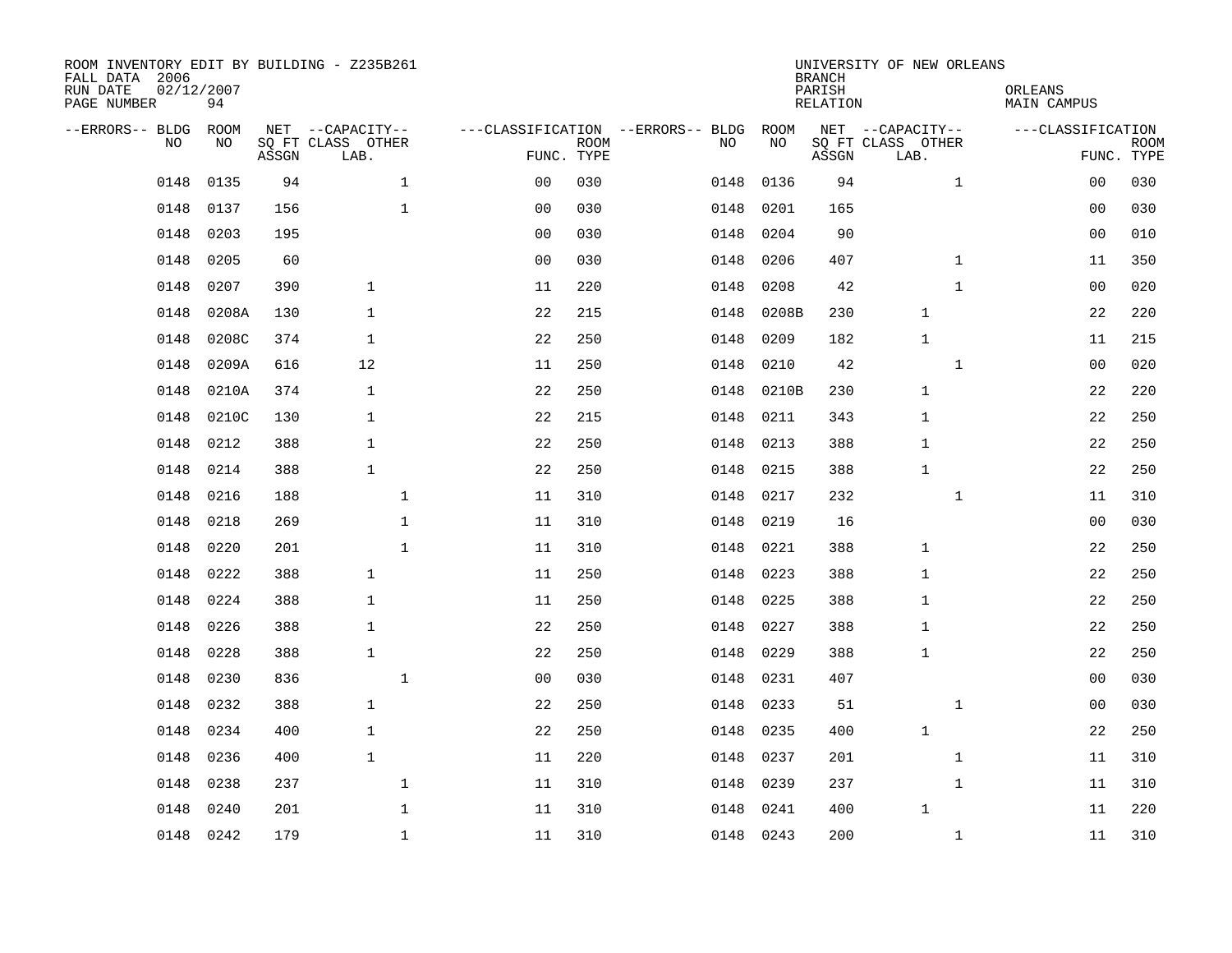ROOM INVENTORY EDIT BY BUILDING - Z235B261
FALL DATA 2006
RUN DATE 02/12/2007
PAGE NUMBER 94

UNIVERSITY OF NEW ORLEANS
BRANCH
PARISH ORLEANS
RELATION MAIN CAMPUS

| --ERRORS-- | BLDG NO | ROOM NO | NET SQ FT ASSGN | CAPACITY CLASS LAB. | CAPACITY OTHER | CLASSIFICATION FUNC. | ROOM TYPE | --ERRORS-- | BLDG NO | ROOM NO | NET SQ FT ASSGN | CAPACITY CLASS LAB. | CAPACITY OTHER | CLASSIFICATION FUNC. | ROOM TYPE |
|---|---|---|---|---|---|---|---|---|---|---|---|---|---|---|---|
| | 0148 | 0135 | 94 | | 1 | 00 | 030 | | 0148 | 0136 | 94 | | 1 | 00 | 030 |
| | 0148 | 0137 | 156 | | 1 | 00 | 030 | | 0148 | 0201 | 165 | | | 00 | 030 |
| | 0148 | 0203 | 195 | | | 00 | 030 | | 0148 | 0204 | 90 | | | 00 | 010 |
| | 0148 | 0205 | 60 | | | 00 | 030 | | 0148 | 0206 | 407 | | 1 | 11 | 350 |
| | 0148 | 0207 | 390 | 1 | | 11 | 220 | | 0148 | 0208 | 42 | | 1 | 00 | 020 |
| | 0148 | 0208A | 130 | 1 | | 22 | 215 | | 0148 | 0208B | 230 | 1 | | 22 | 220 |
| | 0148 | 0208C | 374 | 1 | | 22 | 250 | | 0148 | 0209 | 182 | 1 | | 11 | 215 |
| | 0148 | 0209A | 616 | 12 | | 11 | 250 | | 0148 | 0210 | 42 | | 1 | 00 | 020 |
| | 0148 | 0210A | 374 | 1 | | 22 | 250 | | 0148 | 0210B | 230 | 1 | | 22 | 220 |
| | 0148 | 0210C | 130 | 1 | | 22 | 215 | | 0148 | 0211 | 343 | 1 | | 22 | 250 |
| | 0148 | 0212 | 388 | 1 | | 22 | 250 | | 0148 | 0213 | 388 | 1 | | 22 | 250 |
| | 0148 | 0214 | 388 | 1 | | 22 | 250 | | 0148 | 0215 | 388 | 1 | | 22 | 250 |
| | 0148 | 0216 | 188 | | 1 | 11 | 310 | | 0148 | 0217 | 232 | | 1 | 11 | 310 |
| | 0148 | 0218 | 269 | | 1 | 11 | 310 | | 0148 | 0219 | 16 | | | 00 | 030 |
| | 0148 | 0220 | 201 | | 1 | 11 | 310 | | 0148 | 0221 | 388 | 1 | | 22 | 250 |
| | 0148 | 0222 | 388 | 1 | | 11 | 250 | | 0148 | 0223 | 388 | 1 | | 22 | 250 |
| | 0148 | 0224 | 388 | 1 | | 11 | 250 | | 0148 | 0225 | 388 | 1 | | 22 | 250 |
| | 0148 | 0226 | 388 | 1 | | 22 | 250 | | 0148 | 0227 | 388 | 1 | | 22 | 250 |
| | 0148 | 0228 | 388 | 1 | | 22 | 250 | | 0148 | 0229 | 388 | 1 | | 22 | 250 |
| | 0148 | 0230 | 836 | | 1 | 00 | 030 | | 0148 | 0231 | 407 | | | 00 | 030 |
| | 0148 | 0232 | 388 | 1 | | 22 | 250 | | 0148 | 0233 | 51 | | 1 | 00 | 030 |
| | 0148 | 0234 | 400 | 1 | | 22 | 250 | | 0148 | 0235 | 400 | 1 | | 22 | 250 |
| | 0148 | 0236 | 400 | 1 | | 11 | 220 | | 0148 | 0237 | 201 | | 1 | 11 | 310 |
| | 0148 | 0238 | 237 | | 1 | 11 | 310 | | 0148 | 0239 | 237 | | 1 | 11 | 310 |
| | 0148 | 0240 | 201 | | 1 | 11 | 310 | | 0148 | 0241 | 400 | 1 | | 11 | 220 |
| | 0148 | 0242 | 179 | | 1 | 11 | 310 | | 0148 | 0243 | 200 | | 1 | 11 | 310 |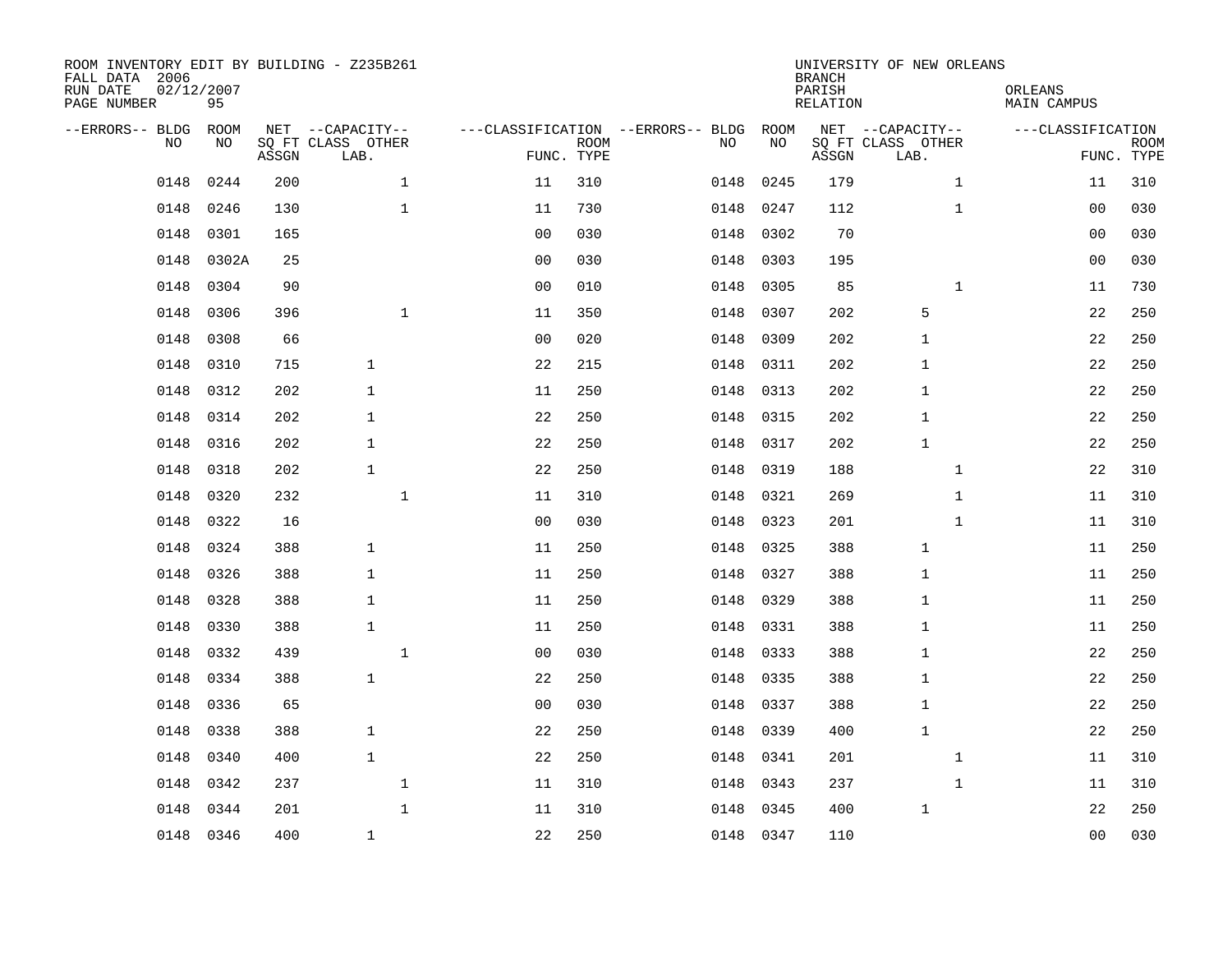ROOM INVENTORY EDIT BY BUILDING - Z235B261
FALL DATA 2006
RUN DATE 02/12/2007
PAGE NUMBER 95

UNIVERSITY OF NEW ORLEANS
BRANCH
PARISH ORLEANS
RELATION MAIN CAMPUS

| --ERRORS-- | BLDG NO | ROOM NO | NET SQ FT ASSGN | CAPACITY CLASS LAB. | CAPACITY OTHER | CLASSIFICATION FUNC. | ROOM TYPE | --ERRORS-- | BLDG NO | ROOM NO | NET SQ FT ASSGN | CAPACITY CLASS LAB. | CAPACITY OTHER | CLASSIFICATION FUNC. | ROOM TYPE |
|---|---|---|---|---|---|---|---|---|---|---|---|---|---|---|---|
| | 0148 | 0244 | 200 | | 1 | 11 | 310 | | 0148 | 0245 | 179 | | 1 | 11 | 310 |
| | 0148 | 0246 | 130 | | 1 | 11 | 730 | | 0148 | 0247 | 112 | | 1 | 00 | 030 |
| | 0148 | 0301 | 165 | | | 00 | 030 | | 0148 | 0302 | 70 | | | 00 | 030 |
| | 0148 | 0302A | 25 | | | 00 | 030 | | 0148 | 0303 | 195 | | | 00 | 030 |
| | 0148 | 0304 | 90 | | | 00 | 010 | | 0148 | 0305 | 85 | | 1 | 11 | 730 |
| | 0148 | 0306 | 396 | | 1 | 11 | 350 | | 0148 | 0307 | 202 | 5 | | 22 | 250 |
| | 0148 | 0308 | 66 | | | 00 | 020 | | 0148 | 0309 | 202 | 1 | | 22 | 250 |
| | 0148 | 0310 | 715 | 1 | | 22 | 215 | | 0148 | 0311 | 202 | 1 | | 22 | 250 |
| | 0148 | 0312 | 202 | 1 | | 11 | 250 | | 0148 | 0313 | 202 | 1 | | 22 | 250 |
| | 0148 | 0314 | 202 | 1 | | 22 | 250 | | 0148 | 0315 | 202 | 1 | | 22 | 250 |
| | 0148 | 0316 | 202 | 1 | | 22 | 250 | | 0148 | 0317 | 202 | 1 | | 22 | 250 |
| | 0148 | 0318 | 202 | 1 | | 22 | 250 | | 0148 | 0319 | 188 | | 1 | 22 | 310 |
| | 0148 | 0320 | 232 | | 1 | 11 | 310 | | 0148 | 0321 | 269 | | 1 | 11 | 310 |
| | 0148 | 0322 | 16 | | | 00 | 030 | | 0148 | 0323 | 201 | | 1 | 11 | 310 |
| | 0148 | 0324 | 388 | 1 | | 11 | 250 | | 0148 | 0325 | 388 | 1 | | 11 | 250 |
| | 0148 | 0326 | 388 | 1 | | 11 | 250 | | 0148 | 0327 | 388 | 1 | | 11 | 250 |
| | 0148 | 0328 | 388 | 1 | | 11 | 250 | | 0148 | 0329 | 388 | 1 | | 11 | 250 |
| | 0148 | 0330 | 388 | 1 | | 11 | 250 | | 0148 | 0331 | 388 | 1 | | 11 | 250 |
| | 0148 | 0332 | 439 | | 1 | 00 | 030 | | 0148 | 0333 | 388 | 1 | | 22 | 250 |
| | 0148 | 0334 | 388 | 1 | | 22 | 250 | | 0148 | 0335 | 388 | 1 | | 22 | 250 |
| | 0148 | 0336 | 65 | | | 00 | 030 | | 0148 | 0337 | 388 | 1 | | 22 | 250 |
| | 0148 | 0338 | 388 | 1 | | 22 | 250 | | 0148 | 0339 | 400 | 1 | | 22 | 250 |
| | 0148 | 0340 | 400 | 1 | | 22 | 250 | | 0148 | 0341 | 201 | | 1 | 11 | 310 |
| | 0148 | 0342 | 237 | | 1 | 11 | 310 | | 0148 | 0343 | 237 | | 1 | 11 | 310 |
| | 0148 | 0344 | 201 | | 1 | 11 | 310 | | 0148 | 0345 | 400 | 1 | | 22 | 250 |
| | 0148 | 0346 | 400 | 1 | | 22 | 250 | | 0148 | 0347 | 110 | | | 00 | 030 |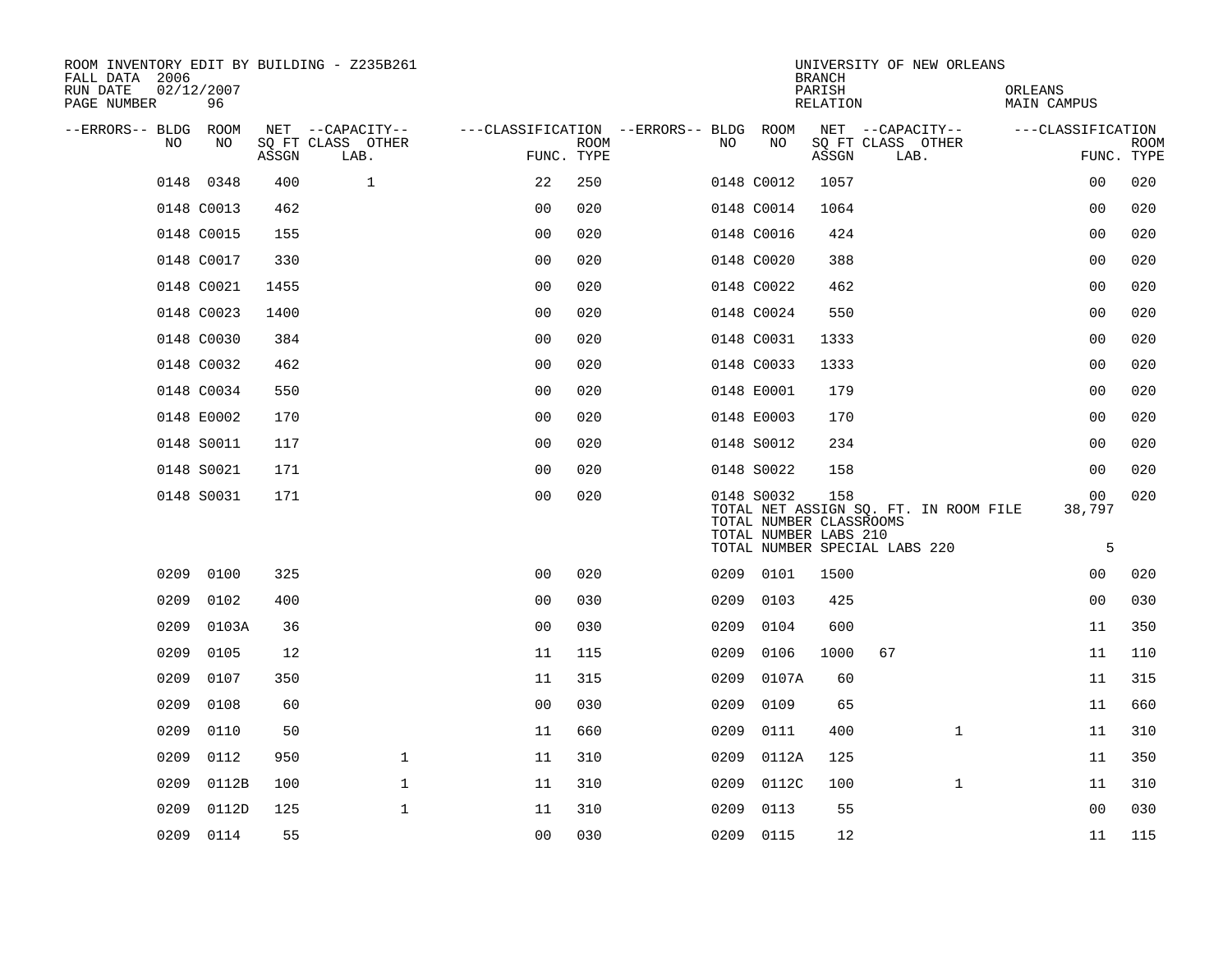ROOM INVENTORY EDIT BY BUILDING - Z235B261
FALL DATA 2006
RUN DATE 02/12/2007
PAGE NUMBER 96

UNIVERSITY OF NEW ORLEANS
BRANCH
PARISH ORLEANS
RELATION MAIN CAMPUS

| --ERRORS-- | BLDG NO | ROOM NO | NET SQ FT ASSGN | CAPACITY CLASS LAB. | CAPACITY OTHER | CLASSIFICATION FUNC. | ROOM TYPE | --ERRORS-- | BLDG NO | ROOM NO | NET SQ FT ASSGN | CAPACITY CLASS LAB. | CAPACITY OTHER | CLASSIFICATION FUNC. | ROOM TYPE |
|---|---|---|---|---|---|---|---|---|---|---|---|---|---|---|---|
| | 0148 | 0348 | 400 | 1 | | 22 | 250 | | 0148 | C0012 | 1057 | | | 00 | 020 |
| | 0148 | C0013 | 462 | | | 00 | 020 | | 0148 | C0014 | 1064 | | | 00 | 020 |
| | 0148 | C0015 | 155 | | | 00 | 020 | | 0148 | C0016 | 424 | | | 00 | 020 |
| | 0148 | C0017 | 330 | | | 00 | 020 | | 0148 | C0020 | 388 | | | 00 | 020 |
| | 0148 | C0021 | 1455 | | | 00 | 020 | | 0148 | C0022 | 462 | | | 00 | 020 |
| | 0148 | C0023 | 1400 | | | 00 | 020 | | 0148 | C0024 | 550 | | | 00 | 020 |
| | 0148 | C0030 | 384 | | | 00 | 020 | | 0148 | C0031 | 1333 | | | 00 | 020 |
| | 0148 | C0032 | 462 | | | 00 | 020 | | 0148 | C0033 | 1333 | | | 00 | 020 |
| | 0148 | C0034 | 550 | | | 00 | 020 | | 0148 | E0001 | 179 | | | 00 | 020 |
| | 0148 | E0002 | 170 | | | 00 | 020 | | 0148 | E0003 | 170 | | | 00 | 020 |
| | 0148 | S0011 | 117 | | | 00 | 020 | | 0148 | S0012 | 234 | | | 00 | 020 |
| | 0148 | S0021 | 171 | | | 00 | 020 | | 0148 | S0022 | 158 | | | 00 | 020 |
| | 0148 | S0031 | 171 | | | 00 | 020 | | 0148 | S0032 | 158 | | | 00 | 020 |

TOTAL NET ASSIGN SQ. FT. IN ROOM FILE 38,797
TOTAL NUMBER CLASSROOMS
TOTAL NUMBER LABS 210
TOTAL NUMBER SPECIAL LABS 220 5

| --ERRORS-- | BLDG NO | ROOM NO | NET SQ FT ASSGN | CAPACITY CLASS LAB. | CAPACITY OTHER | CLASSIFICATION FUNC. | ROOM TYPE | --ERRORS-- | BLDG NO | ROOM NO | NET SQ FT ASSGN | CAPACITY CLASS LAB. | CAPACITY OTHER | CLASSIFICATION FUNC. | ROOM TYPE |
|---|---|---|---|---|---|---|---|---|---|---|---|---|---|---|---|
| | 0209 | 0100 | 325 | | | 00 | 020 | | 0209 | 0101 | 1500 | | | 00 | 020 |
| | 0209 | 0102 | 400 | | | 00 | 030 | | 0209 | 0103 | 425 | | | 00 | 030 |
| | 0209 | 0103A | 36 | | | 00 | 030 | | 0209 | 0104 | 600 | | | 11 | 350 |
| | 0209 | 0105 | 12 | | | 11 | 115 | | 0209 | 0106 | 1000 | 67 | | 11 | 110 |
| | 0209 | 0107 | 350 | | | 11 | 315 | | 0209 | 0107A | 60 | | | 11 | 315 |
| | 0209 | 0108 | 60 | | | 00 | 030 | | 0209 | 0109 | 65 | | | 11 | 660 |
| | 0209 | 0110 | 50 | | | 11 | 660 | | 0209 | 0111 | 400 | | 1 | 11 | 310 |
| | 0209 | 0112 | 950 | | 1 | 11 | 310 | | 0209 | 0112A | 125 | | | 11 | 350 |
| | 0209 | 0112B | 100 | | 1 | 11 | 310 | | 0209 | 0112C | 100 | | 1 | 11 | 310 |
| | 0209 | 0112D | 125 | | 1 | 11 | 310 | | 0209 | 0113 | 55 | | | 00 | 030 |
| | 0209 | 0114 | 55 | | | 00 | 030 | | 0209 | 0115 | 12 | | | 11 | 115 |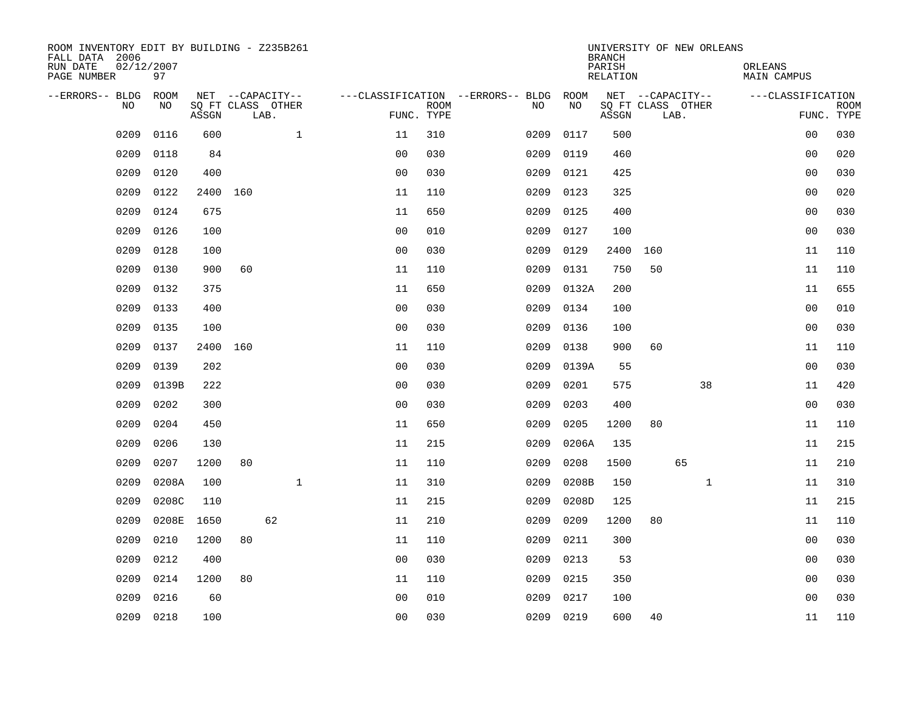ROOM INVENTORY EDIT BY BUILDING - Z235B261
FALL DATA 2006
RUN DATE 02/12/2007
PAGE NUMBER 97

UNIVERSITY OF NEW ORLEANS
BRANCH
PARISH ORLEANS
RELATION MAIN CAMPUS

| --ERRORS-- | BLDG NO | ROOM NO | NET ASSGN SQ FT | CAPACITY CLASS | CAPACITY LAB. | CAPACITY OTHER | CLASSIFICATION FUNC. | ROOM TYPE | --ERRORS-- | BLDG NO | ROOM NO | NET ASSGN SQ FT | CAPACITY CLASS | CAPACITY LAB. | CAPACITY OTHER | CLASSIFICATION FUNC. | ROOM TYPE |
|---|---|---|---|---|---|---|---|---|---|---|---|---|---|---|---|---|---|
| | 0209 | 0116 | 600 | | | 1 | 11 | 310 | | 0209 | 0117 | 500 | | | | 00 | 030 |
| | 0209 | 0118 | 84 | | | | 00 | 030 | | 0209 | 0119 | 460 | | | | 00 | 020 |
| | 0209 | 0120 | 400 | | | | 00 | 030 | | 0209 | 0121 | 425 | | | | 00 | 030 |
| | 0209 | 0122 | 2400 | 160 | | | 11 | 110 | | 0209 | 0123 | 325 | | | | 00 | 020 |
| | 0209 | 0124 | 675 | | | | 11 | 650 | | 0209 | 0125 | 400 | | | | 00 | 030 |
| | 0209 | 0126 | 100 | | | | 00 | 010 | | 0209 | 0127 | 100 | | | | 00 | 030 |
| | 0209 | 0128 | 100 | | | | 00 | 030 | | 0209 | 0129 | 2400 | 160 | | | 11 | 110 |
| | 0209 | 0130 | 900 | 60 | | | 11 | 110 | | 0209 | 0131 | 750 | 50 | | | 11 | 110 |
| | 0209 | 0132 | 375 | | | | 11 | 650 | | 0209 | 0132A | 200 | | | | 11 | 655 |
| | 0209 | 0133 | 400 | | | | 00 | 030 | | 0209 | 0134 | 100 | | | | 00 | 010 |
| | 0209 | 0135 | 100 | | | | 00 | 030 | | 0209 | 0136 | 100 | | | | 00 | 030 |
| | 0209 | 0137 | 2400 | 160 | | | 11 | 110 | | 0209 | 0138 | 900 | 60 | | | 11 | 110 |
| | 0209 | 0139 | 202 | | | | 00 | 030 | | 0209 | 0139A | 55 | | | | 00 | 030 |
| | 0209 | 0139B | 222 | | | | 00 | 030 | | 0209 | 0201 | 575 | | | 38 | 11 | 420 |
| | 0209 | 0202 | 300 | | | | 00 | 030 | | 0209 | 0203 | 400 | | | | 00 | 030 |
| | 0209 | 0204 | 450 | | | | 11 | 650 | | 0209 | 0205 | 1200 | 80 | | | 11 | 110 |
| | 0209 | 0206 | 130 | | | | 11 | 215 | | 0209 | 0206A | 135 | | | | 11 | 215 |
| | 0209 | 0207 | 1200 | 80 | | | 11 | 110 | | 0209 | 0208 | 1500 | | 65 | | 11 | 210 |
| | 0209 | 0208A | 100 | | | 1 | 11 | 310 | | 0209 | 0208B | 150 | | | 1 | 11 | 310 |
| | 0209 | 0208C | 110 | | | | 11 | 215 | | 0209 | 0208D | 125 | | | | 11 | 215 |
| | 0209 | 0208E | 1650 | | 62 | | 11 | 210 | | 0209 | 0209 | 1200 | 80 | | | 11 | 110 |
| | 0209 | 0210 | 1200 | 80 | | | 11 | 110 | | 0209 | 0211 | 300 | | | | 00 | 030 |
| | 0209 | 0212 | 400 | | | | 00 | 030 | | 0209 | 0213 | 53 | | | | 00 | 030 |
| | 0209 | 0214 | 1200 | 80 | | | 11 | 110 | | 0209 | 0215 | 350 | | | | 00 | 030 |
| | 0209 | 0216 | 60 | | | | 00 | 010 | | 0209 | 0217 | 100 | | | | 00 | 030 |
| | 0209 | 0218 | 100 | | | | 00 | 030 | | 0209 | 0219 | 600 | 40 | | | 11 | 110 |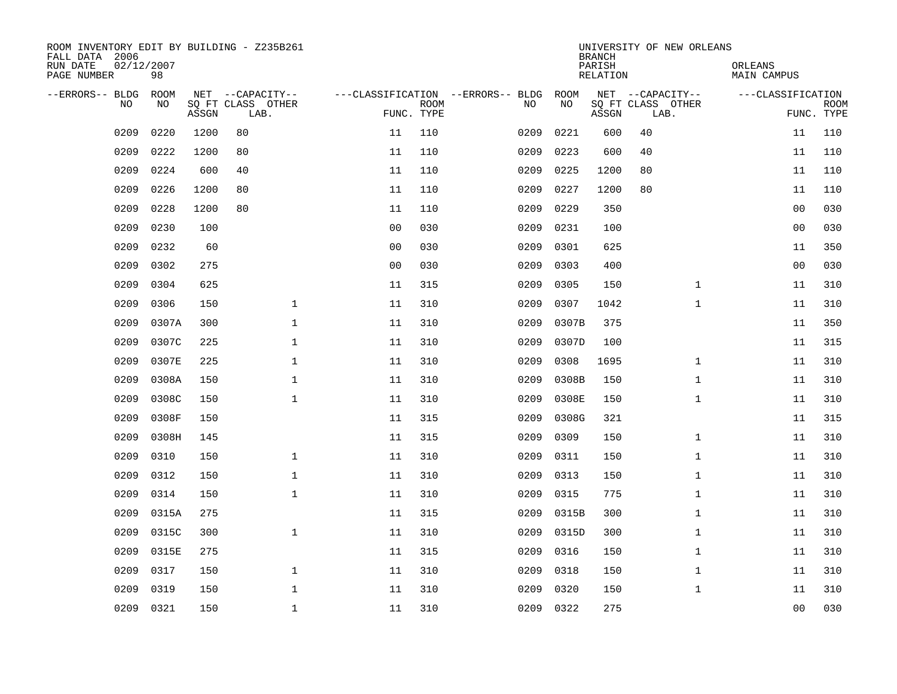ROOM INVENTORY EDIT BY BUILDING - Z235B261
FALL DATA 2006
RUN DATE 02/12/2007
PAGE NUMBER 98

UNIVERSITY OF NEW ORLEANS
BRANCH
PARISH ORLEANS
RELATION MAIN CAMPUS

| --ERRORS-- | BLDG NO | ROOM NO | NET SQ FT ASSGN | --CAPACITY-- CLASS LAB. | OTHER | ---CLASSIFICATION FUNC. | ROOM TYPE | --ERRORS-- | BLDG NO | ROOM NO | NET SQ FT ASSGN | --CAPACITY-- CLASS LAB. | OTHER | ---CLASSIFICATION FUNC. | ROOM TYPE |
|---|---|---|---|---|---|---|---|---|---|---|---|---|---|---|---|
| | 0209 | 0220 | 1200 | 80 | | 11 | 110 | | 0209 | 0221 | 600 | 40 | | 11 | 110 |
| | 0209 | 0222 | 1200 | 80 | | 11 | 110 | | 0209 | 0223 | 600 | 40 | | 11 | 110 |
| | 0209 | 0224 | 600 | 40 | | 11 | 110 | | 0209 | 0225 | 1200 | 80 | | 11 | 110 |
| | 0209 | 0226 | 1200 | 80 | | 11 | 110 | | 0209 | 0227 | 1200 | 80 | | 11 | 110 |
| | 0209 | 0228 | 1200 | 80 | | 11 | 110 | | 0209 | 0229 | 350 | | | 00 | 030 |
| | 0209 | 0230 | 100 | | | 00 | 030 | | 0209 | 0231 | 100 | | | 00 | 030 |
| | 0209 | 0232 | 60 | | | 00 | 030 | | 0209 | 0301 | 625 | | | 11 | 350 |
| | 0209 | 0302 | 275 | | | 00 | 030 | | 0209 | 0303 | 400 | | | 00 | 030 |
| | 0209 | 0304 | 625 | | | 11 | 315 | | 0209 | 0305 | 150 | | 1 | 11 | 310 |
| | 0209 | 0306 | 150 | | 1 | 11 | 310 | | 0209 | 0307 | 1042 | | 1 | 11 | 310 |
| | 0209 | 0307A | 300 | | 1 | 11 | 310 | | 0209 | 0307B | 375 | | | 11 | 350 |
| | 0209 | 0307C | 225 | | 1 | 11 | 310 | | 0209 | 0307D | 100 | | | 11 | 315 |
| | 0209 | 0307E | 225 | | 1 | 11 | 310 | | 0209 | 0308 | 1695 | | 1 | 11 | 310 |
| | 0209 | 0308A | 150 | | 1 | 11 | 310 | | 0209 | 0308B | 150 | | 1 | 11 | 310 |
| | 0209 | 0308C | 150 | | 1 | 11 | 310 | | 0209 | 0308E | 150 | | 1 | 11 | 310 |
| | 0209 | 0308F | 150 | | | 11 | 315 | | 0209 | 0308G | 321 | | | 11 | 315 |
| | 0209 | 0308H | 145 | | | 11 | 315 | | 0209 | 0309 | 150 | | 1 | 11 | 310 |
| | 0209 | 0310 | 150 | | 1 | 11 | 310 | | 0209 | 0311 | 150 | | 1 | 11 | 310 |
| | 0209 | 0312 | 150 | | 1 | 11 | 310 | | 0209 | 0313 | 150 | | 1 | 11 | 310 |
| | 0209 | 0314 | 150 | | 1 | 11 | 310 | | 0209 | 0315 | 775 | | 1 | 11 | 310 |
| | 0209 | 0315A | 275 | | | 11 | 315 | | 0209 | 0315B | 300 | | 1 | 11 | 310 |
| | 0209 | 0315C | 300 | | 1 | 11 | 310 | | 0209 | 0315D | 300 | | 1 | 11 | 310 |
| | 0209 | 0315E | 275 | | | 11 | 315 | | 0209 | 0316 | 150 | | 1 | 11 | 310 |
| | 0209 | 0317 | 150 | | 1 | 11 | 310 | | 0209 | 0318 | 150 | | 1 | 11 | 310 |
| | 0209 | 0319 | 150 | | 1 | 11 | 310 | | 0209 | 0320 | 150 | | 1 | 11 | 310 |
| | 0209 | 0321 | 150 | | 1 | 11 | 310 | | 0209 | 0322 | 275 | | | 00 | 030 |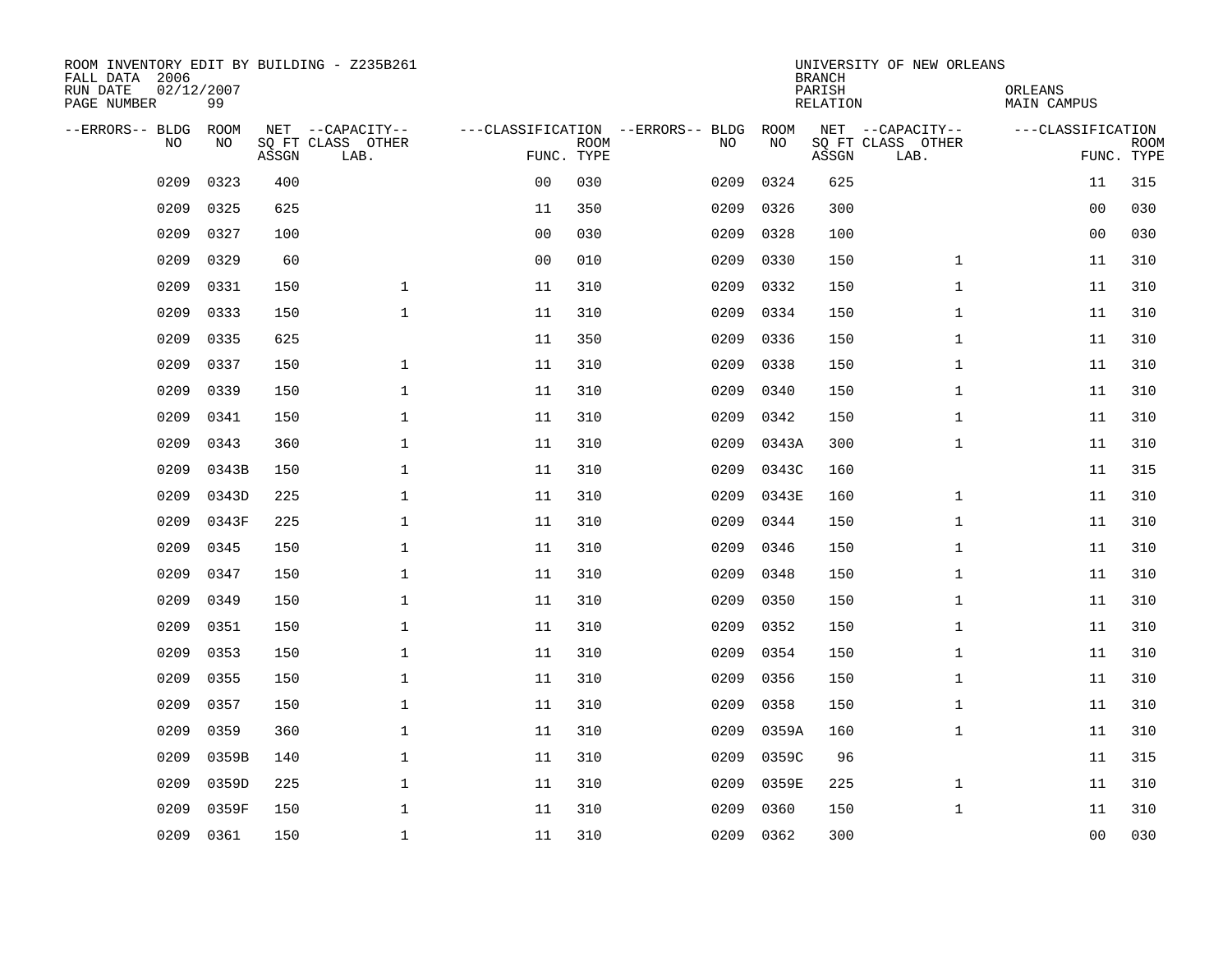ROOM INVENTORY EDIT BY BUILDING - Z235B261
FALL DATA 2006
RUN DATE 02/12/2007
PAGE NUMBER 99

UNIVERSITY OF NEW ORLEANS
BRANCH
PARISH ORLEANS
RELATION MAIN CAMPUS

| --ERRORS-- | BLDG NO | ROOM NO | NET SQ FT ASSGN | --CAPACITY-- CLASS | LAB. | OTHER | ---CLASSIFICATION FUNC. | ROOM TYPE | --ERRORS-- | BLDG NO | ROOM NO | NET SQ FT ASSGN | --CAPACITY-- CLASS | LAB. | OTHER | ---CLASSIFICATION FUNC. | ROOM TYPE |
|---|---|---|---|---|---|---|---|---|---|---|---|---|---|---|---|---|---|
| | 0209 | 0323 | 400 | | | | 00 | 030 | | 0209 | 0324 | 625 | | | | 11 | 315 |
| | 0209 | 0325 | 625 | | | | 11 | 350 | | 0209 | 0326 | 300 | | | | 00 | 030 |
| | 0209 | 0327 | 100 | | | | 00 | 030 | | 0209 | 0328 | 100 | | | | 00 | 030 |
| | 0209 | 0329 | 60 | | | | 00 | 010 | | 0209 | 0330 | 150 | | | 1 | 11 | 310 |
| | 0209 | 0331 | 150 | | | 1 | 11 | 310 | | 0209 | 0332 | 150 | | | 1 | 11 | 310 |
| | 0209 | 0333 | 150 | | | 1 | 11 | 310 | | 0209 | 0334 | 150 | | | 1 | 11 | 310 |
| | 0209 | 0335 | 625 | | | | 11 | 350 | | 0209 | 0336 | 150 | | | 1 | 11 | 310 |
| | 0209 | 0337 | 150 | | | 1 | 11 | 310 | | 0209 | 0338 | 150 | | | 1 | 11 | 310 |
| | 0209 | 0339 | 150 | | | 1 | 11 | 310 | | 0209 | 0340 | 150 | | | 1 | 11 | 310 |
| | 0209 | 0341 | 150 | | | 1 | 11 | 310 | | 0209 | 0342 | 150 | | | 1 | 11 | 310 |
| | 0209 | 0343 | 360 | | | 1 | 11 | 310 | | 0209 | 0343A | 300 | | | 1 | 11 | 310 |
| | 0209 | 0343B | 150 | | | 1 | 11 | 310 | | 0209 | 0343C | 160 | | | | 11 | 315 |
| | 0209 | 0343D | 225 | | | 1 | 11 | 310 | | 0209 | 0343E | 160 | | | 1 | 11 | 310 |
| | 0209 | 0343F | 225 | | | 1 | 11 | 310 | | 0209 | 0344 | 150 | | | 1 | 11 | 310 |
| | 0209 | 0345 | 150 | | | 1 | 11 | 310 | | 0209 | 0346 | 150 | | | 1 | 11 | 310 |
| | 0209 | 0347 | 150 | | | 1 | 11 | 310 | | 0209 | 0348 | 150 | | | 1 | 11 | 310 |
| | 0209 | 0349 | 150 | | | 1 | 11 | 310 | | 0209 | 0350 | 150 | | | 1 | 11 | 310 |
| | 0209 | 0351 | 150 | | | 1 | 11 | 310 | | 0209 | 0352 | 150 | | | 1 | 11 | 310 |
| | 0209 | 0353 | 150 | | | 1 | 11 | 310 | | 0209 | 0354 | 150 | | | 1 | 11 | 310 |
| | 0209 | 0355 | 150 | | | 1 | 11 | 310 | | 0209 | 0356 | 150 | | | 1 | 11 | 310 |
| | 0209 | 0357 | 150 | | | 1 | 11 | 310 | | 0209 | 0358 | 150 | | | 1 | 11 | 310 |
| | 0209 | 0359 | 360 | | | 1 | 11 | 310 | | 0209 | 0359A | 160 | | | 1 | 11 | 310 |
| | 0209 | 0359B | 140 | | | 1 | 11 | 310 | | 0209 | 0359C | 96 | | | | 11 | 315 |
| | 0209 | 0359D | 225 | | | 1 | 11 | 310 | | 0209 | 0359E | 225 | | | 1 | 11 | 310 |
| | 0209 | 0359F | 150 | | | 1 | 11 | 310 | | 0209 | 0360 | 150 | | | 1 | 11 | 310 |
| | 0209 | 0361 | 150 | | | 1 | 11 | 310 | | 0209 | 0362 | 300 | | | | 00 | 030 |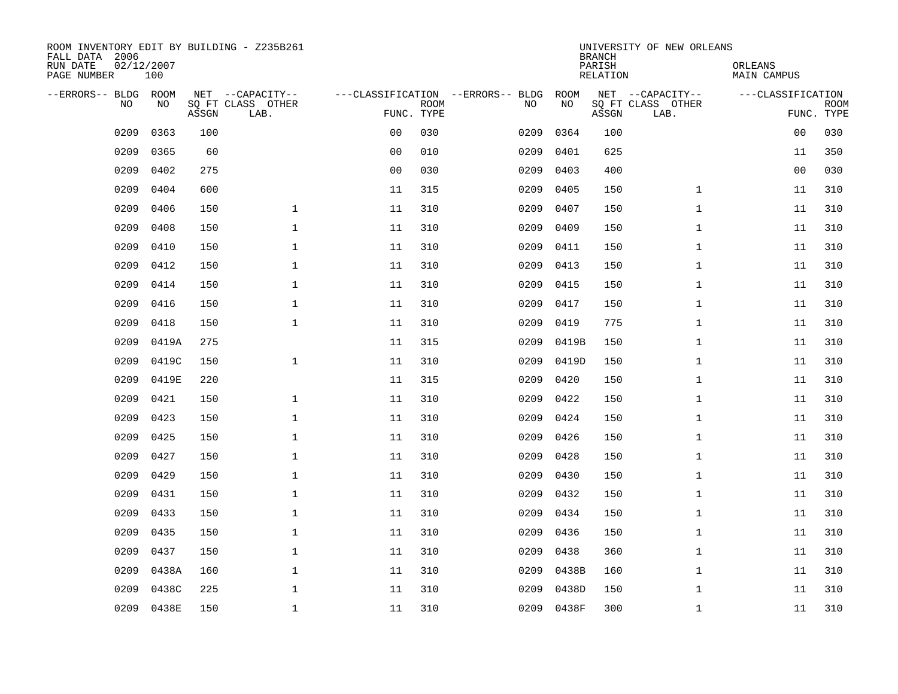ROOM INVENTORY EDIT BY BUILDING - Z235B261
FALL DATA 2006
RUN DATE 02/12/2007
PAGE NUMBER 100

UNIVERSITY OF NEW ORLEANS
BRANCH
PARISH ORLEANS
RELATION MAIN CAMPUS

| --ERRORS-- | BLDG NO | ROOM NO | NET SQ FT ASSGN | --CAPACITY-- CLASS LAB. | OTHER | ---CLASSIFICATION FUNC. | ROOM TYPE | --ERRORS-- | BLDG NO | ROOM NO | NET SQ FT ASSGN | --CAPACITY-- CLASS LAB. | OTHER | ---CLASSIFICATION FUNC. | ROOM TYPE |
|---|---|---|---|---|---|---|---|---|---|---|---|---|---|---|---|
| | 0209 | 0363 | 100 | | | 00 | 030 | | 0209 | 0364 | 100 | | | 00 | 030 |
| | 0209 | 0365 | 60 | | | 00 | 010 | | 0209 | 0401 | 625 | | | 11 | 350 |
| | 0209 | 0402 | 275 | | | 00 | 030 | | 0209 | 0403 | 400 | | | 00 | 030 |
| | 0209 | 0404 | 600 | | | 11 | 315 | | 0209 | 0405 | 150 | | 1 | 11 | 310 |
| | 0209 | 0406 | 150 | | 1 | 11 | 310 | | 0209 | 0407 | 150 | | 1 | 11 | 310 |
| | 0209 | 0408 | 150 | | 1 | 11 | 310 | | 0209 | 0409 | 150 | | 1 | 11 | 310 |
| | 0209 | 0410 | 150 | | 1 | 11 | 310 | | 0209 | 0411 | 150 | | 1 | 11 | 310 |
| | 0209 | 0412 | 150 | | 1 | 11 | 310 | | 0209 | 0413 | 150 | | 1 | 11 | 310 |
| | 0209 | 0414 | 150 | | 1 | 11 | 310 | | 0209 | 0415 | 150 | | 1 | 11 | 310 |
| | 0209 | 0416 | 150 | | 1 | 11 | 310 | | 0209 | 0417 | 150 | | 1 | 11 | 310 |
| | 0209 | 0418 | 150 | | 1 | 11 | 310 | | 0209 | 0419 | 775 | | 1 | 11 | 310 |
| | 0209 | 0419A | 275 | | | 11 | 315 | | 0209 | 0419B | 150 | | 1 | 11 | 310 |
| | 0209 | 0419C | 150 | | 1 | 11 | 310 | | 0209 | 0419D | 150 | | 1 | 11 | 310 |
| | 0209 | 0419E | 220 | | | 11 | 315 | | 0209 | 0420 | 150 | | 1 | 11 | 310 |
| | 0209 | 0421 | 150 | | 1 | 11 | 310 | | 0209 | 0422 | 150 | | 1 | 11 | 310 |
| | 0209 | 0423 | 150 | | 1 | 11 | 310 | | 0209 | 0424 | 150 | | 1 | 11 | 310 |
| | 0209 | 0425 | 150 | | 1 | 11 | 310 | | 0209 | 0426 | 150 | | 1 | 11 | 310 |
| | 0209 | 0427 | 150 | | 1 | 11 | 310 | | 0209 | 0428 | 150 | | 1 | 11 | 310 |
| | 0209 | 0429 | 150 | | 1 | 11 | 310 | | 0209 | 0430 | 150 | | 1 | 11 | 310 |
| | 0209 | 0431 | 150 | | 1 | 11 | 310 | | 0209 | 0432 | 150 | | 1 | 11 | 310 |
| | 0209 | 0433 | 150 | | 1 | 11 | 310 | | 0209 | 0434 | 150 | | 1 | 11 | 310 |
| | 0209 | 0435 | 150 | | 1 | 11 | 310 | | 0209 | 0436 | 150 | | 1 | 11 | 310 |
| | 0209 | 0437 | 150 | | 1 | 11 | 310 | | 0209 | 0438 | 360 | | 1 | 11 | 310 |
| | 0209 | 0438A | 160 | | 1 | 11 | 310 | | 0209 | 0438B | 160 | | 1 | 11 | 310 |
| | 0209 | 0438C | 225 | | 1 | 11 | 310 | | 0209 | 0438D | 150 | | 1 | 11 | 310 |
| | 0209 | 0438E | 150 | | 1 | 11 | 310 | | 0209 | 0438F | 300 | | 1 | 11 | 310 |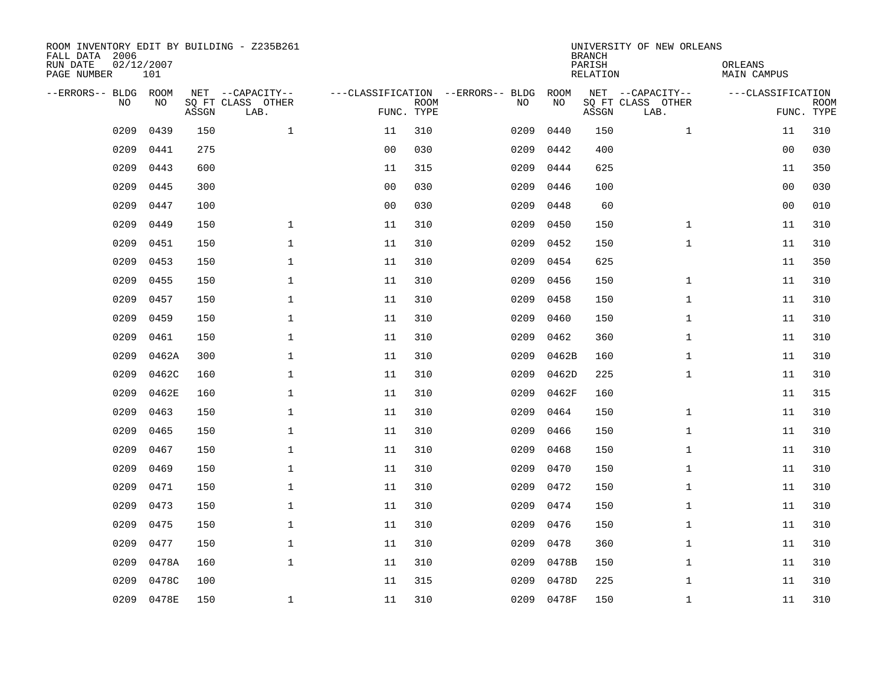ROOM INVENTORY EDIT BY BUILDING - Z235B261
FALL DATA 2006
RUN DATE 02/12/2007
PAGE NUMBER 101

UNIVERSITY OF NEW ORLEANS
BRANCH
PARISH ORLEANS
RELATION MAIN CAMPUS

| --ERRORS-- | BLDG NO | ROOM NO | NET SQ FT ASSGN | --CAPACITY-- CLASS LAB. | OTHER | ---CLASSIFICATION FUNC. | ROOM TYPE | --ERRORS-- | BLDG NO | ROOM NO | NET SQ FT ASSGN | --CAPACITY-- CLASS LAB. | OTHER | ---CLASSIFICATION FUNC. | ROOM TYPE |
|---|---|---|---|---|---|---|---|---|---|---|---|---|---|---|---|
| | 0209 | 0439 | 150 | | 1 | 11 | 310 | | 0209 | 0440 | 150 | | 1 | 11 | 310 |
| | 0209 | 0441 | 275 | | | 00 | 030 | | 0209 | 0442 | 400 | | | 00 | 030 |
| | 0209 | 0443 | 600 | | | 11 | 315 | | 0209 | 0444 | 625 | | | 11 | 350 |
| | 0209 | 0445 | 300 | | | 00 | 030 | | 0209 | 0446 | 100 | | | 00 | 030 |
| | 0209 | 0447 | 100 | | | 00 | 030 | | 0209 | 0448 | 60 | | | 00 | 010 |
| | 0209 | 0449 | 150 | | 1 | 11 | 310 | | 0209 | 0450 | 150 | | 1 | 11 | 310 |
| | 0209 | 0451 | 150 | | 1 | 11 | 310 | | 0209 | 0452 | 150 | | 1 | 11 | 310 |
| | 0209 | 0453 | 150 | | 1 | 11 | 310 | | 0209 | 0454 | 625 | | | 11 | 350 |
| | 0209 | 0455 | 150 | | 1 | 11 | 310 | | 0209 | 0456 | 150 | | 1 | 11 | 310 |
| | 0209 | 0457 | 150 | | 1 | 11 | 310 | | 0209 | 0458 | 150 | | 1 | 11 | 310 |
| | 0209 | 0459 | 150 | | 1 | 11 | 310 | | 0209 | 0460 | 150 | | 1 | 11 | 310 |
| | 0209 | 0461 | 150 | | 1 | 11 | 310 | | 0209 | 0462 | 360 | | 1 | 11 | 310 |
| | 0209 | 0462A | 300 | | 1 | 11 | 310 | | 0209 | 0462B | 160 | | 1 | 11 | 310 |
| | 0209 | 0462C | 160 | | 1 | 11 | 310 | | 0209 | 0462D | 225 | | 1 | 11 | 310 |
| | 0209 | 0462E | 160 | | 1 | 11 | 310 | | 0209 | 0462F | 160 | | | 11 | 315 |
| | 0209 | 0463 | 150 | | 1 | 11 | 310 | | 0209 | 0464 | 150 | | 1 | 11 | 310 |
| | 0209 | 0465 | 150 | | 1 | 11 | 310 | | 0209 | 0466 | 150 | | 1 | 11 | 310 |
| | 0209 | 0467 | 150 | | 1 | 11 | 310 | | 0209 | 0468 | 150 | | 1 | 11 | 310 |
| | 0209 | 0469 | 150 | | 1 | 11 | 310 | | 0209 | 0470 | 150 | | 1 | 11 | 310 |
| | 0209 | 0471 | 150 | | 1 | 11 | 310 | | 0209 | 0472 | 150 | | 1 | 11 | 310 |
| | 0209 | 0473 | 150 | | 1 | 11 | 310 | | 0209 | 0474 | 150 | | 1 | 11 | 310 |
| | 0209 | 0475 | 150 | | 1 | 11 | 310 | | 0209 | 0476 | 150 | | 1 | 11 | 310 |
| | 0209 | 0477 | 150 | | 1 | 11 | 310 | | 0209 | 0478 | 360 | | 1 | 11 | 310 |
| | 0209 | 0478A | 160 | | 1 | 11 | 310 | | 0209 | 0478B | 150 | | 1 | 11 | 310 |
| | 0209 | 0478C | 100 | | | 11 | 315 | | 0209 | 0478D | 225 | | 1 | 11 | 310 |
| | 0209 | 0478E | 150 | | 1 | 11 | 310 | | 0209 | 0478F | 150 | | 1 | 11 | 310 |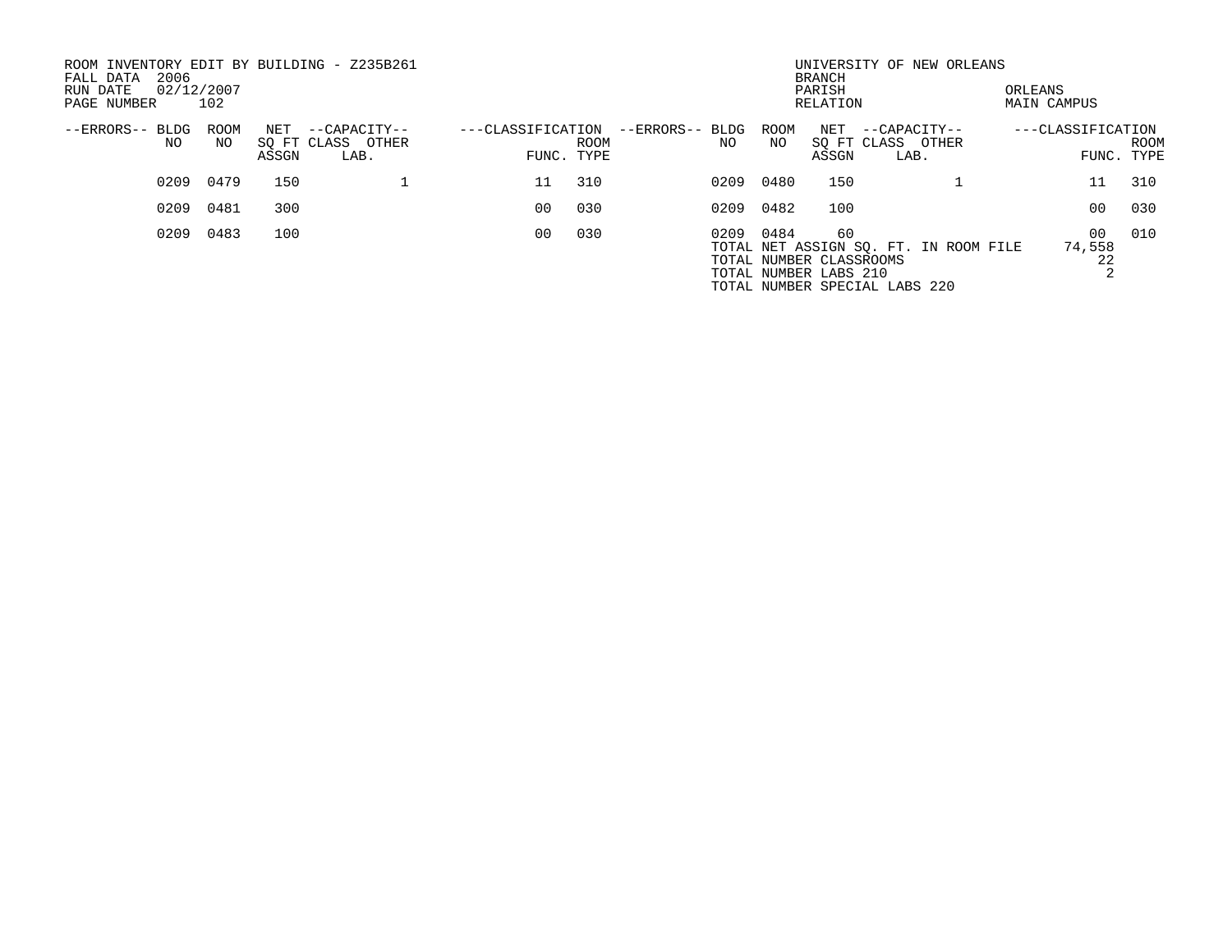ROOM INVENTORY EDIT BY BUILDING - Z235B261
FALL DATA 2006
RUN DATE 02/12/2007
PAGE NUMBER 102

UNIVERSITY OF NEW ORLEANS
BRANCH
PARISH ORLEANS
RELATION MAIN CAMPUS

| --ERRORS-- | BLDG NO | ROOM NO | NET SQ FT ASSGN | --CAPACITY-- CLASS LAB. | OTHER | ---CLASSIFICATION FUNC. | ROOM TYPE | --ERRORS-- | BLDG NO | ROOM NO | NET SQ FT ASSGN | --CAPACITY-- CLASS LAB. | OTHER | ---CLASSIFICATION FUNC. | ROOM TYPE |
|---|---|---|---|---|---|---|---|---|---|---|---|---|---|---|---|
| | 0209 | 0479 | 150 | | 1 | 11 | 310 | | 0209 | 0480 | 150 | | 1 | 11 | 310 |
| | 0209 | 0481 | 300 | | | 00 | 030 | | 0209 | 0482 | 100 | | | 00 | 030 |
| | 0209 | 0483 | 100 | | | 00 | 030 | | 0209 | 0484 | 60 | | | 00 | 010 |

TOTAL NET ASSIGN SQ. FT. IN ROOM FILE 74,558
TOTAL NUMBER CLASSROOMS 22
TOTAL NUMBER LABS 210 2
TOTAL NUMBER SPECIAL LABS 220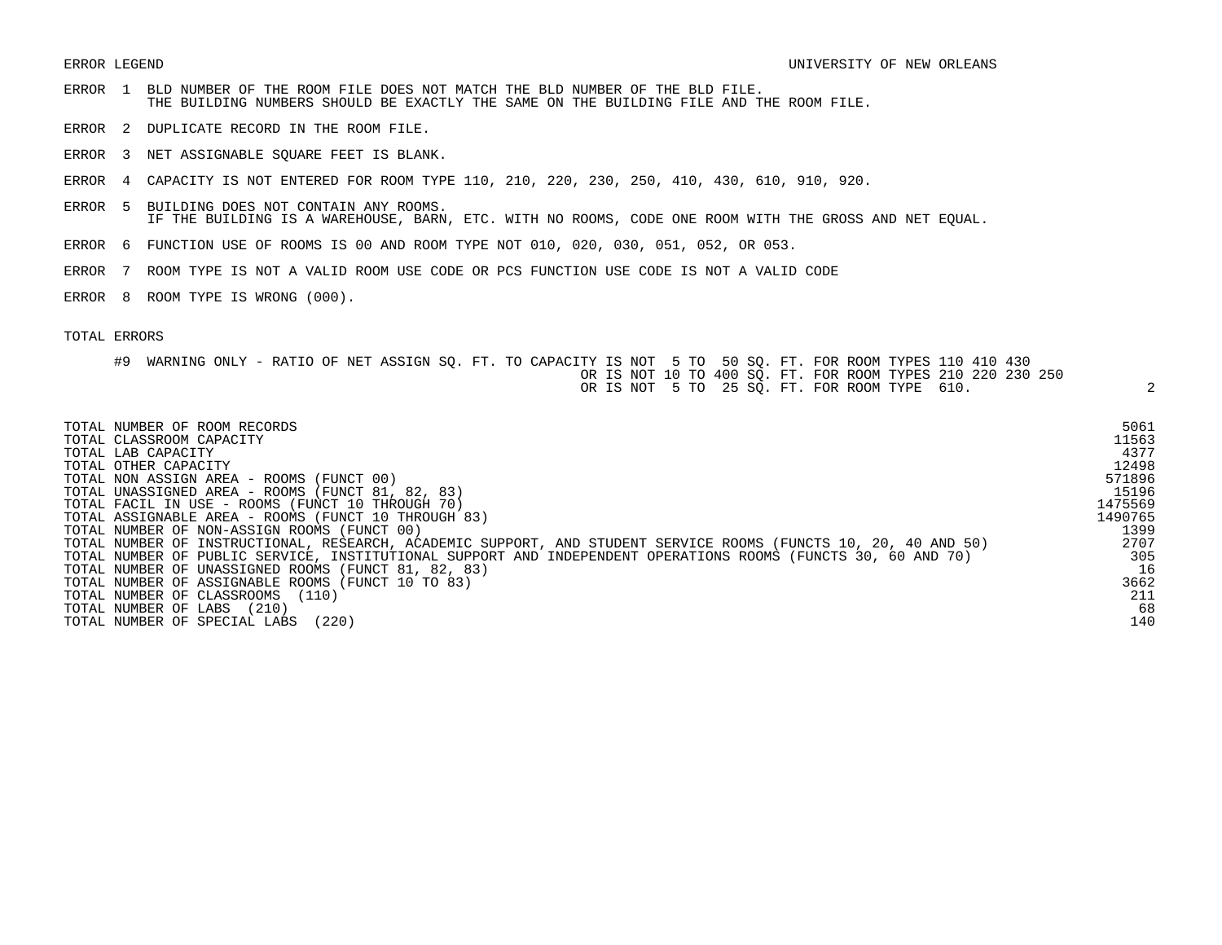ERROR LEGEND

UNIVERSITY OF NEW ORLEANS

ERROR 1 BLD NUMBER OF THE ROOM FILE DOES NOT MATCH THE BLD NUMBER OF THE BLD FILE.
THE BUILDING NUMBERS SHOULD BE EXACTLY THE SAME ON THE BUILDING FILE AND THE ROOM FILE.

ERROR 2 DUPLICATE RECORD IN THE ROOM FILE.

ERROR 3 NET ASSIGNABLE SQUARE FEET IS BLANK.

ERROR 4 CAPACITY IS NOT ENTERED FOR ROOM TYPE 110, 210, 220, 230, 250, 410, 430, 610, 910, 920.

ERROR 5 BUILDING DOES NOT CONTAIN ANY ROOMS.
IF THE BUILDING IS A WAREHOUSE, BARN, ETC. WITH NO ROOMS, CODE ONE ROOM WITH THE GROSS AND NET EQUAL.

ERROR 6 FUNCTION USE OF ROOMS IS 00 AND ROOM TYPE NOT 010, 020, 030, 051, 052, OR 053.

ERROR 7 ROOM TYPE IS NOT A VALID ROOM USE CODE OR PCS FUNCTION USE CODE IS NOT A VALID CODE

ERROR 8 ROOM TYPE IS WRONG (000).

TOTAL ERRORS

| | |
|---|---|
| #9 WARNING ONLY - RATIO OF NET ASSIGN SQ. FT. TO CAPACITY IS NOT 5 TO 50 SQ. FT. FOR ROOM TYPES 110 410 430 OR IS NOT 10 TO 400 SQ. FT. FOR ROOM TYPES 210 220 230 250 OR IS NOT 5 TO 25 SQ. FT. FOR ROOM TYPE 610. | 2 |

| | |
|---|---|
| TOTAL NUMBER OF ROOM RECORDS | 5061 |
| TOTAL CLASSROOM CAPACITY | 11563 |
| TOTAL LAB CAPACITY | 4377 |
| TOTAL OTHER CAPACITY | 12498 |
| TOTAL NON ASSIGN AREA - ROOMS (FUNCT 00) | 571896 |
| TOTAL UNASSIGNED AREA - ROOMS (FUNCT 81, 82, 83) | 15196 |
| TOTAL FACIL IN USE - ROOMS (FUNCT 10 THROUGH 70) | 1475569 |
| TOTAL ASSIGNABLE AREA - ROOMS (FUNCT 10 THROUGH 83) | 1490765 |
| TOTAL NUMBER OF NON-ASSIGN ROOMS (FUNCT 00) | 1399 |
| TOTAL NUMBER OF INSTRUCTIONAL, RESEARCH, ACADEMIC SUPPORT, AND STUDENT SERVICE ROOMS (FUNCTS 10, 20, 40 AND 50) | 2707 |
| TOTAL NUMBER OF PUBLIC SERVICE, INSTITUTIONAL SUPPORT AND INDEPENDENT OPERATIONS ROOMS (FUNCTS 30, 60 AND 70) | 305 |
| TOTAL NUMBER OF UNASSIGNED ROOMS (FUNCT 81, 82, 83) | 16 |
| TOTAL NUMBER OF ASSIGNABLE ROOMS (FUNCT 10 TO 83) | 3662 |
| TOTAL NUMBER OF CLASSROOMS (110) | 211 |
| TOTAL NUMBER OF LABS (210) | 68 |
| TOTAL NUMBER OF SPECIAL LABS (220) | 140 |